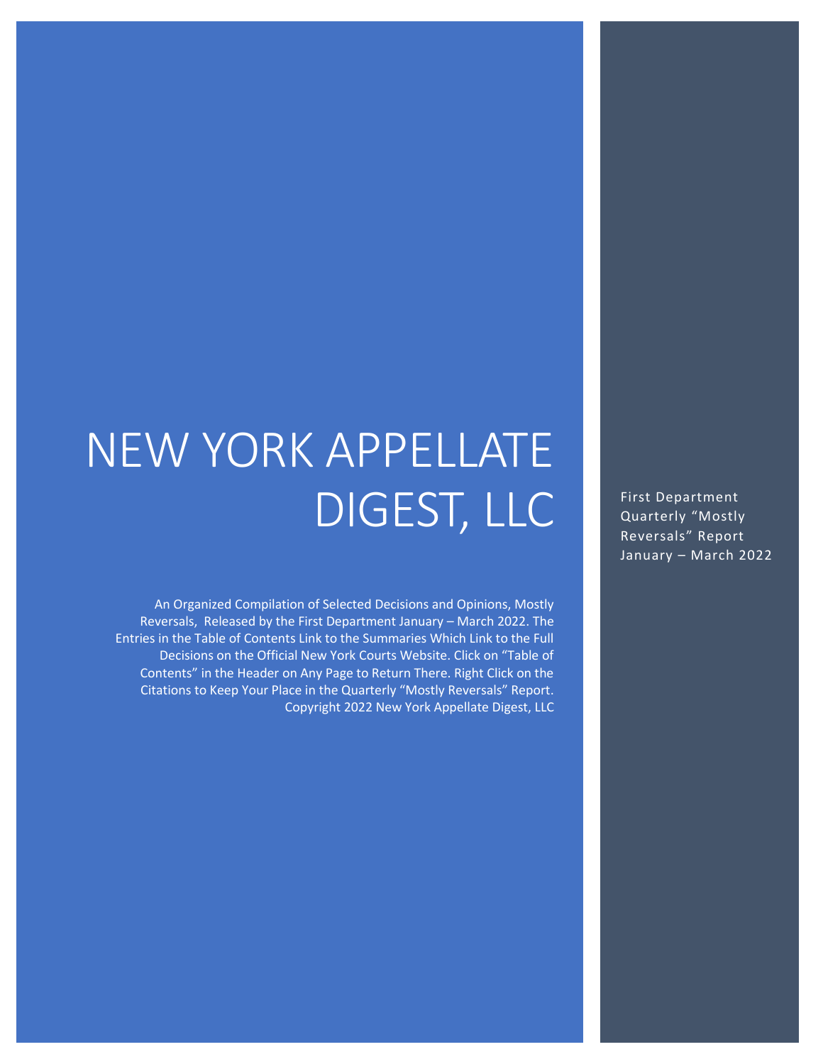# NEW YORK APPELLATE DIGEST, LLC

First Department Quarterly "Mostly Reversals" Report January – March 2022

An Organized Compilation of Selected Decisions and Opinions, Mostly Reversals, Released by the First Department January – March 2022. The Entries in the Table of Contents Link to the Summaries Which Link to the Full Decisions on the Official New York Courts Website. Click on "Table of Contents" in the Header on Any Page to Return There. Right Click on the Citations to Keep Your Place in the Quarterly "Mostly Reversals" Report. Copyright 2022 New York Appellate Digest, LLC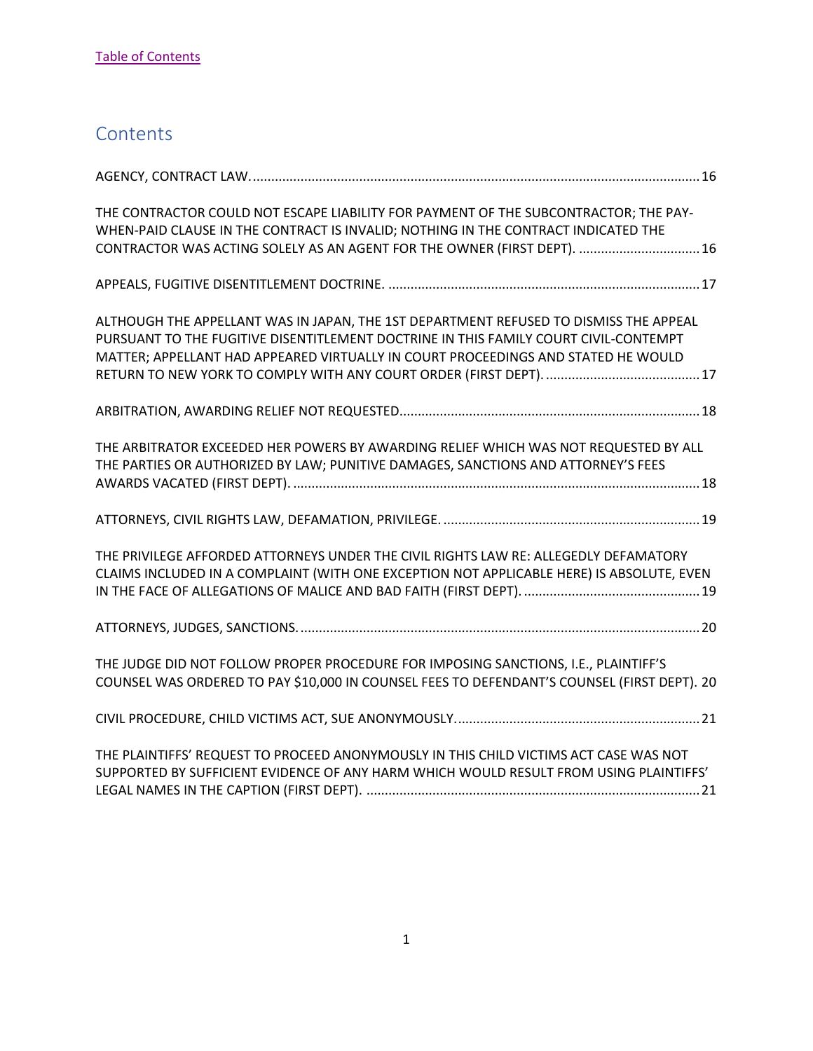[Table of Contents]

## Contents

AGENCY, CONTRACT LAW. .......... 16

THE CONTRACTOR COULD NOT ESCAPE LIABILITY FOR PAYMENT OF THE SUBCONTRACTOR; THE PAY-WHEN-PAID CLAUSE IN THE CONTRACT IS INVALID; NOTHING IN THE CONTRACT INDICATED THE CONTRACTOR WAS ACTING SOLELY AS AN AGENT FOR THE OWNER (FIRST DEPT). .......... 16

APPEALS, FUGITIVE DISENTITLEMENT DOCTRINE. .......... 17

ALTHOUGH THE APPELLANT WAS IN JAPAN, THE 1ST DEPARTMENT REFUSED TO DISMISS THE APPEAL PURSUANT TO THE FUGITIVE DISENTITLEMENT DOCTRINE IN THIS FAMILY COURT CIVIL-CONTEMPT MATTER; APPELLANT HAD APPEARED VIRTUALLY IN COURT PROCEEDINGS AND STATED HE WOULD RETURN TO NEW YORK TO COMPLY WITH ANY COURT ORDER (FIRST DEPT). .......... 17

ARBITRATION, AWARDING RELIEF NOT REQUESTED. .......... 18

THE ARBITRATOR EXCEEDED HER POWERS BY AWARDING RELIEF WHICH WAS NOT REQUESTED BY ALL THE PARTIES OR AUTHORIZED BY LAW; PUNITIVE DAMAGES, SANCTIONS AND ATTORNEY'S FEES AWARDS VACATED (FIRST DEPT). .......... 18

ATTORNEYS, CIVIL RIGHTS LAW, DEFAMATION, PRIVILEGE. .......... 19

THE PRIVILEGE AFFORDED ATTORNEYS UNDER THE CIVIL RIGHTS LAW RE: ALLEGEDLY DEFAMATORY CLAIMS INCLUDED IN A COMPLAINT (WITH ONE EXCEPTION NOT APPLICABLE HERE) IS ABSOLUTE, EVEN IN THE FACE OF ALLEGATIONS OF MALICE AND BAD FAITH (FIRST DEPT). .......... 19

ATTORNEYS, JUDGES, SANCTIONS. .......... 20

THE JUDGE DID NOT FOLLOW PROPER PROCEDURE FOR IMPOSING SANCTIONS, I.E., PLAINTIFF'S COUNSEL WAS ORDERED TO PAY $10,000 IN COUNSEL FEES TO DEFENDANT'S COUNSEL (FIRST DEPT). 20

CIVIL PROCEDURE, CHILD VICTIMS ACT, SUE ANONYMOUSLY. .......... 21

THE PLAINTIFFS' REQUEST TO PROCEED ANONYMOUSLY IN THIS CHILD VICTIMS ACT CASE WAS NOT SUPPORTED BY SUFFICIENT EVIDENCE OF ANY HARM WHICH WOULD RESULT FROM USING PLAINTIFFS' LEGAL NAMES IN THE CAPTION (FIRST DEPT). .......... 21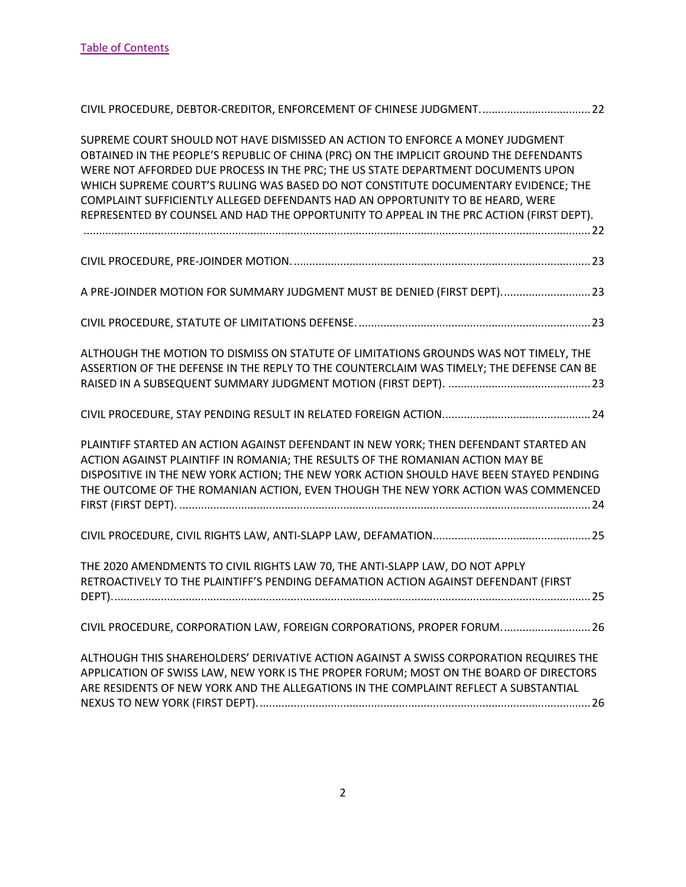[Table of Contents](#)

CIVIL PROCEDURE, DEBTOR-CREDITOR, ENFORCEMENT OF CHINESE JUDGMENT. .................................. 22

SUPREME COURT SHOULD NOT HAVE DISMISSED AN ACTION TO ENFORCE A MONEY JUDGMENT OBTAINED IN THE PEOPLE'S REPUBLIC OF CHINA (PRC) ON THE IMPLICIT GROUND THE DEFENDANTS WERE NOT AFFORDED DUE PROCESS IN THE PRC; THE US STATE DEPARTMENT DOCUMENTS UPON WHICH SUPREME COURT'S RULING WAS BASED DO NOT CONSTITUTE DOCUMENTARY EVIDENCE; THE COMPLAINT SUFFICIENTLY ALLEGED DEFENDANTS HAD AN OPPORTUNITY TO BE HEARD, WERE REPRESENTED BY COUNSEL AND HAD THE OPPORTUNITY TO APPEAL IN THE PRC ACTION (FIRST DEPT). .................................................................................................................................................. 22

CIVIL PROCEDURE, PRE-JOINDER MOTION. ............................................................................................... 23

A PRE-JOINDER MOTION FOR SUMMARY JUDGMENT MUST BE DENIED (FIRST DEPT). ............................ 23

CIVIL PROCEDURE, STATUTE OF LIMITATIONS DEFENSE. .......................................................................... 23

ALTHOUGH THE MOTION TO DISMISS ON STATUTE OF LIMITATIONS GROUNDS WAS NOT TIMELY, THE ASSERTION OF THE DEFENSE IN THE REPLY TO THE COUNTERCLAIM WAS TIMELY; THE DEFENSE CAN BE RAISED IN A SUBSEQUENT SUMMARY JUDGMENT MOTION (FIRST DEPT). .............................................. 23

CIVIL PROCEDURE, STAY PENDING RESULT IN RELATED FOREIGN ACTION. ............................................... 24

PLAINTIFF STARTED AN ACTION AGAINST DEFENDANT IN NEW YORK; THEN DEFENDANT STARTED AN ACTION AGAINST PLAINTIFF IN ROMANIA; THE RESULTS OF THE ROMANIAN ACTION MAY BE DISPOSITIVE IN THE NEW YORK ACTION; THE NEW YORK ACTION SHOULD HAVE BEEN STAYED PENDING THE OUTCOME OF THE ROMANIAN ACTION, EVEN THOUGH THE NEW YORK ACTION WAS COMMENCED FIRST (FIRST DEPT). .................................................................................................................................... 24

CIVIL PROCEDURE, CIVIL RIGHTS LAW, ANTI-SLAPP LAW, DEFAMATION. .................................................. 25

THE 2020 AMENDMENTS TO CIVIL RIGHTS LAW 70, THE ANTI-SLAPP LAW, DO NOT APPLY RETROACTIVELY TO THE PLAINTIFF'S PENDING DEFAMATION ACTION AGAINST DEFENDANT (FIRST DEPT). ......................................................................................................................................................... 25

CIVIL PROCEDURE, CORPORATION LAW, FOREIGN CORPORATIONS, PROPER FORUM. ............................ 26

ALTHOUGH THIS SHAREHOLDERS' DERIVATIVE ACTION AGAINST A SWISS CORPORATION REQUIRES THE APPLICATION OF SWISS LAW, NEW YORK IS THE PROPER FORUM; MOST ON THE BOARD OF DIRECTORS ARE RESIDENTS OF NEW YORK AND THE ALLEGATIONS IN THE COMPLAINT REFLECT A SUBSTANTIAL NEXUS TO NEW YORK (FIRST DEPT). .......................................................................................................... 26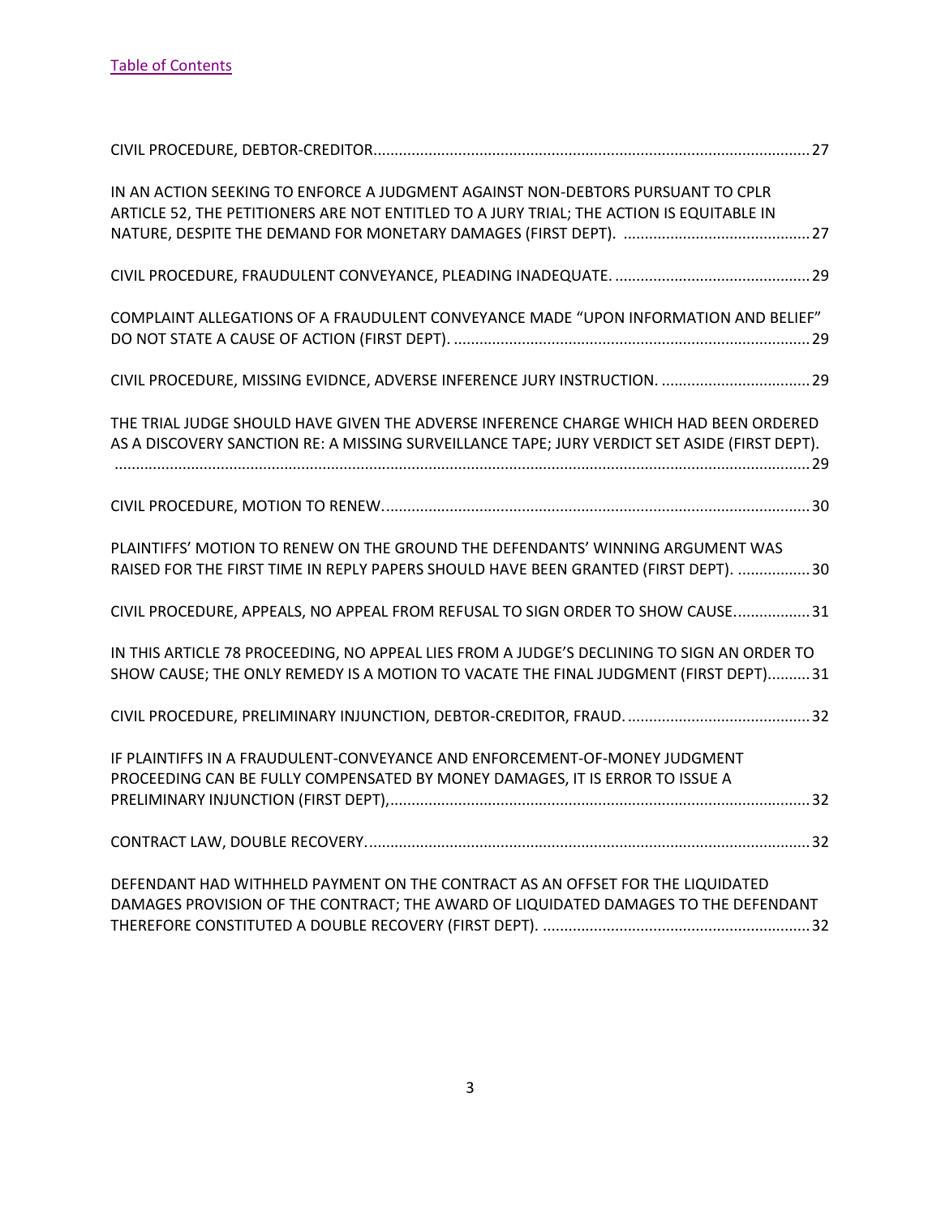[Table of Contents]

CIVIL PROCEDURE, DEBTOR-CREDITOR....................................................................................................27

IN AN ACTION SEEKING TO ENFORCE A JUDGMENT AGAINST NON-DEBTORS PURSUANT TO CPLR ARTICLE 52, THE PETITIONERS ARE NOT ENTITLED TO A JURY TRIAL; THE ACTION IS EQUITABLE IN NATURE, DESPITE THE DEMAND FOR MONETARY DAMAGES (FIRST DEPT). ............................................27

CIVIL PROCEDURE, FRAUDULENT CONVEYANCE, PLEADING INADEQUATE. ..............................................29

COMPLAINT ALLEGATIONS OF A FRAUDULENT CONVEYANCE MADE "UPON INFORMATION AND BELIEF" DO NOT STATE A CAUSE OF ACTION (FIRST DEPT). ....................................................................................29

CIVIL PROCEDURE, MISSING EVIDNCE, ADVERSE INFERENCE JURY INSTRUCTION. ...................................29

THE TRIAL JUDGE SHOULD HAVE GIVEN THE ADVERSE INFERENCE CHARGE WHICH HAD BEEN ORDERED AS A DISCOVERY SANCTION RE: A MISSING SURVEILLANCE TAPE; JURY VERDICT SET ASIDE (FIRST DEPT). ....................................................................................................................................................29

CIVIL PROCEDURE, MOTION TO RENEW......................................................................................................30

PLAINTIFFS' MOTION TO RENEW ON THE GROUND THE DEFENDANTS' WINNING ARGUMENT WAS RAISED FOR THE FIRST TIME IN REPLY PAPERS SHOULD HAVE BEEN GRANTED (FIRST DEPT). .................30

CIVIL PROCEDURE, APPEALS, NO APPEAL FROM REFUSAL TO SIGN ORDER TO SHOW CAUSE..................31

IN THIS ARTICLE 78 PROCEEDING, NO APPEAL LIES FROM A JUDGE'S DECLINING TO SIGN AN ORDER TO SHOW CAUSE; THE ONLY REMEDY IS A MOTION TO VACATE THE FINAL JUDGMENT (FIRST DEPT)..........31

CIVIL PROCEDURE, PRELIMINARY INJUNCTION, DEBTOR-CREDITOR, FRAUD...........................................32

IF PLAINTIFFS IN A FRAUDULENT-CONVEYANCE AND ENFORCEMENT-OF-MONEY JUDGMENT PROCEEDING CAN BE FULLY COMPENSATED BY MONEY DAMAGES, IT IS ERROR TO ISSUE A PRELIMINARY INJUNCTION (FIRST DEPT),...................................................................................................32

CONTRACT LAW, DOUBLE RECOVERY.........................................................................................................32

DEFENDANT HAD WITHHELD PAYMENT ON THE CONTRACT AS AN OFFSET FOR THE LIQUIDATED DAMAGES PROVISION OF THE CONTRACT; THE AWARD OF LIQUIDATED DAMAGES TO THE DEFENDANT THEREFORE CONSTITUTED A DOUBLE RECOVERY (FIRST DEPT). ...............................................................32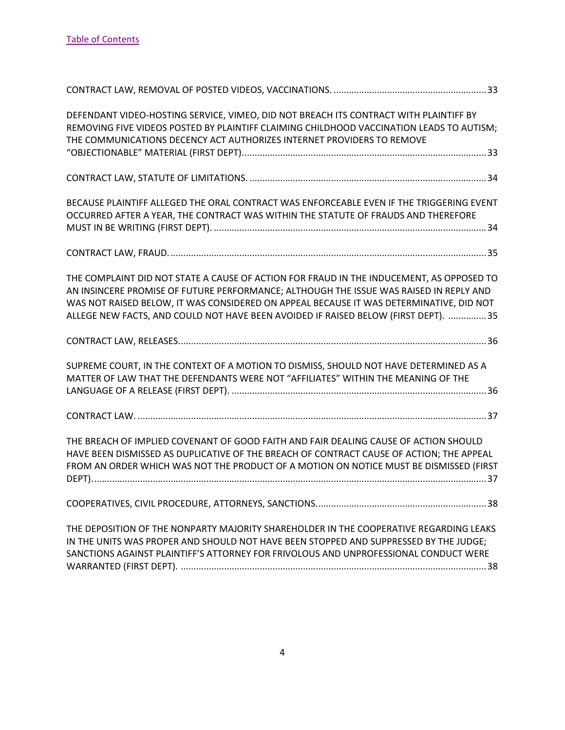[Table of Contents](#)

CONTRACT LAW, REMOVAL OF POSTED VIDEOS, VACCINATIONS. ............................................................ 33

DEFENDANT VIDEO-HOSTING SERVICE, VIMEO, DID NOT BREACH ITS CONTRACT WITH PLAINTIFF BY REMOVING FIVE VIDEOS POSTED BY PLAINTIFF CLAIMING CHILDHOOD VACCINATION LEADS TO AUTISM; THE COMMUNICATIONS DECENCY ACT AUTHORIZES INTERNET PROVIDERS TO REMOVE "OBJECTIONABLE" MATERIAL (FIRST DEPT)................................................................................................ 33

CONTRACT LAW, STATUTE OF LIMITATIONS. ............................................................................................ 34

BECAUSE PLAINTIFF ALLEGED THE ORAL CONTRACT WAS ENFORCEABLE EVEN IF THE TRIGGERING EVENT OCCURRED AFTER A YEAR, THE CONTRACT WAS WITHIN THE STATUTE OF FRAUDS AND THEREFORE MUST IN BE WRITING (FIRST DEPT). ........................................................................................................... 34

CONTRACT LAW, FRAUD. ............................................................................................................................ 35

THE COMPLAINT DID NOT STATE A CAUSE OF ACTION FOR FRAUD IN THE INDUCEMENT, AS OPPOSED TO AN INSINCERE PROMISE OF FUTURE PERFORMANCE; ALTHOUGH THE ISSUE WAS RAISED IN REPLY AND WAS NOT RAISED BELOW, IT WAS CONSIDERED ON APPEAL BECAUSE IT WAS DETERMINATIVE, DID NOT ALLEGE NEW FACTS, AND COULD NOT HAVE BEEN AVOIDED IF RAISED BELOW (FIRST DEPT). ............... 35

CONTRACT LAW, RELEASES. ........................................................................................................................ 36

SUPREME COURT, IN THE CONTEXT OF A MOTION TO DISMISS, SHOULD NOT HAVE DETERMINED AS A MATTER OF LAW THAT THE DEFENDANTS WERE NOT "AFFILIATES" WITHIN THE MEANING OF THE LANGUAGE OF A RELEASE (FIRST DEPT). .................................................................................................... 36

CONTRACT LAW. ........................................................................................................................................ 37

THE BREACH OF IMPLIED COVENANT OF GOOD FAITH AND FAIR DEALING CAUSE OF ACTION SHOULD HAVE BEEN DISMISSED AS DUPLICATIVE OF THE BREACH OF CONTRACT CAUSE OF ACTION; THE APPEAL FROM AN ORDER WHICH WAS NOT THE PRODUCT OF A MOTION ON NOTICE MUST BE DISMISSED (FIRST DEPT)............................................................................................................................................. 37

COOPERATIVES, CIVIL PROCEDURE, ATTORNEYS, SANCTIONS. .................................................................. 38

THE DEPOSITION OF THE NONPARTY MAJORITY SHAREHOLDER IN THE COOPERATIVE REGARDING LEAKS IN THE UNITS WAS PROPER AND SHOULD NOT HAVE BEEN STOPPED AND SUPPRESSED BY THE JUDGE; SANCTIONS AGAINST PLAINTIFF'S ATTORNEY FOR FRIVOLOUS AND UNPROFESSIONAL CONDUCT WERE WARRANTED (FIRST DEPT). ....................................................................................................................... 38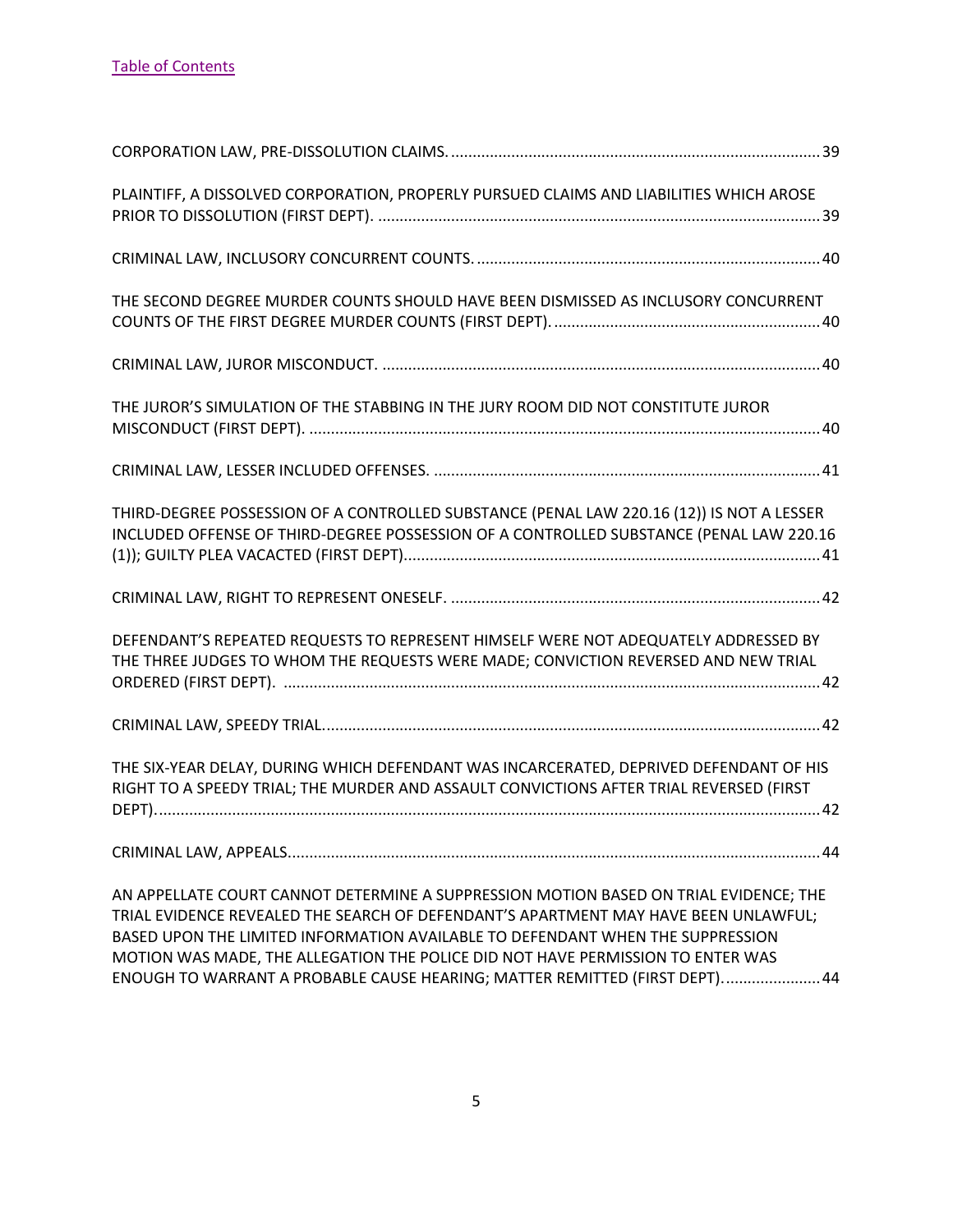[Table of Contents](#)

CORPORATION LAW, PRE-DISSOLUTION CLAIMS. .......... 39

PLAINTIFF, A DISSOLVED CORPORATION, PROPERLY PURSUED CLAIMS AND LIABILITIES WHICH AROSE PRIOR TO DISSOLUTION (FIRST DEPT). .......... 39

CRIMINAL LAW, INCLUSORY CONCURRENT COUNTS. .......... 40

THE SECOND DEGREE MURDER COUNTS SHOULD HAVE BEEN DISMISSED AS INCLUSORY CONCURRENT COUNTS OF THE FIRST DEGREE MURDER COUNTS (FIRST DEPT). .......... 40

CRIMINAL LAW, JUROR MISCONDUCT. .......... 40

THE JUROR'S SIMULATION OF THE STABBING IN THE JURY ROOM DID NOT CONSTITUTE JUROR MISCONDUCT (FIRST DEPT). .......... 40

CRIMINAL LAW, LESSER INCLUDED OFFENSES. .......... 41

THIRD-DEGREE POSSESSION OF A CONTROLLED SUBSTANCE (PENAL LAW 220.16 (12)) IS NOT A LESSER INCLUDED OFFENSE OF THIRD-DEGREE POSSESSION OF A CONTROLLED SUBSTANCE (PENAL LAW 220.16 (1)); GUILTY PLEA VACACTED (FIRST DEPT). .......... 41

CRIMINAL LAW, RIGHT TO REPRESENT ONESELF. .......... 42

DEFENDANT'S REPEATED REQUESTS TO REPRESENT HIMSELF WERE NOT ADEQUATELY ADDRESSED BY THE THREE JUDGES TO WHOM THE REQUESTS WERE MADE; CONVICTION REVERSED AND NEW TRIAL ORDERED (FIRST DEPT). .......... 42

CRIMINAL LAW, SPEEDY TRIAL. .......... 42

THE SIX-YEAR DELAY, DURING WHICH DEFENDANT WAS INCARCERATED, DEPRIVED DEFENDANT OF HIS RIGHT TO A SPEEDY TRIAL; THE MURDER AND ASSAULT CONVICTIONS AFTER TRIAL REVERSED (FIRST DEPT). .......... 42

CRIMINAL LAW, APPEALS. .......... 44

AN APPELLATE COURT CANNOT DETERMINE A SUPPRESSION MOTION BASED ON TRIAL EVIDENCE; THE TRIAL EVIDENCE REVEALED THE SEARCH OF DEFENDANT'S APARTMENT MAY HAVE BEEN UNLAWFUL; BASED UPON THE LIMITED INFORMATION AVAILABLE TO DEFENDANT WHEN THE SUPPRESSION MOTION WAS MADE, THE ALLEGATION THE POLICE DID NOT HAVE PERMISSION TO ENTER WAS ENOUGH TO WARRANT A PROBABLE CAUSE HEARING; MATTER REMITTED (FIRST DEPT). .......... 44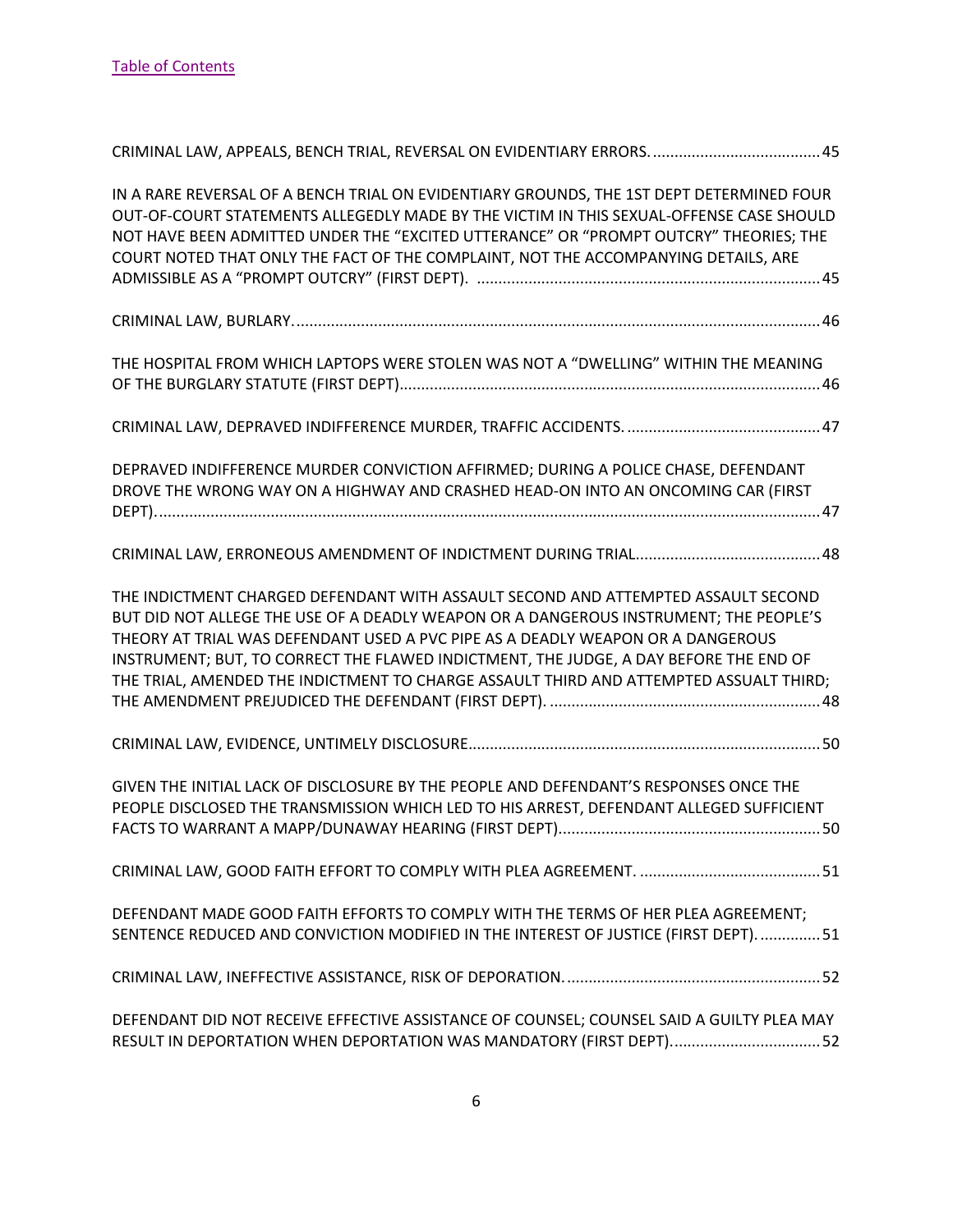[Table of Contents](#)

CRIMINAL LAW, APPEALS, BENCH TRIAL, REVERSAL ON EVIDENTIARY ERRORS. ....................................... 45

IN A RARE REVERSAL OF A BENCH TRIAL ON EVIDENTIARY GROUNDS, THE 1ST DEPT DETERMINED FOUR OUT-OF-COURT STATEMENTS ALLEGEDLY MADE BY THE VICTIM IN THIS SEXUAL-OFFENSE CASE SHOULD NOT HAVE BEEN ADMITTED UNDER THE "EXCITED UTTERANCE" OR "PROMPT OUTCRY" THEORIES; THE COURT NOTED THAT ONLY THE FACT OF THE COMPLAINT, NOT THE ACCOMPANYING DETAILS, ARE ADMISSIBLE AS A "PROMPT OUTCRY" (FIRST DEPT). ............................................................................... 45

CRIMINAL LAW, BURLARY. ......................................................................................................................... 46

THE HOSPITAL FROM WHICH LAPTOPS WERE STOLEN WAS NOT A "DWELLING" WITHIN THE MEANING OF THE BURGLARY STATUTE (FIRST DEPT) ................................................................................................. 46

CRIMINAL LAW, DEPRAVED INDIFFERENCE MURDER, TRAFFIC ACCIDENTS. ............................................. 47

DEPRAVED INDIFFERENCE MURDER CONVICTION AFFIRMED; DURING A POLICE CHASE, DEFENDANT DROVE THE WRONG WAY ON A HIGHWAY AND CRASHED HEAD-ON INTO AN ONCOMING CAR (FIRST DEPT). ......................................................................................................................................................... 47

CRIMINAL LAW, ERRONEOUS AMENDMENT OF INDICTMENT DURING TRIAL ........................................... 48

THE INDICTMENT CHARGED DEFENDANT WITH ASSAULT SECOND AND ATTEMPTED ASSAULT SECOND BUT DID NOT ALLEGE THE USE OF A DEADLY WEAPON OR A DANGEROUS INSTRUMENT; THE PEOPLE'S THEORY AT TRIAL WAS DEFENDANT USED A PVC PIPE AS A DEADLY WEAPON OR A DANGEROUS INSTRUMENT; BUT, TO CORRECT THE FLAWED INDICTMENT, THE JUDGE, A DAY BEFORE THE END OF THE TRIAL, AMENDED THE INDICTMENT TO CHARGE ASSAULT THIRD AND ATTEMPTED ASSUALT THIRD; THE AMENDMENT PREJUDICED THE DEFENDANT (FIRST DEPT). ............................................................... 48

CRIMINAL LAW, EVIDENCE, UNTIMELY DISCLOSURE ................................................................................. 50

GIVEN THE INITIAL LACK OF DISCLOSURE BY THE PEOPLE AND DEFENDANT'S RESPONSES ONCE THE PEOPLE DISCLOSED THE TRANSMISSION WHICH LED TO HIS ARREST, DEFENDANT ALLEGED SUFFICIENT FACTS TO WARRANT A MAPP/DUNAWAY HEARING (FIRST DEPT) ............................................................ 50

CRIMINAL LAW, GOOD FAITH EFFORT TO COMPLY WITH PLEA AGREEMENT. .......................................... 51

DEFENDANT MADE GOOD FAITH EFFORTS TO COMPLY WITH THE TERMS OF HER PLEA AGREEMENT; SENTENCE REDUCED AND CONVICTION MODIFIED IN THE INTEREST OF JUSTICE (FIRST DEPT). .............. 51

CRIMINAL LAW, INEFFECTIVE ASSISTANCE, RISK OF DEPORATION. ........................................................... 52

DEFENDANT DID NOT RECEIVE EFFECTIVE ASSISTANCE OF COUNSEL; COUNSEL SAID A GUILTY PLEA MAY RESULT IN DEPORTATION WHEN DEPORTATION WAS MANDATORY (FIRST DEPT). .................................. 52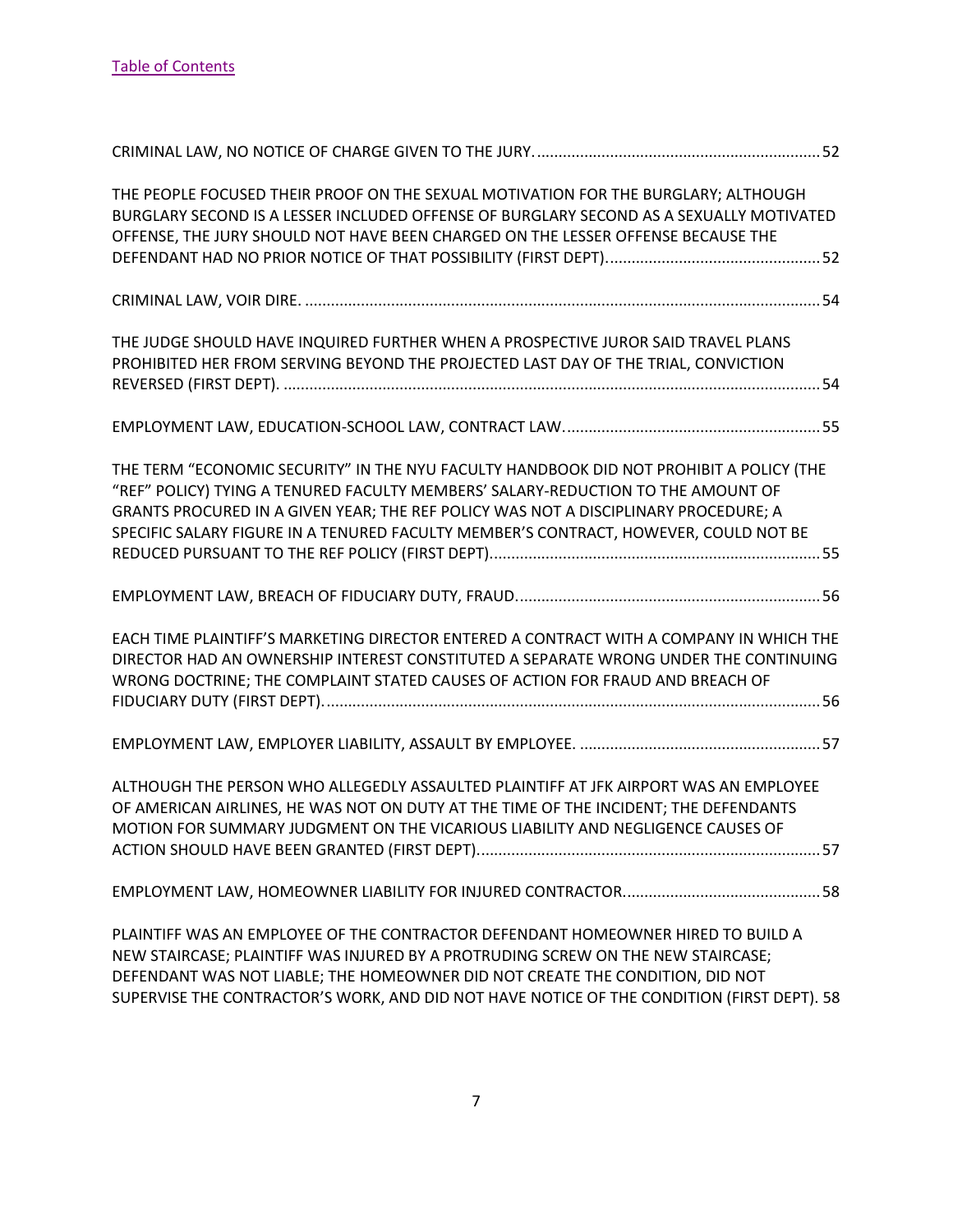[Table of Contents](#)

CRIMINAL LAW, NO NOTICE OF CHARGE GIVEN TO THE JURY. ..................................................................52

THE PEOPLE FOCUSED THEIR PROOF ON THE SEXUAL MOTIVATION FOR THE BURGLARY; ALTHOUGH BURGLARY SECOND IS A LESSER INCLUDED OFFENSE OF BURGLARY SECOND AS A SEXUALLY MOTIVATED OFFENSE, THE JURY SHOULD NOT HAVE BEEN CHARGED ON THE LESSER OFFENSE BECAUSE THE DEFENDANT HAD NO PRIOR NOTICE OF THAT POSSIBILITY (FIRST DEPT). ..................................................52

CRIMINAL LAW, VOIR DIRE. .......................................................................................................................54

THE JUDGE SHOULD HAVE INQUIRED FURTHER WHEN A PROSPECTIVE JUROR SAID TRAVEL PLANS PROHIBITED HER FROM SERVING BEYOND THE PROJECTED LAST DAY OF THE TRIAL, CONVICTION REVERSED (FIRST DEPT). ............................................................................................................................54

EMPLOYMENT LAW, EDUCATION-SCHOOL LAW, CONTRACT LAW. ...........................................................55

THE TERM "ECONOMIC SECURITY" IN THE NYU FACULTY HANDBOOK DID NOT PROHIBIT A POLICY (THE "REF" POLICY) TYING A TENURED FACULTY MEMBERS' SALARY-REDUCTION TO THE AMOUNT OF GRANTS PROCURED IN A GIVEN YEAR; THE REF POLICY WAS NOT A DISCIPLINARY PROCEDURE; A SPECIFIC SALARY FIGURE IN A TENURED FACULTY MEMBER'S CONTRACT, HOWEVER, COULD NOT BE REDUCED PURSUANT TO THE REF POLICY (FIRST DEPT). ............................................................................55

EMPLOYMENT LAW, BREACH OF FIDUCIARY DUTY, FRAUD. ......................................................................56

EACH TIME PLAINTIFF'S MARKETING DIRECTOR ENTERED A CONTRACT WITH A COMPANY IN WHICH THE DIRECTOR HAD AN OWNERSHIP INTEREST CONSTITUTED A SEPARATE WRONG UNDER THE CONTINUING WRONG DOCTRINE; THE COMPLAINT STATED CAUSES OF ACTION FOR FRAUD AND BREACH OF FIDUCIARY DUTY (FIRST DEPT). ..................................................................................................................56

EMPLOYMENT LAW, EMPLOYER LIABILITY, ASSAULT BY EMPLOYEE. ........................................................57

ALTHOUGH THE PERSON WHO ALLEGEDLY ASSAULTED PLAINTIFF AT JFK AIRPORT WAS AN EMPLOYEE OF AMERICAN AIRLINES, HE WAS NOT ON DUTY AT THE TIME OF THE INCIDENT; THE DEFENDANTS MOTION FOR SUMMARY JUDGMENT ON THE VICARIOUS LIABILITY AND NEGLIGENCE CAUSES OF ACTION SHOULD HAVE BEEN GRANTED (FIRST DEPT). ...............................................................................57

EMPLOYMENT LAW, HOMEOWNER LIABILITY FOR INJURED CONTRACTOR. .............................................58

PLAINTIFF WAS AN EMPLOYEE OF THE CONTRACTOR DEFENDANT HOMEOWNER HIRED TO BUILD A NEW STAIRCASE; PLAINTIFF WAS INJURED BY A PROTRUDING SCREW ON THE NEW STAIRCASE; DEFENDANT WAS NOT LIABLE; THE HOMEOWNER DID NOT CREATE THE CONDITION, DID NOT SUPERVISE THE CONTRACTOR'S WORK, AND DID NOT HAVE NOTICE OF THE CONDITION (FIRST DEPT). 58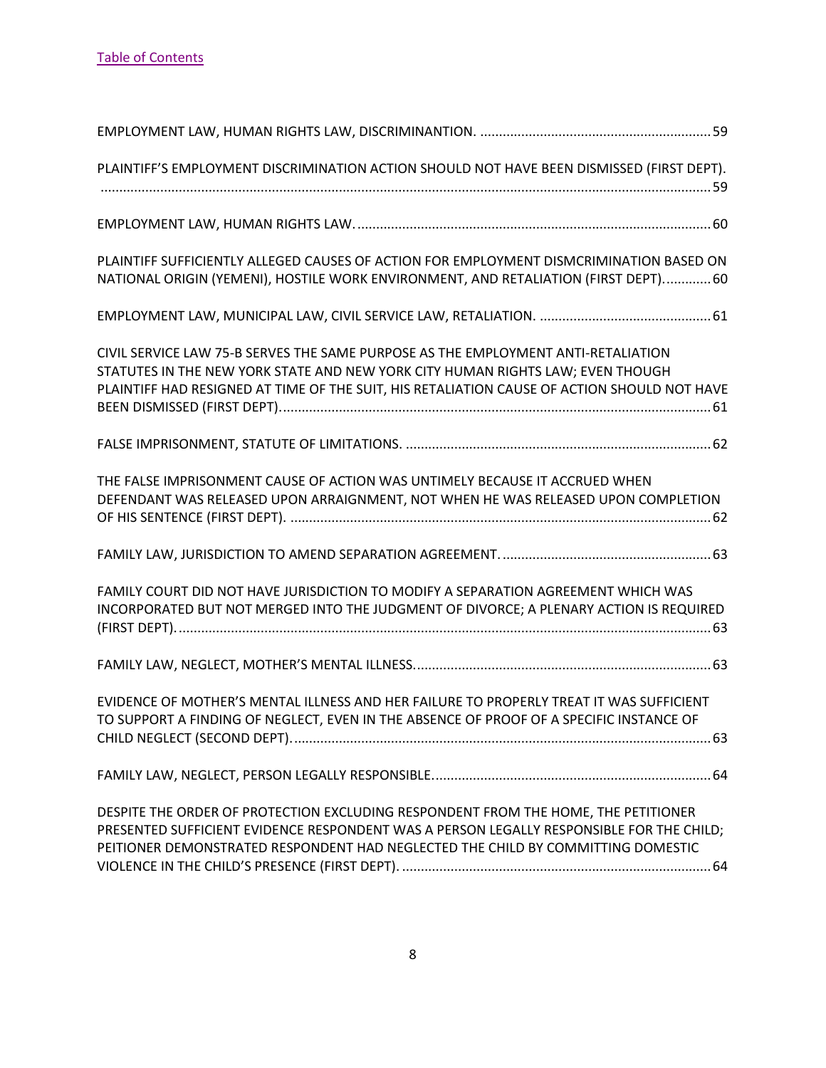[Table of Contents](#)

EMPLOYMENT LAW, HUMAN RIGHTS LAW, DISCRIMINANTION. .............................................................59

PLAINTIFF'S EMPLOYMENT DISCRIMINATION ACTION SHOULD NOT HAVE BEEN DISMISSED (FIRST DEPT). ...................................................................................................................................................59

EMPLOYMENT LAW, HUMAN RIGHTS LAW...............................................................................................60

PLAINTIFF SUFFICIENTLY ALLEGED CAUSES OF ACTION FOR EMPLOYMENT DISMCRIMINATION BASED ON NATIONAL ORIGIN (YEMENI), HOSTILE WORK ENVIRONMENT, AND RETALIATION (FIRST DEPT).............60

EMPLOYMENT LAW, MUNICIPAL LAW, CIVIL SERVICE LAW, RETALIATION. ..............................................61

CIVIL SERVICE LAW 75-B SERVES THE SAME PURPOSE AS THE EMPLOYMENT ANTI-RETALIATION STATUTES IN THE NEW YORK STATE AND NEW YORK CITY HUMAN RIGHTS LAW; EVEN THOUGH PLAINTIFF HAD RESIGNED AT TIME OF THE SUIT, HIS RETALIATION CAUSE OF ACTION SHOULD NOT HAVE BEEN DISMISSED (FIRST DEPT)...................................................................................................................61

FALSE IMPRISONMENT, STATUTE OF LIMITATIONS. ..................................................................................62

THE FALSE IMPRISONMENT CAUSE OF ACTION WAS UNTIMELY BECAUSE IT ACCRUED WHEN DEFENDANT WAS RELEASED UPON ARRAIGNMENT, NOT WHEN HE WAS RELEASED UPON COMPLETION OF HIS SENTENCE (FIRST DEPT). .................................................................................................................62

FAMILY LAW, JURISDICTION TO AMEND SEPARATION AGREEMENT.........................................................63

FAMILY COURT DID NOT HAVE JURISDICTION TO MODIFY A SEPARATION AGREEMENT WHICH WAS INCORPORATED BUT NOT MERGED INTO THE JUDGMENT OF DIVORCE; A PLENARY ACTION IS REQUIRED (FIRST DEPT)...............................................................................................................................................63

FAMILY LAW, NEGLECT, MOTHER'S MENTAL ILLNESS................................................................................63

EVIDENCE OF MOTHER'S MENTAL ILLNESS AND HER FAILURE TO PROPERLY TREAT IT WAS SUFFICIENT TO SUPPORT A FINDING OF NEGLECT, EVEN IN THE ABSENCE OF PROOF OF A SPECIFIC INSTANCE OF CHILD NEGLECT (SECOND DEPT)................................................................................................................63

FAMILY LAW, NEGLECT, PERSON LEGALLY RESPONSIBLE...........................................................................64

DESPITE THE ORDER OF PROTECTION EXCLUDING RESPONDENT FROM THE HOME, THE PETITIONER PRESENTED SUFFICIENT EVIDENCE RESPONDENT WAS A PERSON LEGALLY RESPONSIBLE FOR THE CHILD; PEITIONER DEMONSTRATED RESPONDENT HAD NEGLECTED THE CHILD BY COMMITTING DOMESTIC VIOLENCE IN THE CHILD'S PRESENCE (FIRST DEPT). ...................................................................................64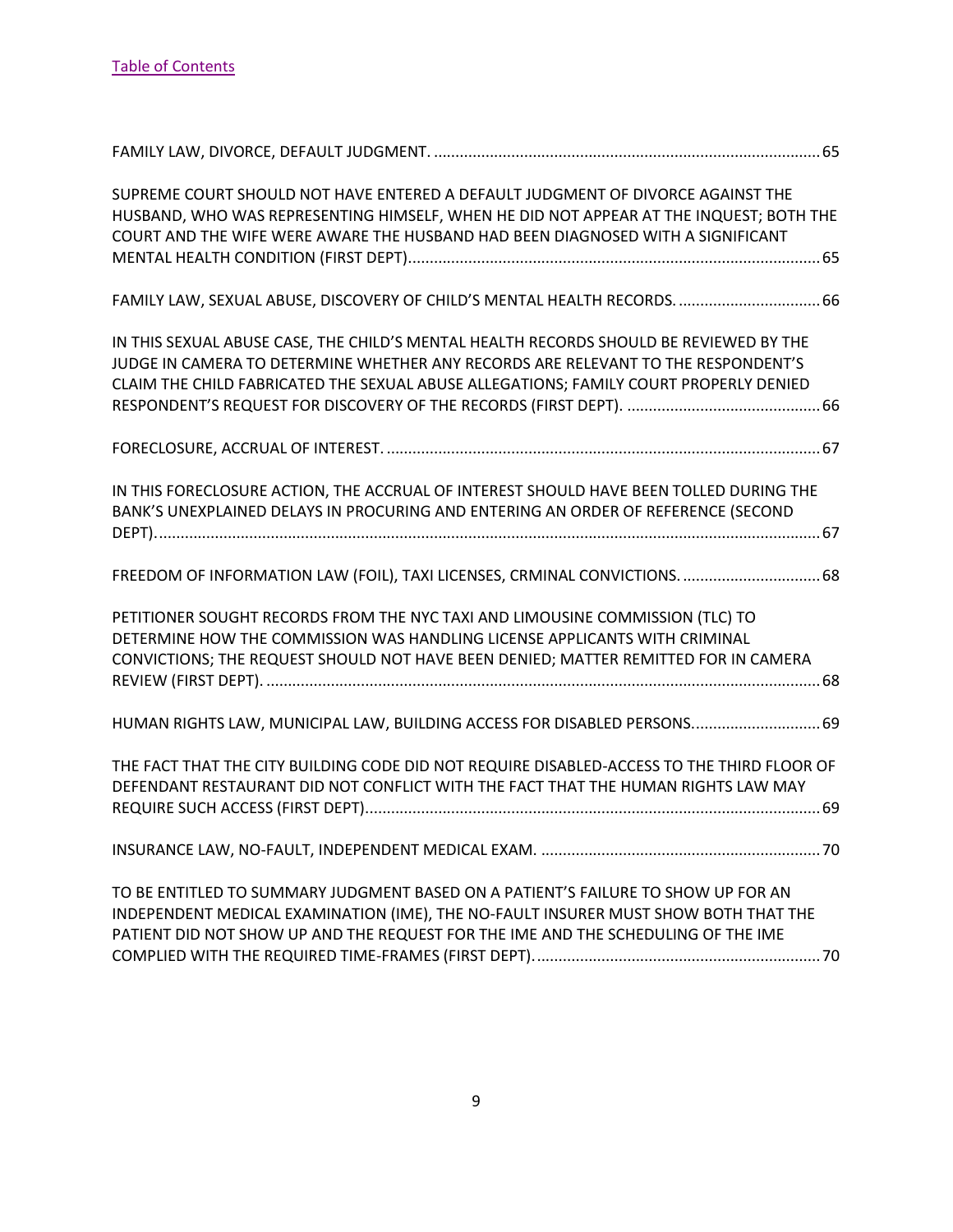[Table of Contents](#)

FAMILY LAW, DIVORCE, DEFAULT JUDGMENT. ........................................................................................ 65

SUPREME COURT SHOULD NOT HAVE ENTERED A DEFAULT JUDGMENT OF DIVORCE AGAINST THE HUSBAND, WHO WAS REPRESENTING HIMSELF, WHEN HE DID NOT APPEAR AT THE INQUEST; BOTH THE COURT AND THE WIFE WERE AWARE THE HUSBAND HAD BEEN DIAGNOSED WITH A SIGNIFICANT MENTAL HEALTH CONDITION (FIRST DEPT)............................................................................................... 65

FAMILY LAW, SEXUAL ABUSE, DISCOVERY OF CHILD'S MENTAL HEALTH RECORDS. ................................ 66

IN THIS SEXUAL ABUSE CASE, THE CHILD'S MENTAL HEALTH RECORDS SHOULD BE REVIEWED BY THE JUDGE IN CAMERA TO DETERMINE WHETHER ANY RECORDS ARE RELEVANT TO THE RESPONDENT'S CLAIM THE CHILD FABRICATED THE SEXUAL ABUSE ALLEGATIONS; FAMILY COURT PROPERLY DENIED RESPONDENT'S REQUEST FOR DISCOVERY OF THE RECORDS (FIRST DEPT). ............................................ 66

FORECLOSURE, ACCRUAL OF INTEREST. ................................................................................................... 67

IN THIS FORECLOSURE ACTION, THE ACCRUAL OF INTEREST SHOULD HAVE BEEN TOLLED DURING THE BANK'S UNEXPLAINED DELAYS IN PROCURING AND ENTERING AN ORDER OF REFERENCE (SECOND DEPT)......................................................................................................................................................... 67

FREEDOM OF INFORMATION LAW (FOIL), TAXI LICENSES, CRMINAL CONVICTIONS. ............................... 68

PETITIONER SOUGHT RECORDS FROM THE NYC TAXI AND LIMOUSINE COMMISSION (TLC) TO DETERMINE HOW THE COMMISSION WAS HANDLING LICENSE APPLICANTS WITH CRIMINAL CONVICTIONS; THE REQUEST SHOULD NOT HAVE BEEN DENIED; MATTER REMITTED FOR IN CAMERA REVIEW (FIRST DEPT). ............................................................................................................................... 68

HUMAN RIGHTS LAW, MUNICIPAL LAW, BUILDING ACCESS FOR DISABLED PERSONS............................. 69

THE FACT THAT THE CITY BUILDING CODE DID NOT REQUIRE DISABLED-ACCESS TO THE THIRD FLOOR OF DEFENDANT RESTAURANT DID NOT CONFLICT WITH THE FACT THAT THE HUMAN RIGHTS LAW MAY REQUIRE SUCH ACCESS (FIRST DEPT)......................................................................................................... 69

INSURANCE LAW, NO-FAULT, INDEPENDENT MEDICAL EXAM. ................................................................ 70

TO BE ENTITLED TO SUMMARY JUDGMENT BASED ON A PATIENT'S FAILURE TO SHOW UP FOR AN INDEPENDENT MEDICAL EXAMINATION (IME), THE NO-FAULT INSURER MUST SHOW BOTH THAT THE PATIENT DID NOT SHOW UP AND THE REQUEST FOR THE IME AND THE SCHEDULING OF THE IME COMPLIED WITH THE REQUIRED TIME-FRAMES (FIRST DEPT). ................................................................. 70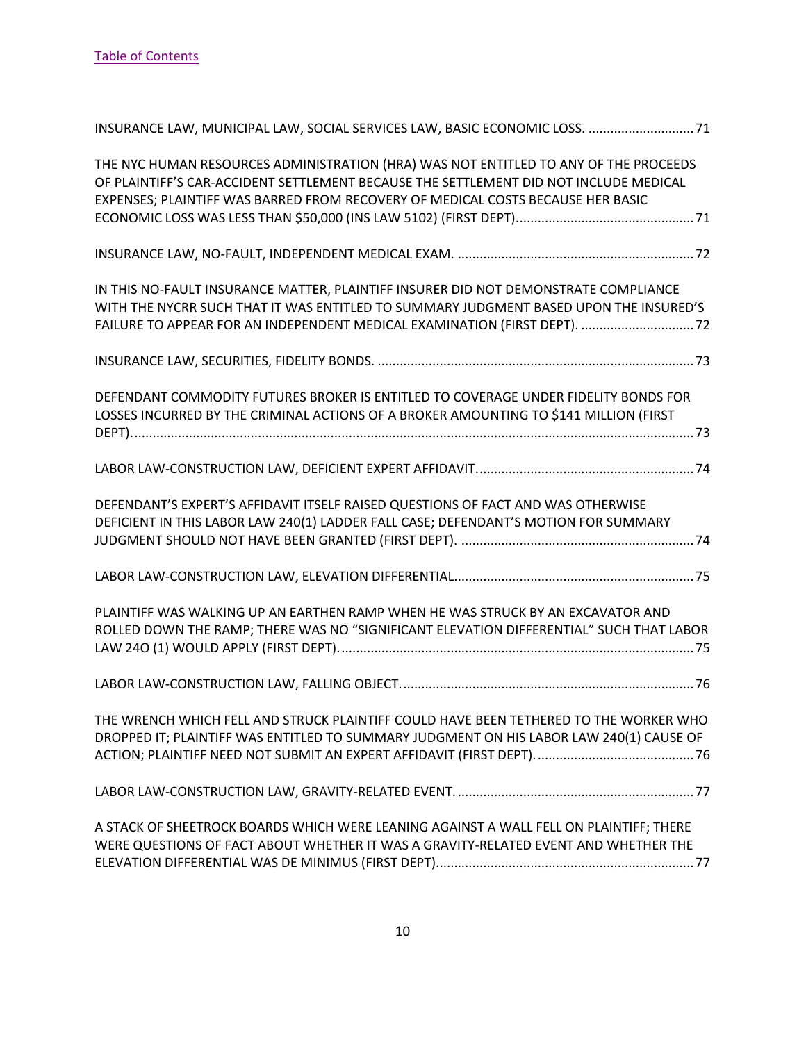[Table of Contents](#)

INSURANCE LAW, MUNICIPAL LAW, SOCIAL SERVICES LAW, BASIC ECONOMIC LOSS. ............................. 71

THE NYC HUMAN RESOURCES ADMINISTRATION (HRA) WAS NOT ENTITLED TO ANY OF THE PROCEEDS OF PLAINTIFF'S CAR-ACCIDENT SETTLEMENT BECAUSE THE SETTLEMENT DID NOT INCLUDE MEDICAL EXPENSES; PLAINTIFF WAS BARRED FROM RECOVERY OF MEDICAL COSTS BECAUSE HER BASIC ECONOMIC LOSS WAS LESS THAN $50,000 (INS LAW 5102) (FIRST DEPT)................................................. 71

INSURANCE LAW, NO-FAULT, INDEPENDENT MEDICAL EXAM. ................................................................. 72

IN THIS NO-FAULT INSURANCE MATTER, PLAINTIFF INSURER DID NOT DEMONSTRATE COMPLIANCE WITH THE NYCRR SUCH THAT IT WAS ENTITLED TO SUMMARY JUDGMENT BASED UPON THE INSURED'S FAILURE TO APPEAR FOR AN INDEPENDENT MEDICAL EXAMINATION (FIRST DEPT). ............................... 72

INSURANCE LAW, SECURITIES, FIDELITY BONDS. ....................................................................................... 73

DEFENDANT COMMODITY FUTURES BROKER IS ENTITLED TO COVERAGE UNDER FIDELITY BONDS FOR LOSSES INCURRED BY THE CRIMINAL ACTIONS OF A BROKER AMOUNTING TO $141 MILLION (FIRST DEPT)........................................................................................................................................... 73

LABOR LAW-CONSTRUCTION LAW, DEFICIENT EXPERT AFFIDAVIT............................................................ 74

DEFENDANT'S EXPERT'S AFFIDAVIT ITSELF RAISED QUESTIONS OF FACT AND WAS OTHERWISE DEFICIENT IN THIS LABOR LAW 240(1) LADDER FALL CASE; DEFENDANT'S MOTION FOR SUMMARY JUDGMENT SHOULD NOT HAVE BEEN GRANTED (FIRST DEPT). ................................................................ 74

LABOR LAW-CONSTRUCTION LAW, ELEVATION DIFFERENTIAL.................................................................. 75

PLAINTIFF WAS WALKING UP AN EARTHEN RAMP WHEN HE WAS STRUCK BY AN EXCAVATOR AND ROLLED DOWN THE RAMP; THERE WAS NO "SIGNIFICANT ELEVATION DIFFERENTIAL" SUCH THAT LABOR LAW 24O (1) WOULD APPLY (FIRST DEPT)................................................................................................. 75

LABOR LAW-CONSTRUCTION LAW, FALLING OBJECT................................................................................ 76

THE WRENCH WHICH FELL AND STRUCK PLAINTIFF COULD HAVE BEEN TETHERED TO THE WORKER WHO DROPPED IT; PLAINTIFF WAS ENTITLED TO SUMMARY JUDGMENT ON HIS LABOR LAW 240(1) CAUSE OF ACTION; PLAINTIFF NEED NOT SUBMIT AN EXPERT AFFIDAVIT (FIRST DEPT)............................................ 76

LABOR LAW-CONSTRUCTION LAW, GRAVITY-RELATED EVENT. ................................................................. 77

A STACK OF SHEETROCK BOARDS WHICH WERE LEANING AGAINST A WALL FELL ON PLAINTIFF; THERE WERE QUESTIONS OF FACT ABOUT WHETHER IT WAS A GRAVITY-RELATED EVENT AND WHETHER THE ELEVATION DIFFERENTIAL WAS DE MINIMUS (FIRST DEPT)....................................................................... 77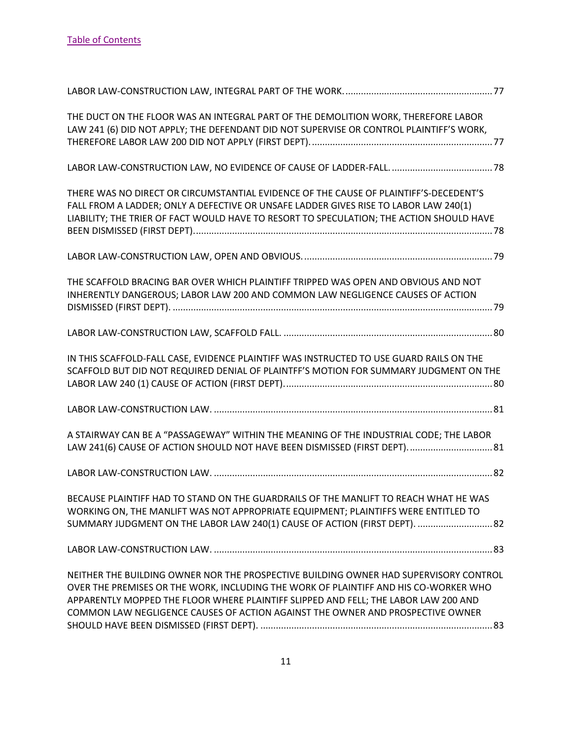[Table of Contents](#)

LABOR LAW-CONSTRUCTION LAW, INTEGRAL PART OF THE WORK. ........................................................ 77

THE DUCT ON THE FLOOR WAS AN INTEGRAL PART OF THE DEMOLITION WORK, THEREFORE LABOR LAW 241 (6) DID NOT APPLY; THE DEFENDANT DID NOT SUPERVISE OR CONTROL PLAINTIFF'S WORK, THEREFORE LABOR LAW 200 DID NOT APPLY (FIRST DEPT). ...................................................................... 77

LABOR LAW-CONSTRUCTION LAW, NO EVIDENCE OF CAUSE OF LADDER-FALL. ....................................... 78

THERE WAS NO DIRECT OR CIRCUMSTANTIAL EVIDENCE OF THE CAUSE OF PLAINTIFF'S-DECEDENT'S FALL FROM A LADDER; ONLY A DEFECTIVE OR UNSAFE LADDER GIVES RISE TO LABOR LAW 240(1) LIABILITY; THE TRIER OF FACT WOULD HAVE TO RESORT TO SPECULATION; THE ACTION SHOULD HAVE BEEN DISMISSED (FIRST DEPT). .................................................................................................................. 78

LABOR LAW-CONSTRUCTION LAW, OPEN AND OBVIOUS. ........................................................................ 79

THE SCAFFOLD BRACING BAR OVER WHICH PLAINTIFF TRIPPED WAS OPEN AND OBVIOUS AND NOT INHERENTLY DANGEROUS; LABOR LAW 200 AND COMMON LAW NEGLIGENCE CAUSES OF ACTION DISMISSED (FIRST DEPT). ........................................................................................................................... 79

LABOR LAW-CONSTRUCTION LAW, SCAFFOLD FALL. ................................................................................ 80

IN THIS SCAFFOLD-FALL CASE, EVIDENCE PLAINTIFF WAS INSTRUCTED TO USE GUARD RAILS ON THE SCAFFOLD BUT DID NOT REQUIRED DENIAL OF PLAINTFF'S MOTION FOR SUMMARY JUDGMENT ON THE LABOR LAW 240 (1) CAUSE OF ACTION (FIRST DEPT). ................................................................................ 80

LABOR LAW-CONSTRUCTION LAW. ........................................................................................................... 81

A STAIRWAY CAN BE A "PASSAGEWAY" WITHIN THE MEANING OF THE INDUSTRIAL CODE; THE LABOR LAW 241(6) CAUSE OF ACTION SHOULD NOT HAVE BEEN DISMISSED (FIRST DEPT). ................................ 81

LABOR LAW-CONSTRUCTION LAW. ........................................................................................................... 82

BECAUSE PLAINTIFF HAD TO STAND ON THE GUARDRAILS OF THE MANLIFT TO REACH WHAT HE WAS WORKING ON, THE MANLIFT WAS NOT APPROPRIATE EQUIPMENT; PLAINTIFFS WERE ENTITLED TO SUMMARY JUDGMENT ON THE LABOR LAW 240(1) CAUSE OF ACTION (FIRST DEPT). ............................ 82

LABOR LAW-CONSTRUCTION LAW. ........................................................................................................... 83

NEITHER THE BUILDING OWNER NOR THE PROSPECTIVE BUILDING OWNER HAD SUPERVISORY CONTROL OVER THE PREMISES OR THE WORK, INCLUDING THE WORK OF PLAINTIFF AND HIS CO-WORKER WHO APPARENTLY MOPPED THE FLOOR WHERE PLAINTIFF SLIPPED AND FELL; THE LABOR LAW 200 AND COMMON LAW NEGLIGENCE CAUSES OF ACTION AGAINST THE OWNER AND PROSPECTIVE OWNER SHOULD HAVE BEEN DISMISSED (FIRST DEPT). .......................................................................................... 83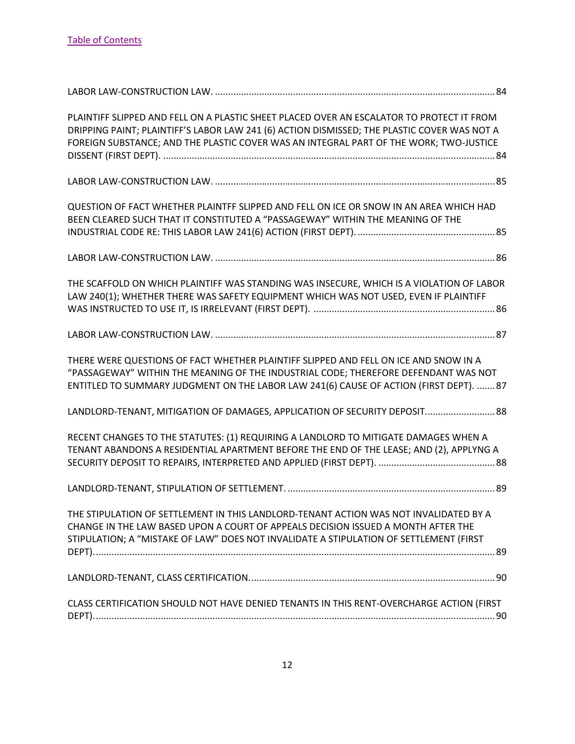[Table of Contents]

LABOR LAW-CONSTRUCTION LAW. .......... 84

PLAINTIFF SLIPPED AND FELL ON A PLASTIC SHEET PLACED OVER AN ESCALATOR TO PROTECT IT FROM DRIPPING PAINT; PLAINTIFF'S LABOR LAW 241 (6) ACTION DISMISSED; THE PLASTIC COVER WAS NOT A FOREIGN SUBSTANCE; AND THE PLASTIC COVER WAS AN INTEGRAL PART OF THE WORK; TWO-JUSTICE DISSENT (FIRST DEPT). .......... 84

LABOR LAW-CONSTRUCTION LAW. .......... 85

QUESTION OF FACT WHETHER PLAINTFF SLIPPED AND FELL ON ICE OR SNOW IN AN AREA WHICH HAD BEEN CLEARED SUCH THAT IT CONSTITUTED A "PASSAGEWAY" WITHIN THE MEANING OF THE INDUSTRIAL CODE RE: THIS LABOR LAW 241(6) ACTION (FIRST DEPT). .......... 85

LABOR LAW-CONSTRUCTION LAW. .......... 86

THE SCAFFOLD ON WHICH PLAINTIFF WAS STANDING WAS INSECURE, WHICH IS A VIOLATION OF LABOR LAW 240(1); WHETHER THERE WAS SAFETY EQUIPMENT WHICH WAS NOT USED, EVEN IF PLAINTIFF WAS INSTRUCTED TO USE IT, IS IRRELEVANT (FIRST DEPT). .......... 86

LABOR LAW-CONSTRUCTION LAW. .......... 87

THERE WERE QUESTIONS OF FACT WHETHER PLAINTIFF SLIPPED AND FELL ON ICE AND SNOW IN A "PASSAGEWAY" WITHIN THE MEANING OF THE INDUSTRIAL CODE; THEREFORE DEFENDANT WAS NOT ENTITLED TO SUMMARY JUDGMENT ON THE LABOR LAW 241(6) CAUSE OF ACTION (FIRST DEPT). .......... 87

LANDLORD-TENANT, MITIGATION OF DAMAGES, APPLICATION OF SECURITY DEPOSIT. .......... 88

RECENT CHANGES TO THE STATUTES: (1) REQUIRING A LANDLORD TO MITIGATE DAMAGES WHEN A TENANT ABANDONS A RESIDENTIAL APARTMENT BEFORE THE END OF THE LEASE; AND (2), APPLYNG A SECURITY DEPOSIT TO REPAIRS, INTERPRETED AND APPLIED (FIRST DEPT). .......... 88

LANDLORD-TENANT, STIPULATION OF SETTLEMENT. .......... 89

THE STIPULATION OF SETTLEMENT IN THIS LANDLORD-TENANT ACTION WAS NOT INVALIDATED BY A CHANGE IN THE LAW BASED UPON A COURT OF APPEALS DECISION ISSUED A MONTH AFTER THE STIPULATION; A "MISTAKE OF LAW" DOES NOT INVALIDATE A STIPULATION OF SETTLEMENT (FIRST DEPT). .......... 89

LANDLORD-TENANT, CLASS CERTIFICATION. .......... 90

CLASS CERTIFICATION SHOULD NOT HAVE DENIED TENANTS IN THIS RENT-OVERCHARGE ACTION (FIRST DEPT). .......... 90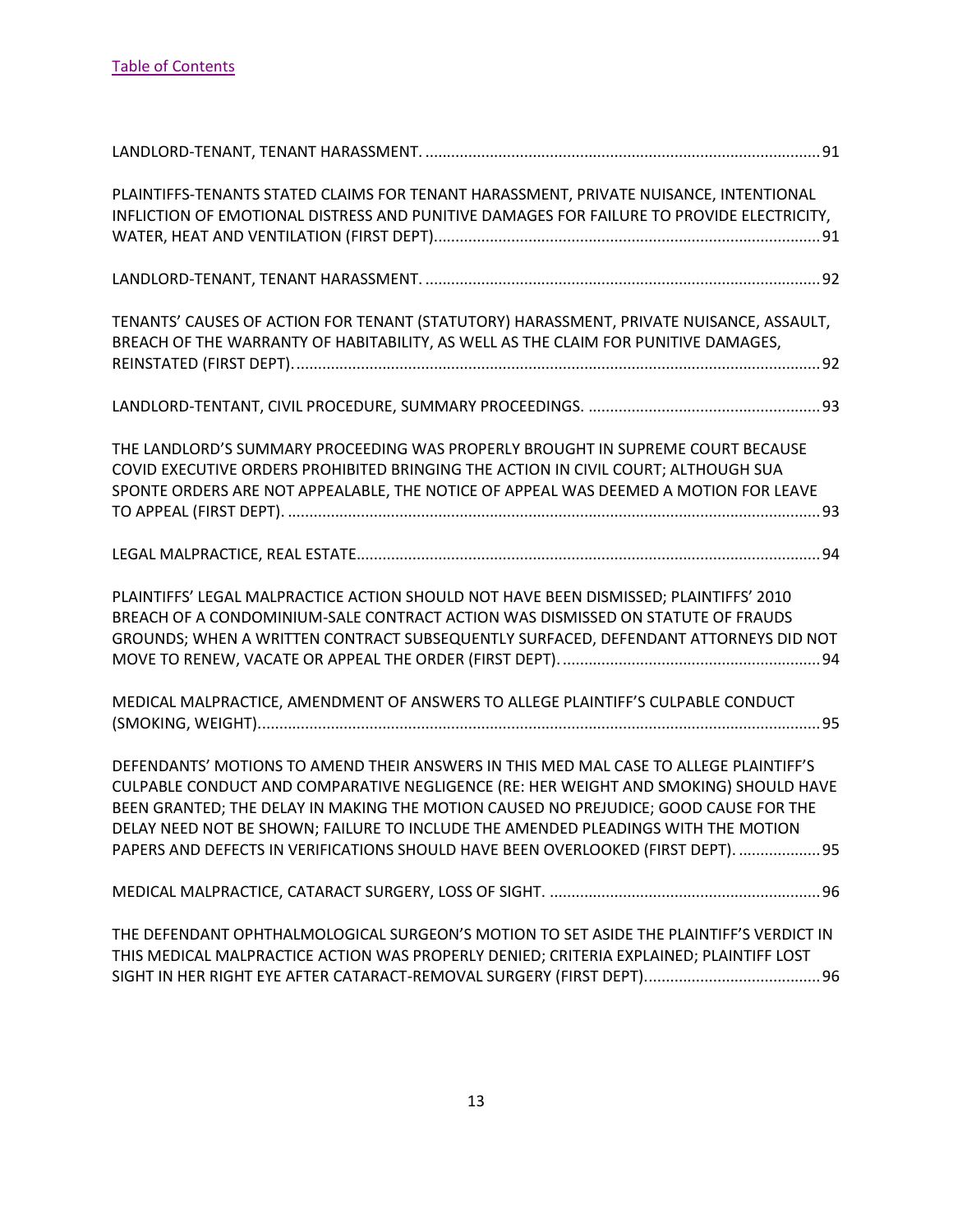[Table of Contents](#)

LANDLORD-TENANT, TENANT HARASSMENT. ............................................................................................ 91

PLAINTIFFS-TENANTS STATED CLAIMS FOR TENANT HARASSMENT, PRIVATE NUISANCE, INTENTIONAL INFLICTION OF EMOTIONAL DISTRESS AND PUNITIVE DAMAGES FOR FAILURE TO PROVIDE ELECTRICITY, WATER, HEAT AND VENTILATION (FIRST DEPT)............................................................................................ 91

LANDLORD-TENANT, TENANT HARASSMENT. ............................................................................................ 92

TENANTS' CAUSES OF ACTION FOR TENANT (STATUTORY) HARASSMENT, PRIVATE NUISANCE, ASSAULT, BREACH OF THE WARRANTY OF HABITABILITY, AS WELL AS THE CLAIM FOR PUNITIVE DAMAGES, REINSTATED (FIRST DEPT). ............................................................................................ 92

LANDLORD-TENTANT, CIVIL PROCEDURE, SUMMARY PROCEEDINGS. ...................................................... 93

THE LANDLORD'S SUMMARY PROCEEDING WAS PROPERLY BROUGHT IN SUPREME COURT BECAUSE COVID EXECUTIVE ORDERS PROHIBITED BRINGING THE ACTION IN CIVIL COURT; ALTHOUGH SUA SPONTE ORDERS ARE NOT APPEALABLE, THE NOTICE OF APPEAL WAS DEEMED A MOTION FOR LEAVE TO APPEAL (FIRST DEPT). ............................................................................................ 93

LEGAL MALPRACTICE, REAL ESTATE............................................................................................ 94

PLAINTIFFS' LEGAL MALPRACTICE ACTION SHOULD NOT HAVE BEEN DISMISSED; PLAINTIFFS' 2010 BREACH OF A CONDOMINIUM-SALE CONTRACT ACTION WAS DISMISSED ON STATUTE OF FRAUDS GROUNDS; WHEN A WRITTEN CONTRACT SUBSEQUENTLY SURFACED, DEFENDANT ATTORNEYS DID NOT MOVE TO RENEW, VACATE OR APPEAL THE ORDER (FIRST DEPT). ............................................................ 94

MEDICAL MALPRACTICE, AMENDMENT OF ANSWERS TO ALLEGE PLAINTIFF'S CULPABLE CONDUCT (SMOKING, WEIGHT)............................................................................................ 95

DEFENDANTS' MOTIONS TO AMEND THEIR ANSWERS IN THIS MED MAL CASE TO ALLEGE PLAINTIFF'S CULPABLE CONDUCT AND COMPARATIVE NEGLIGENCE (RE: HER WEIGHT AND SMOKING) SHOULD HAVE BEEN GRANTED; THE DELAY IN MAKING THE MOTION CAUSED NO PREJUDICE; GOOD CAUSE FOR THE DELAY NEED NOT BE SHOWN; FAILURE TO INCLUDE THE AMENDED PLEADINGS WITH THE MOTION PAPERS AND DEFECTS IN VERIFICATIONS SHOULD HAVE BEEN OVERLOOKED (FIRST DEPT). .................. 95

MEDICAL MALPRACTICE, CATARACT SURGERY, LOSS OF SIGHT. ............................................................... 96

THE DEFENDANT OPHTHALMOLOGICAL SURGEON'S MOTION TO SET ASIDE THE PLAINTIFF'S VERDICT IN THIS MEDICAL MALPRACTICE ACTION WAS PROPERLY DENIED; CRITERIA EXPLAINED; PLAINTIFF LOST SIGHT IN HER RIGHT EYE AFTER CATARACT-REMOVAL SURGERY (FIRST DEPT)......................................... 96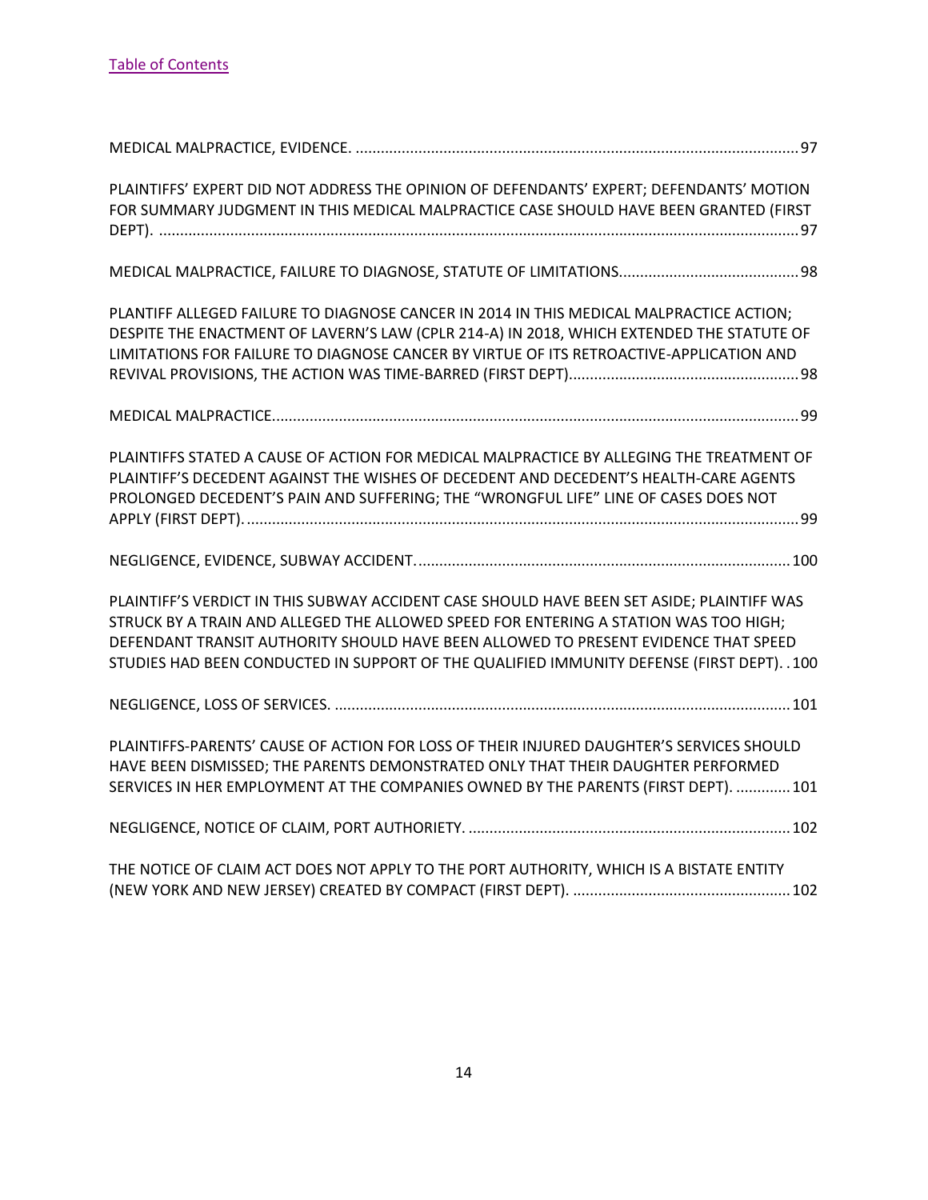[Table of Contents](#)

MEDICAL MALPRACTICE, EVIDENCE. ........................................................................................................97

PLAINTIFFS' EXPERT DID NOT ADDRESS THE OPINION OF DEFENDANTS' EXPERT; DEFENDANTS' MOTION FOR SUMMARY JUDGMENT IN THIS MEDICAL MALPRACTICE CASE SHOULD HAVE BEEN GRANTED (FIRST DEPT). ........................................................................................................................................97

MEDICAL MALPRACTICE, FAILURE TO DIAGNOSE, STATUTE OF LIMITATIONS...........................................98

PLANTIFF ALLEGED FAILURE TO DIAGNOSE CANCER IN 2014 IN THIS MEDICAL MALPRACTICE ACTION; DESPITE THE ENACTMENT OF LAVERN'S LAW (CPLR 214-A) IN 2018, WHICH EXTENDED THE STATUTE OF LIMITATIONS FOR FAILURE TO DIAGNOSE CANCER BY VIRTUE OF ITS RETROACTIVE-APPLICATION AND REVIVAL PROVISIONS, THE ACTION WAS TIME-BARRED (FIRST DEPT).......................................................98

MEDICAL MALPRACTICE............................................................................................................................99

PLAINTIFFS STATED A CAUSE OF ACTION FOR MEDICAL MALPRACTICE BY ALLEGING THE TREATMENT OF PLAINTIFF'S DECEDENT AGAINST THE WISHES OF DECEDENT AND DECEDENT'S HEALTH-CARE AGENTS PROLONGED DECEDENT'S PAIN AND SUFFERING; THE "WRONGFUL LIFE" LINE OF CASES DOES NOT APPLY (FIRST DEPT)....................................................................................................................................99

NEGLIGENCE, EVIDENCE, SUBWAY ACCIDENT.........................................................................................100

PLAINTIFF'S VERDICT IN THIS SUBWAY ACCIDENT CASE SHOULD HAVE BEEN SET ASIDE; PLAINTIFF WAS STRUCK BY A TRAIN AND ALLEGED THE ALLOWED SPEED FOR ENTERING A STATION WAS TOO HIGH; DEFENDANT TRANSIT AUTHORITY SHOULD HAVE BEEN ALLOWED TO PRESENT EVIDENCE THAT SPEED STUDIES HAD BEEN CONDUCTED IN SUPPORT OF THE QUALIFIED IMMUNITY DEFENSE (FIRST DEPT). . 100

NEGLIGENCE, LOSS OF SERVICES. ............................................................................................................101

PLAINTIFFS-PARENTS' CAUSE OF ACTION FOR LOSS OF THEIR INJURED DAUGHTER'S SERVICES SHOULD HAVE BEEN DISMISSED; THE PARENTS DEMONSTRATED ONLY THAT THEIR DAUGHTER PERFORMED SERVICES IN HER EMPLOYMENT AT THE COMPANIES OWNED BY THE PARENTS (FIRST DEPT). .............101

NEGLIGENCE, NOTICE OF CLAIM, PORT AUTHORIETY. ............................................................................102

THE NOTICE OF CLAIM ACT DOES NOT APPLY TO THE PORT AUTHORITY, WHICH IS A BISTATE ENTITY (NEW YORK AND NEW JERSEY) CREATED BY COMPACT (FIRST DEPT). ....................................................102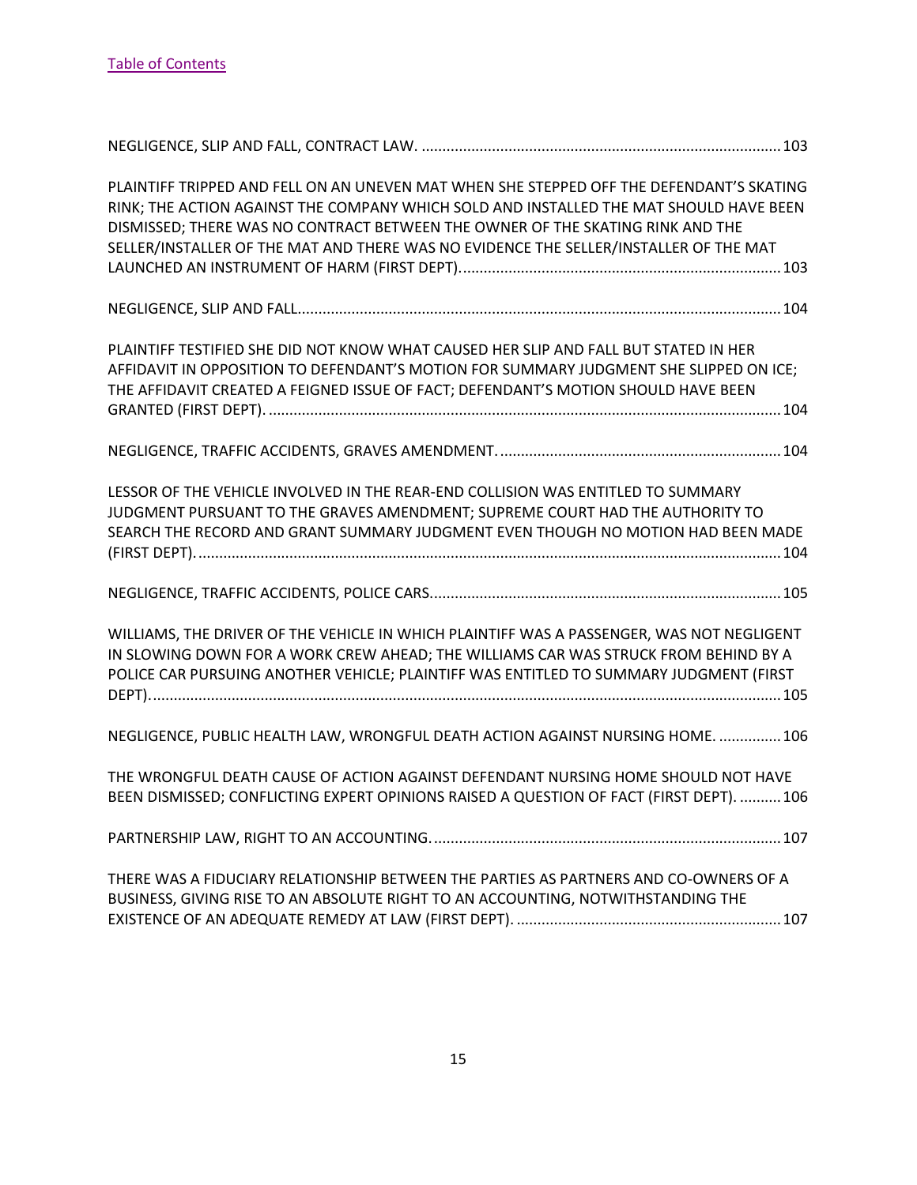[Table of Contents](#)

NEGLIGENCE, SLIP AND FALL, CONTRACT LAW. ........................................................................................ 103

PLAINTIFF TRIPPED AND FELL ON AN UNEVEN MAT WHEN SHE STEPPED OFF THE DEFENDANT'S SKATING RINK; THE ACTION AGAINST THE COMPANY WHICH SOLD AND INSTALLED THE MAT SHOULD HAVE BEEN DISMISSED; THERE WAS NO CONTRACT BETWEEN THE OWNER OF THE SKATING RINK AND THE SELLER/INSTALLER OF THE MAT AND THERE WAS NO EVIDENCE THE SELLER/INSTALLER OF THE MAT LAUNCHED AN INSTRUMENT OF HARM (FIRST DEPT). ........................................................................... 103

NEGLIGENCE, SLIP AND FALL. .................................................................................................................. 104

PLAINTIFF TESTIFIED SHE DID NOT KNOW WHAT CAUSED HER SLIP AND FALL BUT STATED IN HER AFFIDAVIT IN OPPOSITION TO DEFENDANT'S MOTION FOR SUMMARY JUDGMENT SHE SLIPPED ON ICE; THE AFFIDAVIT CREATED A FEIGNED ISSUE OF FACT; DEFENDANT'S MOTION SHOULD HAVE BEEN GRANTED (FIRST DEPT). ......................................................................................................................... 104

NEGLIGENCE, TRAFFIC ACCIDENTS, GRAVES AMENDMENT. ................................................................... 104

LESSOR OF THE VEHICLE INVOLVED IN THE REAR-END COLLISION WAS ENTITLED TO SUMMARY JUDGMENT PURSUANT TO THE GRAVES AMENDMENT; SUPREME COURT HAD THE AUTHORITY TO SEARCH THE RECORD AND GRANT SUMMARY JUDGMENT EVEN THOUGH NO MOTION HAD BEEN MADE (FIRST DEPT). .......................................................................................................................................... 104

NEGLIGENCE, TRAFFIC ACCIDENTS, POLICE CARS. ................................................................................... 105

WILLIAMS, THE DRIVER OF THE VEHICLE IN WHICH PLAINTIFF WAS A PASSENGER, WAS NOT NEGLIGENT IN SLOWING DOWN FOR A WORK CREW AHEAD; THE WILLIAMS CAR WAS STRUCK FROM BEHIND BY A POLICE CAR PURSUING ANOTHER VEHICLE; PLAINTIFF WAS ENTITLED TO SUMMARY JUDGMENT (FIRST DEPT). ..................................................................................................................................................... 105

NEGLIGENCE, PUBLIC HEALTH LAW, WRONGFUL DEATH ACTION AGAINST NURSING HOME. ............... 106

THE WRONGFUL DEATH CAUSE OF ACTION AGAINST DEFENDANT NURSING HOME SHOULD NOT HAVE BEEN DISMISSED; CONFLICTING EXPERT OPINIONS RAISED A QUESTION OF FACT (FIRST DEPT). .......... 106

PARTNERSHIP LAW, RIGHT TO AN ACCOUNTING. .................................................................................... 107

THERE WAS A FIDUCIARY RELATIONSHIP BETWEEN THE PARTIES AS PARTNERS AND CO-OWNERS OF A BUSINESS, GIVING RISE TO AN ABSOLUTE RIGHT TO AN ACCOUNTING, NOTWITHSTANDING THE EXISTENCE OF AN ADEQUATE REMEDY AT LAW (FIRST DEPT). ................................................................ 107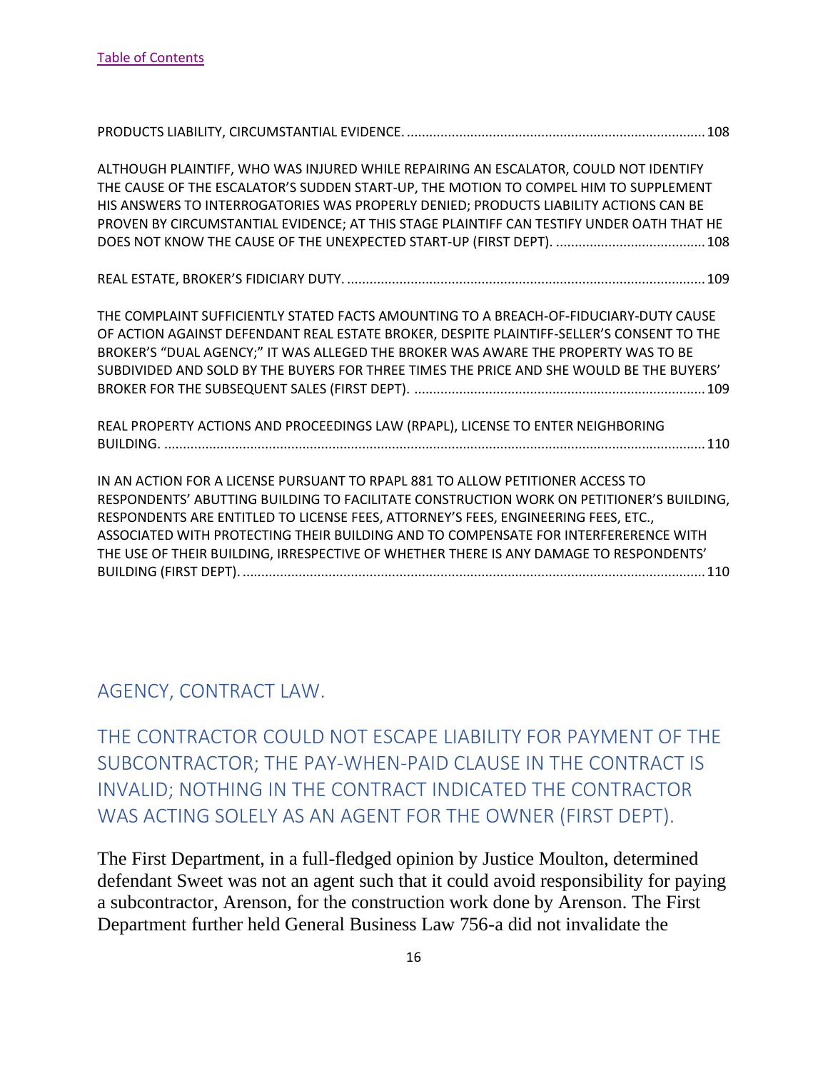[Table of Contents](#)

PRODUCTS LIABILITY, CIRCUMSTANTIAL EVIDENCE. ............................................................................... 108

ALTHOUGH PLAINTIFF, WHO WAS INJURED WHILE REPAIRING AN ESCALATOR, COULD NOT IDENTIFY THE CAUSE OF THE ESCALATOR'S SUDDEN START-UP, THE MOTION TO COMPEL HIM TO SUPPLEMENT HIS ANSWERS TO INTERROGATORIES WAS PROPERLY DENIED; PRODUCTS LIABILITY ACTIONS CAN BE PROVEN BY CIRCUMSTANTIAL EVIDENCE; AT THIS STAGE PLAINTIFF CAN TESTIFY UNDER OATH THAT HE DOES NOT KNOW THE CAUSE OF THE UNEXPECTED START-UP (FIRST DEPT). ........................................ 108

REAL ESTATE, BROKER'S FIDUCIARY DUTY. ............................................................................................... 109

THE COMPLAINT SUFFICIENTLY STATED FACTS AMOUNTING TO A BREACH-OF-FIDUCIARY-DUTY CAUSE OF ACTION AGAINST DEFENDANT REAL ESTATE BROKER, DESPITE PLAINTIFF-SELLER'S CONSENT TO THE BROKER'S "DUAL AGENCY;" IT WAS ALLEGED THE BROKER WAS AWARE THE PROPERTY WAS TO BE SUBDIVIDED AND SOLD BY THE BUYERS FOR THREE TIMES THE PRICE AND SHE WOULD BE THE BUYERS' BROKER FOR THE SUBSEQUENT SALES (FIRST DEPT). ............................................................................. 109

REAL PROPERTY ACTIONS AND PROCEEDINGS LAW (RPAPL), LICENSE TO ENTER NEIGHBORING BUILDING. ................................................................................................................................................ 110

IN AN ACTION FOR A LICENSE PURSUANT TO RPAPL 881 TO ALLOW PETITIONER ACCESS TO RESPONDENTS' ABUTTING BUILDING TO FACILITATE CONSTRUCTION WORK ON PETITIONER'S BUILDING, RESPONDENTS ARE ENTITLED TO LICENSE FEES, ATTORNEY'S FEES, ENGINEERING FEES, ETC., ASSOCIATED WITH PROTECTING THEIR BUILDING AND TO COMPENSATE FOR INTERFERERENCE WITH THE USE OF THEIR BUILDING, IRRESPECTIVE OF WHETHER THERE IS ANY DAMAGE TO RESPONDENTS' BUILDING (FIRST DEPT). ........................................................................................................................... 110

## AGENCY, CONTRACT LAW.

### THE CONTRACTOR COULD NOT ESCAPE LIABILITY FOR PAYMENT OF THE SUBCONTRACTOR; THE PAY-WHEN-PAID CLAUSE IN THE CONTRACT IS INVALID; NOTHING IN THE CONTRACT INDICATED THE CONTRACTOR WAS ACTING SOLELY AS AN AGENT FOR THE OWNER (FIRST DEPT).

The First Department, in a full-fledged opinion by Justice Moulton, determined defendant Sweet was not an agent such that it could avoid responsibility for paying a subcontractor, Arenson, for the construction work done by Arenson. The First Department further held General Business Law 756-a did not invalidate the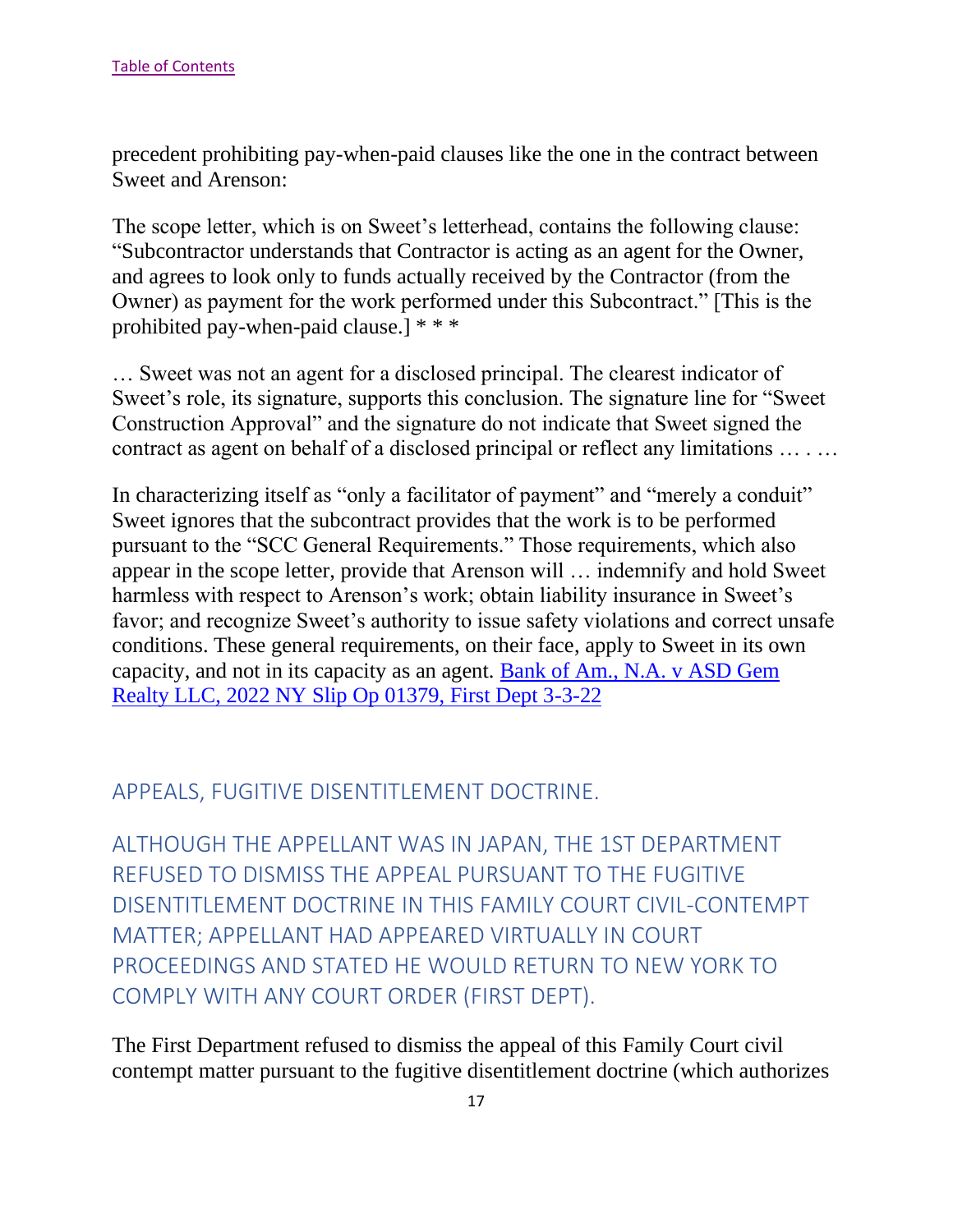precedent prohibiting pay-when-paid clauses like the one in the contract between Sweet and Arenson:

The scope letter, which is on Sweet's letterhead, contains the following clause: "Subcontractor understands that Contractor is acting as an agent for the Owner, and agrees to look only to funds actually received by the Contractor (from the Owner) as payment for the work performed under this Subcontract." [This is the prohibited pay-when-paid clause.] * * *

… Sweet was not an agent for a disclosed principal. The clearest indicator of Sweet's role, its signature, supports this conclusion. The signature line for "Sweet Construction Approval" and the signature do not indicate that Sweet signed the contract as agent on behalf of a disclosed principal or reflect any limitations … . …

In characterizing itself as "only a facilitator of payment" and "merely a conduit" Sweet ignores that the subcontract provides that the work is to be performed pursuant to the "SCC General Requirements." Those requirements, which also appear in the scope letter, provide that Arenson will … indemnify and hold Sweet harmless with respect to Arenson's work; obtain liability insurance in Sweet's favor; and recognize Sweet's authority to issue safety violations and correct unsafe conditions. These general requirements, on their face, apply to Sweet in its own capacity, and not in its capacity as an agent. [Bank of Am., N.A. v ASD Gem Realty LLC, 2022 NY Slip Op 01379, First Dept 3-3-22]

## APPEALS, FUGITIVE DISENTITLEMENT DOCTRINE.

### ALTHOUGH THE APPELLANT WAS IN JAPAN, THE 1ST DEPARTMENT REFUSED TO DISMISS THE APPEAL PURSUANT TO THE FUGITIVE DISENTITLEMENT DOCTRINE IN THIS FAMILY COURT CIVIL-CONTEMPT MATTER; APPELLANT HAD APPEARED VIRTUALLY IN COURT PROCEEDINGS AND STATED HE WOULD RETURN TO NEW YORK TO COMPLY WITH ANY COURT ORDER (FIRST DEPT).

The First Department refused to dismiss the appeal of this Family Court civil contempt matter pursuant to the fugitive disentitlement doctrine (which authorizes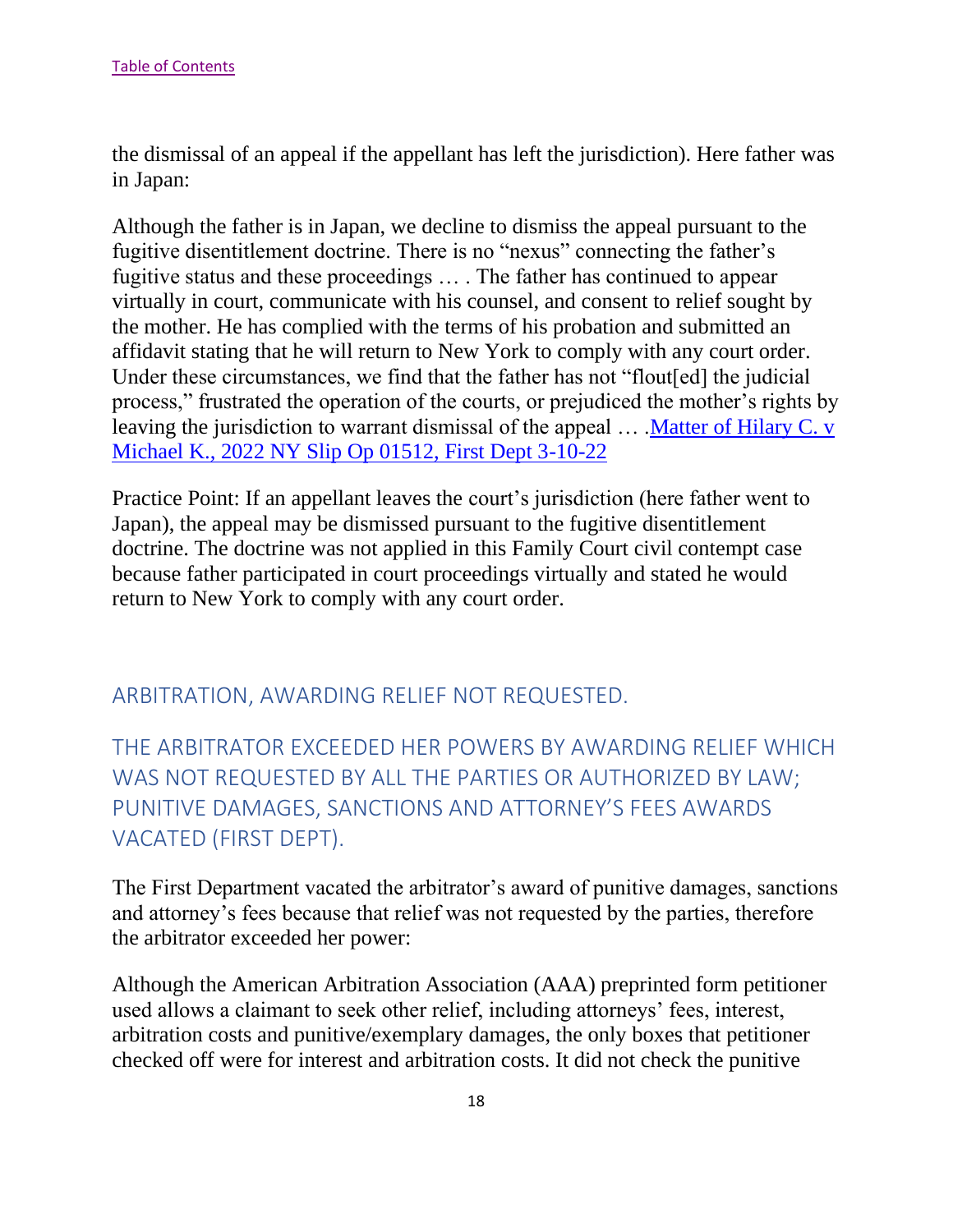the dismissal of an appeal if the appellant has left the jurisdiction). Here father was in Japan:

Although the father is in Japan, we decline to dismiss the appeal pursuant to the fugitive disentitlement doctrine. There is no "nexus" connecting the father's fugitive status and these proceedings … . The father has continued to appear virtually in court, communicate with his counsel, and consent to relief sought by the mother. He has complied with the terms of his probation and submitted an affidavit stating that he will return to New York to comply with any court order. Under these circumstances, we find that the father has not "flout[ed] the judicial process," frustrated the operation of the courts, or prejudiced the mother's rights by leaving the jurisdiction to warrant dismissal of the appeal … .[Matter of Hilary C. v Michael K., 2022 NY Slip Op 01512, First Dept 3-10-22]

Practice Point: If an appellant leaves the court's jurisdiction (here father went to Japan), the appeal may be dismissed pursuant to the fugitive disentitlement doctrine. The doctrine was not applied in this Family Court civil contempt case because father participated in court proceedings virtually and stated he would return to New York to comply with any court order.

## ARBITRATION, AWARDING RELIEF NOT REQUESTED.

## THE ARBITRATOR EXCEEDED HER POWERS BY AWARDING RELIEF WHICH WAS NOT REQUESTED BY ALL THE PARTIES OR AUTHORIZED BY LAW; PUNITIVE DAMAGES, SANCTIONS AND ATTORNEY'S FEES AWARDS VACATED (FIRST DEPT).

The First Department vacated the arbitrator's award of punitive damages, sanctions and attorney's fees because that relief was not requested by the parties, therefore the arbitrator exceeded her power:

Although the American Arbitration Association (AAA) preprinted form petitioner used allows a claimant to seek other relief, including attorneys' fees, interest, arbitration costs and punitive/exemplary damages, the only boxes that petitioner checked off were for interest and arbitration costs. It did not check the punitive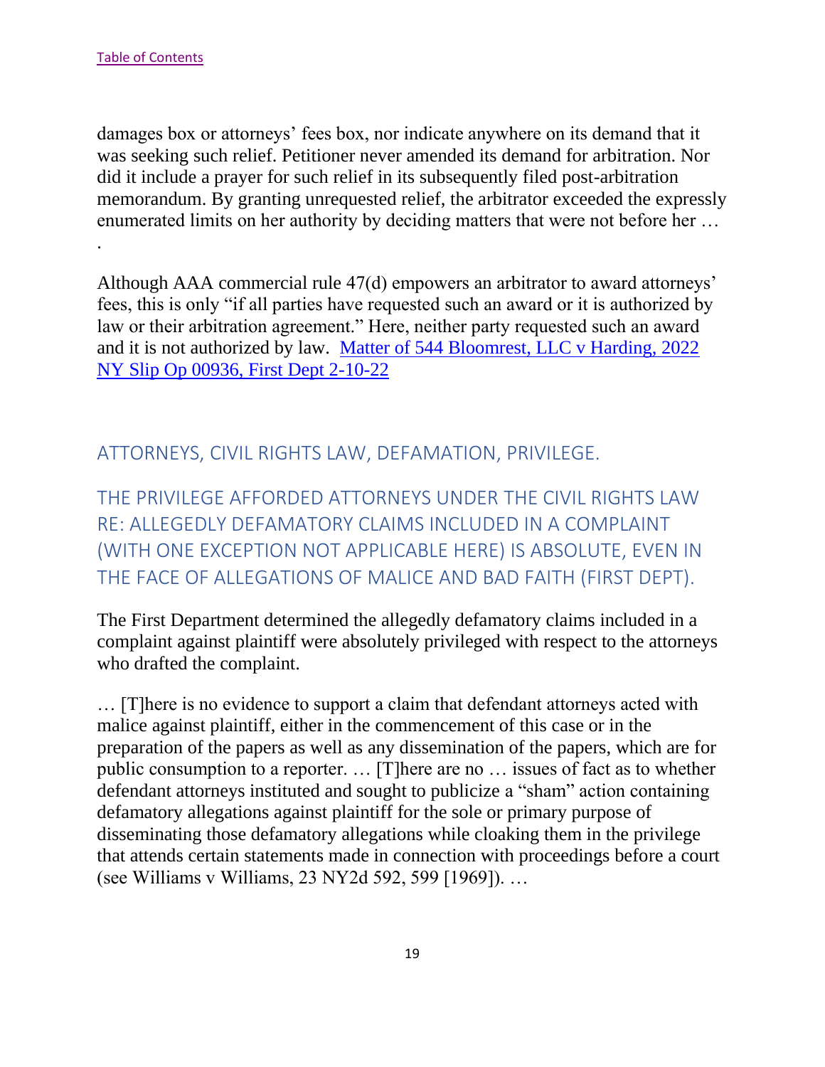damages box or attorneys' fees box, nor indicate anywhere on its demand that it was seeking such relief. Petitioner never amended its demand for arbitration. Nor did it include a prayer for such relief in its subsequently filed post-arbitration memorandum. By granting unrequested relief, the arbitrator exceeded the expressly enumerated limits on her authority by deciding matters that were not before her … .

Although AAA commercial rule 47(d) empowers an arbitrator to award attorneys' fees, this is only "if all parties have requested such an award or it is authorized by law or their arbitration agreement." Here, neither party requested such an award and it is not authorized by law. [Matter of 544 Bloomrest, LLC v Harding, 2022 NY Slip Op 00936, First Dept 2-10-22]

## ATTORNEYS, CIVIL RIGHTS LAW, DEFAMATION, PRIVILEGE.

## THE PRIVILEGE AFFORDED ATTORNEYS UNDER THE CIVIL RIGHTS LAW RE: ALLEGEDLY DEFAMATORY CLAIMS INCLUDED IN A COMPLAINT (WITH ONE EXCEPTION NOT APPLICABLE HERE) IS ABSOLUTE, EVEN IN THE FACE OF ALLEGATIONS OF MALICE AND BAD FAITH (FIRST DEPT).

The First Department determined the allegedly defamatory claims included in a complaint against plaintiff were absolutely privileged with respect to the attorneys who drafted the complaint.

… [T]here is no evidence to support a claim that defendant attorneys acted with malice against plaintiff, either in the commencement of this case or in the preparation of the papers as well as any dissemination of the papers, which are for public consumption to a reporter. … [T]here are no … issues of fact as to whether defendant attorneys instituted and sought to publicize a "sham" action containing defamatory allegations against plaintiff for the sole or primary purpose of disseminating those defamatory allegations while cloaking them in the privilege that attends certain statements made in connection with proceedings before a court (see Williams v Williams, 23 NY2d 592, 599 [1969]). …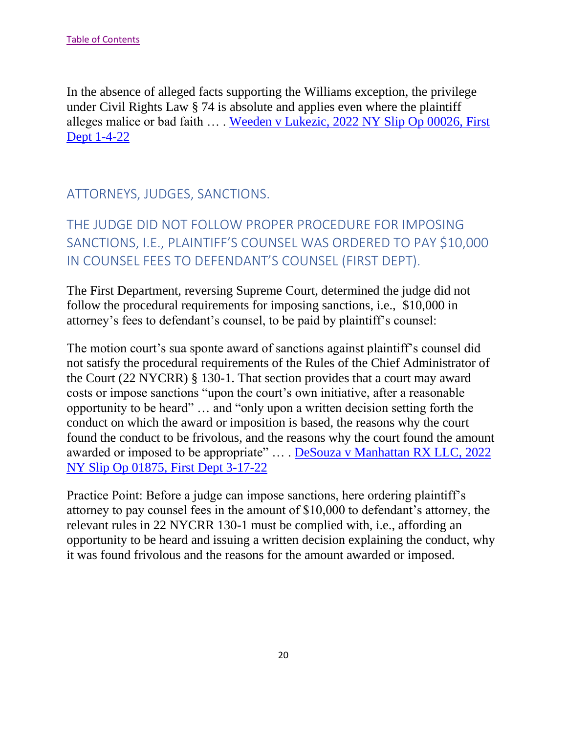[Table of Contents](#)

In the absence of alleged facts supporting the Williams exception, the privilege under Civil Rights Law § 74 is absolute and applies even where the plaintiff alleges malice or bad faith … . [Weeden v Lukezic, 2022 NY Slip Op 00026, First Dept 1-4-22](#)

## ATTORNEYS, JUDGES, SANCTIONS.

## THE JUDGE DID NOT FOLLOW PROPER PROCEDURE FOR IMPOSING SANCTIONS, I.E., PLAINTIFF'S COUNSEL WAS ORDERED TO PAY $10,000 IN COUNSEL FEES TO DEFENDANT'S COUNSEL (FIRST DEPT).

The First Department, reversing Supreme Court, determined the judge did not follow the procedural requirements for imposing sanctions, i.e., $10,000 in attorney's fees to defendant's counsel, to be paid by plaintiff's counsel:

The motion court's sua sponte award of sanctions against plaintiff's counsel did not satisfy the procedural requirements of the Rules of the Chief Administrator of the Court (22 NYCRR) § 130-1. That section provides that a court may award costs or impose sanctions "upon the court's own initiative, after a reasonable opportunity to be heard" … and "only upon a written decision setting forth the conduct on which the award or imposition is based, the reasons why the court found the conduct to be frivolous, and the reasons why the court found the amount awarded or imposed to be appropriate" … . [DeSouza v Manhattan RX LLC, 2022 NY Slip Op 01875, First Dept 3-17-22](#)

Practice Point: Before a judge can impose sanctions, here ordering plaintiff's attorney to pay counsel fees in the amount of $10,000 to defendant's attorney, the relevant rules in 22 NYCRR 130-1 must be complied with, i.e., affording an opportunity to be heard and issuing a written decision explaining the conduct, why it was found frivolous and the reasons for the amount awarded or imposed.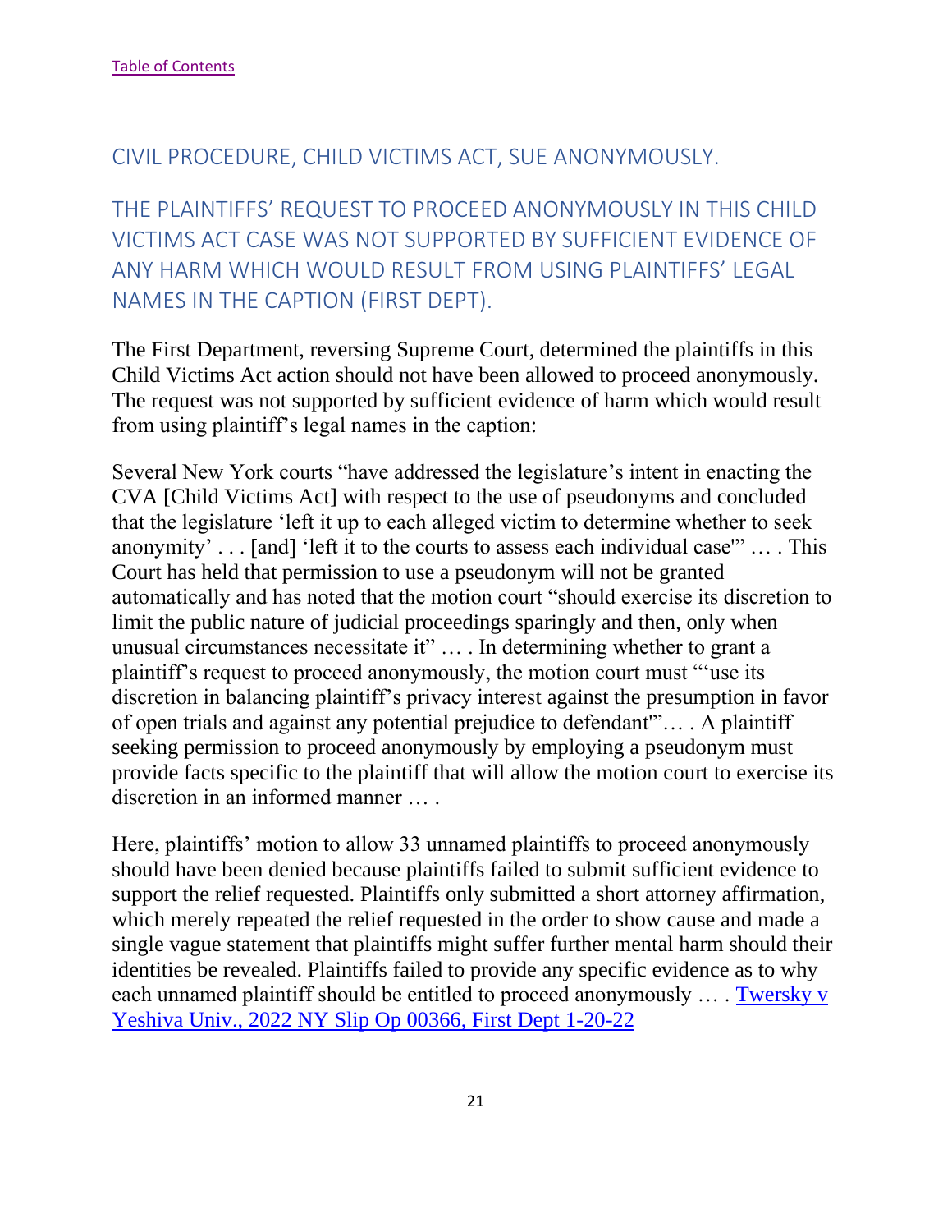[Table of Contents]

## CIVIL PROCEDURE, CHILD VICTIMS ACT, SUE ANONYMOUSLY.

## THE PLAINTIFFS' REQUEST TO PROCEED ANONYMOUSLY IN THIS CHILD VICTIMS ACT CASE WAS NOT SUPPORTED BY SUFFICIENT EVIDENCE OF ANY HARM WHICH WOULD RESULT FROM USING PLAINTIFFS' LEGAL NAMES IN THE CAPTION (FIRST DEPT).

The First Department, reversing Supreme Court, determined the plaintiffs in this Child Victims Act action should not have been allowed to proceed anonymously. The request was not supported by sufficient evidence of harm which would result from using plaintiff's legal names in the caption:

Several New York courts "have addressed the legislature's intent in enacting the CVA [Child Victims Act] with respect to the use of pseudonyms and concluded that the legislature 'left it up to each alleged victim to determine whether to seek anonymity' . . . [and] 'left it to the courts to assess each individual case'" … . This Court has held that permission to use a pseudonym will not be granted automatically and has noted that the motion court "should exercise its discretion to limit the public nature of judicial proceedings sparingly and then, only when unusual circumstances necessitate it" … . In determining whether to grant a plaintiff's request to proceed anonymously, the motion court must "'use its discretion in balancing plaintiff's privacy interest against the presumption in favor of open trials and against any potential prejudice to defendant'"… . A plaintiff seeking permission to proceed anonymously by employing a pseudonym must provide facts specific to the plaintiff that will allow the motion court to exercise its discretion in an informed manner … .

Here, plaintiffs' motion to allow 33 unnamed plaintiffs to proceed anonymously should have been denied because plaintiffs failed to submit sufficient evidence to support the relief requested. Plaintiffs only submitted a short attorney affirmation, which merely repeated the relief requested in the order to show cause and made a single vague statement that plaintiffs might suffer further mental harm should their identities be revealed. Plaintiffs failed to provide any specific evidence as to why each unnamed plaintiff should be entitled to proceed anonymously … . Twersky v Yeshiva Univ., 2022 NY Slip Op 00366, First Dept 1-20-22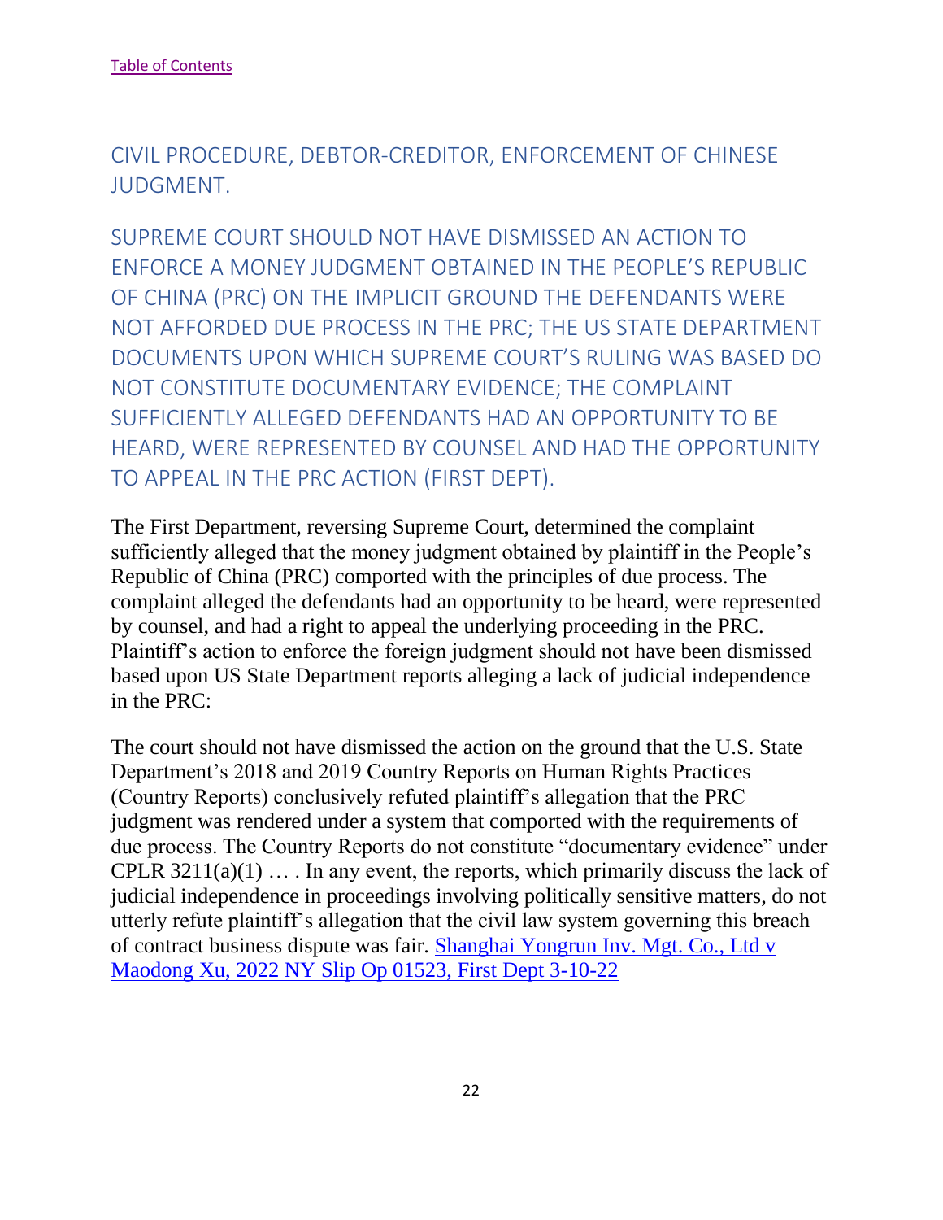[Table of Contents](#)

## CIVIL PROCEDURE, DEBTOR-CREDITOR, ENFORCEMENT OF CHINESE JUDGMENT.

## SUPREME COURT SHOULD NOT HAVE DISMISSED AN ACTION TO ENFORCE A MONEY JUDGMENT OBTAINED IN THE PEOPLE'S REPUBLIC OF CHINA (PRC) ON THE IMPLICIT GROUND THE DEFENDANTS WERE NOT AFFORDED DUE PROCESS IN THE PRC; THE US STATE DEPARTMENT DOCUMENTS UPON WHICH SUPREME COURT'S RULING WAS BASED DO NOT CONSTITUTE DOCUMENTARY EVIDENCE; THE COMPLAINT SUFFICIENTLY ALLEGED DEFENDANTS HAD AN OPPORTUNITY TO BE HEARD, WERE REPRESENTED BY COUNSEL AND HAD THE OPPORTUNITY TO APPEAL IN THE PRC ACTION (FIRST DEPT).

The First Department, reversing Supreme Court, determined the complaint sufficiently alleged that the money judgment obtained by plaintiff in the People's Republic of China (PRC) comported with the principles of due process. The complaint alleged the defendants had an opportunity to be heard, were represented by counsel, and had a right to appeal the underlying proceeding in the PRC. Plaintiff's action to enforce the foreign judgment should not have been dismissed based upon US State Department reports alleging a lack of judicial independence in the PRC:

The court should not have dismissed the action on the ground that the U.S. State Department's 2018 and 2019 Country Reports on Human Rights Practices (Country Reports) conclusively refuted plaintiff's allegation that the PRC judgment was rendered under a system that comported with the requirements of due process. The Country Reports do not constitute "documentary evidence" under CPLR 3211(a)(1) … . In any event, the reports, which primarily discuss the lack of judicial independence in proceedings involving politically sensitive matters, do not utterly refute plaintiff's allegation that the civil law system governing this breach of contract business dispute was fair. [Shanghai Yongrun Inv. Mgt. Co., Ltd v Maodong Xu, 2022 NY Slip Op 01523, First Dept 3-10-22](#)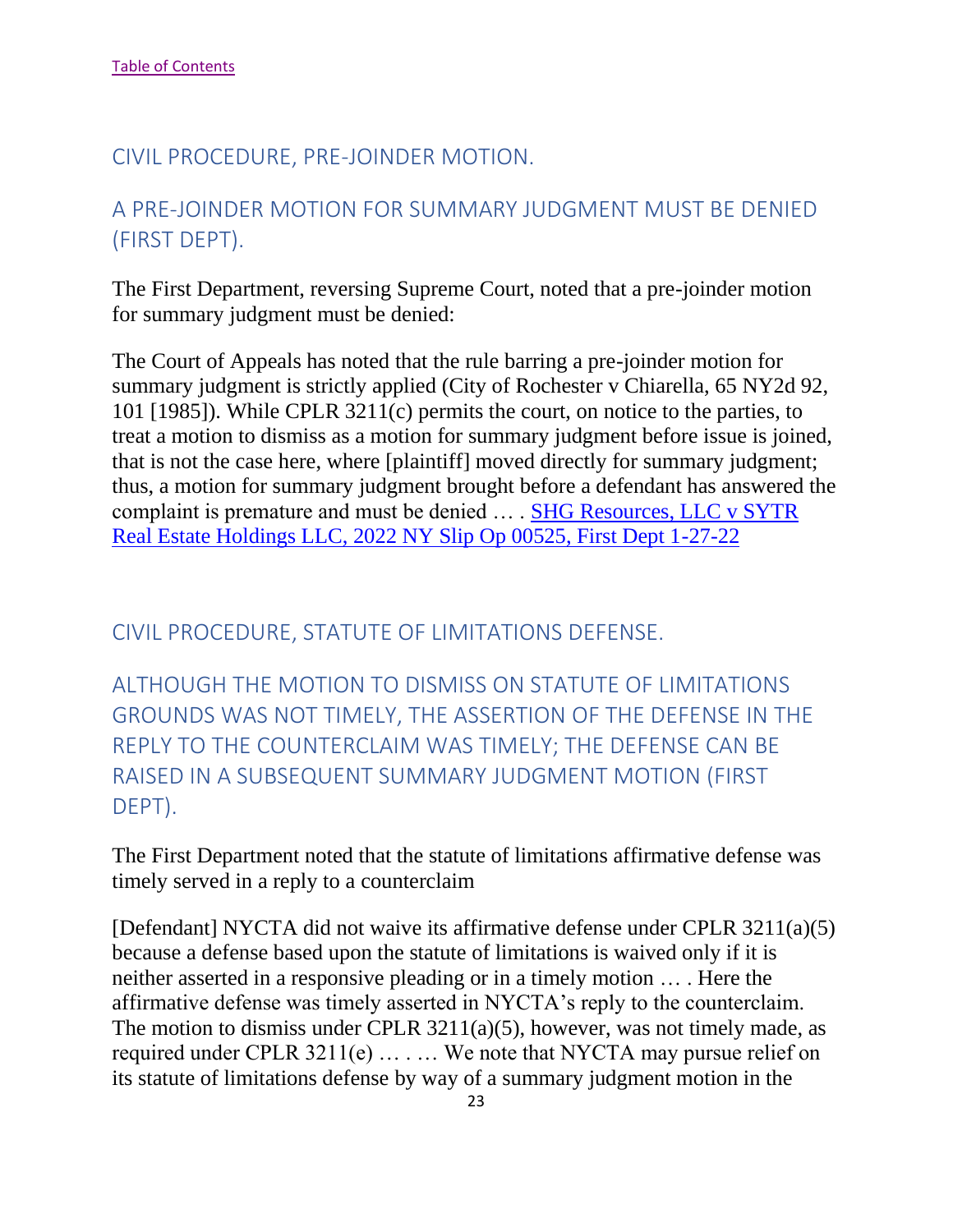[Table of Contents](#)

## CIVIL PROCEDURE, PRE-JOINDER MOTION.

### A PRE-JOINDER MOTION FOR SUMMARY JUDGMENT MUST BE DENIED (FIRST DEPT).

The First Department, reversing Supreme Court, noted that a pre-joinder motion for summary judgment must be denied:

The Court of Appeals has noted that the rule barring a pre-joinder motion for summary judgment is strictly applied (City of Rochester v Chiarella, 65 NY2d 92, 101 [1985]). While CPLR 3211(c) permits the court, on notice to the parties, to treat a motion to dismiss as a motion for summary judgment before issue is joined, that is not the case here, where [plaintiff] moved directly for summary judgment; thus, a motion for summary judgment brought before a defendant has answered the complaint is premature and must be denied … . [SHG Resources, LLC v SYTR Real Estate Holdings LLC, 2022 NY Slip Op 00525, First Dept 1-27-22](#)

## CIVIL PROCEDURE, STATUTE OF LIMITATIONS DEFENSE.

### ALTHOUGH THE MOTION TO DISMISS ON STATUTE OF LIMITATIONS GROUNDS WAS NOT TIMELY, THE ASSERTION OF THE DEFENSE IN THE REPLY TO THE COUNTERCLAIM WAS TIMELY; THE DEFENSE CAN BE RAISED IN A SUBSEQUENT SUMMARY JUDGMENT MOTION (FIRST DEPT).

The First Department noted that the statute of limitations affirmative defense was timely served in a reply to a counterclaim

[Defendant] NYCTA did not waive its affirmative defense under CPLR 3211(a)(5) because a defense based upon the statute of limitations is waived only if it is neither asserted in a responsive pleading or in a timely motion … . Here the affirmative defense was timely asserted in NYCTA's reply to the counterclaim. The motion to dismiss under CPLR 3211(a)(5), however, was not timely made, as required under CPLR 3211(e) … . … We note that NYCTA may pursue relief on its statute of limitations defense by way of a summary judgment motion in the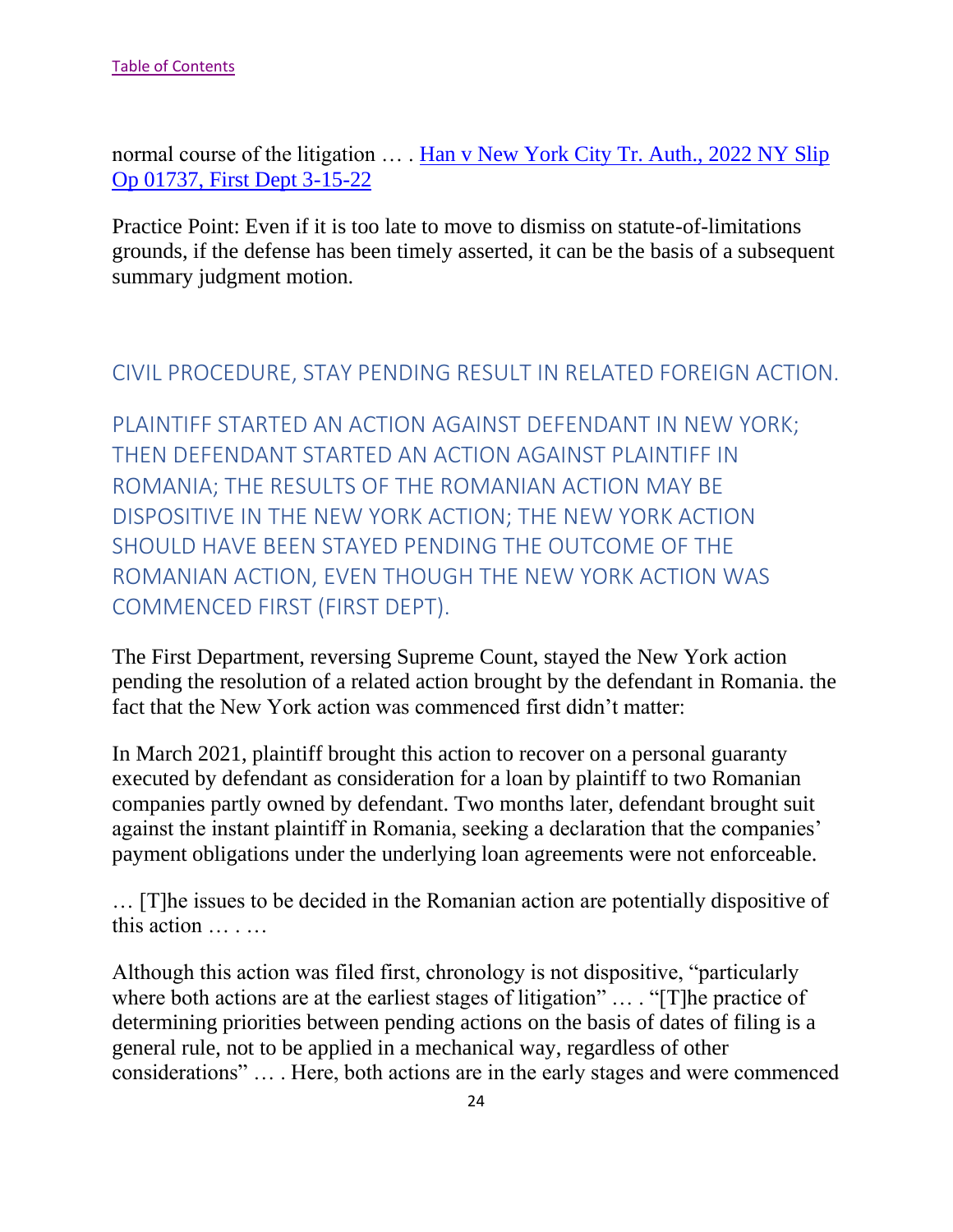normal course of the litigation … . [Han v New York City Tr. Auth., 2022 NY Slip Op 01737, First Dept 3-15-22]

Practice Point: Even if it is too late to move to dismiss on statute-of-limitations grounds, if the defense has been timely asserted, it can be the basis of a subsequent summary judgment motion.

## CIVIL PROCEDURE, STAY PENDING RESULT IN RELATED FOREIGN ACTION.

### PLAINTIFF STARTED AN ACTION AGAINST DEFENDANT IN NEW YORK; THEN DEFENDANT STARTED AN ACTION AGAINST PLAINTIFF IN ROMANIA; THE RESULTS OF THE ROMANIAN ACTION MAY BE DISPOSITIVE IN THE NEW YORK ACTION; THE NEW YORK ACTION SHOULD HAVE BEEN STAYED PENDING THE OUTCOME OF THE ROMANIAN ACTION, EVEN THOUGH THE NEW YORK ACTION WAS COMMENCED FIRST (FIRST DEPT).

The First Department, reversing Supreme Count, stayed the New York action pending the resolution of a related action brought by the defendant in Romania. the fact that the New York action was commenced first didn't matter:

In March 2021, plaintiff brought this action to recover on a personal guaranty executed by defendant as consideration for a loan by plaintiff to two Romanian companies partly owned by defendant. Two months later, defendant brought suit against the instant plaintiff in Romania, seeking a declaration that the companies' payment obligations under the underlying loan agreements were not enforceable.

… [T]he issues to be decided in the Romanian action are potentially dispositive of this action … . …

Although this action was filed first, chronology is not dispositive, "particularly where both actions are at the earliest stages of litigation" … . "[T]he practice of determining priorities between pending actions on the basis of dates of filing is a general rule, not to be applied in a mechanical way, regardless of other considerations" … . Here, both actions are in the early stages and were commenced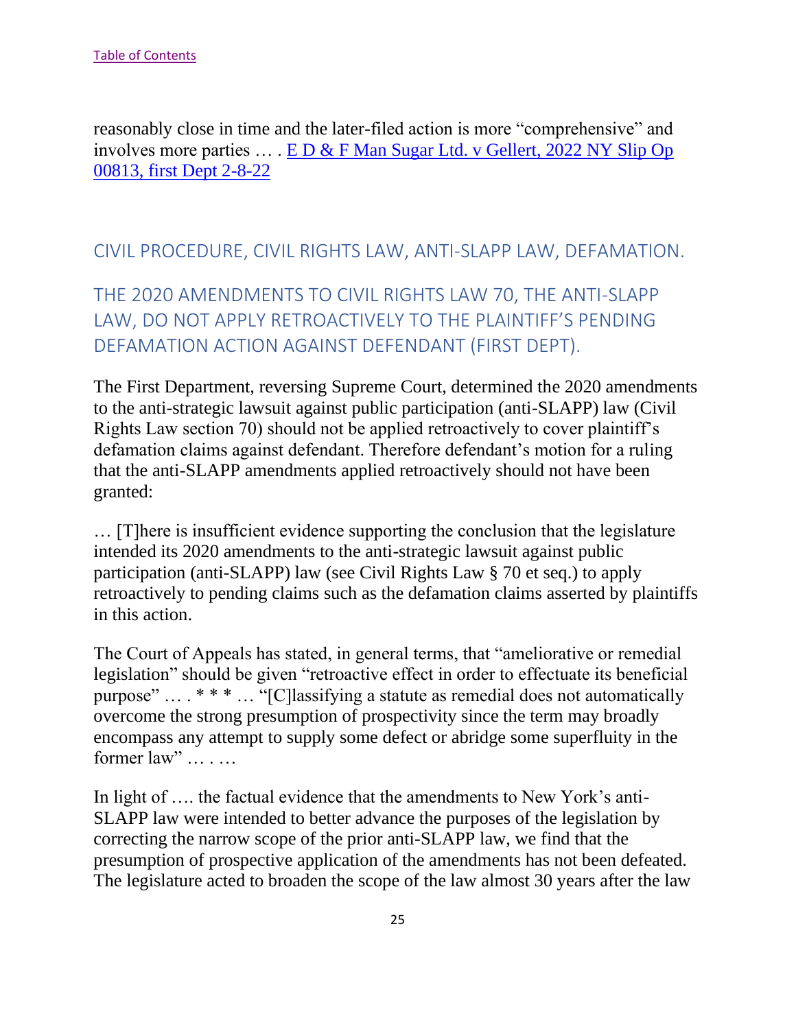reasonably close in time and the later-filed action is more "comprehensive" and involves more parties … . [E D & F Man Sugar Ltd. v Gellert, 2022 NY Slip Op 00813, first Dept 2-8-22]

### CIVIL PROCEDURE, CIVIL RIGHTS LAW, ANTI-SLAPP LAW, DEFAMATION.

### THE 2020 AMENDMENTS TO CIVIL RIGHTS LAW 70, THE ANTI-SLAPP LAW, DO NOT APPLY RETROACTIVELY TO THE PLAINTIFF'S PENDING DEFAMATION ACTION AGAINST DEFENDANT (FIRST DEPT).

The First Department, reversing Supreme Court, determined the 2020 amendments to the anti-strategic lawsuit against public participation (anti-SLAPP) law (Civil Rights Law section 70) should not be applied retroactively to cover plaintiff's defamation claims against defendant. Therefore defendant's motion for a ruling that the anti-SLAPP amendments applied retroactively should not have been granted:

… [T]here is insufficient evidence supporting the conclusion that the legislature intended its 2020 amendments to the anti-strategic lawsuit against public participation (anti-SLAPP) law (see Civil Rights Law § 70 et seq.) to apply retroactively to pending claims such as the defamation claims asserted by plaintiffs in this action.

The Court of Appeals has stated, in general terms, that "ameliorative or remedial legislation" should be given "retroactive effect in order to effectuate its beneficial purpose" … . * * * … "[C]lassifying a statute as remedial does not automatically overcome the strong presumption of prospectivity since the term may broadly encompass any attempt to supply some defect or abridge some superfluity in the former law" … . …

In light of …. the factual evidence that the amendments to New York's anti-SLAPP law were intended to better advance the purposes of the legislation by correcting the narrow scope of the prior anti-SLAPP law, we find that the presumption of prospective application of the amendments has not been defeated. The legislature acted to broaden the scope of the law almost 30 years after the law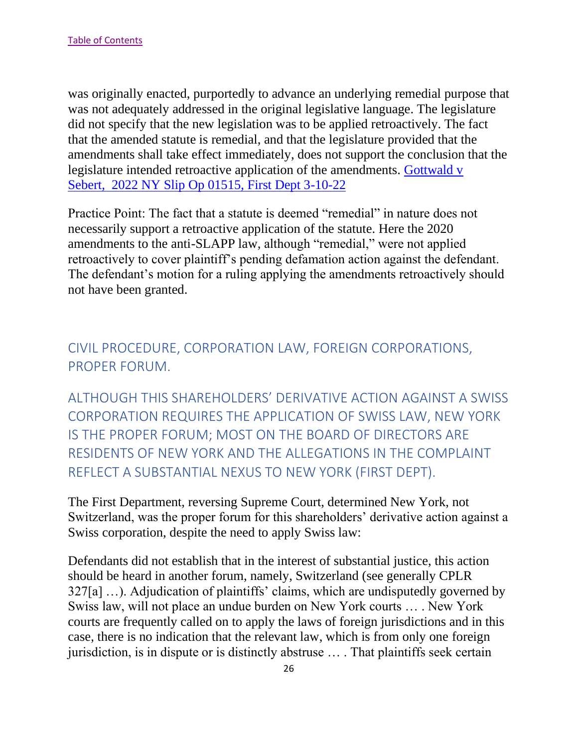was originally enacted, purportedly to advance an underlying remedial purpose that was not adequately addressed in the original legislative language. The legislature did not specify that the new legislation was to be applied retroactively. The fact that the amended statute is remedial, and that the legislature provided that the amendments shall take effect immediately, does not support the conclusion that the legislature intended retroactive application of the amendments. [Gottwald v Sebert, 2022 NY Slip Op 01515, First Dept 3-10-22]()

Practice Point: The fact that a statute is deemed "remedial" in nature does not necessarily support a retroactive application of the statute. Here the 2020 amendments to the anti-SLAPP law, although "remedial," were not applied retroactively to cover plaintiff's pending defamation action against the defendant. The defendant's motion for a ruling applying the amendments retroactively should not have been granted.

## CIVIL PROCEDURE, CORPORATION LAW, FOREIGN CORPORATIONS, PROPER FORUM.

## ALTHOUGH THIS SHAREHOLDERS' DERIVATIVE ACTION AGAINST A SWISS CORPORATION REQUIRES THE APPLICATION OF SWISS LAW, NEW YORK IS THE PROPER FORUM; MOST ON THE BOARD OF DIRECTORS ARE RESIDENTS OF NEW YORK AND THE ALLEGATIONS IN THE COMPLAINT REFLECT A SUBSTANTIAL NEXUS TO NEW YORK (FIRST DEPT).

The First Department, reversing Supreme Court, determined New York, not Switzerland, was the proper forum for this shareholders' derivative action against a Swiss corporation, despite the need to apply Swiss law:

Defendants did not establish that in the interest of substantial justice, this action should be heard in another forum, namely, Switzerland (see generally CPLR 327[a] …). Adjudication of plaintiffs' claims, which are undisputedly governed by Swiss law, will not place an undue burden on New York courts … . New York courts are frequently called on to apply the laws of foreign jurisdictions and in this case, there is no indication that the relevant law, which is from only one foreign jurisdiction, is in dispute or is distinctly abstruse … . That plaintiffs seek certain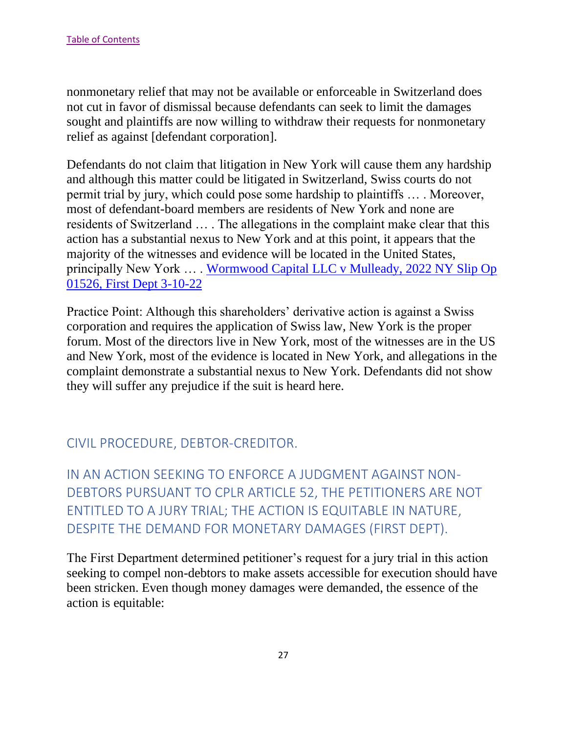nonmonetary relief that may not be available or enforceable in Switzerland does not cut in favor of dismissal because defendants can seek to limit the damages sought and plaintiffs are now willing to withdraw their requests for nonmonetary relief as against [defendant corporation].

Defendants do not claim that litigation in New York will cause them any hardship and although this matter could be litigated in Switzerland, Swiss courts do not permit trial by jury, which could pose some hardship to plaintiffs … . Moreover, most of defendant-board members are residents of New York and none are residents of Switzerland … . The allegations in the complaint make clear that this action has a substantial nexus to New York and at this point, it appears that the majority of the witnesses and evidence will be located in the United States, principally New York … . [Wormwood Capital LLC v Mulleady, 2022 NY Slip Op 01526, First Dept 3-10-22]

Practice Point: Although this shareholders' derivative action is against a Swiss corporation and requires the application of Swiss law, New York is the proper forum. Most of the directors live in New York, most of the witnesses are in the US and New York, most of the evidence is located in New York, and allegations in the complaint demonstrate a substantial nexus to New York. Defendants did not show they will suffer any prejudice if the suit is heard here.

## CIVIL PROCEDURE, DEBTOR-CREDITOR.

## IN AN ACTION SEEKING TO ENFORCE A JUDGMENT AGAINST NON-DEBTORS PURSUANT TO CPLR ARTICLE 52, THE PETITIONERS ARE NOT ENTITLED TO A JURY TRIAL; THE ACTION IS EQUITABLE IN NATURE, DESPITE THE DEMAND FOR MONETARY DAMAGES (FIRST DEPT).

The First Department determined petitioner's request for a jury trial in this action seeking to compel non-debtors to make assets accessible for execution should have been stricken. Even though money damages were demanded, the essence of the action is equitable: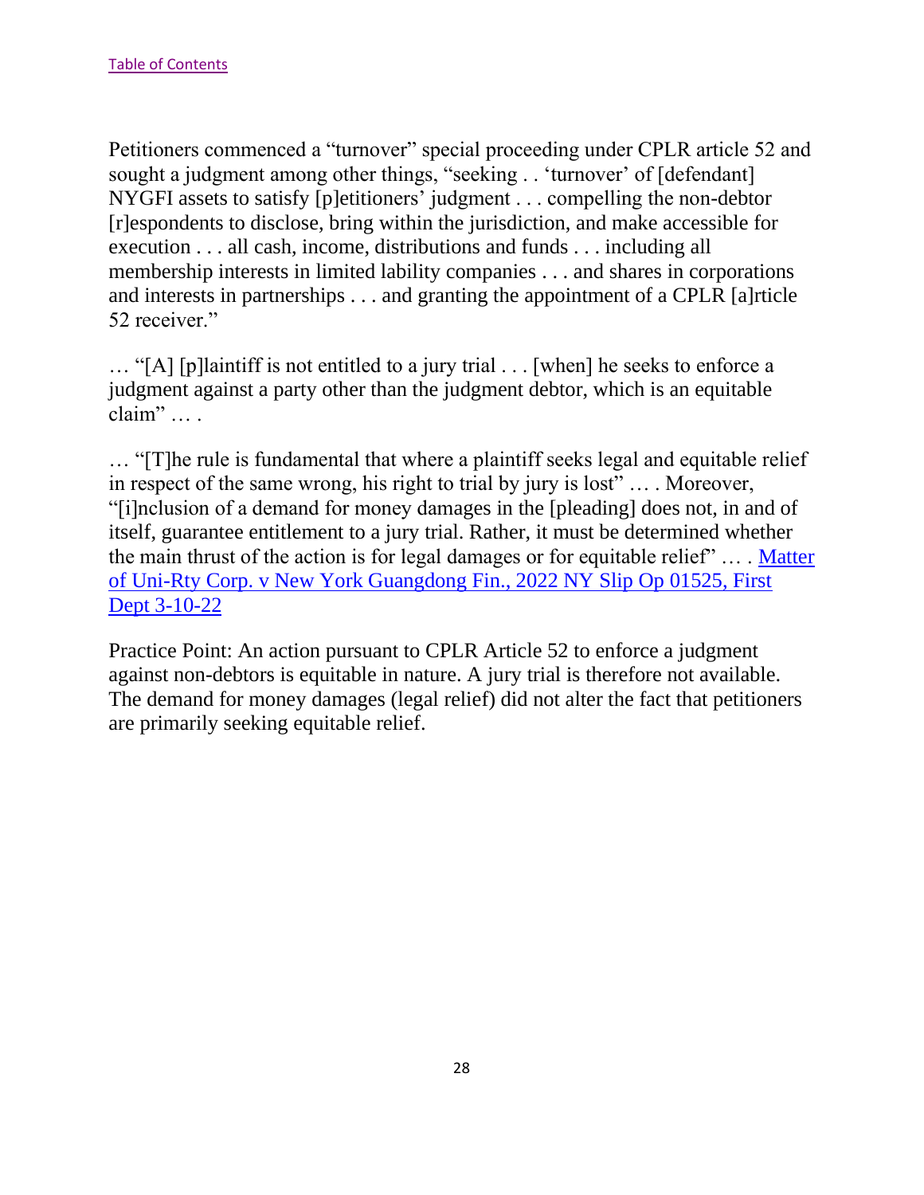[Table of Contents](#)

Petitioners commenced a "turnover" special proceeding under CPLR article 52 and sought a judgment among other things, "seeking . . 'turnover' of [defendant] NYGFI assets to satisfy [p]etitioners' judgment . . . compelling the non-debtor [r]espondents to disclose, bring within the jurisdiction, and make accessible for execution . . . all cash, income, distributions and funds . . . including all membership interests in limited lability companies . . . and shares in corporations and interests in partnerships . . . and granting the appointment of a CPLR [a]rticle 52 receiver."

… "[A] [p]laintiff is not entitled to a jury trial . . . [when] he seeks to enforce a judgment against a party other than the judgment debtor, which is an equitable claim" … .

… "[T]he rule is fundamental that where a plaintiff seeks legal and equitable relief in respect of the same wrong, his right to trial by jury is lost" … . Moreover, "[i]nclusion of a demand for money damages in the [pleading] does not, in and of itself, guarantee entitlement to a jury trial. Rather, it must be determined whether the main thrust of the action is for legal damages or for equitable relief" … . [Matter of Uni-Rty Corp. v New York Guangdong Fin., 2022 NY Slip Op 01525, First Dept 3-10-22](#)

Practice Point: An action pursuant to CPLR Article 52 to enforce a judgment against non-debtors is equitable in nature. A jury trial is therefore not available. The demand for money damages (legal relief) did not alter the fact that petitioners are primarily seeking equitable relief.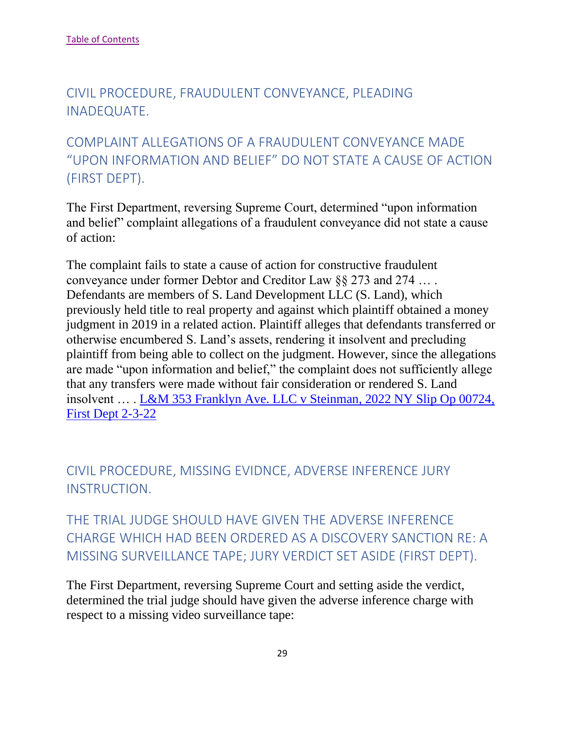[Table of Contents](#)

## CIVIL PROCEDURE, FRAUDULENT CONVEYANCE, PLEADING INADEQUATE.

## COMPLAINT ALLEGATIONS OF A FRAUDULENT CONVEYANCE MADE "UPON INFORMATION AND BELIEF" DO NOT STATE A CAUSE OF ACTION (FIRST DEPT).

The First Department, reversing Supreme Court, determined "upon information and belief" complaint allegations of a fraudulent conveyance did not state a cause of action:

The complaint fails to state a cause of action for constructive fraudulent conveyance under former Debtor and Creditor Law §§ 273 and 274 … . Defendants are members of S. Land Development LLC (S. Land), which previously held title to real property and against which plaintiff obtained a money judgment in 2019 in a related action. Plaintiff alleges that defendants transferred or otherwise encumbered S. Land's assets, rendering it insolvent and precluding plaintiff from being able to collect on the judgment. However, since the allegations are made "upon information and belief," the complaint does not sufficiently allege that any transfers were made without fair consideration or rendered S. Land insolvent … . [L&M 353 Franklyn Ave. LLC v Steinman, 2022 NY Slip Op 00724, First Dept 2-3-22](#)

## CIVIL PROCEDURE, MISSING EVIDNCE, ADVERSE INFERENCE JURY INSTRUCTION.

## THE TRIAL JUDGE SHOULD HAVE GIVEN THE ADVERSE INFERENCE CHARGE WHICH HAD BEEN ORDERED AS A DISCOVERY SANCTION RE: A MISSING SURVEILLANCE TAPE; JURY VERDICT SET ASIDE (FIRST DEPT).

The First Department, reversing Supreme Court and setting aside the verdict, determined the trial judge should have given the adverse inference charge with respect to a missing video surveillance tape: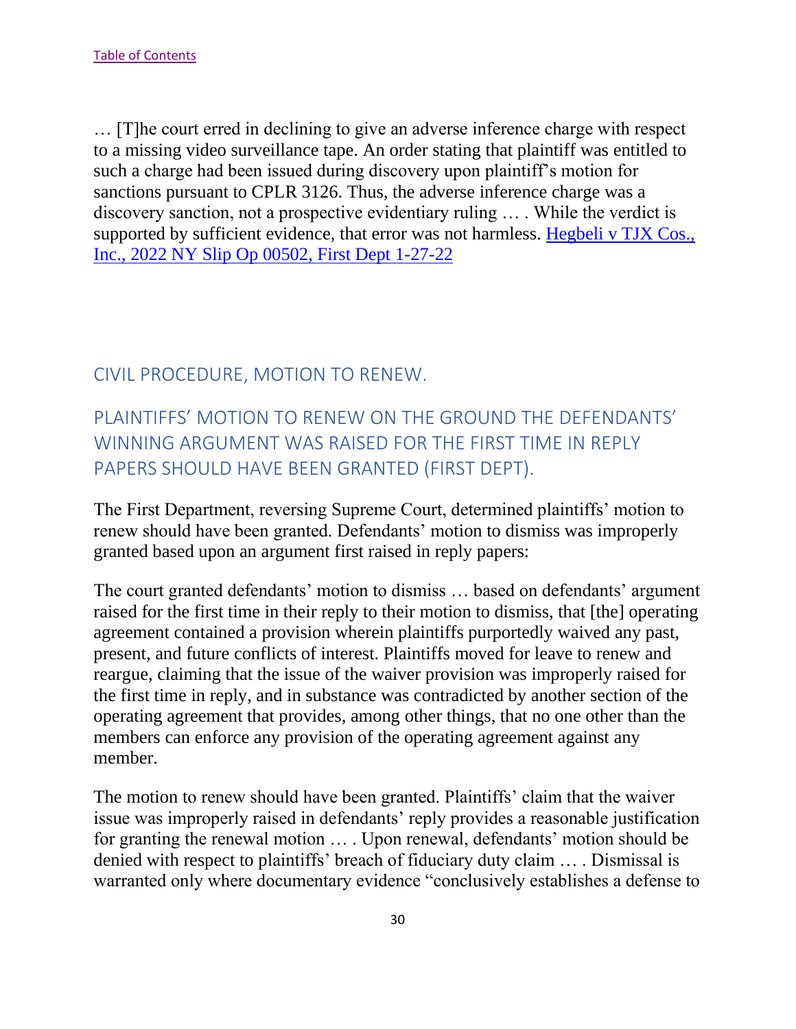[Table of Contents](#)

… [T]he court erred in declining to give an adverse inference charge with respect to a missing video surveillance tape. An order stating that plaintiff was entitled to such a charge had been issued during discovery upon plaintiff's motion for sanctions pursuant to CPLR 3126. Thus, the adverse inference charge was a discovery sanction, not a prospective evidentiary ruling … . While the verdict is supported by sufficient evidence, that error was not harmless. [Hegbeli v TJX Cos., Inc., 2022 NY Slip Op 00502, First Dept 1-27-22](#)

## CIVIL PROCEDURE, MOTION TO RENEW.

## PLAINTIFFS' MOTION TO RENEW ON THE GROUND THE DEFENDANTS' WINNING ARGUMENT WAS RAISED FOR THE FIRST TIME IN REPLY PAPERS SHOULD HAVE BEEN GRANTED (FIRST DEPT).

The First Department, reversing Supreme Court, determined plaintiffs' motion to renew should have been granted. Defendants' motion to dismiss was improperly granted based upon an argument first raised in reply papers:

The court granted defendants' motion to dismiss … based on defendants' argument raised for the first time in their reply to their motion to dismiss, that [the] operating agreement contained a provision wherein plaintiffs purportedly waived any past, present, and future conflicts of interest. Plaintiffs moved for leave to renew and reargue, claiming that the issue of the waiver provision was improperly raised for the first time in reply, and in substance was contradicted by another section of the operating agreement that provides, among other things, that no one other than the members can enforce any provision of the operating agreement against any member.

The motion to renew should have been granted. Plaintiffs' claim that the waiver issue was improperly raised in defendants' reply provides a reasonable justification for granting the renewal motion … . Upon renewal, defendants' motion should be denied with respect to plaintiffs' breach of fiduciary duty claim … . Dismissal is warranted only where documentary evidence "conclusively establishes a defense to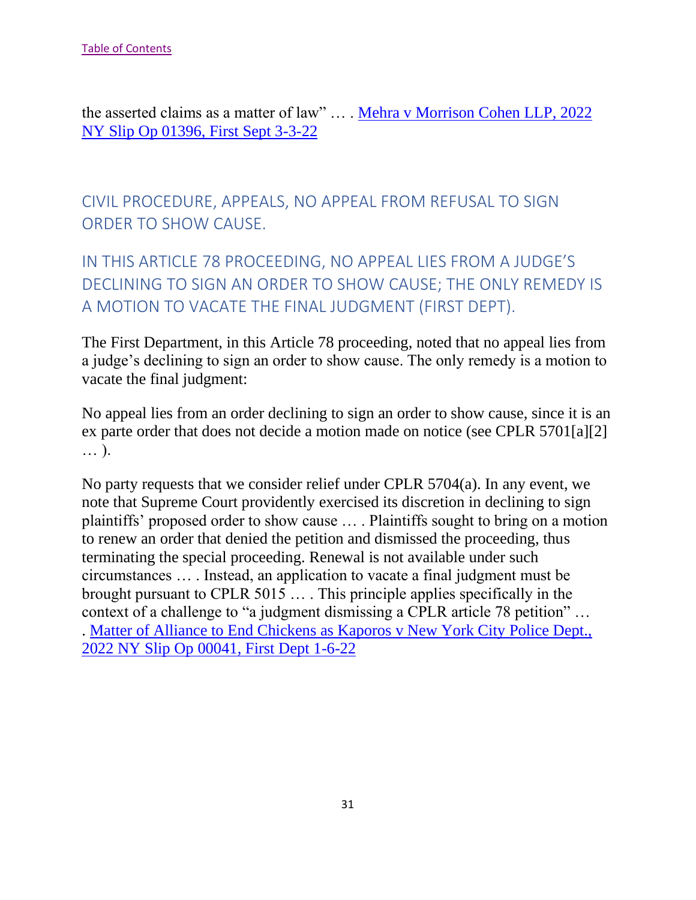the asserted claims as a matter of law" … . [Mehra v Morrison Cohen LLP, 2022 NY Slip Op 01396, First Sept 3-3-22]()

## CIVIL PROCEDURE, APPEALS, NO APPEAL FROM REFUSAL TO SIGN ORDER TO SHOW CAUSE.

## IN THIS ARTICLE 78 PROCEEDING, NO APPEAL LIES FROM A JUDGE'S DECLINING TO SIGN AN ORDER TO SHOW CAUSE; THE ONLY REMEDY IS A MOTION TO VACATE THE FINAL JUDGMENT (FIRST DEPT).

The First Department, in this Article 78 proceeding, noted that no appeal lies from a judge's declining to sign an order to show cause. The only remedy is a motion to vacate the final judgment:

No appeal lies from an order declining to sign an order to show cause, since it is an ex parte order that does not decide a motion made on notice (see CPLR 5701[a][2] … ).

No party requests that we consider relief under CPLR 5704(a). In any event, we note that Supreme Court providently exercised its discretion in declining to sign plaintiffs' proposed order to show cause … . Plaintiffs sought to bring on a motion to renew an order that denied the petition and dismissed the proceeding, thus terminating the special proceeding. Renewal is not available under such circumstances … . Instead, an application to vacate a final judgment must be brought pursuant to CPLR 5015 … . This principle applies specifically in the context of a challenge to "a judgment dismissing a CPLR article 78 petition" … . [Matter of Alliance to End Chickens as Kaporos v New York City Police Dept., 2022 NY Slip Op 00041, First Dept 1-6-22]()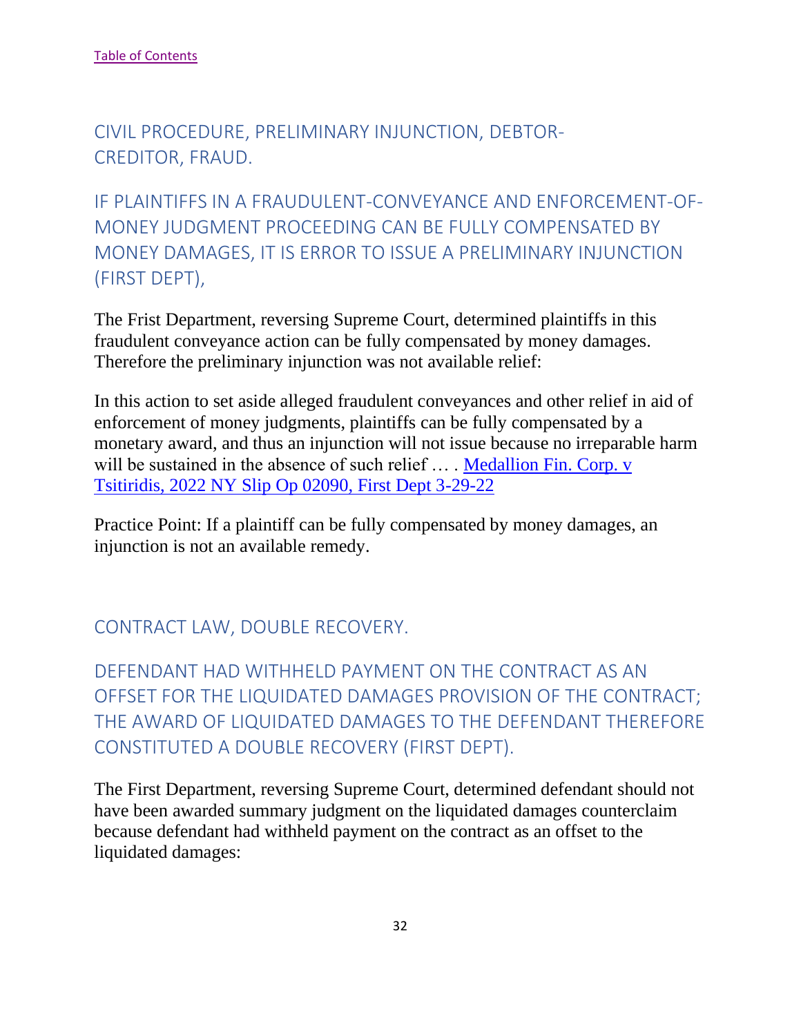[Table of Contents](#)

## CIVIL PROCEDURE, PRELIMINARY INJUNCTION, DEBTOR-CREDITOR, FRAUD.

## IF PLAINTIFFS IN A FRAUDULENT-CONVEYANCE AND ENFORCEMENT-OF-MONEY JUDGMENT PROCEEDING CAN BE FULLY COMPENSATED BY MONEY DAMAGES, IT IS ERROR TO ISSUE A PRELIMINARY INJUNCTION (FIRST DEPT),

The Frist Department, reversing Supreme Court, determined plaintiffs in this fraudulent conveyance action can be fully compensated by money damages. Therefore the preliminary injunction was not available relief:

In this action to set aside alleged fraudulent conveyances and other relief in aid of enforcement of money judgments, plaintiffs can be fully compensated by a monetary award, and thus an injunction will not issue because no irreparable harm will be sustained in the absence of such relief … . [Medallion Fin. Corp. v Tsitiridis, 2022 NY Slip Op 02090, First Dept 3-29-22](#)

Practice Point: If a plaintiff can be fully compensated by money damages, an injunction is not an available remedy.

## CONTRACT LAW, DOUBLE RECOVERY.

## DEFENDANT HAD WITHHELD PAYMENT ON THE CONTRACT AS AN OFFSET FOR THE LIQUIDATED DAMAGES PROVISION OF THE CONTRACT; THE AWARD OF LIQUIDATED DAMAGES TO THE DEFENDANT THEREFORE CONSTITUTED A DOUBLE RECOVERY (FIRST DEPT).

The First Department, reversing Supreme Court, determined defendant should not have been awarded summary judgment on the liquidated damages counterclaim because defendant had withheld payment on the contract as an offset to the liquidated damages: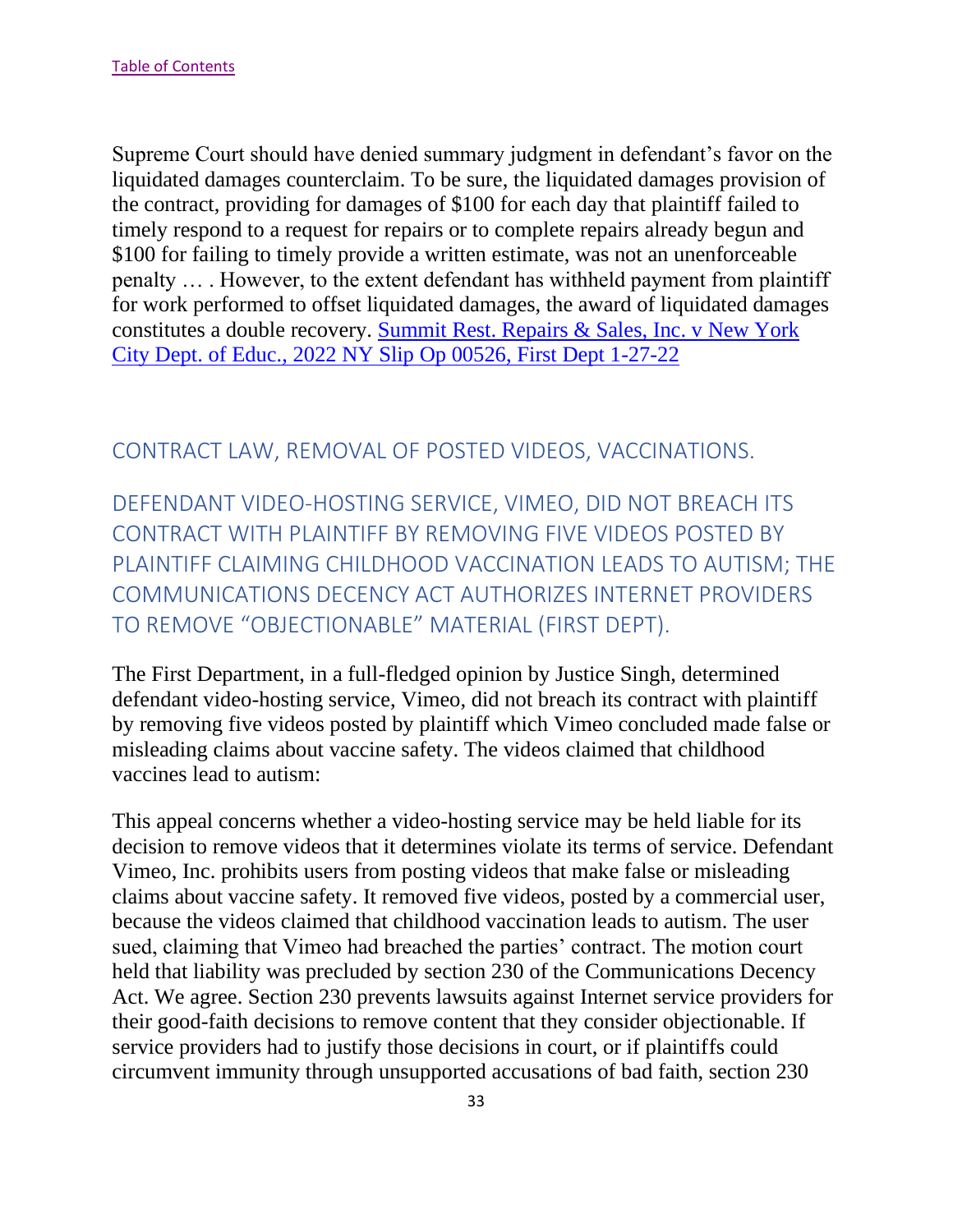Supreme Court should have denied summary judgment in defendant's favor on the liquidated damages counterclaim. To be sure, the liquidated damages provision of the contract, providing for damages of $100 for each day that plaintiff failed to timely respond to a request for repairs or to complete repairs already begun and $100 for failing to timely provide a written estimate, was not an unenforceable penalty … . However, to the extent defendant has withheld payment from plaintiff for work performed to offset liquidated damages, the award of liquidated damages constitutes a double recovery. [Summit Rest. Repairs & Sales, Inc. v New York City Dept. of Educ., 2022 NY Slip Op 00526, First Dept 1-27-22]

## CONTRACT LAW, REMOVAL OF POSTED VIDEOS, VACCINATIONS.

## DEFENDANT VIDEO-HOSTING SERVICE, VIMEO, DID NOT BREACH ITS CONTRACT WITH PLAINTIFF BY REMOVING FIVE VIDEOS POSTED BY PLAINTIFF CLAIMING CHILDHOOD VACCINATION LEADS TO AUTISM; THE COMMUNICATIONS DECENCY ACT AUTHORIZES INTERNET PROVIDERS TO REMOVE "OBJECTIONABLE" MATERIAL (FIRST DEPT).

The First Department, in a full-fledged opinion by Justice Singh, determined defendant video-hosting service, Vimeo, did not breach its contract with plaintiff by removing five videos posted by plaintiff which Vimeo concluded made false or misleading claims about vaccine safety. The videos claimed that childhood vaccines lead to autism:

This appeal concerns whether a video-hosting service may be held liable for its decision to remove videos that it determines violate its terms of service. Defendant Vimeo, Inc. prohibits users from posting videos that make false or misleading claims about vaccine safety. It removed five videos, posted by a commercial user, because the videos claimed that childhood vaccination leads to autism. The user sued, claiming that Vimeo had breached the parties' contract. The motion court held that liability was precluded by section 230 of the Communications Decency Act. We agree. Section 230 prevents lawsuits against Internet service providers for their good-faith decisions to remove content that they consider objectionable. If service providers had to justify those decisions in court, or if plaintiffs could circumvent immunity through unsupported accusations of bad faith, section 230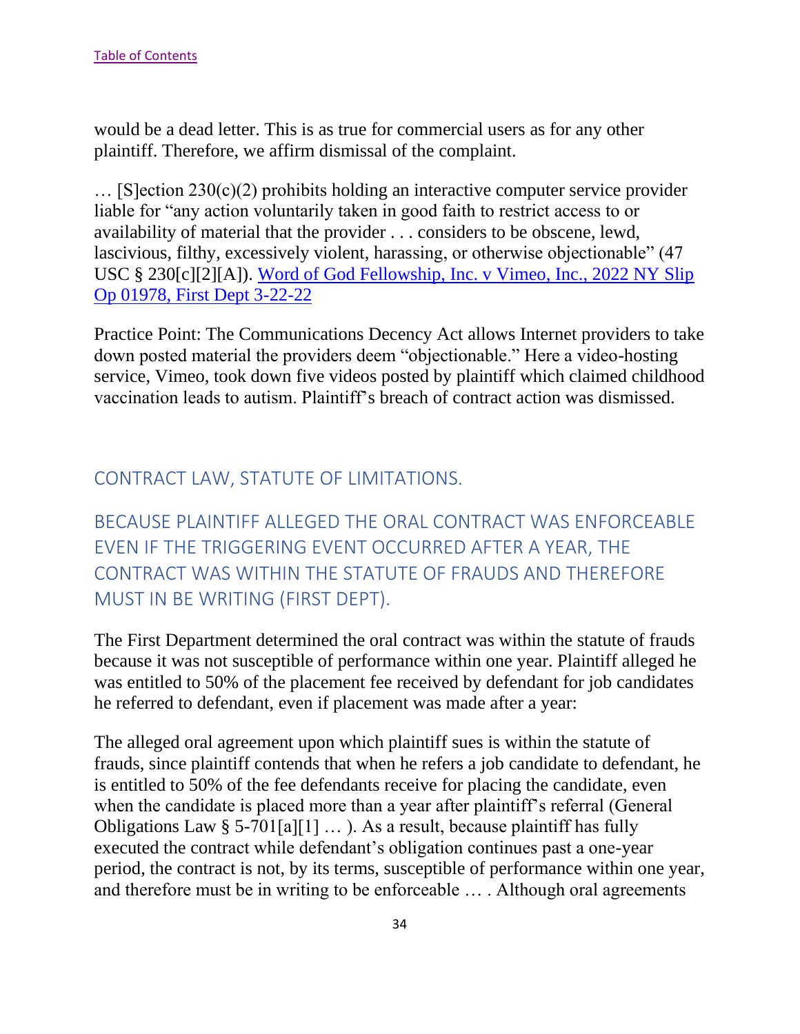would be a dead letter. This is as true for commercial users as for any other plaintiff. Therefore, we affirm dismissal of the complaint.

… [S]ection 230(c)(2) prohibits holding an interactive computer service provider liable for "any action voluntarily taken in good faith to restrict access to or availability of material that the provider . . . considers to be obscene, lewd, lascivious, filthy, excessively violent, harassing, or otherwise objectionable" (47 USC § 230[c][2][A]). Word of God Fellowship, Inc. v Vimeo, Inc., 2022 NY Slip Op 01978, First Dept 3-22-22

Practice Point: The Communications Decency Act allows Internet providers to take down posted material the providers deem "objectionable." Here a video-hosting service, Vimeo, took down five videos posted by plaintiff which claimed childhood vaccination leads to autism. Plaintiff's breach of contract action was dismissed.

## CONTRACT LAW, STATUTE OF LIMITATIONS.

## BECAUSE PLAINTIFF ALLEGED THE ORAL CONTRACT WAS ENFORCEABLE EVEN IF THE TRIGGERING EVENT OCCURRED AFTER A YEAR, THE CONTRACT WAS WITHIN THE STATUTE OF FRAUDS AND THEREFORE MUST IN BE WRITING (FIRST DEPT).

The First Department determined the oral contract was within the statute of frauds because it was not susceptible of performance within one year. Plaintiff alleged he was entitled to 50% of the placement fee received by defendant for job candidates he referred to defendant, even if placement was made after a year:

The alleged oral agreement upon which plaintiff sues is within the statute of frauds, since plaintiff contends that when he refers a job candidate to defendant, he is entitled to 50% of the fee defendants receive for placing the candidate, even when the candidate is placed more than a year after plaintiff's referral (General Obligations Law § 5-701[a][1] … ). As a result, because plaintiff has fully executed the contract while defendant's obligation continues past a one-year period, the contract is not, by its terms, susceptible of performance within one year, and therefore must be in writing to be enforceable … . Although oral agreements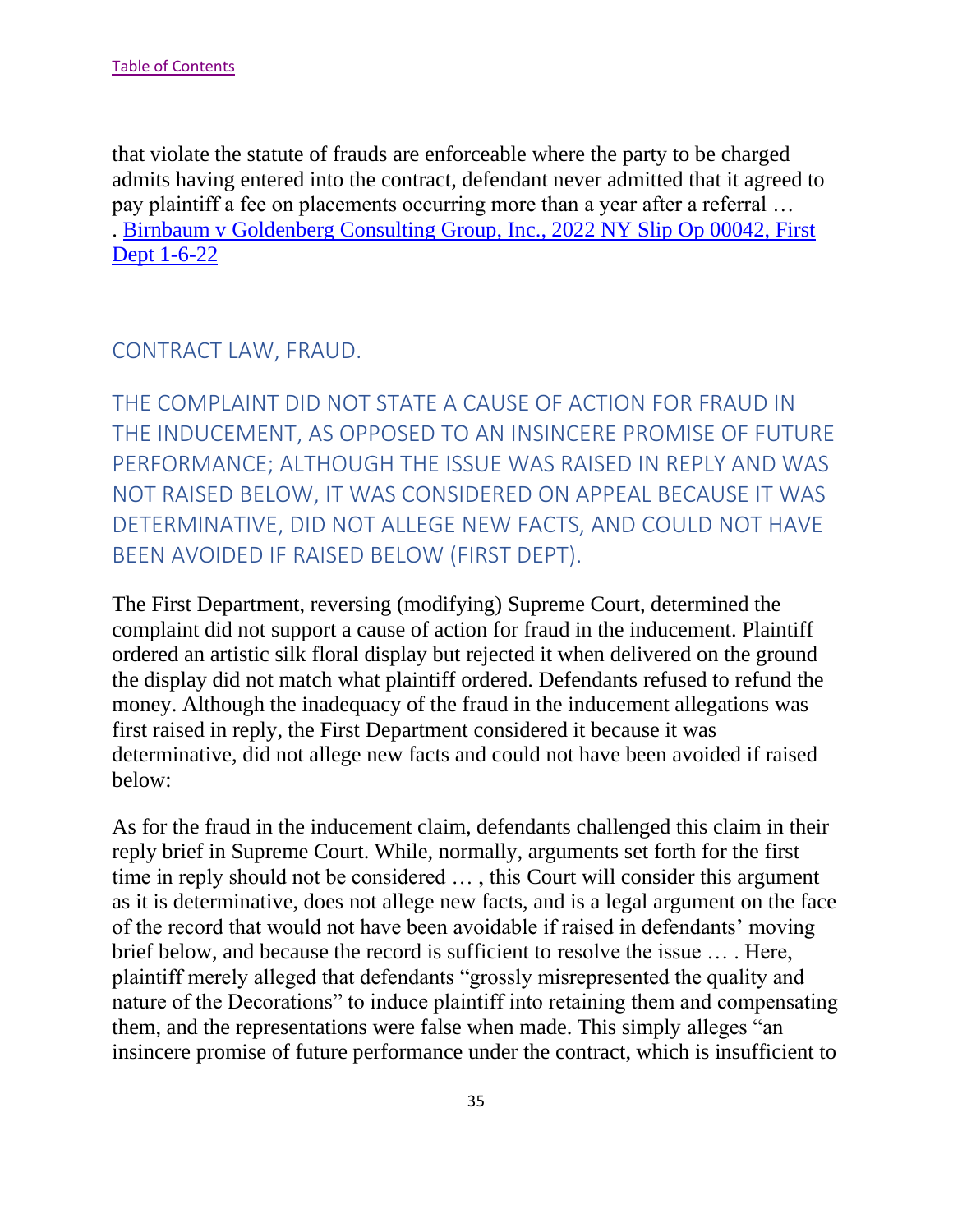that violate the statute of frauds are enforceable where the party to be charged admits having entered into the contract, defendant never admitted that it agreed to pay plaintiff a fee on placements occurring more than a year after a referral … . [Birnbaum v Goldenberg Consulting Group, Inc., 2022 NY Slip Op 00042, First Dept 1-6-22]

## CONTRACT LAW, FRAUD.

## THE COMPLAINT DID NOT STATE A CAUSE OF ACTION FOR FRAUD IN THE INDUCEMENT, AS OPPOSED TO AN INSINCERE PROMISE OF FUTURE PERFORMANCE; ALTHOUGH THE ISSUE WAS RAISED IN REPLY AND WAS NOT RAISED BELOW, IT WAS CONSIDERED ON APPEAL BECAUSE IT WAS DETERMINATIVE, DID NOT ALLEGE NEW FACTS, AND COULD NOT HAVE BEEN AVOIDED IF RAISED BELOW (FIRST DEPT).

The First Department, reversing (modifying) Supreme Court, determined the complaint did not support a cause of action for fraud in the inducement. Plaintiff ordered an artistic silk floral display but rejected it when delivered on the ground the display did not match what plaintiff ordered. Defendants refused to refund the money. Although the inadequacy of the fraud in the inducement allegations was first raised in reply, the First Department considered it because it was determinative, did not allege new facts and could not have been avoided if raised below:

As for the fraud in the inducement claim, defendants challenged this claim in their reply brief in Supreme Court. While, normally, arguments set forth for the first time in reply should not be considered … , this Court will consider this argument as it is determinative, does not allege new facts, and is a legal argument on the face of the record that would not have been avoidable if raised in defendants' moving brief below, and because the record is sufficient to resolve the issue … . Here, plaintiff merely alleged that defendants "grossly misrepresented the quality and nature of the Decorations" to induce plaintiff into retaining them and compensating them, and the representations were false when made. This simply alleges "an insincere promise of future performance under the contract, which is insufficient to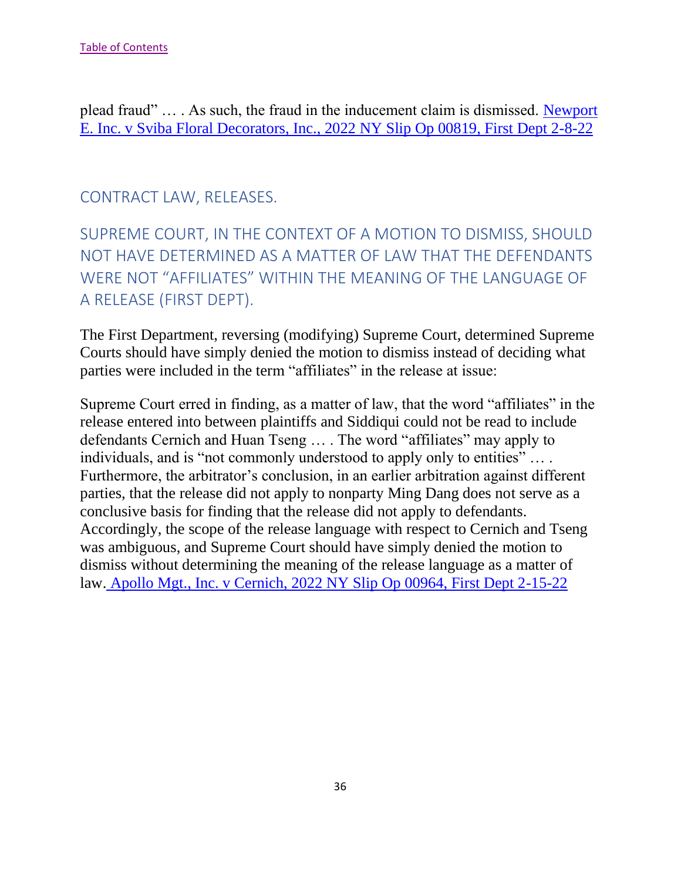plead fraud" … . As such, the fraud in the inducement claim is dismissed. [Newport E. Inc. v Sviba Floral Decorators, Inc., 2022 NY Slip Op 00819, First Dept 2-8-22]

## CONTRACT LAW, RELEASES.

## SUPREME COURT, IN THE CONTEXT OF A MOTION TO DISMISS, SHOULD NOT HAVE DETERMINED AS A MATTER OF LAW THAT THE DEFENDANTS WERE NOT "AFFILIATES" WITHIN THE MEANING OF THE LANGUAGE OF A RELEASE (FIRST DEPT).

The First Department, reversing (modifying) Supreme Court, determined Supreme Courts should have simply denied the motion to dismiss instead of deciding what parties were included in the term "affiliates" in the release at issue:

Supreme Court erred in finding, as a matter of law, that the word "affiliates" in the release entered into between plaintiffs and Siddiqui could not be read to include defendants Cernich and Huan Tseng … . The word "affiliates" may apply to individuals, and is "not commonly understood to apply only to entities" … . Furthermore, the arbitrator's conclusion, in an earlier arbitration against different parties, that the release did not apply to nonparty Ming Dang does not serve as a conclusive basis for finding that the release did not apply to defendants. Accordingly, the scope of the release language with respect to Cernich and Tseng was ambiguous, and Supreme Court should have simply denied the motion to dismiss without determining the meaning of the release language as a matter of law. [Apollo Mgt., Inc. v Cernich, 2022 NY Slip Op 00964, First Dept 2-15-22]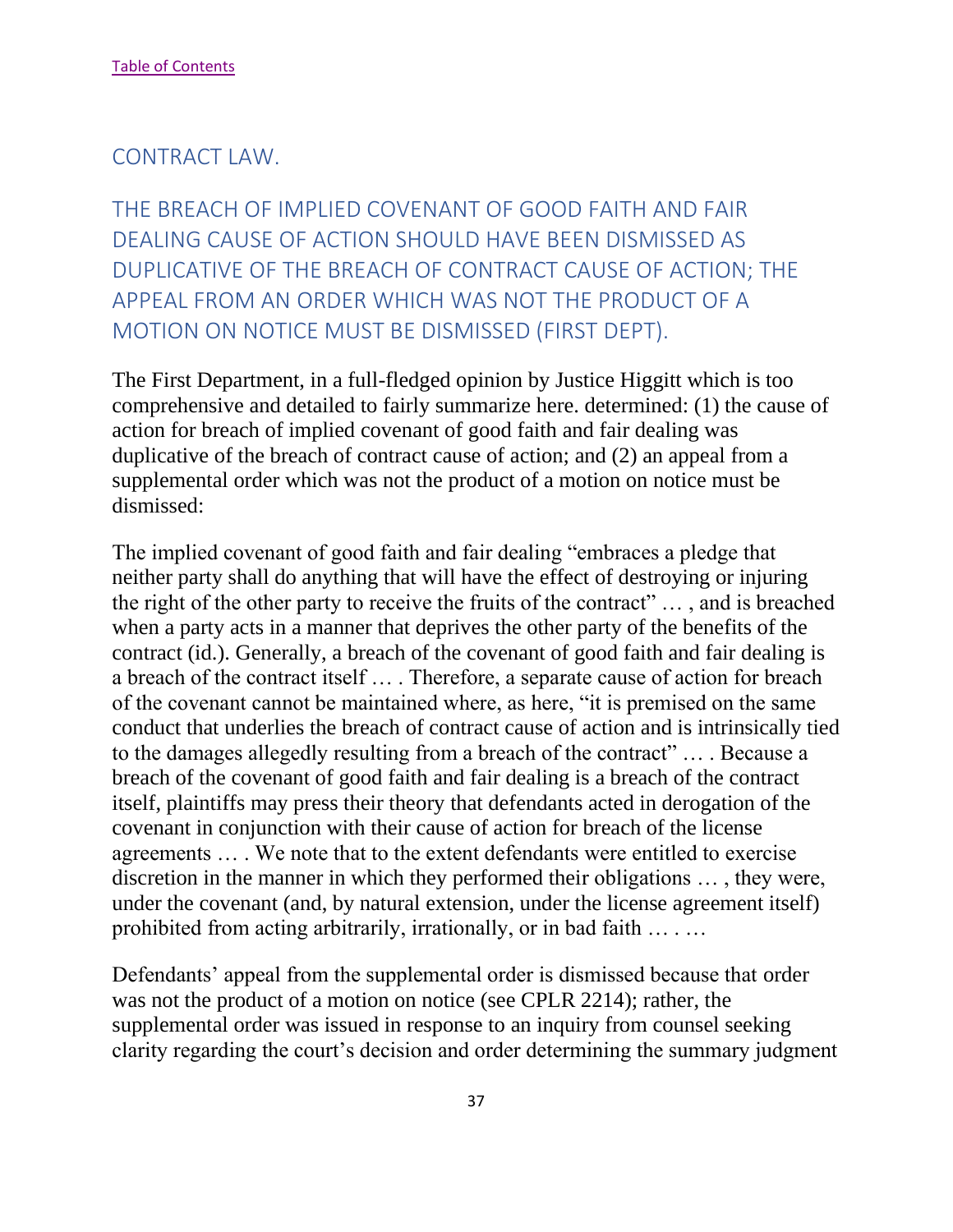[Table of Contents](#)

## CONTRACT LAW.

### THE BREACH OF IMPLIED COVENANT OF GOOD FAITH AND FAIR DEALING CAUSE OF ACTION SHOULD HAVE BEEN DISMISSED AS DUPLICATIVE OF THE BREACH OF CONTRACT CAUSE OF ACTION; THE APPEAL FROM AN ORDER WHICH WAS NOT THE PRODUCT OF A MOTION ON NOTICE MUST BE DISMISSED (FIRST DEPT).

The First Department, in a full-fledged opinion by Justice Higgitt which is too comprehensive and detailed to fairly summarize here. determined: (1) the cause of action for breach of implied covenant of good faith and fair dealing was duplicative of the breach of contract cause of action; and (2) an appeal from a supplemental order which was not the product of a motion on notice must be dismissed:

The implied covenant of good faith and fair dealing "embraces a pledge that neither party shall do anything that will have the effect of destroying or injuring the right of the other party to receive the fruits of the contract" … , and is breached when a party acts in a manner that deprives the other party of the benefits of the contract (id.). Generally, a breach of the covenant of good faith and fair dealing is a breach of the contract itself … . Therefore, a separate cause of action for breach of the covenant cannot be maintained where, as here, "it is premised on the same conduct that underlies the breach of contract cause of action and is intrinsically tied to the damages allegedly resulting from a breach of the contract" … . Because a breach of the covenant of good faith and fair dealing is a breach of the contract itself, plaintiffs may press their theory that defendants acted in derogation of the covenant in conjunction with their cause of action for breach of the license agreements … . We note that to the extent defendants were entitled to exercise discretion in the manner in which they performed their obligations … , they were, under the covenant (and, by natural extension, under the license agreement itself) prohibited from acting arbitrarily, irrationally, or in bad faith … . …

Defendants' appeal from the supplemental order is dismissed because that order was not the product of a motion on notice (see CPLR 2214); rather, the supplemental order was issued in response to an inquiry from counsel seeking clarity regarding the court's decision and order determining the summary judgment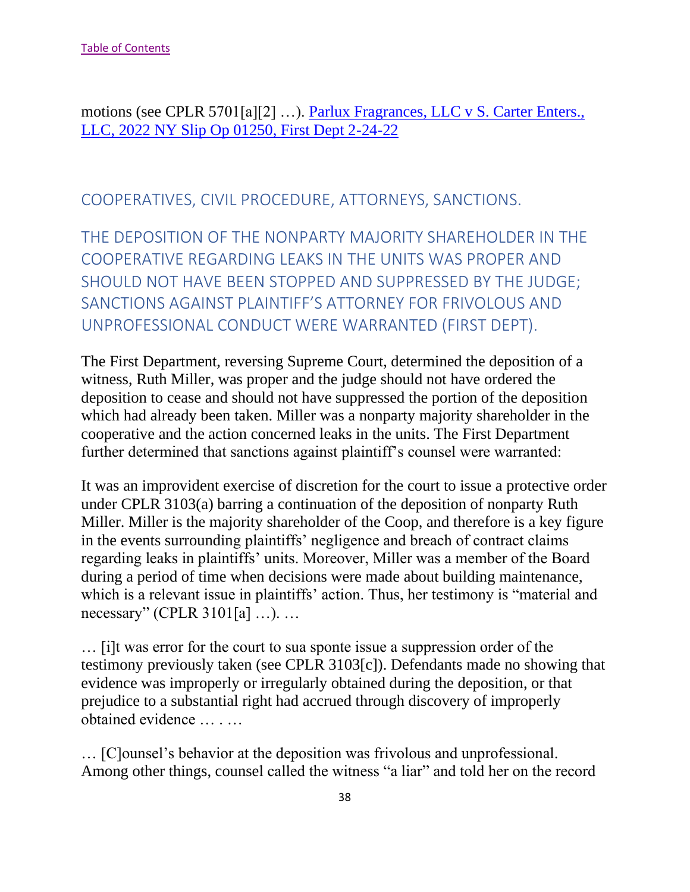motions (see CPLR 5701[a][2] …). [Parlux Fragrances, LLC v S. Carter Enters., LLC, 2022 NY Slip Op 01250, First Dept 2-24-22](#)

## COOPERATIVES, CIVIL PROCEDURE, ATTORNEYS, SANCTIONS.

## THE DEPOSITION OF THE NONPARTY MAJORITY SHAREHOLDER IN THE COOPERATIVE REGARDING LEAKS IN THE UNITS WAS PROPER AND SHOULD NOT HAVE BEEN STOPPED AND SUPPRESSED BY THE JUDGE; SANCTIONS AGAINST PLAINTIFF'S ATTORNEY FOR FRIVOLOUS AND UNPROFESSIONAL CONDUCT WERE WARRANTED (FIRST DEPT).

The First Department, reversing Supreme Court, determined the deposition of a witness, Ruth Miller, was proper and the judge should not have ordered the deposition to cease and should not have suppressed the portion of the deposition which had already been taken. Miller was a nonparty majority shareholder in the cooperative and the action concerned leaks in the units. The First Department further determined that sanctions against plaintiff's counsel were warranted:

It was an improvident exercise of discretion for the court to issue a protective order under CPLR 3103(a) barring a continuation of the deposition of nonparty Ruth Miller. Miller is the majority shareholder of the Coop, and therefore is a key figure in the events surrounding plaintiffs' negligence and breach of contract claims regarding leaks in plaintiffs' units. Moreover, Miller was a member of the Board during a period of time when decisions were made about building maintenance, which is a relevant issue in plaintiffs' action. Thus, her testimony is "material and necessary" (CPLR 3101[a] …). …

… [i]t was error for the court to sua sponte issue a suppression order of the testimony previously taken (see CPLR 3103[c]). Defendants made no showing that evidence was improperly or irregularly obtained during the deposition, or that prejudice to a substantial right had accrued through discovery of improperly obtained evidence … . …

… [C]ounsel's behavior at the deposition was frivolous and unprofessional. Among other things, counsel called the witness "a liar" and told her on the record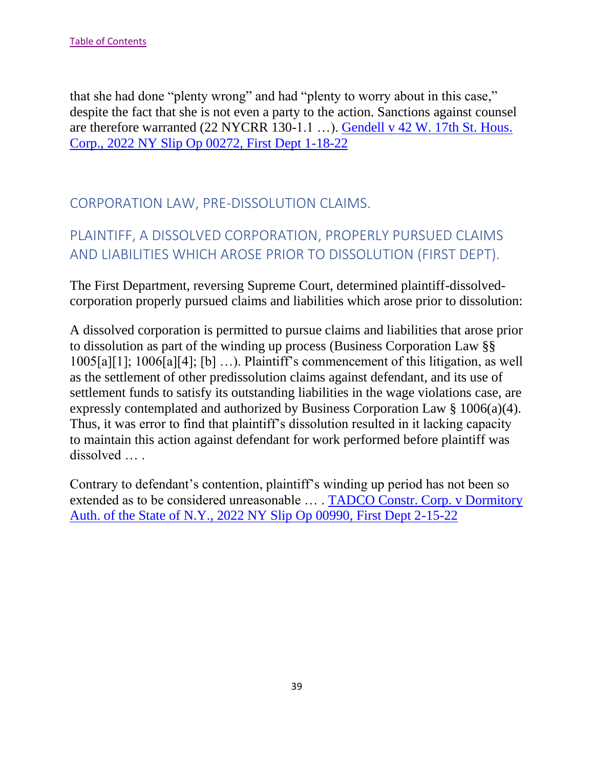that she had done “plenty wrong” and had “plenty to worry about in this case,” despite the fact that she is not even a party to the action. Sanctions against counsel are therefore warranted (22 NYCRR 130-1.1 …). [Gendell v 42 W. 17th St. Hous. Corp., 2022 NY Slip Op 00272, First Dept 1-18-22]()

## CORPORATION LAW, PRE-DISSOLUTION CLAIMS.

## PLAINTIFF, A DISSOLVED CORPORATION, PROPERLY PURSUED CLAIMS AND LIABILITIES WHICH AROSE PRIOR TO DISSOLUTION (FIRST DEPT).

The First Department, reversing Supreme Court, determined plaintiff-dissolved-corporation properly pursued claims and liabilities which arose prior to dissolution:

A dissolved corporation is permitted to pursue claims and liabilities that arose prior to dissolution as part of the winding up process (Business Corporation Law §§ 1005[a][1]; 1006[a][4]; [b] …). Plaintiff’s commencement of this litigation, as well as the settlement of other predissolution claims against defendant, and its use of settlement funds to satisfy its outstanding liabilities in the wage violations case, are expressly contemplated and authorized by Business Corporation Law § 1006(a)(4). Thus, it was error to find that plaintiff’s dissolution resulted in it lacking capacity to maintain this action against defendant for work performed before plaintiff was dissolved … .

Contrary to defendant’s contention, plaintiff’s winding up period has not been so extended as to be considered unreasonable … . [TADCO Constr. Corp. v Dormitory Auth. of the State of N.Y., 2022 NY Slip Op 00990, First Dept 2-15-22]()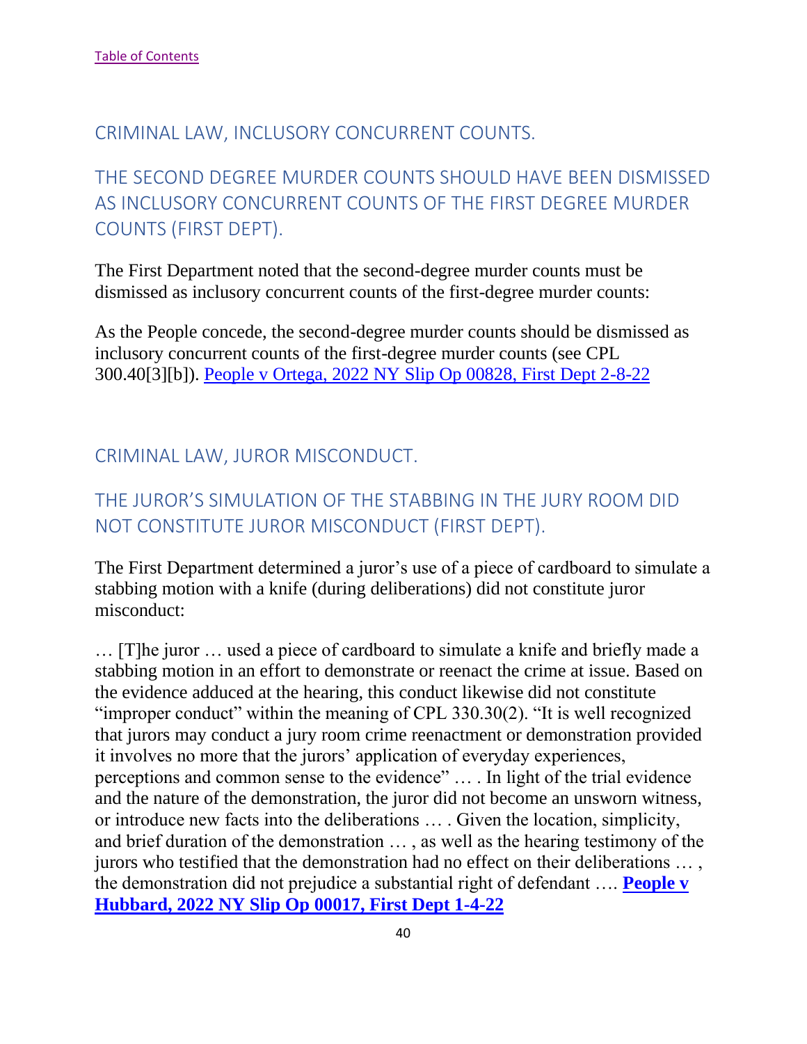[Table of Contents](#)

## CRIMINAL LAW, INCLUSORY CONCURRENT COUNTS.

## THE SECOND DEGREE MURDER COUNTS SHOULD HAVE BEEN DISMISSED AS INCLUSORY CONCURRENT COUNTS OF THE FIRST DEGREE MURDER COUNTS (FIRST DEPT).

The First Department noted that the second-degree murder counts must be dismissed as inclusory concurrent counts of the first-degree murder counts:

As the People concede, the second-degree murder counts should be dismissed as inclusory concurrent counts of the first-degree murder counts (see CPL 300.40[3][b]). [People v Ortega, 2022 NY Slip Op 00828, First Dept 2-8-22](#)

## CRIMINAL LAW, JUROR MISCONDUCT.

## THE JUROR'S SIMULATION OF THE STABBING IN THE JURY ROOM DID NOT CONSTITUTE JUROR MISCONDUCT (FIRST DEPT).

The First Department determined a juror's use of a piece of cardboard to simulate a stabbing motion with a knife (during deliberations) did not constitute juror misconduct:

… [T]he juror … used a piece of cardboard to simulate a knife and briefly made a stabbing motion in an effort to demonstrate or reenact the crime at issue. Based on the evidence adduced at the hearing, this conduct likewise did not constitute "improper conduct" within the meaning of CPL 330.30(2). "It is well recognized that jurors may conduct a jury room crime reenactment or demonstration provided it involves no more that the jurors' application of everyday experiences, perceptions and common sense to the evidence" … . In light of the trial evidence and the nature of the demonstration, the juror did not become an unsworn witness, or introduce new facts into the deliberations … . Given the location, simplicity, and brief duration of the demonstration … , as well as the hearing testimony of the jurors who testified that the demonstration had no effect on their deliberations … , the demonstration did not prejudice a substantial right of defendant …. **[People v Hubbard, 2022 NY Slip Op 00017, First Dept 1-4-22](#)**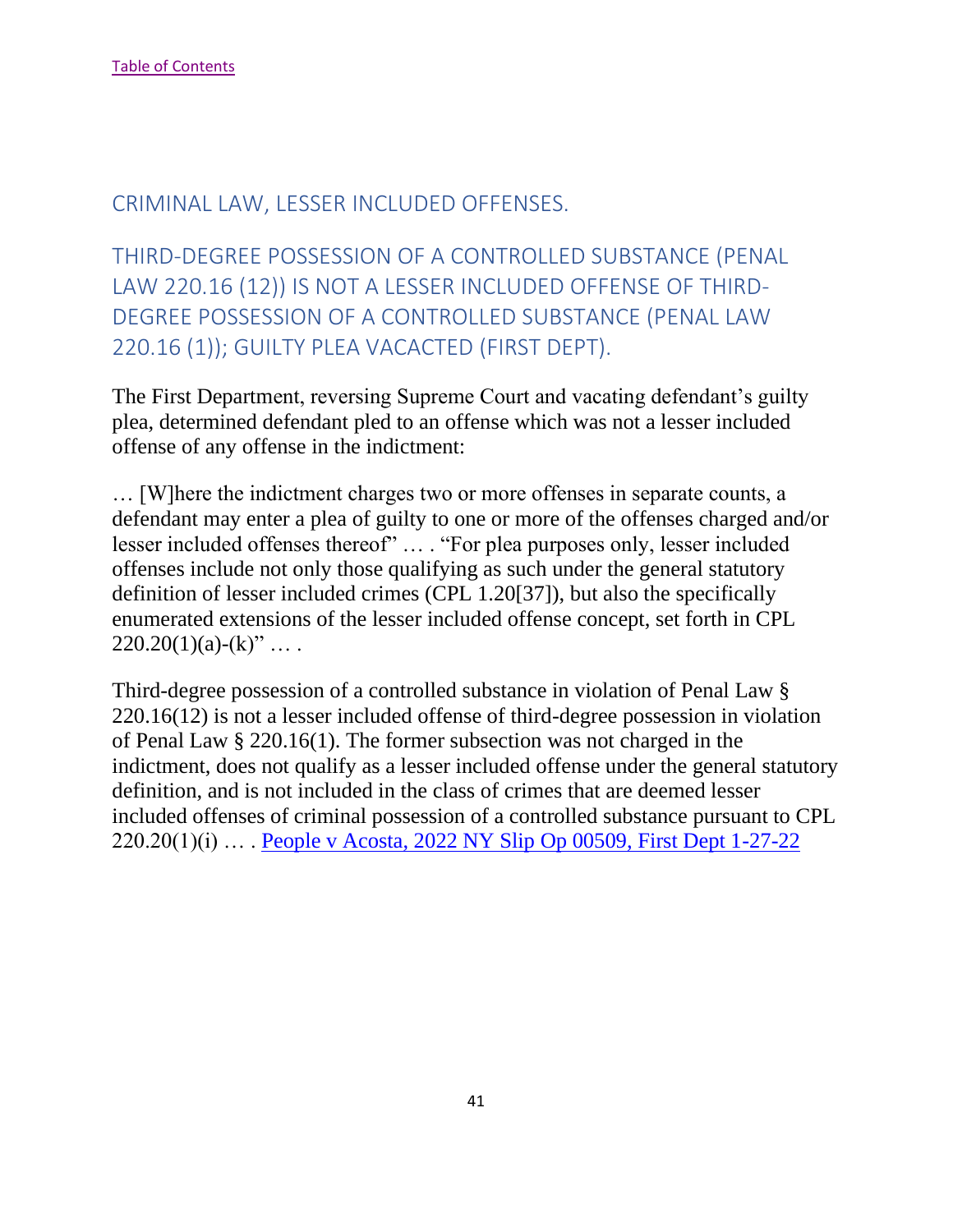[Table of Contents]

## CRIMINAL LAW, LESSER INCLUDED OFFENSES.

## THIRD-DEGREE POSSESSION OF A CONTROLLED SUBSTANCE (PENAL LAW 220.16 (12)) IS NOT A LESSER INCLUDED OFFENSE OF THIRD-DEGREE POSSESSION OF A CONTROLLED SUBSTANCE (PENAL LAW 220.16 (1)); GUILTY PLEA VACACTED (FIRST DEPT).

The First Department, reversing Supreme Court and vacating defendant's guilty plea, determined defendant pled to an offense which was not a lesser included offense of any offense in the indictment:

… [W]here the indictment charges two or more offenses in separate counts, a defendant may enter a plea of guilty to one or more of the offenses charged and/or lesser included offenses thereof" … . "For plea purposes only, lesser included offenses include not only those qualifying as such under the general statutory definition of lesser included crimes (CPL 1.20[37]), but also the specifically enumerated extensions of the lesser included offense concept, set forth in CPL 220.20(1)(a)-(k)" … .

Third-degree possession of a controlled substance in violation of Penal Law § 220.16(12) is not a lesser included offense of third-degree possession in violation of Penal Law § 220.16(1). The former subsection was not charged in the indictment, does not qualify as a lesser included offense under the general statutory definition, and is not included in the class of crimes that are deemed lesser included offenses of criminal possession of a controlled substance pursuant to CPL 220.20(1)(i) … . [People v Acosta, 2022 NY Slip Op 00509, First Dept 1-27-22]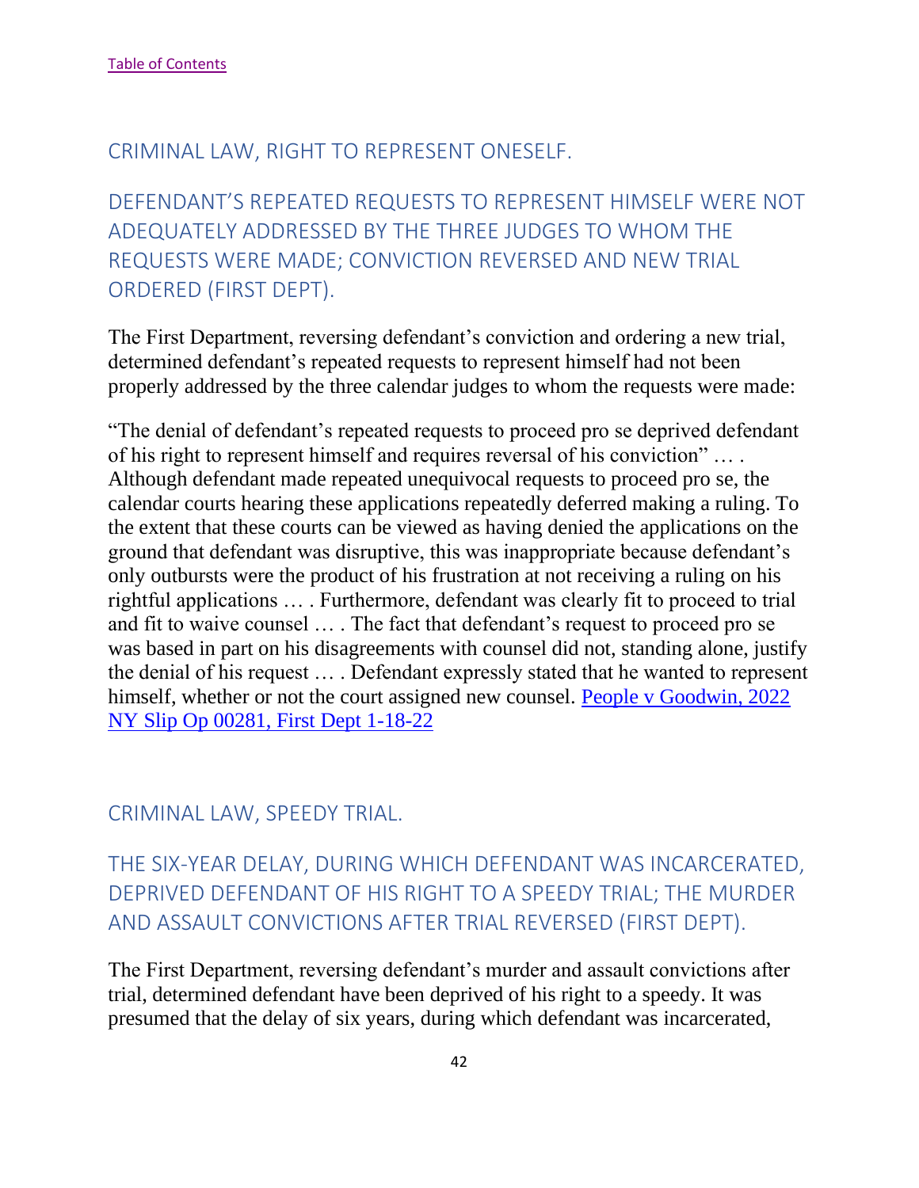[Table of Contents](#)

## CRIMINAL LAW, RIGHT TO REPRESENT ONESELF.

### DEFENDANT'S REPEATED REQUESTS TO REPRESENT HIMSELF WERE NOT ADEQUATELY ADDRESSED BY THE THREE JUDGES TO WHOM THE REQUESTS WERE MADE; CONVICTION REVERSED AND NEW TRIAL ORDERED (FIRST DEPT).

The First Department, reversing defendant's conviction and ordering a new trial, determined defendant's repeated requests to represent himself had not been properly addressed by the three calendar judges to whom the requests were made:

"The denial of defendant's repeated requests to proceed pro se deprived defendant of his right to represent himself and requires reversal of his conviction" … . Although defendant made repeated unequivocal requests to proceed pro se, the calendar courts hearing these applications repeatedly deferred making a ruling. To the extent that these courts can be viewed as having denied the applications on the ground that defendant was disruptive, this was inappropriate because defendant's only outbursts were the product of his frustration at not receiving a ruling on his rightful applications … . Furthermore, defendant was clearly fit to proceed to trial and fit to waive counsel … . The fact that defendant's request to proceed pro se was based in part on his disagreements with counsel did not, standing alone, justify the denial of his request … . Defendant expressly stated that he wanted to represent himself, whether or not the court assigned new counsel. [People v Goodwin, 2022 NY Slip Op 00281, First Dept 1-18-22](#)

## CRIMINAL LAW, SPEEDY TRIAL.

### THE SIX-YEAR DELAY, DURING WHICH DEFENDANT WAS INCARCERATED, DEPRIVED DEFENDANT OF HIS RIGHT TO A SPEEDY TRIAL; THE MURDER AND ASSAULT CONVICTIONS AFTER TRIAL REVERSED (FIRST DEPT).

The First Department, reversing defendant's murder and assault convictions after trial, determined defendant have been deprived of his right to a speedy. It was presumed that the delay of six years, during which defendant was incarcerated,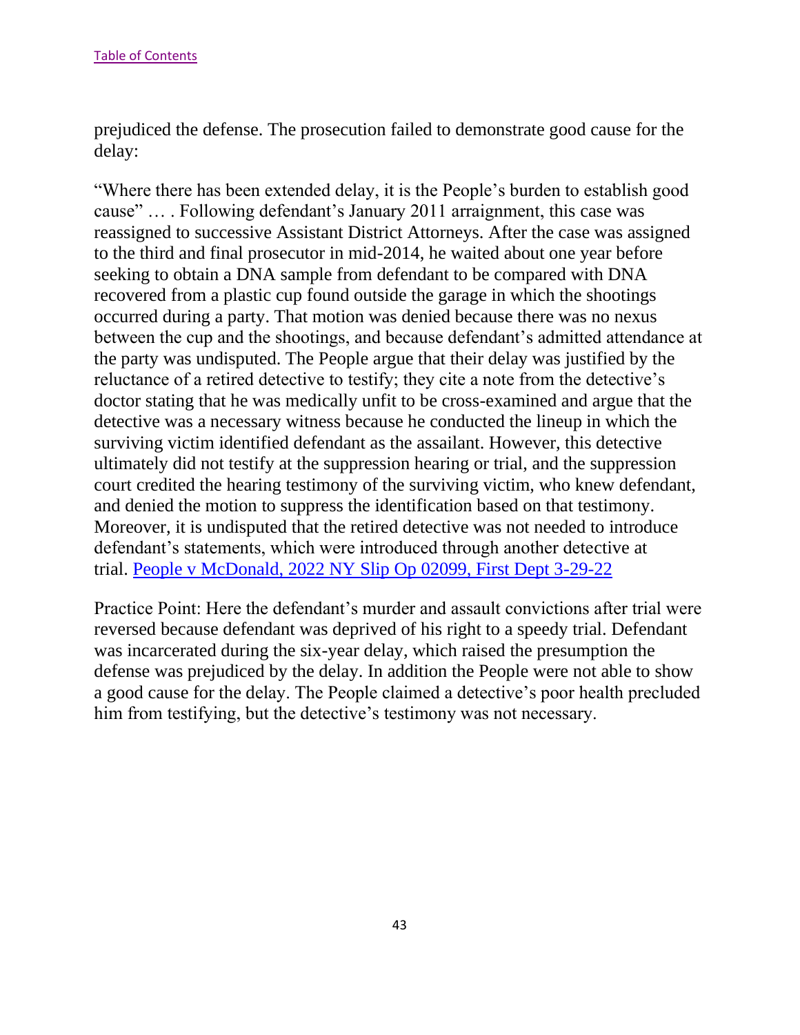prejudiced the defense. The prosecution failed to demonstrate good cause for the delay:

"Where there has been extended delay, it is the People's burden to establish good cause" … . Following defendant's January 2011 arraignment, this case was reassigned to successive Assistant District Attorneys. After the case was assigned to the third and final prosecutor in mid-2014, he waited about one year before seeking to obtain a DNA sample from defendant to be compared with DNA recovered from a plastic cup found outside the garage in which the shootings occurred during a party. That motion was denied because there was no nexus between the cup and the shootings, and because defendant's admitted attendance at the party was undisputed. The People argue that their delay was justified by the reluctance of a retired detective to testify; they cite a note from the detective's doctor stating that he was medically unfit to be cross-examined and argue that the detective was a necessary witness because he conducted the lineup in which the surviving victim identified defendant as the assailant. However, this detective ultimately did not testify at the suppression hearing or trial, and the suppression court credited the hearing testimony of the surviving victim, who knew defendant, and denied the motion to suppress the identification based on that testimony. Moreover, it is undisputed that the retired detective was not needed to introduce defendant's statements, which were introduced through another detective at trial. [People v McDonald, 2022 NY Slip Op 02099, First Dept 3-29-22]

Practice Point: Here the defendant's murder and assault convictions after trial were reversed because defendant was deprived of his right to a speedy trial. Defendant was incarcerated during the six-year delay, which raised the presumption the defense was prejudiced by the delay. In addition the People were not able to show a good cause for the delay. The People claimed a detective's poor health precluded him from testifying, but the detective's testimony was not necessary.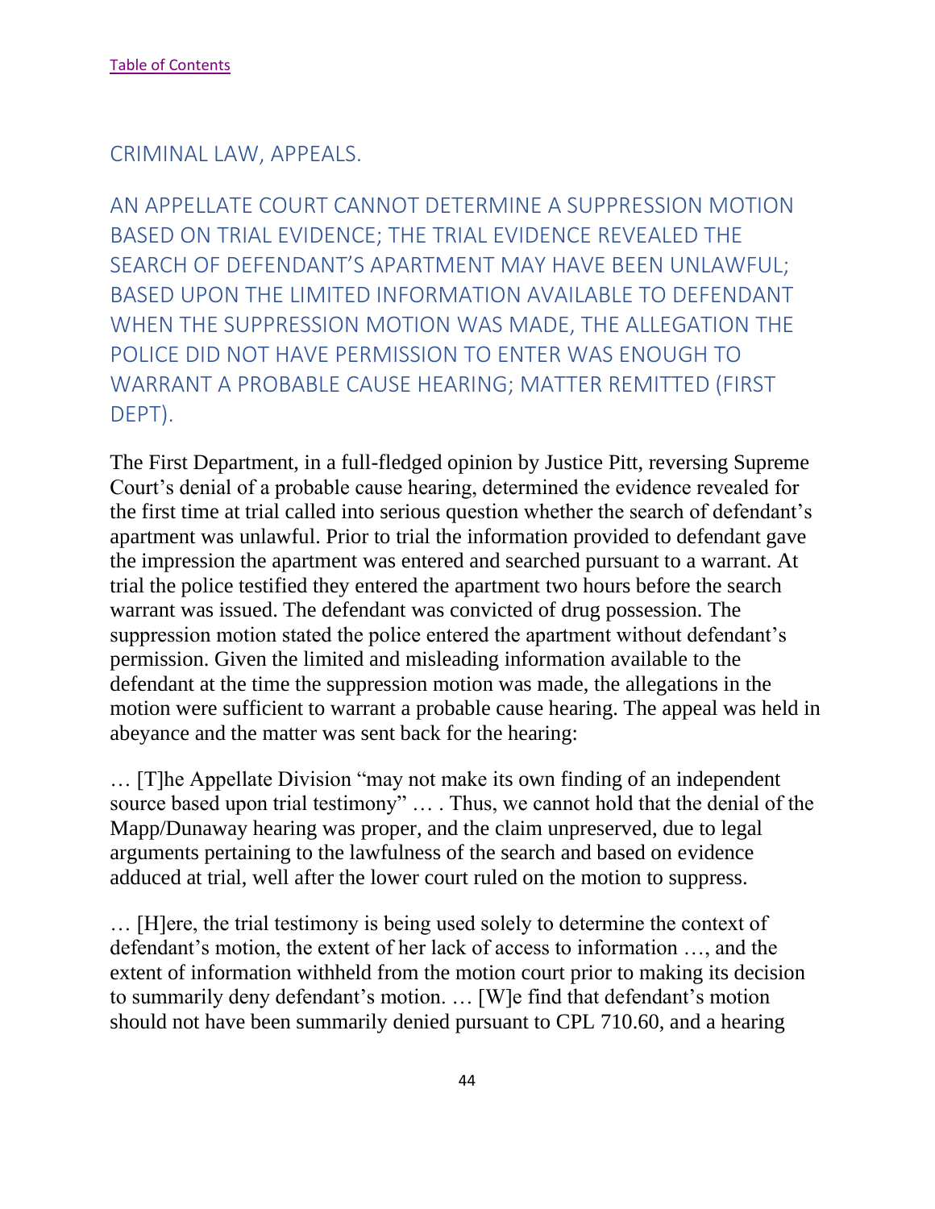CRIMINAL LAW, APPEALS.

## AN APPELLATE COURT CANNOT DETERMINE A SUPPRESSION MOTION BASED ON TRIAL EVIDENCE; THE TRIAL EVIDENCE REVEALED THE SEARCH OF DEFENDANT'S APARTMENT MAY HAVE BEEN UNLAWFUL; BASED UPON THE LIMITED INFORMATION AVAILABLE TO DEFENDANT WHEN THE SUPPRESSION MOTION WAS MADE, THE ALLEGATION THE POLICE DID NOT HAVE PERMISSION TO ENTER WAS ENOUGH TO WARRANT A PROBABLE CAUSE HEARING; MATTER REMITTED (FIRST DEPT).

The First Department, in a full-fledged opinion by Justice Pitt, reversing Supreme Court's denial of a probable cause hearing, determined the evidence revealed for the first time at trial called into serious question whether the search of defendant's apartment was unlawful. Prior to trial the information provided to defendant gave the impression the apartment was entered and searched pursuant to a warrant. At trial the police testified they entered the apartment two hours before the search warrant was issued. The defendant was convicted of drug possession. The suppression motion stated the police entered the apartment without defendant's permission. Given the limited and misleading information available to the defendant at the time the suppression motion was made, the allegations in the motion were sufficient to warrant a probable cause hearing. The appeal was held in abeyance and the matter was sent back for the hearing:

… [T]he Appellate Division "may not make its own finding of an independent source based upon trial testimony" … . Thus, we cannot hold that the denial of the Mapp/Dunaway hearing was proper, and the claim unpreserved, due to legal arguments pertaining to the lawfulness of the search and based on evidence adduced at trial, well after the lower court ruled on the motion to suppress.

… [H]ere, the trial testimony is being used solely to determine the context of defendant's motion, the extent of her lack of access to information …, and the extent of information withheld from the motion court prior to making its decision to summarily deny defendant's motion. … [W]e find that defendant's motion should not have been summarily denied pursuant to CPL 710.60, and a hearing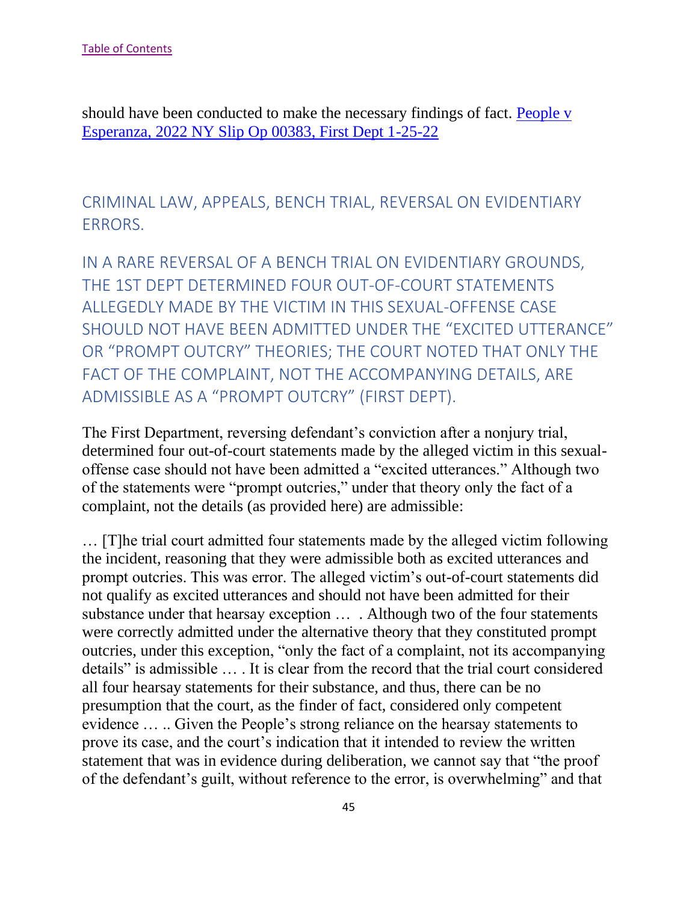should have been conducted to make the necessary findings of fact. [People v Esperanza, 2022 NY Slip Op 00383, First Dept 1-25-22]

## CRIMINAL LAW, APPEALS, BENCH TRIAL, REVERSAL ON EVIDENTIARY ERRORS.

### IN A RARE REVERSAL OF A BENCH TRIAL ON EVIDENTIARY GROUNDS, THE 1ST DEPT DETERMINED FOUR OUT-OF-COURT STATEMENTS ALLEGEDLY MADE BY THE VICTIM IN THIS SEXUAL-OFFENSE CASE SHOULD NOT HAVE BEEN ADMITTED UNDER THE "EXCITED UTTERANCE" OR "PROMPT OUTCRY" THEORIES; THE COURT NOTED THAT ONLY THE FACT OF THE COMPLAINT, NOT THE ACCOMPANYING DETAILS, ARE ADMISSIBLE AS A "PROMPT OUTCRY" (FIRST DEPT).

The First Department, reversing defendant's conviction after a nonjury trial, determined four out-of-court statements made by the alleged victim in this sexual-offense case should not have been admitted a "excited utterances." Although two of the statements were "prompt outcries," under that theory only the fact of a complaint, not the details (as provided here) are admissible:

… [T]he trial court admitted four statements made by the alleged victim following the incident, reasoning that they were admissible both as excited utterances and prompt outcries. This was error. The alleged victim's out-of-court statements did not qualify as excited utterances and should not have been admitted for their substance under that hearsay exception … . Although two of the four statements were correctly admitted under the alternative theory that they constituted prompt outcries, under this exception, "only the fact of a complaint, not its accompanying details" is admissible … . It is clear from the record that the trial court considered all four hearsay statements for their substance, and thus, there can be no presumption that the court, as the finder of fact, considered only competent evidence … .. Given the People's strong reliance on the hearsay statements to prove its case, and the court's indication that it intended to review the written statement that was in evidence during deliberation, we cannot say that "the proof of the defendant's guilt, without reference to the error, is overwhelming" and that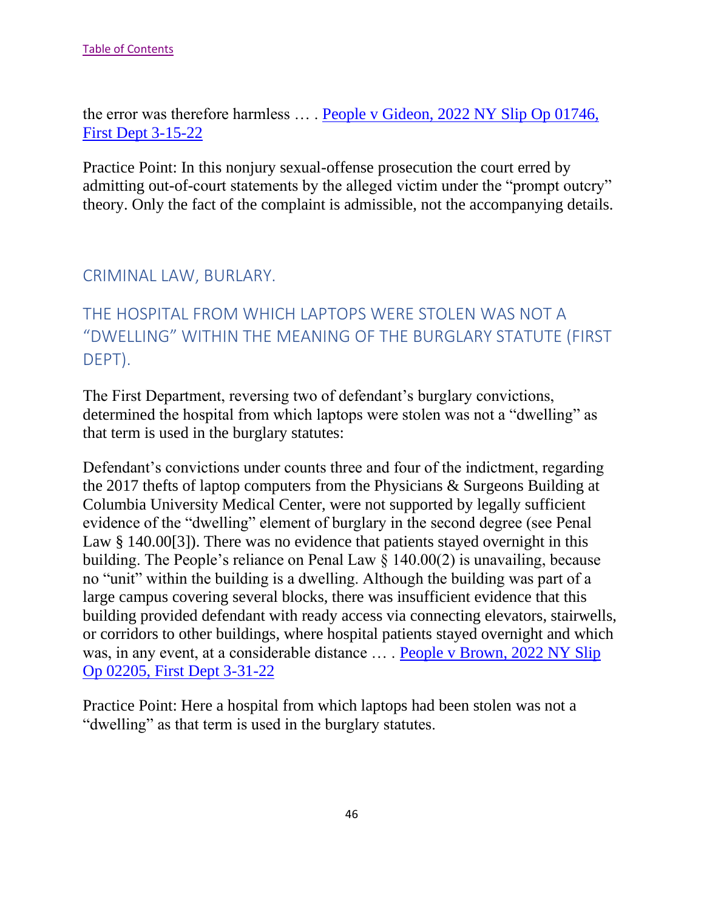the error was therefore harmless … . [People v Gideon, 2022 NY Slip Op 01746, First Dept 3-15-22]()

Practice Point: In this nonjury sexual-offense prosecution the court erred by admitting out-of-court statements by the alleged victim under the "prompt outcry" theory. Only the fact of the complaint is admissible, not the accompanying details.

## CRIMINAL LAW, BURLARY.

## THE HOSPITAL FROM WHICH LAPTOPS WERE STOLEN WAS NOT A "DWELLING" WITHIN THE MEANING OF THE BURGLARY STATUTE (FIRST DEPT).

The First Department, reversing two of defendant's burglary convictions, determined the hospital from which laptops were stolen was not a "dwelling" as that term is used in the burglary statutes:

Defendant's convictions under counts three and four of the indictment, regarding the 2017 thefts of laptop computers from the Physicians & Surgeons Building at Columbia University Medical Center, were not supported by legally sufficient evidence of the "dwelling" element of burglary in the second degree (see Penal Law § 140.00[3]). There was no evidence that patients stayed overnight in this building. The People's reliance on Penal Law § 140.00(2) is unavailing, because no "unit" within the building is a dwelling. Although the building was part of a large campus covering several blocks, there was insufficient evidence that this building provided defendant with ready access via connecting elevators, stairwells, or corridors to other buildings, where hospital patients stayed overnight and which was, in any event, at a considerable distance … . [People v Brown, 2022 NY Slip Op 02205, First Dept 3-31-22]()

Practice Point: Here a hospital from which laptops had been stolen was not a "dwelling" as that term is used in the burglary statutes.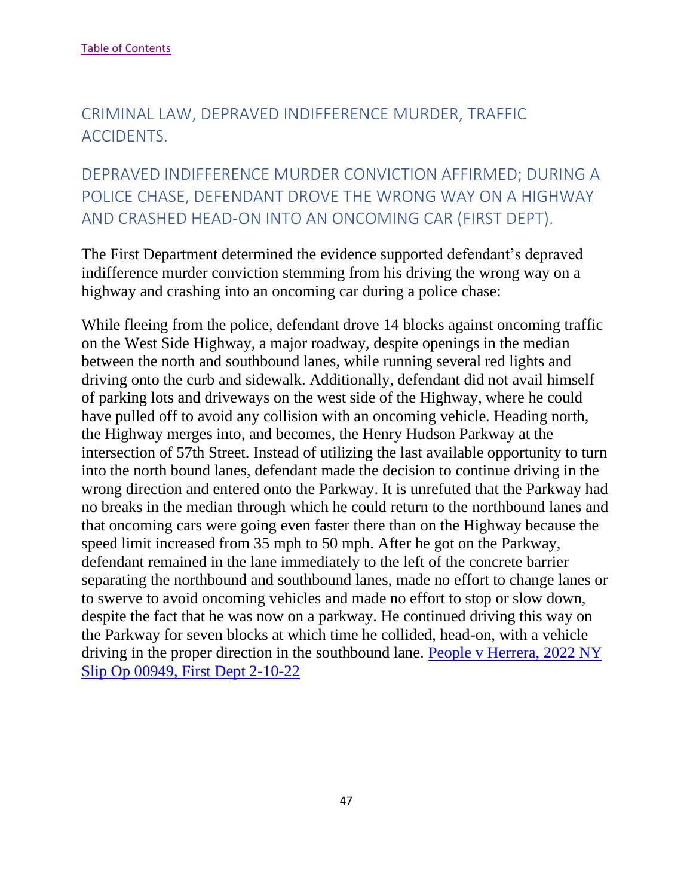[Table of Contents](#)

## CRIMINAL LAW, DEPRAVED INDIFFERENCE MURDER, TRAFFIC ACCIDENTS.

## DEPRAVED INDIFFERENCE MURDER CONVICTION AFFIRMED; DURING A POLICE CHASE, DEFENDANT DROVE THE WRONG WAY ON A HIGHWAY AND CRASHED HEAD-ON INTO AN ONCOMING CAR (FIRST DEPT).

The First Department determined the evidence supported defendant's depraved indifference murder conviction stemming from his driving the wrong way on a highway and crashing into an oncoming car during a police chase:

While fleeing from the police, defendant drove 14 blocks against oncoming traffic on the West Side Highway, a major roadway, despite openings in the median between the north and southbound lanes, while running several red lights and driving onto the curb and sidewalk. Additionally, defendant did not avail himself of parking lots and driveways on the west side of the Highway, where he could have pulled off to avoid any collision with an oncoming vehicle. Heading north, the Highway merges into, and becomes, the Henry Hudson Parkway at the intersection of 57th Street. Instead of utilizing the last available opportunity to turn into the north bound lanes, defendant made the decision to continue driving in the wrong direction and entered onto the Parkway. It is unrefuted that the Parkway had no breaks in the median through which he could return to the northbound lanes and that oncoming cars were going even faster there than on the Highway because the speed limit increased from 35 mph to 50 mph. After he got on the Parkway, defendant remained in the lane immediately to the left of the concrete barrier separating the northbound and southbound lanes, made no effort to change lanes or to swerve to avoid oncoming vehicles and made no effort to stop or slow down, despite the fact that he was now on a parkway. He continued driving this way on the Parkway for seven blocks at which time he collided, head-on, with a vehicle driving in the proper direction in the southbound lane. [People v Herrera, 2022 NY Slip Op 00949, First Dept 2-10-22](#)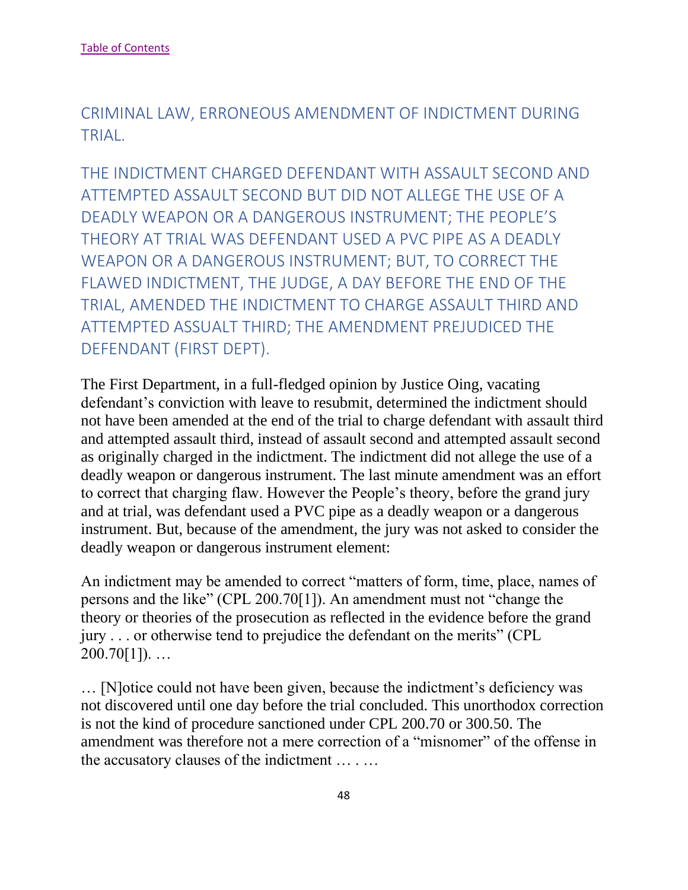[Table of Contents](#)

## CRIMINAL LAW, ERRONEOUS AMENDMENT OF INDICTMENT DURING TRIAL.

## THE INDICTMENT CHARGED DEFENDANT WITH ASSAULT SECOND AND ATTEMPTED ASSAULT SECOND BUT DID NOT ALLEGE THE USE OF A DEADLY WEAPON OR A DANGEROUS INSTRUMENT; THE PEOPLE'S THEORY AT TRIAL WAS DEFENDANT USED A PVC PIPE AS A DEADLY WEAPON OR A DANGEROUS INSTRUMENT; BUT, TO CORRECT THE FLAWED INDICTMENT, THE JUDGE, A DAY BEFORE THE END OF THE TRIAL, AMENDED THE INDICTMENT TO CHARGE ASSAULT THIRD AND ATTEMPTED ASSUALT THIRD; THE AMENDMENT PREJUDICED THE DEFENDANT (FIRST DEPT).

The First Department, in a full-fledged opinion by Justice Oing, vacating defendant's conviction with leave to resubmit, determined the indictment should not have been amended at the end of the trial to charge defendant with assault third and attempted assault third, instead of assault second and attempted assault second as originally charged in the indictment. The indictment did not allege the use of a deadly weapon or dangerous instrument. The last minute amendment was an effort to correct that charging flaw. However the People's theory, before the grand jury and at trial, was defendant used a PVC pipe as a deadly weapon or a dangerous instrument. But, because of the amendment, the jury was not asked to consider the deadly weapon or dangerous instrument element:

An indictment may be amended to correct "matters of form, time, place, names of persons and the like" (CPL 200.70[1]). An amendment must not "change the theory or theories of the prosecution as reflected in the evidence before the grand jury . . . or otherwise tend to prejudice the defendant on the merits" (CPL 200.70[1]). …

… [N]otice could not have been given, because the indictment's deficiency was not discovered until one day before the trial concluded. This unorthodox correction is not the kind of procedure sanctioned under CPL 200.70 or 300.50. The amendment was therefore not a mere correction of a "misnomer" of the offense in the accusatory clauses of the indictment … . …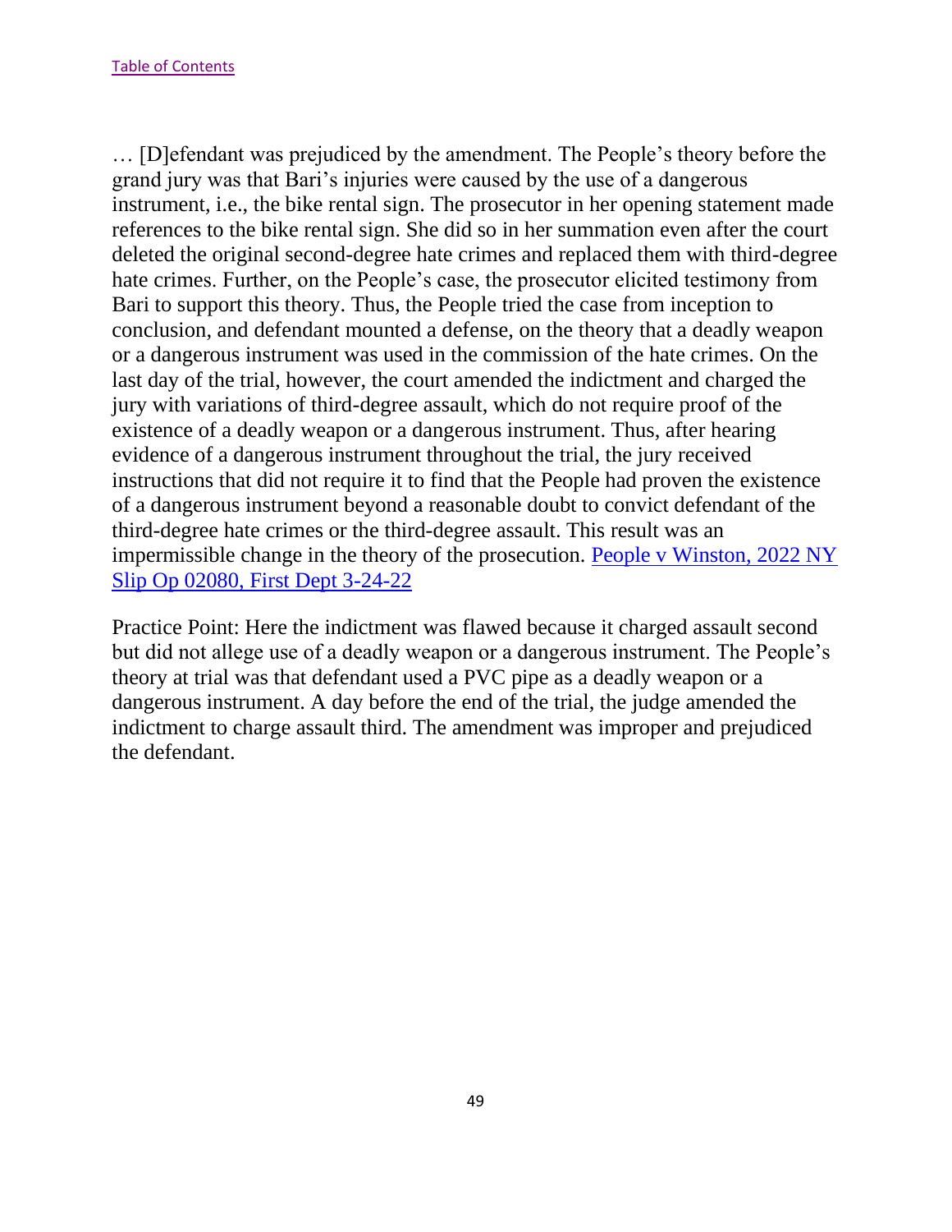[Table of Contents](#)

… [D]efendant was prejudiced by the amendment. The People's theory before the grand jury was that Bari's injuries were caused by the use of a dangerous instrument, i.e., the bike rental sign. The prosecutor in her opening statement made references to the bike rental sign. She did so in her summation even after the court deleted the original second-degree hate crimes and replaced them with third-degree hate crimes. Further, on the People's case, the prosecutor elicited testimony from Bari to support this theory. Thus, the People tried the case from inception to conclusion, and defendant mounted a defense, on the theory that a deadly weapon or a dangerous instrument was used in the commission of the hate crimes. On the last day of the trial, however, the court amended the indictment and charged the jury with variations of third-degree assault, which do not require proof of the existence of a deadly weapon or a dangerous instrument. Thus, after hearing evidence of a dangerous instrument throughout the trial, the jury received instructions that did not require it to find that the People had proven the existence of a dangerous instrument beyond a reasonable doubt to convict defendant of the third-degree hate crimes or the third-degree assault. This result was an impermissible change in the theory of the prosecution. [People v Winston, 2022 NY Slip Op 02080, First Dept 3-24-22](#)

Practice Point: Here the indictment was flawed because it charged assault second but did not allege use of a deadly weapon or a dangerous instrument. The People's theory at trial was that defendant used a PVC pipe as a deadly weapon or a dangerous instrument. A day before the end of the trial, the judge amended the indictment to charge assault third. The amendment was improper and prejudiced the defendant.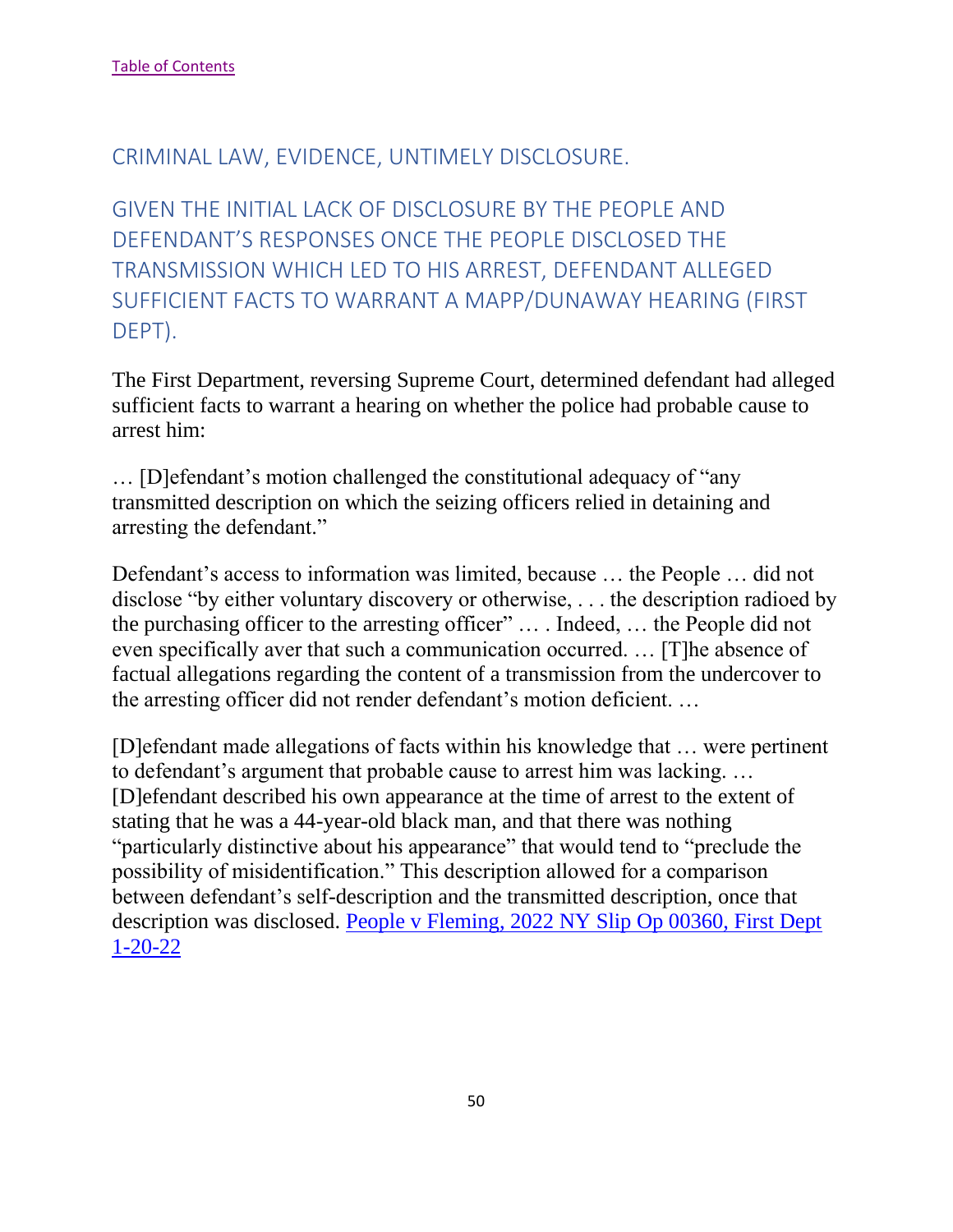[Table of Contents](#)

## CRIMINAL LAW, EVIDENCE, UNTIMELY DISCLOSURE.

## GIVEN THE INITIAL LACK OF DISCLOSURE BY THE PEOPLE AND DEFENDANT'S RESPONSES ONCE THE PEOPLE DISCLOSED THE TRANSMISSION WHICH LED TO HIS ARREST, DEFENDANT ALLEGED SUFFICIENT FACTS TO WARRANT A MAPP/DUNAWAY HEARING (FIRST DEPT).

The First Department, reversing Supreme Court, determined defendant had alleged sufficient facts to warrant a hearing on whether the police had probable cause to arrest him:

… [D]efendant's motion challenged the constitutional adequacy of "any transmitted description on which the seizing officers relied in detaining and arresting the defendant."

Defendant's access to information was limited, because … the People … did not disclose "by either voluntary discovery or otherwise, . . . the description radioed by the purchasing officer to the arresting officer" … . Indeed, … the People did not even specifically aver that such a communication occurred. … [T]he absence of factual allegations regarding the content of a transmission from the undercover to the arresting officer did not render defendant's motion deficient. …

[D]efendant made allegations of facts within his knowledge that … were pertinent to defendant's argument that probable cause to arrest him was lacking. … [D]efendant described his own appearance at the time of arrest to the extent of stating that he was a 44-year-old black man, and that there was nothing "particularly distinctive about his appearance" that would tend to "preclude the possibility of misidentification." This description allowed for a comparison between defendant's self-description and the transmitted description, once that description was disclosed. [People v Fleming, 2022 NY Slip Op 00360, First Dept 1-20-22](#)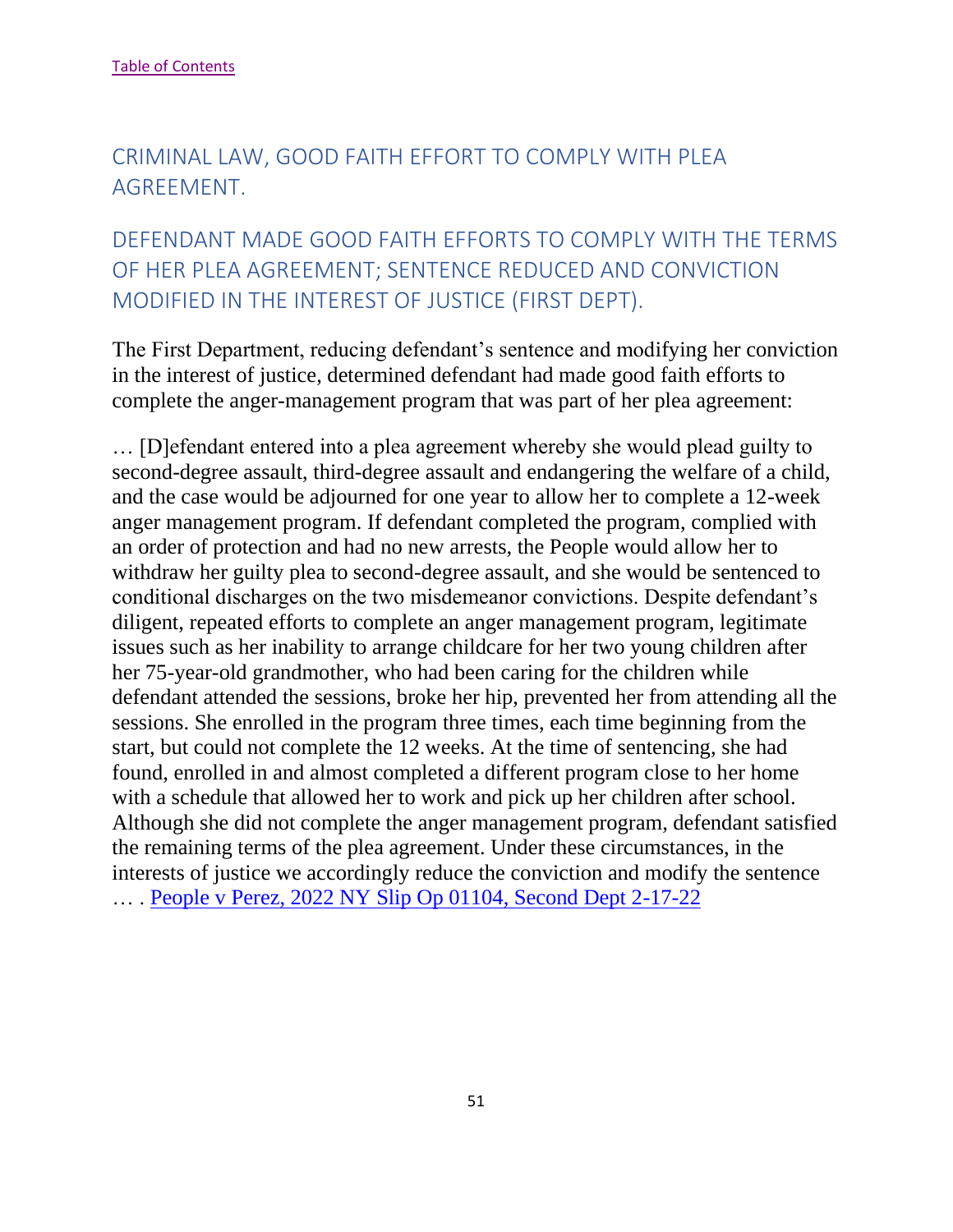[Table of Contents](#)

## CRIMINAL LAW, GOOD FAITH EFFORT TO COMPLY WITH PLEA AGREEMENT.

## DEFENDANT MADE GOOD FAITH EFFORTS TO COMPLY WITH THE TERMS OF HER PLEA AGREEMENT; SENTENCE REDUCED AND CONVICTION MODIFIED IN THE INTEREST OF JUSTICE (FIRST DEPT).

The First Department, reducing defendant's sentence and modifying her conviction in the interest of justice, determined defendant had made good faith efforts to complete the anger-management program that was part of her plea agreement:

… [D]efendant entered into a plea agreement whereby she would plead guilty to second-degree assault, third-degree assault and endangering the welfare of a child, and the case would be adjourned for one year to allow her to complete a 12-week anger management program. If defendant completed the program, complied with an order of protection and had no new arrests, the People would allow her to withdraw her guilty plea to second-degree assault, and she would be sentenced to conditional discharges on the two misdemeanor convictions. Despite defendant's diligent, repeated efforts to complete an anger management program, legitimate issues such as her inability to arrange childcare for her two young children after her 75-year-old grandmother, who had been caring for the children while defendant attended the sessions, broke her hip, prevented her from attending all the sessions. She enrolled in the program three times, each time beginning from the start, but could not complete the 12 weeks. At the time of sentencing, she had found, enrolled in and almost completed a different program close to her home with a schedule that allowed her to work and pick up her children after school. Although she did not complete the anger management program, defendant satisfied the remaining terms of the plea agreement. Under these circumstances, in the interests of justice we accordingly reduce the conviction and modify the sentence … . [People v Perez, 2022 NY Slip Op 01104, Second Dept 2-17-22](#)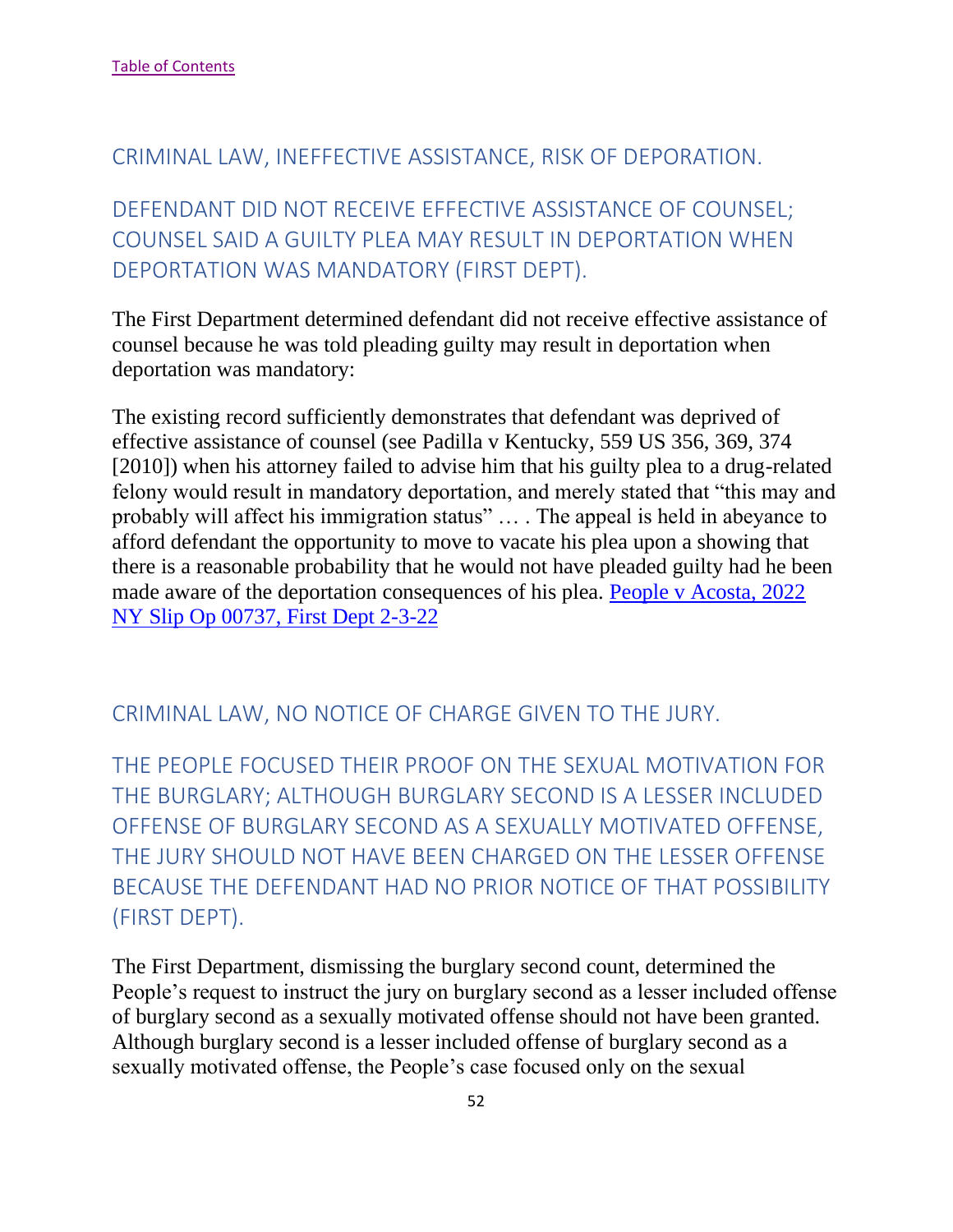[Table of Contents](#)

## CRIMINAL LAW, INEFFECTIVE ASSISTANCE, RISK OF DEPORATION.

## DEFENDANT DID NOT RECEIVE EFFECTIVE ASSISTANCE OF COUNSEL; COUNSEL SAID A GUILTY PLEA MAY RESULT IN DEPORTATION WHEN DEPORTATION WAS MANDATORY (FIRST DEPT).

The First Department determined defendant did not receive effective assistance of counsel because he was told pleading guilty may result in deportation when deportation was mandatory:

The existing record sufficiently demonstrates that defendant was deprived of effective assistance of counsel (see Padilla v Kentucky, 559 US 356, 369, 374 [2010]) when his attorney failed to advise him that his guilty plea to a drug-related felony would result in mandatory deportation, and merely stated that "this may and probably will affect his immigration status" … . The appeal is held in abeyance to afford defendant the opportunity to move to vacate his plea upon a showing that there is a reasonable probability that he would not have pleaded guilty had he been made aware of the deportation consequences of his plea. [People v Acosta, 2022 NY Slip Op 00737, First Dept 2-3-22](#)

## CRIMINAL LAW, NO NOTICE OF CHARGE GIVEN TO THE JURY.

## THE PEOPLE FOCUSED THEIR PROOF ON THE SEXUAL MOTIVATION FOR THE BURGLARY; ALTHOUGH BURGLARY SECOND IS A LESSER INCLUDED OFFENSE OF BURGLARY SECOND AS A SEXUALLY MOTIVATED OFFENSE, THE JURY SHOULD NOT HAVE BEEN CHARGED ON THE LESSER OFFENSE BECAUSE THE DEFENDANT HAD NO PRIOR NOTICE OF THAT POSSIBILITY (FIRST DEPT).

The First Department, dismissing the burglary second count, determined the People's request to instruct the jury on burglary second as a lesser included offense of burglary second as a sexually motivated offense should not have been granted. Although burglary second is a lesser included offense of burglary second as a sexually motivated offense, the People's case focused only on the sexual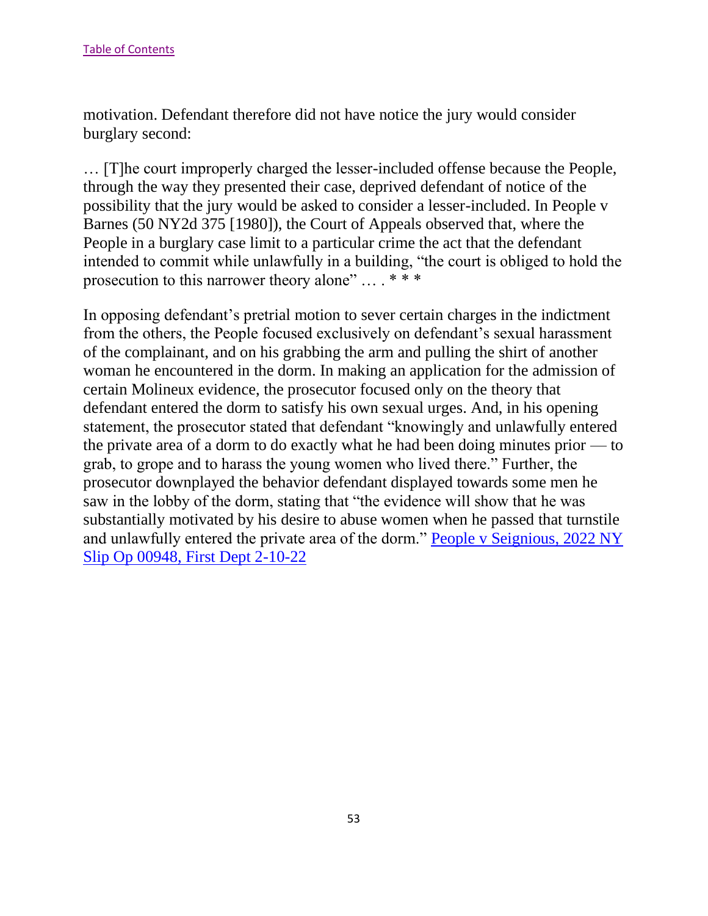motivation. Defendant therefore did not have notice the jury would consider burglary second:

… [T]he court improperly charged the lesser-included offense because the People, through the way they presented their case, deprived defendant of notice of the possibility that the jury would be asked to consider a lesser-included. In People v Barnes (50 NY2d 375 [1980]), the Court of Appeals observed that, where the People in a burglary case limit to a particular crime the act that the defendant intended to commit while unlawfully in a building, "the court is obliged to hold the prosecution to this narrower theory alone" … . * * *

In opposing defendant's pretrial motion to sever certain charges in the indictment from the others, the People focused exclusively on defendant's sexual harassment of the complainant, and on his grabbing the arm and pulling the shirt of another woman he encountered in the dorm. In making an application for the admission of certain Molineux evidence, the prosecutor focused only on the theory that defendant entered the dorm to satisfy his own sexual urges. And, in his opening statement, the prosecutor stated that defendant "knowingly and unlawfully entered the private area of a dorm to do exactly what he had been doing minutes prior — to grab, to grope and to harass the young women who lived there." Further, the prosecutor downplayed the behavior defendant displayed towards some men he saw in the lobby of the dorm, stating that "the evidence will show that he was substantially motivated by his desire to abuse women when he passed that turnstile and unlawfully entered the private area of the dorm." [People v Seignious, 2022 NY Slip Op 00948, First Dept 2-10-22]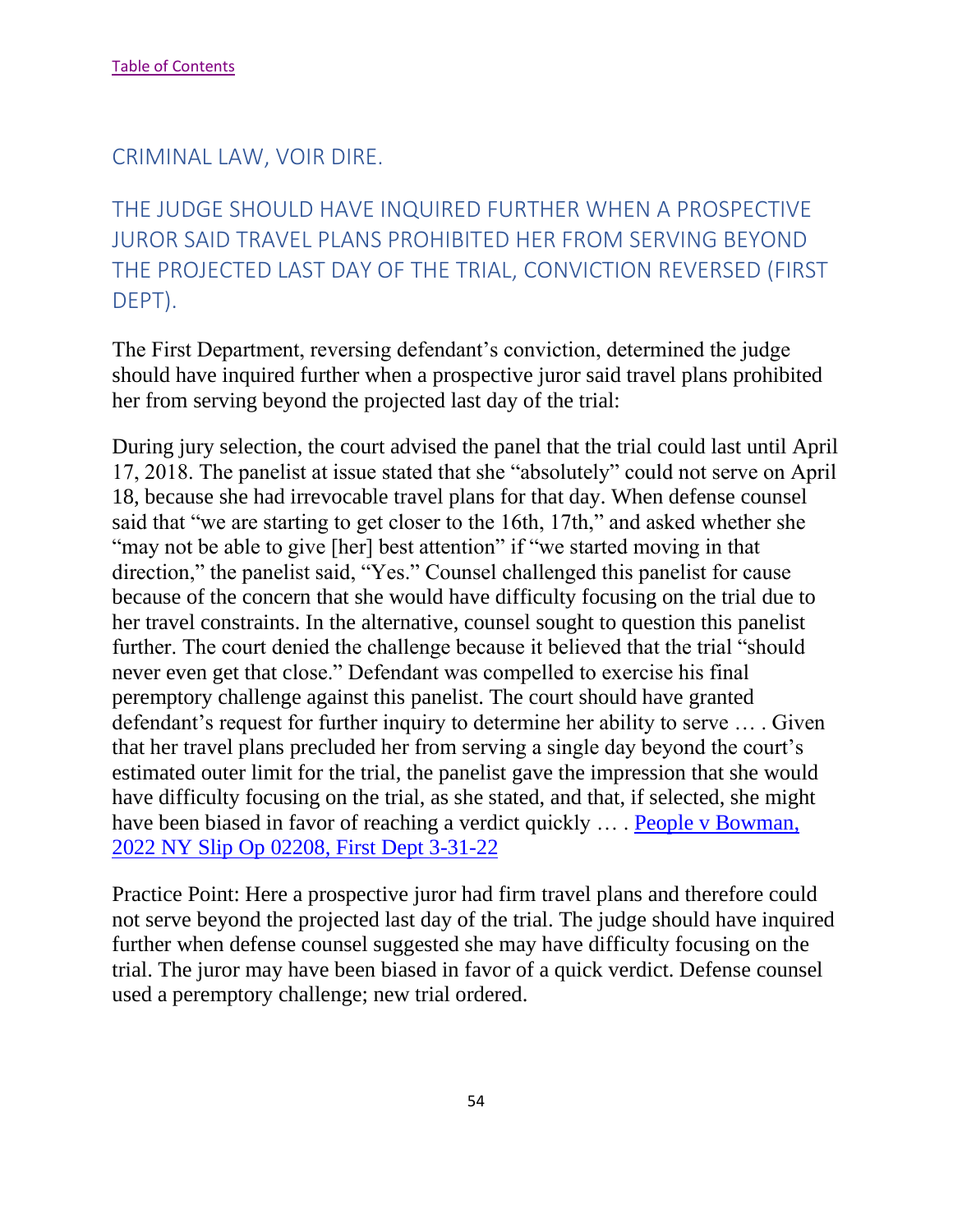[Table of Contents](#)

## CRIMINAL LAW, VOIR DIRE.

### THE JUDGE SHOULD HAVE INQUIRED FURTHER WHEN A PROSPECTIVE JUROR SAID TRAVEL PLANS PROHIBITED HER FROM SERVING BEYOND THE PROJECTED LAST DAY OF THE TRIAL, CONVICTION REVERSED (FIRST DEPT).

The First Department, reversing defendant's conviction, determined the judge should have inquired further when a prospective juror said travel plans prohibited her from serving beyond the projected last day of the trial:

During jury selection, the court advised the panel that the trial could last until April 17, 2018. The panelist at issue stated that she "absolutely" could not serve on April 18, because she had irrevocable travel plans for that day. When defense counsel said that "we are starting to get closer to the 16th, 17th," and asked whether she "may not be able to give [her] best attention" if "we started moving in that direction," the panelist said, "Yes." Counsel challenged this panelist for cause because of the concern that she would have difficulty focusing on the trial due to her travel constraints. In the alternative, counsel sought to question this panelist further. The court denied the challenge because it believed that the trial "should never even get that close." Defendant was compelled to exercise his final peremptory challenge against this panelist. The court should have granted defendant's request for further inquiry to determine her ability to serve … . Given that her travel plans precluded her from serving a single day beyond the court's estimated outer limit for the trial, the panelist gave the impression that she would have difficulty focusing on the trial, as she stated, and that, if selected, she might have been biased in favor of reaching a verdict quickly … . [People v Bowman, 2022 NY Slip Op 02208, First Dept 3-31-22](#)

Practice Point: Here a prospective juror had firm travel plans and therefore could not serve beyond the projected last day of the trial. The judge should have inquired further when defense counsel suggested she may have difficulty focusing on the trial. The juror may have been biased in favor of a quick verdict. Defense counsel used a peremptory challenge; new trial ordered.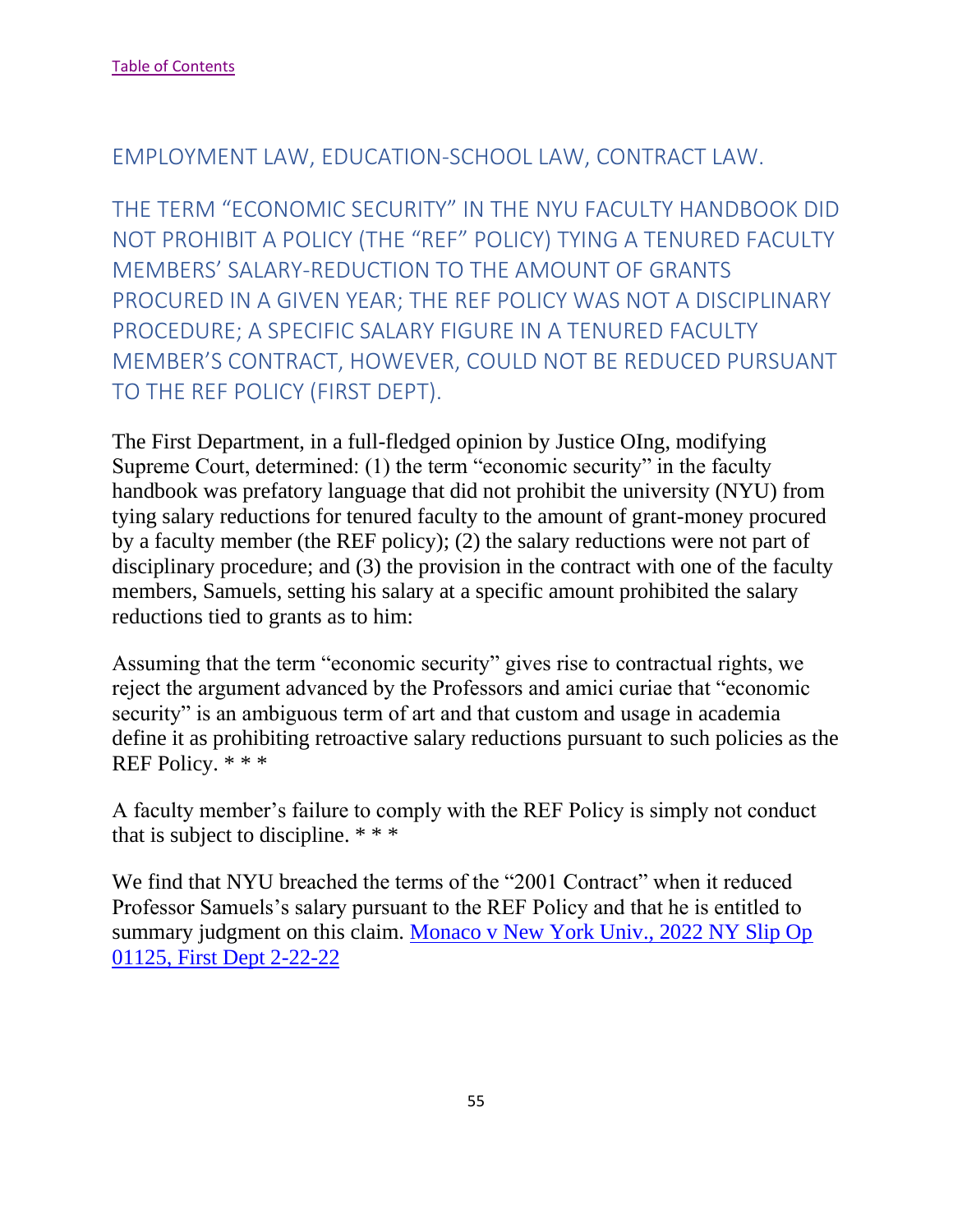[Table of Contents](#)

## EMPLOYMENT LAW, EDUCATION-SCHOOL LAW, CONTRACT LAW.

## THE TERM "ECONOMIC SECURITY" IN THE NYU FACULTY HANDBOOK DID NOT PROHIBIT A POLICY (THE "REF" POLICY) TYING A TENURED FACULTY MEMBERS' SALARY-REDUCTION TO THE AMOUNT OF GRANTS PROCURED IN A GIVEN YEAR; THE REF POLICY WAS NOT A DISCIPLINARY PROCEDURE; A SPECIFIC SALARY FIGURE IN A TENURED FACULTY MEMBER'S CONTRACT, HOWEVER, COULD NOT BE REDUCED PURSUANT TO THE REF POLICY (FIRST DEPT).

The First Department, in a full-fledged opinion by Justice OIng, modifying Supreme Court, determined: (1) the term "economic security" in the faculty handbook was prefatory language that did not prohibit the university (NYU) from tying salary reductions for tenured faculty to the amount of grant-money procured by a faculty member (the REF policy); (2) the salary reductions were not part of disciplinary procedure; and (3) the provision in the contract with one of the faculty members, Samuels, setting his salary at a specific amount prohibited the salary reductions tied to grants as to him:

Assuming that the term "economic security" gives rise to contractual rights, we reject the argument advanced by the Professors and amici curiae that "economic security" is an ambiguous term of art and that custom and usage in academia define it as prohibiting retroactive salary reductions pursuant to such policies as the REF Policy. * * *

A faculty member's failure to comply with the REF Policy is simply not conduct that is subject to discipline. * * *

We find that NYU breached the terms of the "2001 Contract" when it reduced Professor Samuels's salary pursuant to the REF Policy and that he is entitled to summary judgment on this claim. [Monaco v New York Univ., 2022 NY Slip Op 01125, First Dept 2-22-22](#)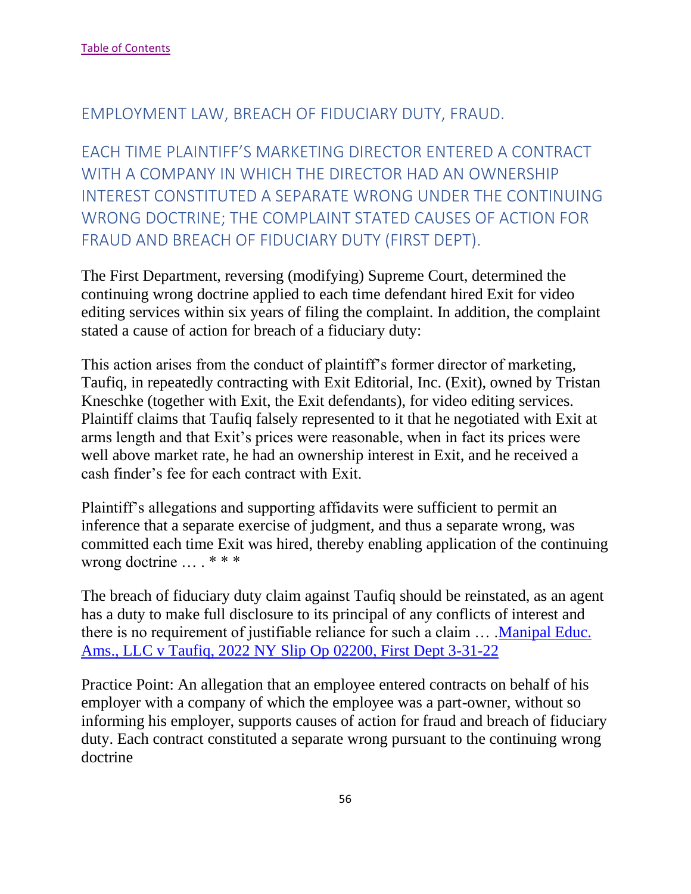[Table of Contents]

## EMPLOYMENT LAW, BREACH OF FIDUCIARY DUTY, FRAUD.

## EACH TIME PLAINTIFF'S MARKETING DIRECTOR ENTERED A CONTRACT WITH A COMPANY IN WHICH THE DIRECTOR HAD AN OWNERSHIP INTEREST CONSTITUTED A SEPARATE WRONG UNDER THE CONTINUING WRONG DOCTRINE; THE COMPLAINT STATED CAUSES OF ACTION FOR FRAUD AND BREACH OF FIDUCIARY DUTY (FIRST DEPT).

The First Department, reversing (modifying) Supreme Court, determined the continuing wrong doctrine applied to each time defendant hired Exit for video editing services within six years of filing the complaint. In addition, the complaint stated a cause of action for breach of a fiduciary duty:

This action arises from the conduct of plaintiff's former director of marketing, Taufiq, in repeatedly contracting with Exit Editorial, Inc. (Exit), owned by Tristan Kneschke (together with Exit, the Exit defendants), for video editing services. Plaintiff claims that Taufiq falsely represented to it that he negotiated with Exit at arms length and that Exit's prices were reasonable, when in fact its prices were well above market rate, he had an ownership interest in Exit, and he received a cash finder's fee for each contract with Exit.

Plaintiff's allegations and supporting affidavits were sufficient to permit an inference that a separate exercise of judgment, and thus a separate wrong, was committed each time Exit was hired, thereby enabling application of the continuing wrong doctrine … . * * *

The breach of fiduciary duty claim against Taufiq should be reinstated, as an agent has a duty to make full disclosure to its principal of any conflicts of interest and there is no requirement of justifiable reliance for such a claim … .[Manipal Educ. Ams., LLC v Taufiq, 2022 NY Slip Op 02200, First Dept 3-31-22]

Practice Point: An allegation that an employee entered contracts on behalf of his employer with a company of which the employee was a part-owner, without so informing his employer, supports causes of action for fraud and breach of fiduciary duty. Each contract constituted a separate wrong pursuant to the continuing wrong doctrine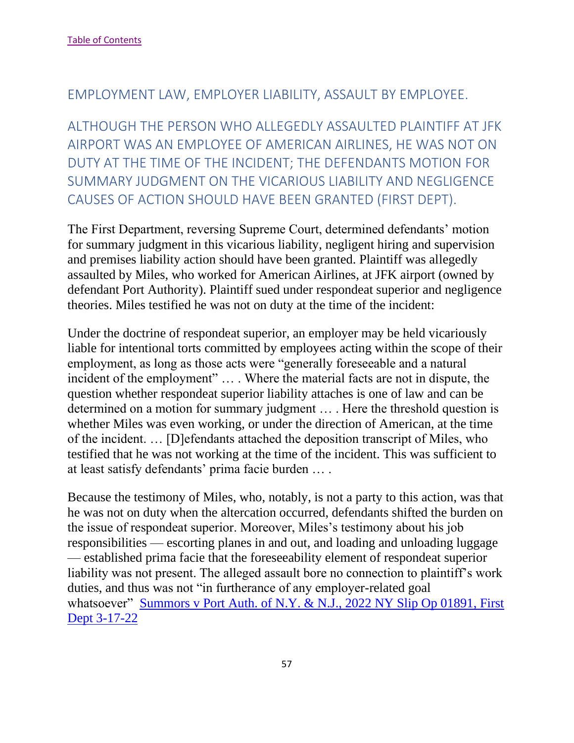[Table of Contents](#)

## EMPLOYMENT LAW, EMPLOYER LIABILITY, ASSAULT BY EMPLOYEE.

## ALTHOUGH THE PERSON WHO ALLEGEDLY ASSAULTED PLAINTIFF AT JFK AIRPORT WAS AN EMPLOYEE OF AMERICAN AIRLINES, HE WAS NOT ON DUTY AT THE TIME OF THE INCIDENT; THE DEFENDANTS MOTION FOR SUMMARY JUDGMENT ON THE VICARIOUS LIABILITY AND NEGLIGENCE CAUSES OF ACTION SHOULD HAVE BEEN GRANTED (FIRST DEPT).

The First Department, reversing Supreme Court, determined defendants' motion for summary judgment in this vicarious liability, negligent hiring and supervision and premises liability action should have been granted. Plaintiff was allegedly assaulted by Miles, who worked for American Airlines, at JFK airport (owned by defendant Port Authority). Plaintiff sued under respondeat superior and negligence theories. Miles testified he was not on duty at the time of the incident:

Under the doctrine of respondeat superior, an employer may be held vicariously liable for intentional torts committed by employees acting within the scope of their employment, as long as those acts were "generally foreseeable and a natural incident of the employment" … . Where the material facts are not in dispute, the question whether respondeat superior liability attaches is one of law and can be determined on a motion for summary judgment … . Here the threshold question is whether Miles was even working, or under the direction of American, at the time of the incident. … [D]efendants attached the deposition transcript of Miles, who testified that he was not working at the time of the incident. This was sufficient to at least satisfy defendants' prima facie burden … .

Because the testimony of Miles, who, notably, is not a party to this action, was that he was not on duty when the altercation occurred, defendants shifted the burden on the issue of respondeat superior. Moreover, Miles's testimony about his job responsibilities — escorting planes in and out, and loading and unloading luggage — established prima facie that the foreseeability element of respondeat superior liability was not present. The alleged assault bore no connection to plaintiff's work duties, and thus was not "in furtherance of any employer-related goal whatsoever" [Summors v Port Auth. of N.Y. & N.J., 2022 NY Slip Op 01891, First Dept 3-17-22](#)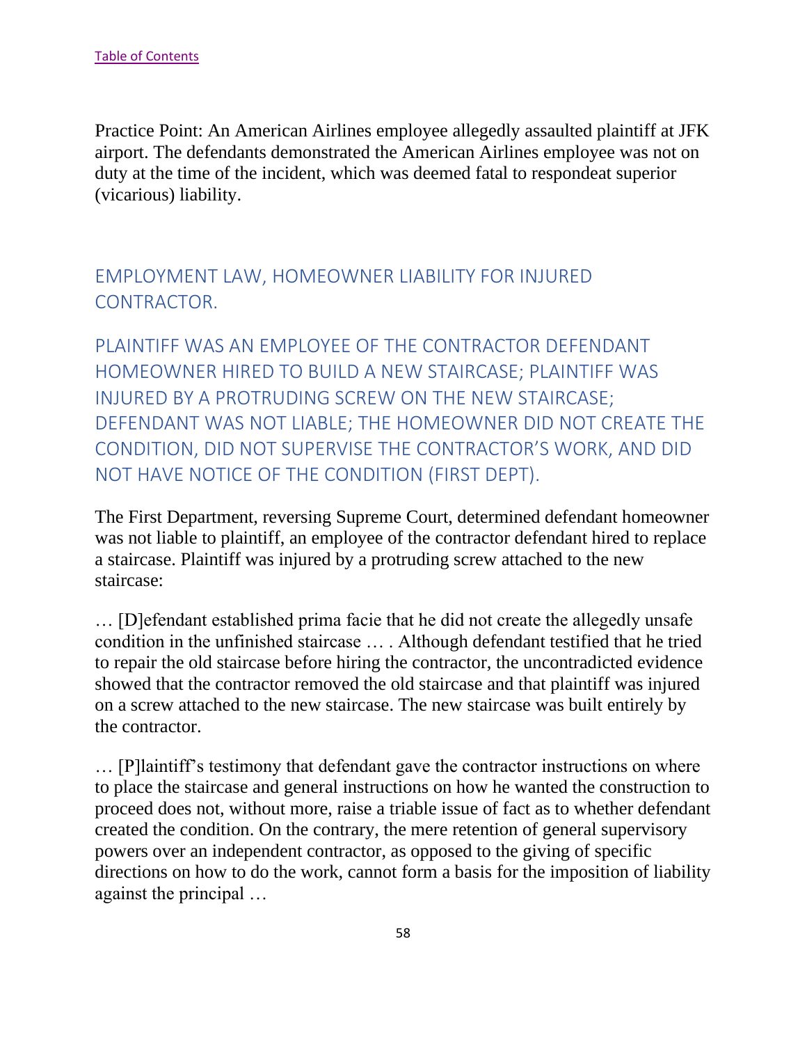[Table of Contents](#)

Practice Point: An American Airlines employee allegedly assaulted plaintiff at JFK airport. The defendants demonstrated the American Airlines employee was not on duty at the time of the incident, which was deemed fatal to respondeat superior (vicarious) liability.

## EMPLOYMENT LAW, HOMEOWNER LIABILITY FOR INJURED CONTRACTOR.

## PLAINTIFF WAS AN EMPLOYEE OF THE CONTRACTOR DEFENDANT HOMEOWNER HIRED TO BUILD A NEW STAIRCASE; PLAINTIFF WAS INJURED BY A PROTRUDING SCREW ON THE NEW STAIRCASE; DEFENDANT WAS NOT LIABLE; THE HOMEOWNER DID NOT CREATE THE CONDITION, DID NOT SUPERVISE THE CONTRACTOR'S WORK, AND DID NOT HAVE NOTICE OF THE CONDITION (FIRST DEPT).

The First Department, reversing Supreme Court, determined defendant homeowner was not liable to plaintiff, an employee of the contractor defendant hired to replace a staircase. Plaintiff was injured by a protruding screw attached to the new staircase:

… [D]efendant established prima facie that he did not create the allegedly unsafe condition in the unfinished staircase … . Although defendant testified that he tried to repair the old staircase before hiring the contractor, the uncontradicted evidence showed that the contractor removed the old staircase and that plaintiff was injured on a screw attached to the new staircase. The new staircase was built entirely by the contractor.

… [P]laintiff's testimony that defendant gave the contractor instructions on where to place the staircase and general instructions on how he wanted the construction to proceed does not, without more, raise a triable issue of fact as to whether defendant created the condition. On the contrary, the mere retention of general supervisory powers over an independent contractor, as opposed to the giving of specific directions on how to do the work, cannot form a basis for the imposition of liability against the principal …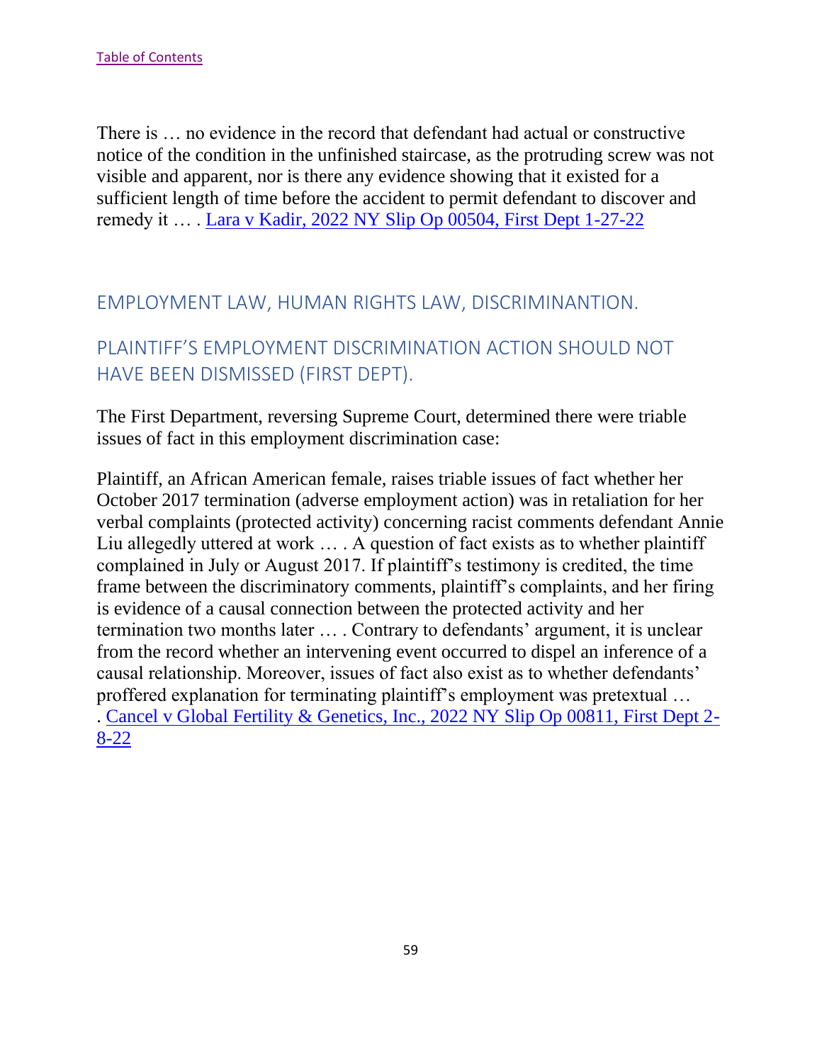[Table of Contents](#)

There is … no evidence in the record that defendant had actual or constructive notice of the condition in the unfinished staircase, as the protruding screw was not visible and apparent, nor is there any evidence showing that it existed for a sufficient length of time before the accident to permit defendant to discover and remedy it … . [Lara v Kadir, 2022 NY Slip Op 00504, First Dept 1-27-22](#)

## EMPLOYMENT LAW, HUMAN RIGHTS LAW, DISCRIMINANTION.

## PLAINTIFF'S EMPLOYMENT DISCRIMINATION ACTION SHOULD NOT HAVE BEEN DISMISSED (FIRST DEPT).

The First Department, reversing Supreme Court, determined there were triable issues of fact in this employment discrimination case:

Plaintiff, an African American female, raises triable issues of fact whether her October 2017 termination (adverse employment action) was in retaliation for her verbal complaints (protected activity) concerning racist comments defendant Annie Liu allegedly uttered at work … . A question of fact exists as to whether plaintiff complained in July or August 2017. If plaintiff's testimony is credited, the time frame between the discriminatory comments, plaintiff's complaints, and her firing is evidence of a causal connection between the protected activity and her termination two months later … . Contrary to defendants' argument, it is unclear from the record whether an intervening event occurred to dispel an inference of a causal relationship. Moreover, issues of fact also exist as to whether defendants' proffered explanation for terminating plaintiff's employment was pretextual … . [Cancel v Global Fertility & Genetics, Inc., 2022 NY Slip Op 00811, First Dept 2-8-22](#)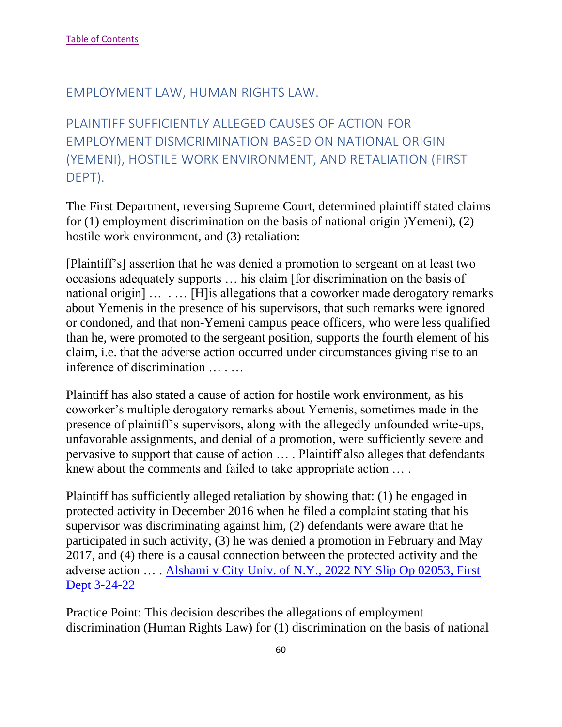[Table of Contents](#)

## EMPLOYMENT LAW, HUMAN RIGHTS LAW.

### PLAINTIFF SUFFICIENTLY ALLEGED CAUSES OF ACTION FOR EMPLOYMENT DISMCRIMINATION BASED ON NATIONAL ORIGIN (YEMENI), HOSTILE WORK ENVIRONMENT, AND RETALIATION (FIRST DEPT).

The First Department, reversing Supreme Court, determined plaintiff stated claims for (1) employment discrimination on the basis of national origin )Yemeni), (2) hostile work environment, and (3) retaliation:

[Plaintiff's] assertion that he was denied a promotion to sergeant on at least two occasions adequately supports … his claim [for discrimination on the basis of national origin] … . … [H]is allegations that a coworker made derogatory remarks about Yemenis in the presence of his supervisors, that such remarks were ignored or condoned, and that non-Yemeni campus peace officers, who were less qualified than he, were promoted to the sergeant position, supports the fourth element of his claim, i.e. that the adverse action occurred under circumstances giving rise to an inference of discrimination … . …

Plaintiff has also stated a cause of action for hostile work environment, as his coworker's multiple derogatory remarks about Yemenis, sometimes made in the presence of plaintiff's supervisors, along with the allegedly unfounded write-ups, unfavorable assignments, and denial of a promotion, were sufficiently severe and pervasive to support that cause of action … . Plaintiff also alleges that defendants knew about the comments and failed to take appropriate action … .

Plaintiff has sufficiently alleged retaliation by showing that: (1) he engaged in protected activity in December 2016 when he filed a complaint stating that his supervisor was discriminating against him, (2) defendants were aware that he participated in such activity, (3) he was denied a promotion in February and May 2017, and (4) there is a causal connection between the protected activity and the adverse action … . [Alshami v City Univ. of N.Y., 2022 NY Slip Op 02053, First Dept 3-24-22](#)

Practice Point: This decision describes the allegations of employment discrimination (Human Rights Law) for (1) discrimination on the basis of national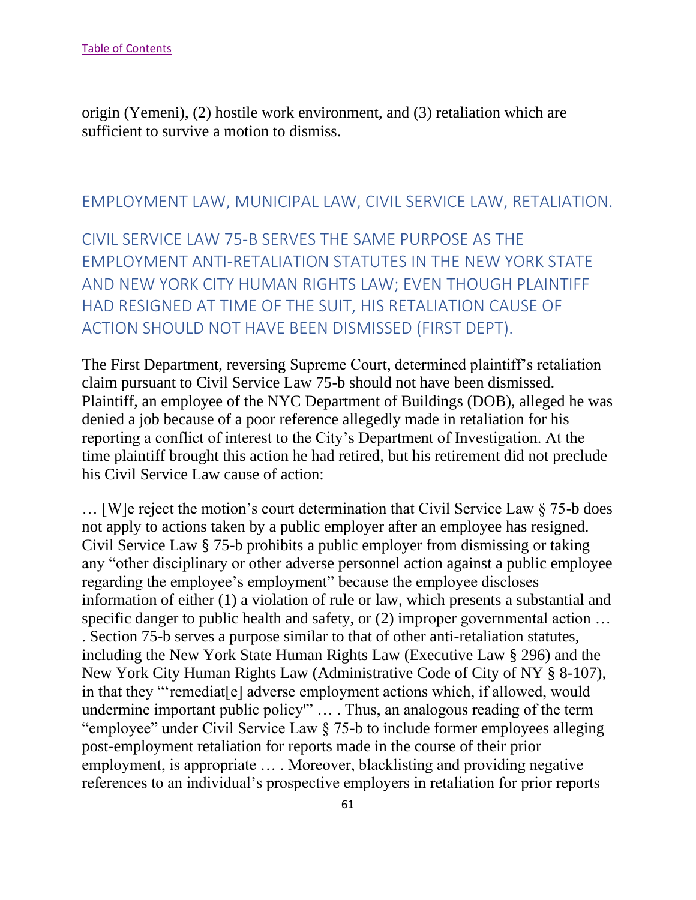origin (Yemeni), (2) hostile work environment, and (3) retaliation which are sufficient to survive a motion to dismiss.

## EMPLOYMENT LAW, MUNICIPAL LAW, CIVIL SERVICE LAW, RETALIATION.

### CIVIL SERVICE LAW 75-B SERVES THE SAME PURPOSE AS THE EMPLOYMENT ANTI-RETALIATION STATUTES IN THE NEW YORK STATE AND NEW YORK CITY HUMAN RIGHTS LAW; EVEN THOUGH PLAINTIFF HAD RESIGNED AT TIME OF THE SUIT, HIS RETALIATION CAUSE OF ACTION SHOULD NOT HAVE BEEN DISMISSED (FIRST DEPT).

The First Department, reversing Supreme Court, determined plaintiff's retaliation claim pursuant to Civil Service Law 75-b should not have been dismissed. Plaintiff, an employee of the NYC Department of Buildings (DOB), alleged he was denied a job because of a poor reference allegedly made in retaliation for his reporting a conflict of interest to the City's Department of Investigation. At the time plaintiff brought this action he had retired, but his retirement did not preclude his Civil Service Law cause of action:

… [W]e reject the motion's court determination that Civil Service Law § 75-b does not apply to actions taken by a public employer after an employee has resigned. Civil Service Law § 75-b prohibits a public employer from dismissing or taking any "other disciplinary or other adverse personnel action against a public employee regarding the employee's employment" because the employee discloses information of either (1) a violation of rule or law, which presents a substantial and specific danger to public health and safety, or (2) improper governmental action … . Section 75-b serves a purpose similar to that of other anti-retaliation statutes, including the New York State Human Rights Law (Executive Law § 296) and the New York City Human Rights Law (Administrative Code of City of NY § 8-107), in that they "'remediat[e] adverse employment actions which, if allowed, would undermine important public policy'" … . Thus, an analogous reading of the term "employee" under Civil Service Law § 75-b to include former employees alleging post-employment retaliation for reports made in the course of their prior employment, is appropriate … . Moreover, blacklisting and providing negative references to an individual's prospective employers in retaliation for prior reports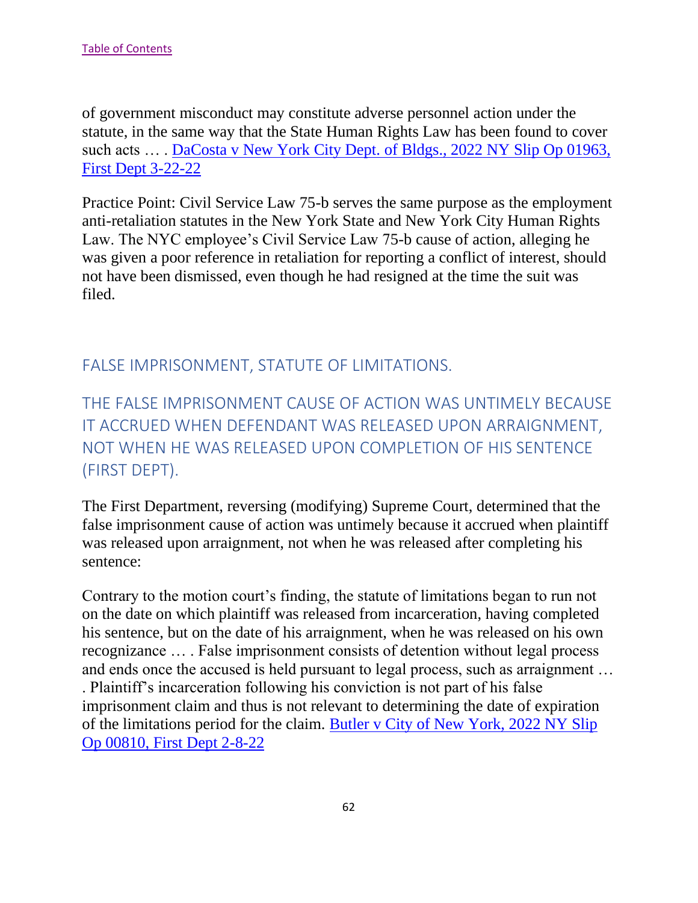[Table of Contents]

of government misconduct may constitute adverse personnel action under the statute, in the same way that the State Human Rights Law has been found to cover such acts … . [DaCosta v New York City Dept. of Bldgs., 2022 NY Slip Op 01963, First Dept 3-22-22]

Practice Point: Civil Service Law 75-b serves the same purpose as the employment anti-retaliation statutes in the New York State and New York City Human Rights Law. The NYC employee's Civil Service Law 75-b cause of action, alleging he was given a poor reference in retaliation for reporting a conflict of interest, should not have been dismissed, even though he had resigned at the time the suit was filed.

## FALSE IMPRISONMENT, STATUTE OF LIMITATIONS.

### THE FALSE IMPRISONMENT CAUSE OF ACTION WAS UNTIMELY BECAUSE IT ACCRUED WHEN DEFENDANT WAS RELEASED UPON ARRAIGNMENT, NOT WHEN HE WAS RELEASED UPON COMPLETION OF HIS SENTENCE (FIRST DEPT).

The First Department, reversing (modifying) Supreme Court, determined that the false imprisonment cause of action was untimely because it accrued when plaintiff was released upon arraignment, not when he was released after completing his sentence:

Contrary to the motion court's finding, the statute of limitations began to run not on the date on which plaintiff was released from incarceration, having completed his sentence, but on the date of his arraignment, when he was released on his own recognizance … . False imprisonment consists of detention without legal process and ends once the accused is held pursuant to legal process, such as arraignment … . Plaintiff's incarceration following his conviction is not part of his false imprisonment claim and thus is not relevant to determining the date of expiration of the limitations period for the claim. [Butler v City of New York, 2022 NY Slip Op 00810, First Dept 2-8-22]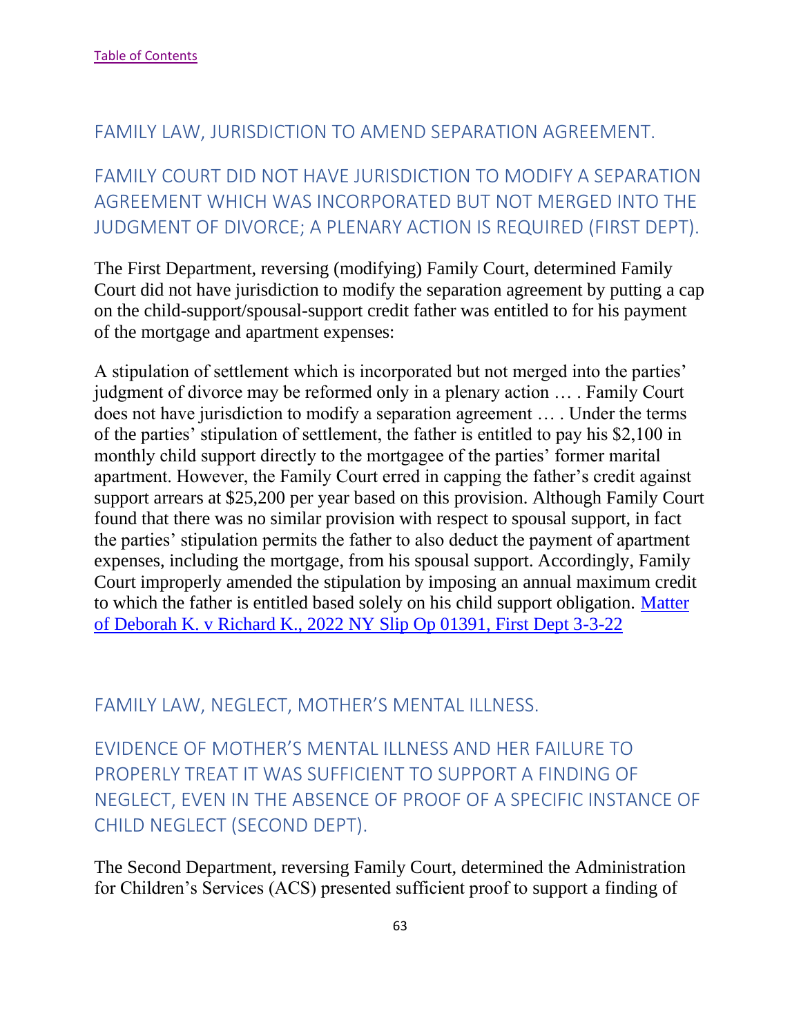[Table of Contents](#)

## FAMILY LAW, JURISDICTION TO AMEND SEPARATION AGREEMENT.

## FAMILY COURT DID NOT HAVE JURISDICTION TO MODIFY A SEPARATION AGREEMENT WHICH WAS INCORPORATED BUT NOT MERGED INTO THE JUDGMENT OF DIVORCE; A PLENARY ACTION IS REQUIRED (FIRST DEPT).

The First Department, reversing (modifying) Family Court, determined Family Court did not have jurisdiction to modify the separation agreement by putting a cap on the child-support/spousal-support credit father was entitled to for his payment of the mortgage and apartment expenses:

A stipulation of settlement which is incorporated but not merged into the parties' judgment of divorce may be reformed only in a plenary action … . Family Court does not have jurisdiction to modify a separation agreement … . Under the terms of the parties' stipulation of settlement, the father is entitled to pay his $2,100 in monthly child support directly to the mortgagee of the parties' former marital apartment. However, the Family Court erred in capping the father's credit against support arrears at $25,200 per year based on this provision. Although Family Court found that there was no similar provision with respect to spousal support, in fact the parties' stipulation permits the father to also deduct the payment of apartment expenses, including the mortgage, from his spousal support. Accordingly, Family Court improperly amended the stipulation by imposing an annual maximum credit to which the father is entitled based solely on his child support obligation. [Matter of Deborah K. v Richard K., 2022 NY Slip Op 01391, First Dept 3-3-22](#)

## FAMILY LAW, NEGLECT, MOTHER'S MENTAL ILLNESS.

## EVIDENCE OF MOTHER'S MENTAL ILLNESS AND HER FAILURE TO PROPERLY TREAT IT WAS SUFFICIENT TO SUPPORT A FINDING OF NEGLECT, EVEN IN THE ABSENCE OF PROOF OF A SPECIFIC INSTANCE OF CHILD NEGLECT (SECOND DEPT).

The Second Department, reversing Family Court, determined the Administration for Children's Services (ACS) presented sufficient proof to support a finding of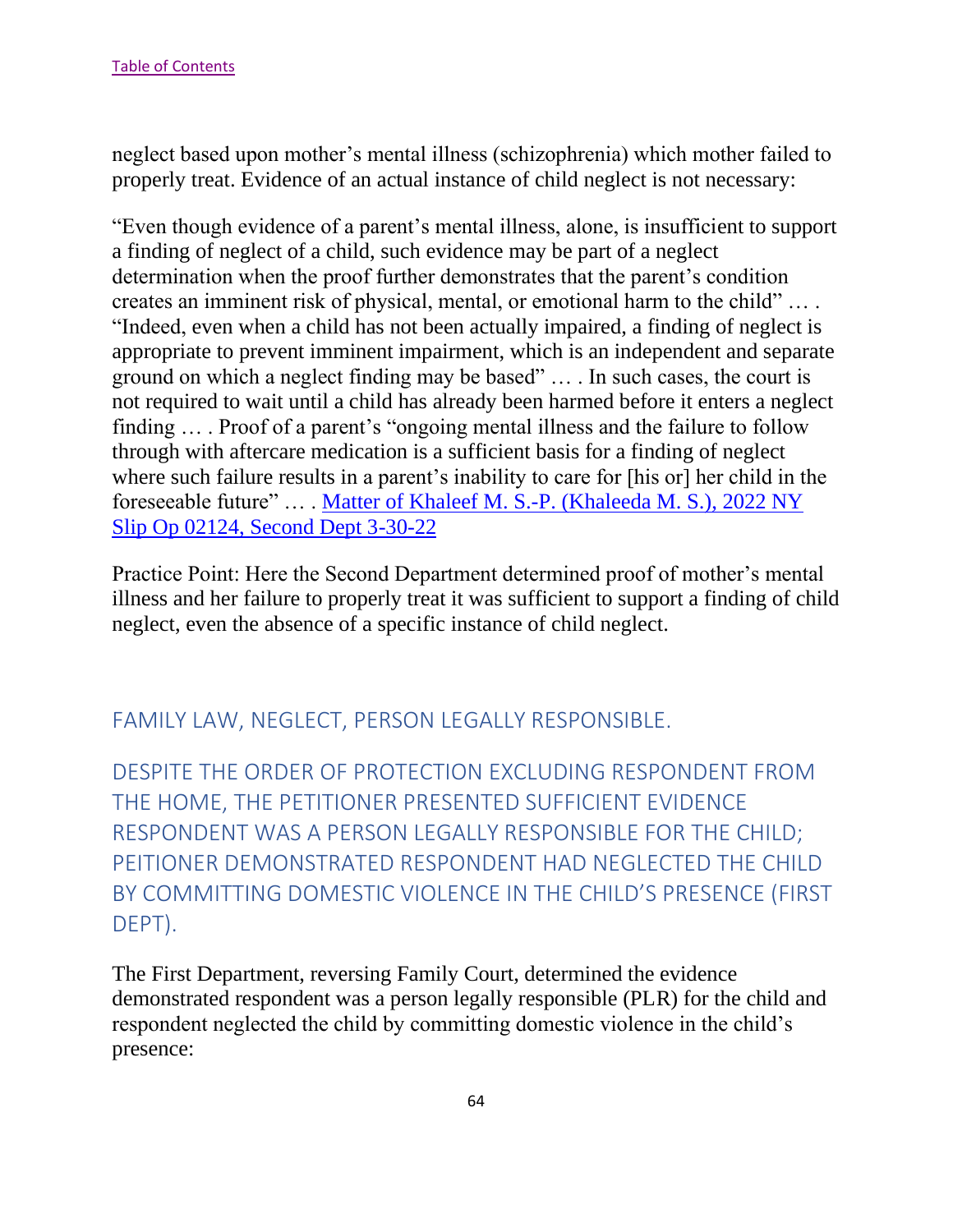neglect based upon mother's mental illness (schizophrenia) which mother failed to properly treat. Evidence of an actual instance of child neglect is not necessary:

"Even though evidence of a parent's mental illness, alone, is insufficient to support a finding of neglect of a child, such evidence may be part of a neglect determination when the proof further demonstrates that the parent's condition creates an imminent risk of physical, mental, or emotional harm to the child" … . "Indeed, even when a child has not been actually impaired, a finding of neglect is appropriate to prevent imminent impairment, which is an independent and separate ground on which a neglect finding may be based" … . In such cases, the court is not required to wait until a child has already been harmed before it enters a neglect finding … . Proof of a parent's "ongoing mental illness and the failure to follow through with aftercare medication is a sufficient basis for a finding of neglect where such failure results in a parent's inability to care for [his or] her child in the foreseeable future" … . Matter of Khaleef M. S.-P. (Khaleeda M. S.), 2022 NY Slip Op 02124, Second Dept 3-30-22

Practice Point: Here the Second Department determined proof of mother's mental illness and her failure to properly treat it was sufficient to support a finding of child neglect, even the absence of a specific instance of child neglect.

## FAMILY LAW, NEGLECT, PERSON LEGALLY RESPONSIBLE.

## DESPITE THE ORDER OF PROTECTION EXCLUDING RESPONDENT FROM THE HOME, THE PETITIONER PRESENTED SUFFICIENT EVIDENCE RESPONDENT WAS A PERSON LEGALLY RESPONSIBLE FOR THE CHILD; PEITIONER DEMONSTRATED RESPONDENT HAD NEGLECTED THE CHILD BY COMMITTING DOMESTIC VIOLENCE IN THE CHILD'S PRESENCE (FIRST DEPT).

The First Department, reversing Family Court, determined the evidence demonstrated respondent was a person legally responsible (PLR) for the child and respondent neglected the child by committing domestic violence in the child's presence: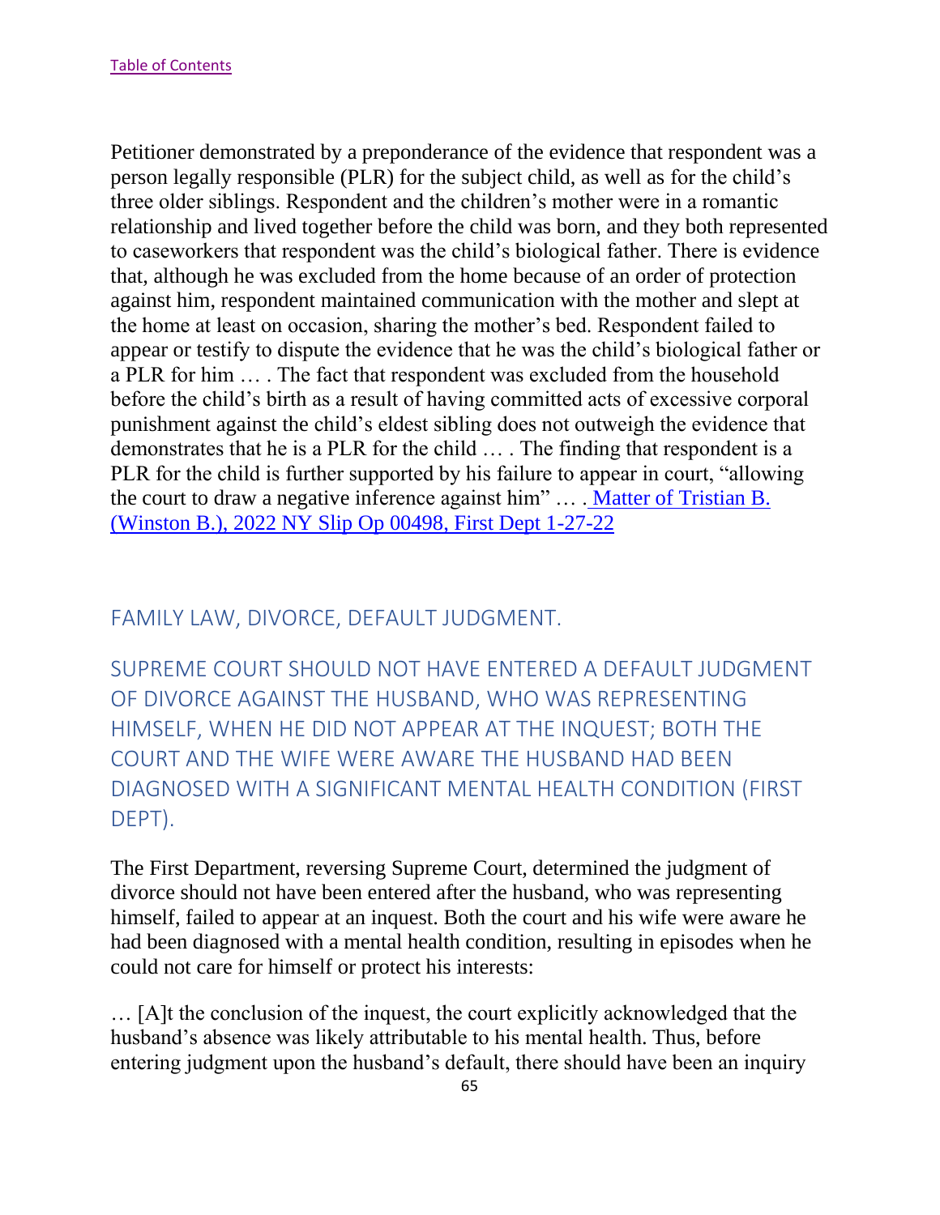[Table of Contents](#)

Petitioner demonstrated by a preponderance of the evidence that respondent was a person legally responsible (PLR) for the subject child, as well as for the child's three older siblings. Respondent and the children's mother were in a romantic relationship and lived together before the child was born, and they both represented to caseworkers that respondent was the child's biological father. There is evidence that, although he was excluded from the home because of an order of protection against him, respondent maintained communication with the mother and slept at the home at least on occasion, sharing the mother's bed. Respondent failed to appear or testify to dispute the evidence that he was the child's biological father or a PLR for him … . The fact that respondent was excluded from the household before the child's birth as a result of having committed acts of excessive corporal punishment against the child's eldest sibling does not outweigh the evidence that demonstrates that he is a PLR for the child … . The finding that respondent is a PLR for the child is further supported by his failure to appear in court, "allowing the court to draw a negative inference against him" … . [Matter of Tristian B. (Winston B.), 2022 NY Slip Op 00498, First Dept 1-27-22](#)

## FAMILY LAW, DIVORCE, DEFAULT JUDGMENT.

### SUPREME COURT SHOULD NOT HAVE ENTERED A DEFAULT JUDGMENT OF DIVORCE AGAINST THE HUSBAND, WHO WAS REPRESENTING HIMSELF, WHEN HE DID NOT APPEAR AT THE INQUEST; BOTH THE COURT AND THE WIFE WERE AWARE THE HUSBAND HAD BEEN DIAGNOSED WITH A SIGNIFICANT MENTAL HEALTH CONDITION (FIRST DEPT).

The First Department, reversing Supreme Court, determined the judgment of divorce should not have been entered after the husband, who was representing himself, failed to appear at an inquest. Both the court and his wife were aware he had been diagnosed with a mental health condition, resulting in episodes when he could not care for himself or protect his interests:

… [A]t the conclusion of the inquest, the court explicitly acknowledged that the husband's absence was likely attributable to his mental health. Thus, before entering judgment upon the husband's default, there should have been an inquiry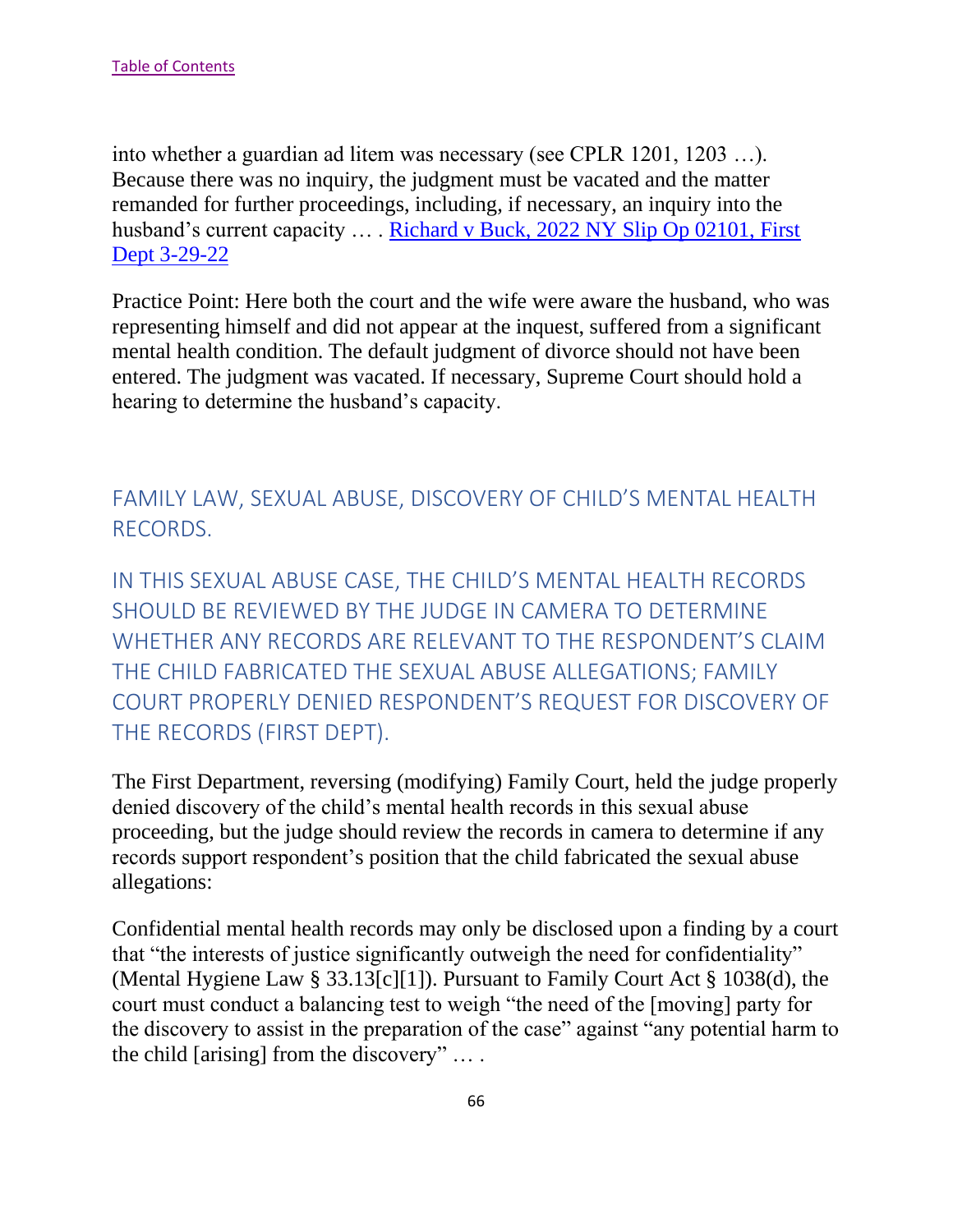into whether a guardian ad litem was necessary (see CPLR 1201, 1203 …). Because there was no inquiry, the judgment must be vacated and the matter remanded for further proceedings, including, if necessary, an inquiry into the husband's current capacity … . [Richard v Buck, 2022 NY Slip Op 02101, First Dept 3-29-22]

Practice Point: Here both the court and the wife were aware the husband, who was representing himself and did not appear at the inquest, suffered from a significant mental health condition. The default judgment of divorce should not have been entered. The judgment was vacated. If necessary, Supreme Court should hold a hearing to determine the husband's capacity.

## FAMILY LAW, SEXUAL ABUSE, DISCOVERY OF CHILD'S MENTAL HEALTH RECORDS.

## IN THIS SEXUAL ABUSE CASE, THE CHILD'S MENTAL HEALTH RECORDS SHOULD BE REVIEWED BY THE JUDGE IN CAMERA TO DETERMINE WHETHER ANY RECORDS ARE RELEVANT TO THE RESPONDENT'S CLAIM THE CHILD FABRICATED THE SEXUAL ABUSE ALLEGATIONS; FAMILY COURT PROPERLY DENIED RESPONDENT'S REQUEST FOR DISCOVERY OF THE RECORDS (FIRST DEPT).

The First Department, reversing (modifying) Family Court, held the judge properly denied discovery of the child's mental health records in this sexual abuse proceeding, but the judge should review the records in camera to determine if any records support respondent's position that the child fabricated the sexual abuse allegations:

Confidential mental health records may only be disclosed upon a finding by a court that "the interests of justice significantly outweigh the need for confidentiality" (Mental Hygiene Law § 33.13[c][1]). Pursuant to Family Court Act § 1038(d), the court must conduct a balancing test to weigh "the need of the [moving] party for the discovery to assist in the preparation of the case" against "any potential harm to the child [arising] from the discovery" … .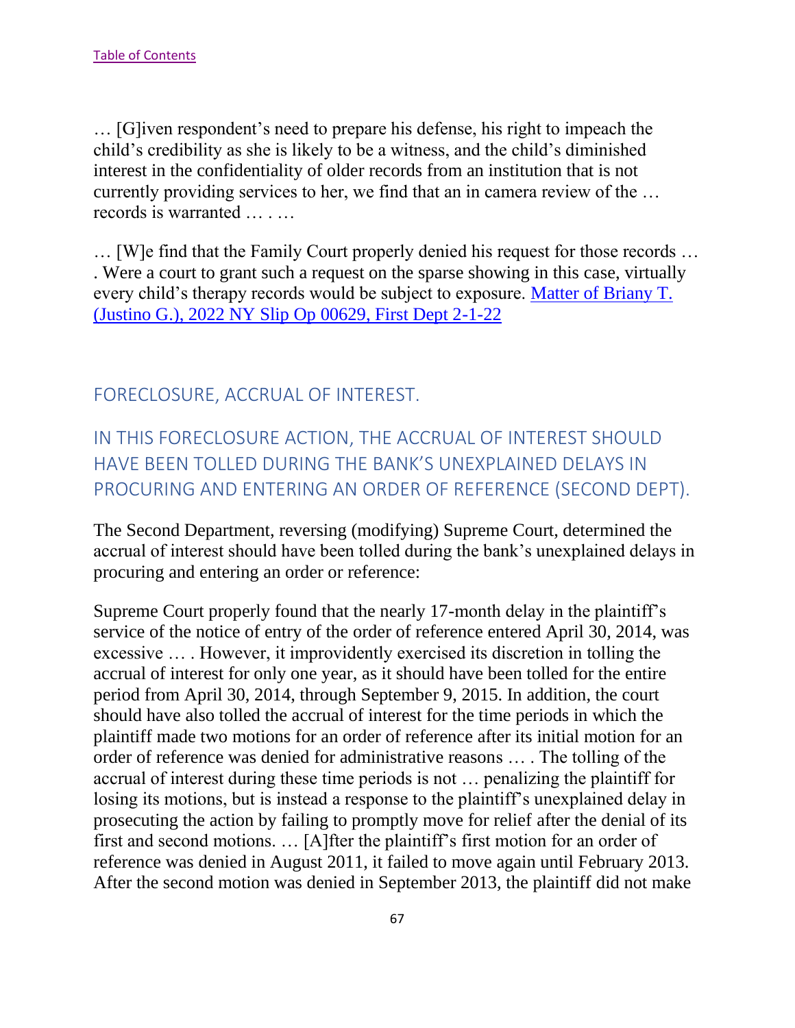[Table of Contents](#)

… [G]iven respondent's need to prepare his defense, his right to impeach the child's credibility as she is likely to be a witness, and the child's diminished interest in the confidentiality of older records from an institution that is not currently providing services to her, we find that an in camera review of the … records is warranted … . …

… [W]e find that the Family Court properly denied his request for those records … . Were a court to grant such a request on the sparse showing in this case, virtually every child's therapy records would be subject to exposure. [Matter of Briany T. (Justino G.), 2022 NY Slip Op 00629, First Dept 2-1-22](#)

## FORECLOSURE, ACCRUAL OF INTEREST.

## IN THIS FORECLOSURE ACTION, THE ACCRUAL OF INTEREST SHOULD HAVE BEEN TOLLED DURING THE BANK'S UNEXPLAINED DELAYS IN PROCURING AND ENTERING AN ORDER OF REFERENCE (SECOND DEPT).

The Second Department, reversing (modifying) Supreme Court, determined the accrual of interest should have been tolled during the bank's unexplained delays in procuring and entering an order or reference:

Supreme Court properly found that the nearly 17-month delay in the plaintiff's service of the notice of entry of the order of reference entered April 30, 2014, was excessive … . However, it improvidently exercised its discretion in tolling the accrual of interest for only one year, as it should have been tolled for the entire period from April 30, 2014, through September 9, 2015. In addition, the court should have also tolled the accrual of interest for the time periods in which the plaintiff made two motions for an order of reference after its initial motion for an order of reference was denied for administrative reasons … . The tolling of the accrual of interest during these time periods is not … penalizing the plaintiff for losing its motions, but is instead a response to the plaintiff's unexplained delay in prosecuting the action by failing to promptly move for relief after the denial of its first and second motions. … [A]fter the plaintiff's first motion for an order of reference was denied in August 2011, it failed to move again until February 2013. After the second motion was denied in September 2013, the plaintiff did not make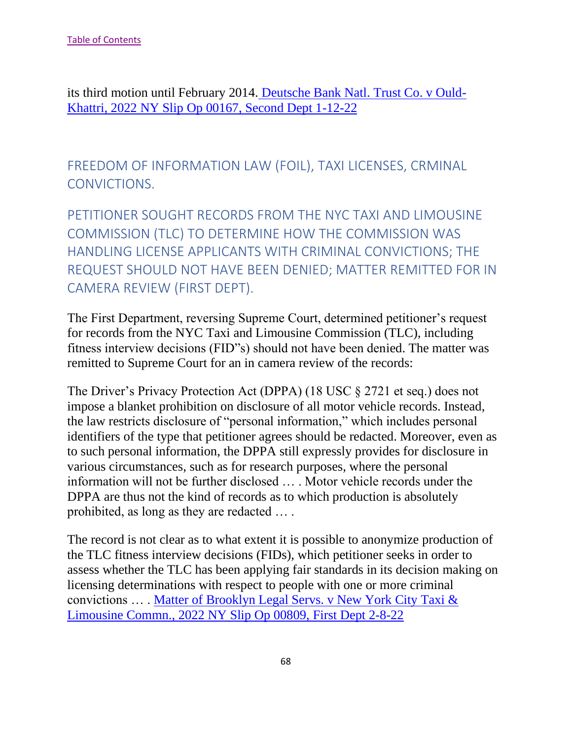its third motion until February 2014. Deutsche Bank Natl. Trust Co. v Ould-Khattri, 2022 NY Slip Op 00167, Second Dept 1-12-22

## FREEDOM OF INFORMATION LAW (FOIL), TAXI LICENSES, CRMINAL CONVICTIONS.

## PETITIONER SOUGHT RECORDS FROM THE NYC TAXI AND LIMOUSINE COMMISSION (TLC) TO DETERMINE HOW THE COMMISSION WAS HANDLING LICENSE APPLICANTS WITH CRIMINAL CONVICTIONS; THE REQUEST SHOULD NOT HAVE BEEN DENIED; MATTER REMITTED FOR IN CAMERA REVIEW (FIRST DEPT).

The First Department, reversing Supreme Court, determined petitioner's request for records from the NYC Taxi and Limousine Commission (TLC), including fitness interview decisions (FID"s) should not have been denied. The matter was remitted to Supreme Court for an in camera review of the records:

The Driver's Privacy Protection Act (DPPA) (18 USC § 2721 et seq.) does not impose a blanket prohibition on disclosure of all motor vehicle records. Instead, the law restricts disclosure of "personal information," which includes personal identifiers of the type that petitioner agrees should be redacted. Moreover, even as to such personal information, the DPPA still expressly provides for disclosure in various circumstances, such as for research purposes, where the personal information will not be further disclosed … . Motor vehicle records under the DPPA are thus not the kind of records as to which production is absolutely prohibited, as long as they are redacted … .

The record is not clear as to what extent it is possible to anonymize production of the TLC fitness interview decisions (FIDs), which petitioner seeks in order to assess whether the TLC has been applying fair standards in its decision making on licensing determinations with respect to people with one or more criminal convictions … . Matter of Brooklyn Legal Servs. v New York City Taxi & Limousine Commn., 2022 NY Slip Op 00809, First Dept 2-8-22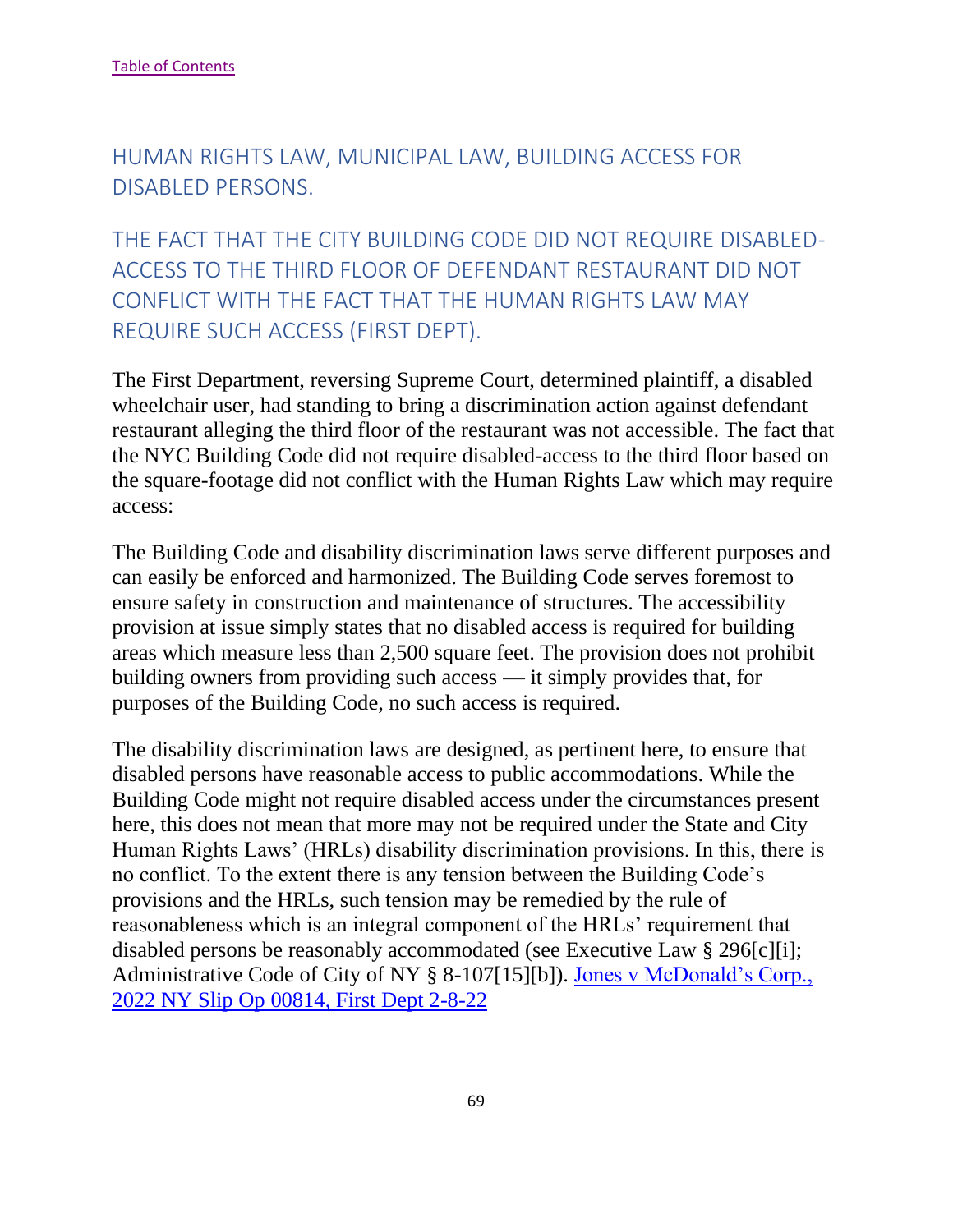[Table of Contents](#)

## HUMAN RIGHTS LAW, MUNICIPAL LAW, BUILDING ACCESS FOR DISABLED PERSONS.

## THE FACT THAT THE CITY BUILDING CODE DID NOT REQUIRE DISABLED-ACCESS TO THE THIRD FLOOR OF DEFENDANT RESTAURANT DID NOT CONFLICT WITH THE FACT THAT THE HUMAN RIGHTS LAW MAY REQUIRE SUCH ACCESS (FIRST DEPT).

The First Department, reversing Supreme Court, determined plaintiff, a disabled wheelchair user, had standing to bring a discrimination action against defendant restaurant alleging the third floor of the restaurant was not accessible. The fact that the NYC Building Code did not require disabled-access to the third floor based on the square-footage did not conflict with the Human Rights Law which may require access:

The Building Code and disability discrimination laws serve different purposes and can easily be enforced and harmonized. The Building Code serves foremost to ensure safety in construction and maintenance of structures. The accessibility provision at issue simply states that no disabled access is required for building areas which measure less than 2,500 square feet. The provision does not prohibit building owners from providing such access — it simply provides that, for purposes of the Building Code, no such access is required.

The disability discrimination laws are designed, as pertinent here, to ensure that disabled persons have reasonable access to public accommodations. While the Building Code might not require disabled access under the circumstances present here, this does not mean that more may not be required under the State and City Human Rights Laws' (HRLs) disability discrimination provisions. In this, there is no conflict. To the extent there is any tension between the Building Code's provisions and the HRLs, such tension may be remedied by the rule of reasonableness which is an integral component of the HRLs' requirement that disabled persons be reasonably accommodated (see Executive Law § 296[c][i]; Administrative Code of City of NY § 8-107[15][b]). [Jones v McDonald's Corp., 2022 NY Slip Op 00814, First Dept 2-8-22](#)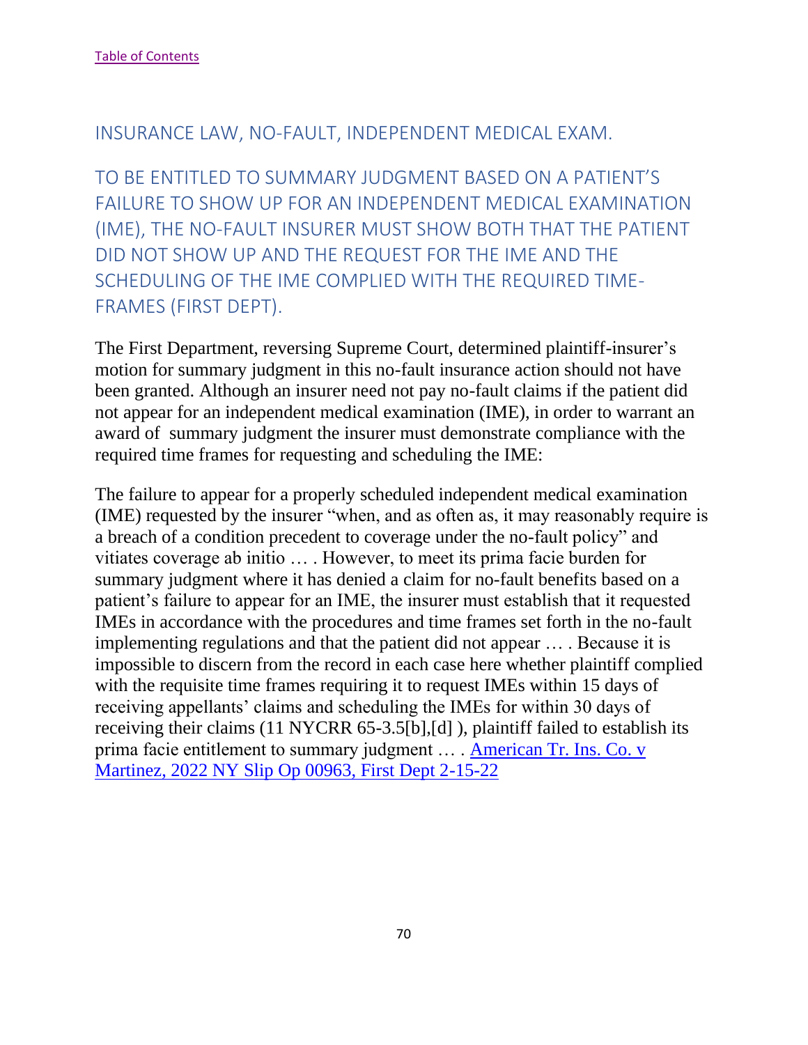[Table of Contents]

## INSURANCE LAW, NO-FAULT, INDEPENDENT MEDICAL EXAM.

## TO BE ENTITLED TO SUMMARY JUDGMENT BASED ON A PATIENT'S FAILURE TO SHOW UP FOR AN INDEPENDENT MEDICAL EXAMINATION (IME), THE NO-FAULT INSURER MUST SHOW BOTH THAT THE PATIENT DID NOT SHOW UP AND THE REQUEST FOR THE IME AND THE SCHEDULING OF THE IME COMPLIED WITH THE REQUIRED TIME-FRAMES (FIRST DEPT).

The First Department, reversing Supreme Court, determined plaintiff-insurer's motion for summary judgment in this no-fault insurance action should not have been granted. Although an insurer need not pay no-fault claims if the patient did not appear for an independent medical examination (IME), in order to warrant an award of summary judgment the insurer must demonstrate compliance with the required time frames for requesting and scheduling the IME:

The failure to appear for a properly scheduled independent medical examination (IME) requested by the insurer "when, and as often as, it may reasonably require is a breach of a condition precedent to coverage under the no-fault policy" and vitiates coverage ab initio … . However, to meet its prima facie burden for summary judgment where it has denied a claim for no-fault benefits based on a patient's failure to appear for an IME, the insurer must establish that it requested IMEs in accordance with the procedures and time frames set forth in the no-fault implementing regulations and that the patient did not appear … . Because it is impossible to discern from the record in each case here whether plaintiff complied with the requisite time frames requiring it to request IMEs within 15 days of receiving appellants' claims and scheduling the IMEs for within 30 days of receiving their claims (11 NYCRR 65-3.5[b],[d] ), plaintiff failed to establish its prima facie entitlement to summary judgment … . [American Tr. Ins. Co. v Martinez, 2022 NY Slip Op 00963, First Dept 2-15-22]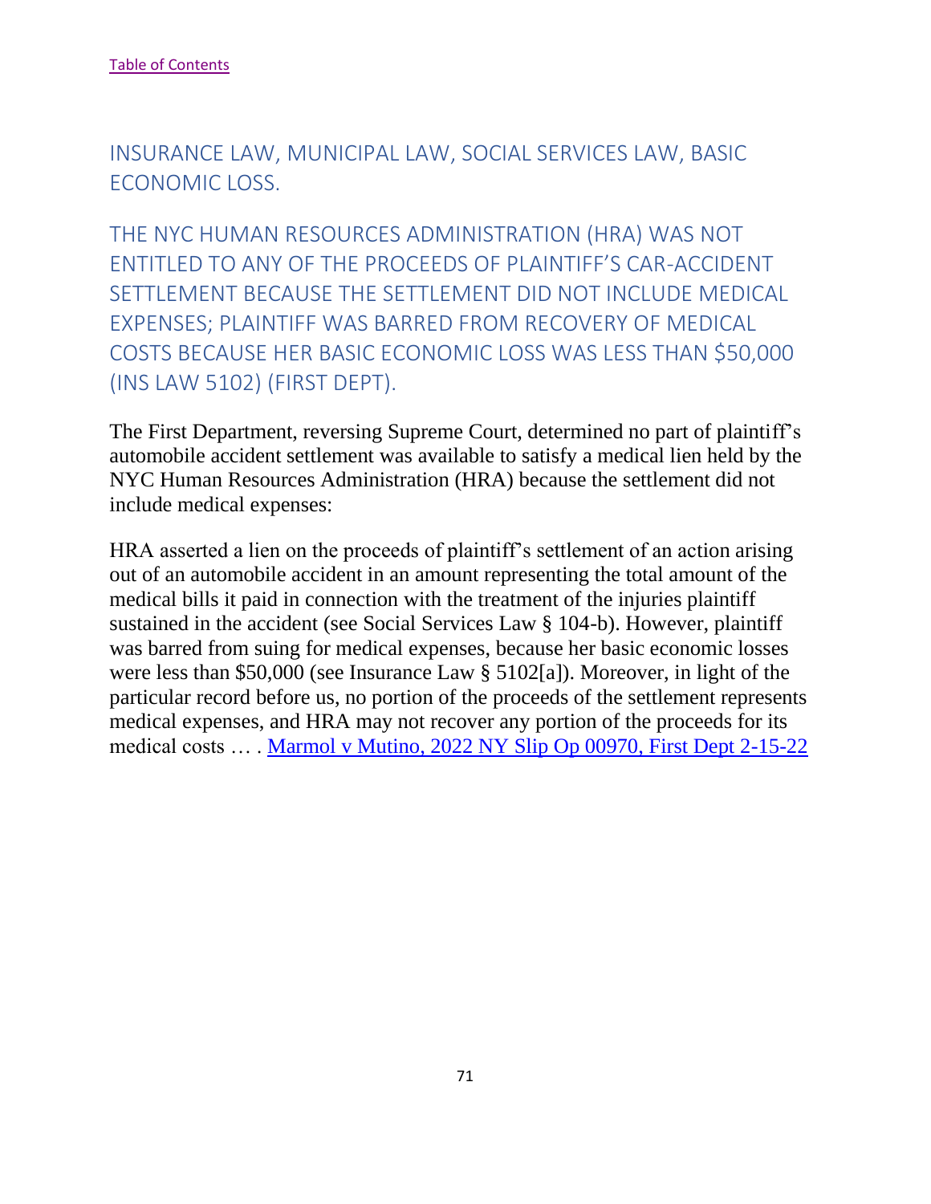[Table of Contents]

## INSURANCE LAW, MUNICIPAL LAW, SOCIAL SERVICES LAW, BASIC ECONOMIC LOSS.

## THE NYC HUMAN RESOURCES ADMINISTRATION (HRA) WAS NOT ENTITLED TO ANY OF THE PROCEEDS OF PLAINTIFF'S CAR-ACCIDENT SETTLEMENT BECAUSE THE SETTLEMENT DID NOT INCLUDE MEDICAL EXPENSES; PLAINTIFF WAS BARRED FROM RECOVERY OF MEDICAL COSTS BECAUSE HER BASIC ECONOMIC LOSS WAS LESS THAN $50,000 (INS LAW 5102) (FIRST DEPT).

The First Department, reversing Supreme Court, determined no part of plaintiff's automobile accident settlement was available to satisfy a medical lien held by the NYC Human Resources Administration (HRA) because the settlement did not include medical expenses:

HRA asserted a lien on the proceeds of plaintiff's settlement of an action arising out of an automobile accident in an amount representing the total amount of the medical bills it paid in connection with the treatment of the injuries plaintiff sustained in the accident (see Social Services Law § 104-b). However, plaintiff was barred from suing for medical expenses, because her basic economic losses were less than $50,000 (see Insurance Law § 5102[a]). Moreover, in light of the particular record before us, no portion of the proceeds of the settlement represents medical expenses, and HRA may not recover any portion of the proceeds for its medical costs … . Marmol v Mutino, 2022 NY Slip Op 00970, First Dept 2-15-22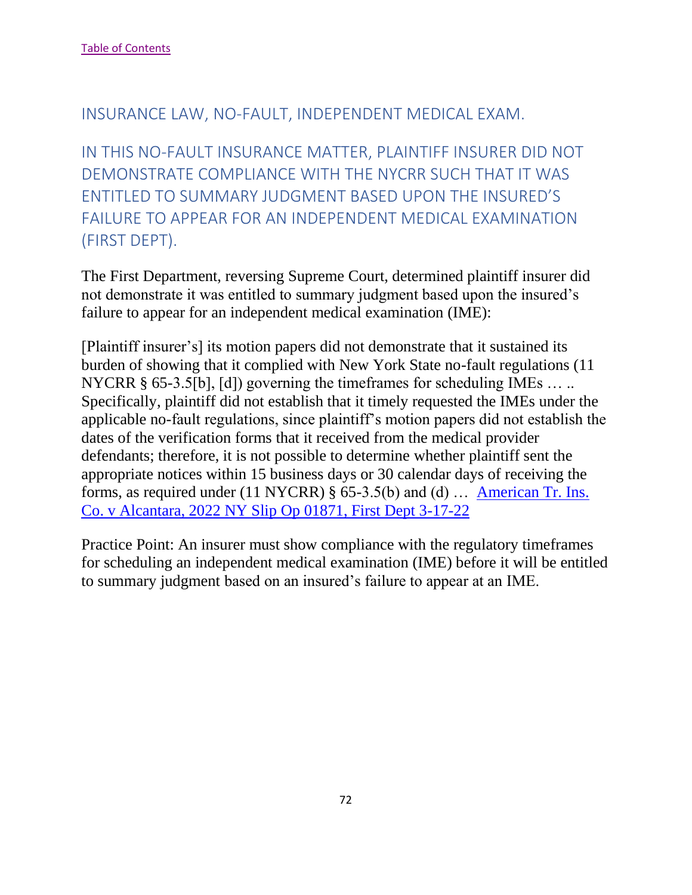[Table of Contents]

## INSURANCE LAW, NO-FAULT, INDEPENDENT MEDICAL EXAM.

## IN THIS NO-FAULT INSURANCE MATTER, PLAINTIFF INSURER DID NOT DEMONSTRATE COMPLIANCE WITH THE NYCRR SUCH THAT IT WAS ENTITLED TO SUMMARY JUDGMENT BASED UPON THE INSURED'S FAILURE TO APPEAR FOR AN INDEPENDENT MEDICAL EXAMINATION (FIRST DEPT).

The First Department, reversing Supreme Court, determined plaintiff insurer did not demonstrate it was entitled to summary judgment based upon the insured's failure to appear for an independent medical examination (IME):

[Plaintiff insurer's] its motion papers did not demonstrate that it sustained its burden of showing that it complied with New York State no-fault regulations (11 NYCRR § 65-3.5[b], [d]) governing the timeframes for scheduling IMEs … .. Specifically, plaintiff did not establish that it timely requested the IMEs under the applicable no-fault regulations, since plaintiff's motion papers did not establish the dates of the verification forms that it received from the medical provider defendants; therefore, it is not possible to determine whether plaintiff sent the appropriate notices within 15 business days or 30 calendar days of receiving the forms, as required under (11 NYCRR) § 65-3.5(b) and (d) … American Tr. Ins. Co. v Alcantara, 2022 NY Slip Op 01871, First Dept 3-17-22

Practice Point: An insurer must show compliance with the regulatory timeframes for scheduling an independent medical examination (IME) before it will be entitled to summary judgment based on an insured's failure to appear at an IME.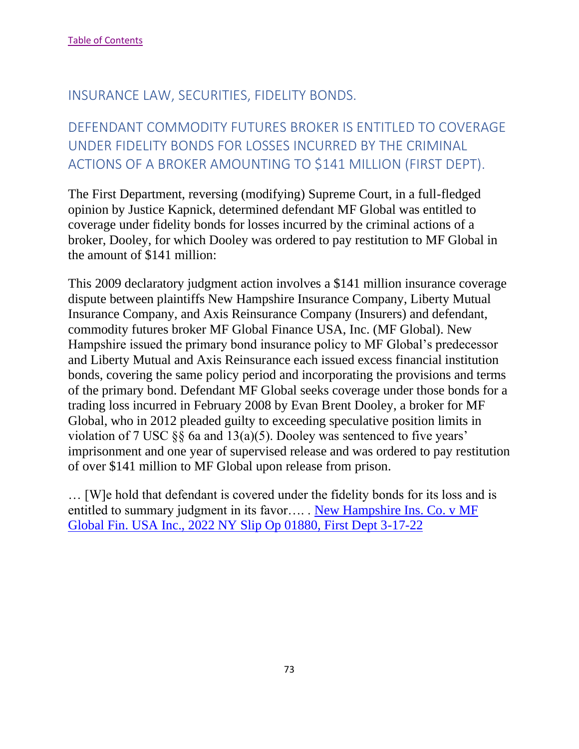[Table of Contents]

## INSURANCE LAW, SECURITIES, FIDELITY BONDS.

## DEFENDANT COMMODITY FUTURES BROKER IS ENTITLED TO COVERAGE UNDER FIDELITY BONDS FOR LOSSES INCURRED BY THE CRIMINAL ACTIONS OF A BROKER AMOUNTING TO $141 MILLION (FIRST DEPT).

The First Department, reversing (modifying) Supreme Court, in a full-fledged opinion by Justice Kapnick, determined defendant MF Global was entitled to coverage under fidelity bonds for losses incurred by the criminal actions of a broker, Dooley, for which Dooley was ordered to pay restitution to MF Global in the amount of $141 million:

This 2009 declaratory judgment action involves a $141 million insurance coverage dispute between plaintiffs New Hampshire Insurance Company, Liberty Mutual Insurance Company, and Axis Reinsurance Company (Insurers) and defendant, commodity futures broker MF Global Finance USA, Inc. (MF Global). New Hampshire issued the primary bond insurance policy to MF Global's predecessor and Liberty Mutual and Axis Reinsurance each issued excess financial institution bonds, covering the same policy period and incorporating the provisions and terms of the primary bond. Defendant MF Global seeks coverage under those bonds for a trading loss incurred in February 2008 by Evan Brent Dooley, a broker for MF Global, who in 2012 pleaded guilty to exceeding speculative position limits in violation of 7 USC §§ 6a and 13(a)(5). Dooley was sentenced to five years' imprisonment and one year of supervised release and was ordered to pay restitution of over $141 million to MF Global upon release from prison.

… [W]e hold that defendant is covered under the fidelity bonds for its loss and is entitled to summary judgment in its favor…. . New Hampshire Ins. Co. v MF Global Fin. USA Inc., 2022 NY Slip Op 01880, First Dept 3-17-22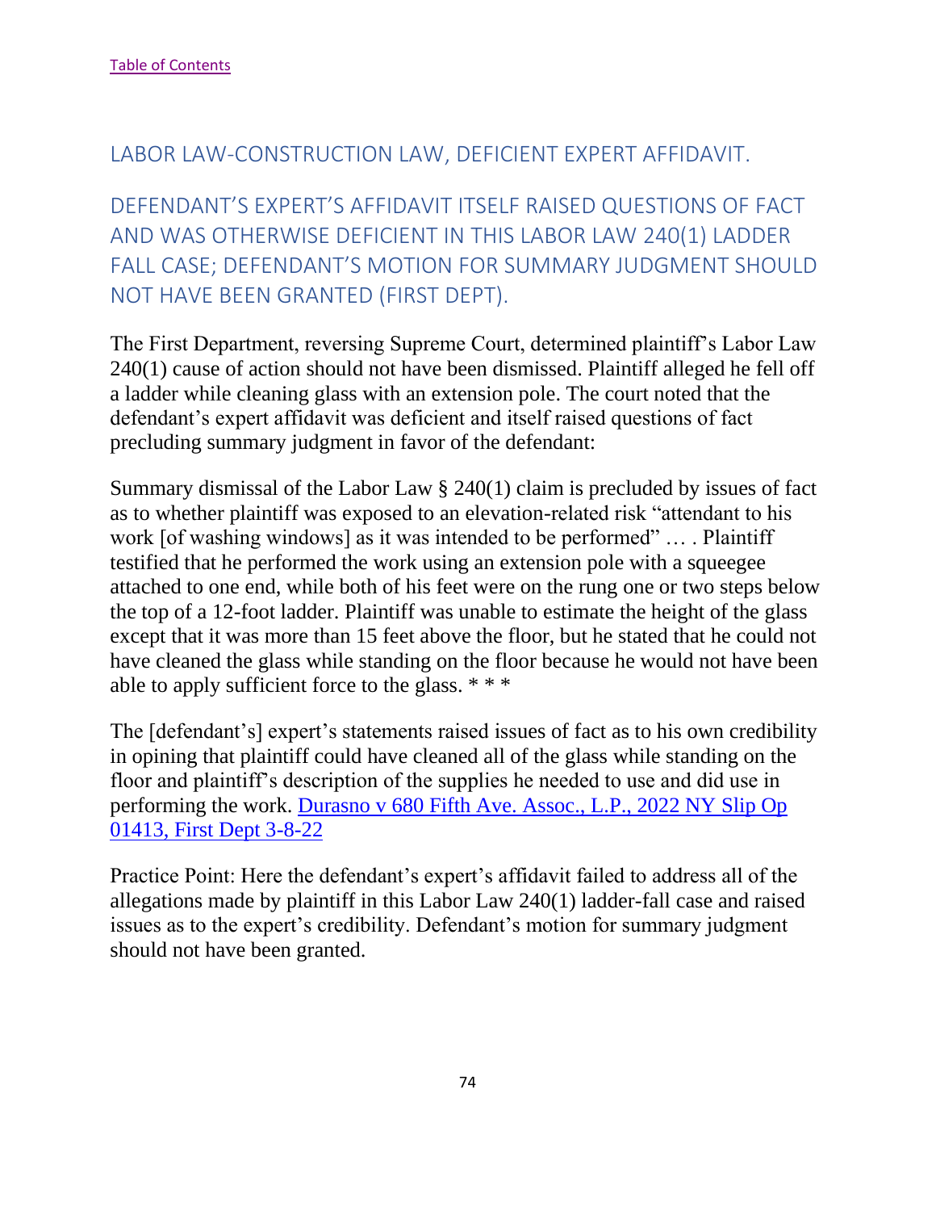[Table of Contents]

## LABOR LAW-CONSTRUCTION LAW, DEFICIENT EXPERT AFFIDAVIT.

## DEFENDANT'S EXPERT'S AFFIDAVIT ITSELF RAISED QUESTIONS OF FACT AND WAS OTHERWISE DEFICIENT IN THIS LABOR LAW 240(1) LADDER FALL CASE; DEFENDANT'S MOTION FOR SUMMARY JUDGMENT SHOULD NOT HAVE BEEN GRANTED (FIRST DEPT).

The First Department, reversing Supreme Court, determined plaintiff's Labor Law 240(1) cause of action should not have been dismissed. Plaintiff alleged he fell off a ladder while cleaning glass with an extension pole. The court noted that the defendant's expert affidavit was deficient and itself raised questions of fact precluding summary judgment in favor of the defendant:

Summary dismissal of the Labor Law § 240(1) claim is precluded by issues of fact as to whether plaintiff was exposed to an elevation-related risk "attendant to his work [of washing windows] as it was intended to be performed" … . Plaintiff testified that he performed the work using an extension pole with a squeegee attached to one end, while both of his feet were on the rung one or two steps below the top of a 12-foot ladder. Plaintiff was unable to estimate the height of the glass except that it was more than 15 feet above the floor, but he stated that he could not have cleaned the glass while standing on the floor because he would not have been able to apply sufficient force to the glass. * * *

The [defendant's] expert's statements raised issues of fact as to his own credibility in opining that plaintiff could have cleaned all of the glass while standing on the floor and plaintiff's description of the supplies he needed to use and did use in performing the work. Durasno v 680 Fifth Ave. Assoc., L.P., 2022 NY Slip Op 01413, First Dept 3-8-22

Practice Point: Here the defendant's expert's affidavit failed to address all of the allegations made by plaintiff in this Labor Law 240(1) ladder-fall case and raised issues as to the expert's credibility. Defendant's motion for summary judgment should not have been granted.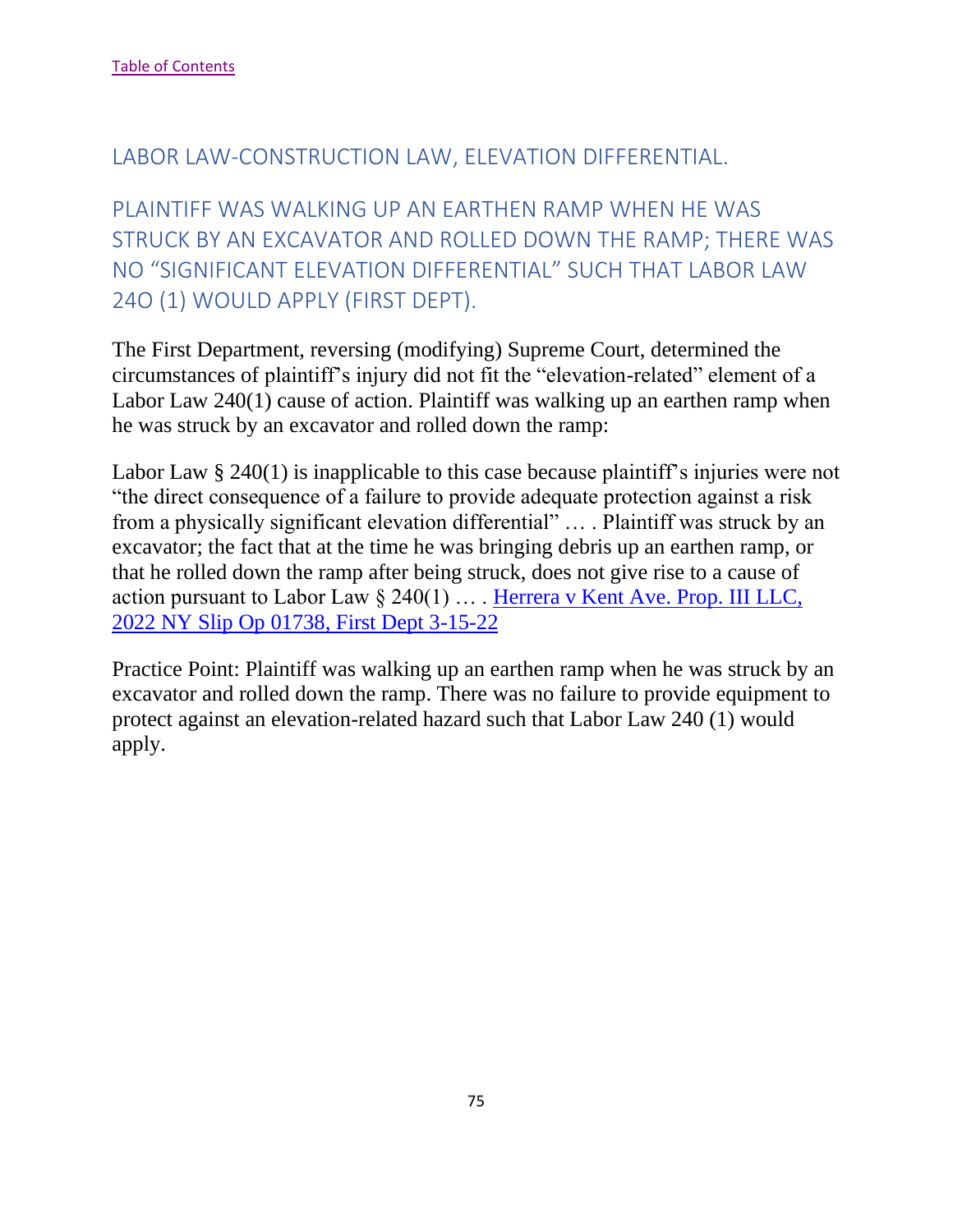[Table of Contents]

## LABOR LAW-CONSTRUCTION LAW, ELEVATION DIFFERENTIAL.

## PLAINTIFF WAS WALKING UP AN EARTHEN RAMP WHEN HE WAS STRUCK BY AN EXCAVATOR AND ROLLED DOWN THE RAMP; THERE WAS NO "SIGNIFICANT ELEVATION DIFFERENTIAL" SUCH THAT LABOR LAW 24O (1) WOULD APPLY (FIRST DEPT).

The First Department, reversing (modifying) Supreme Court, determined the circumstances of plaintiff's injury did not fit the "elevation-related" element of a Labor Law 240(1) cause of action. Plaintiff was walking up an earthen ramp when he was struck by an excavator and rolled down the ramp:

Labor Law § 240(1) is inapplicable to this case because plaintiff's injuries were not "the direct consequence of a failure to provide adequate protection against a risk from a physically significant elevation differential" … . Plaintiff was struck by an excavator; the fact that at the time he was bringing debris up an earthen ramp, or that he rolled down the ramp after being struck, does not give rise to a cause of action pursuant to Labor Law § 240(1) … . [Herrera v Kent Ave. Prop. III LLC, 2022 NY Slip Op 01738, First Dept 3-15-22]

Practice Point: Plaintiff was walking up an earthen ramp when he was struck by an excavator and rolled down the ramp. There was no failure to provide equipment to protect against an elevation-related hazard such that Labor Law 240 (1) would apply.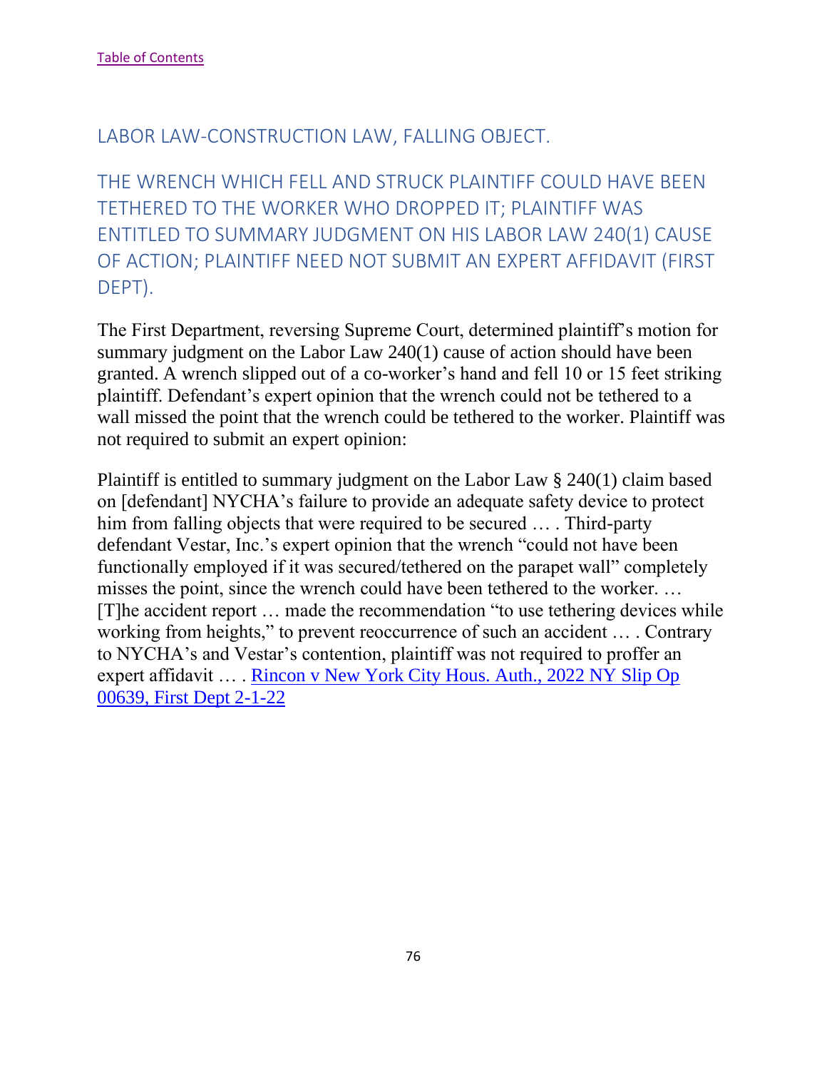[Table of Contents]

## LABOR LAW-CONSTRUCTION LAW, FALLING OBJECT.

### THE WRENCH WHICH FELL AND STRUCK PLAINTIFF COULD HAVE BEEN TETHERED TO THE WORKER WHO DROPPED IT; PLAINTIFF WAS ENTITLED TO SUMMARY JUDGMENT ON HIS LABOR LAW 240(1) CAUSE OF ACTION; PLAINTIFF NEED NOT SUBMIT AN EXPERT AFFIDAVIT (FIRST DEPT).

The First Department, reversing Supreme Court, determined plaintiff's motion for summary judgment on the Labor Law 240(1) cause of action should have been granted. A wrench slipped out of a co-worker's hand and fell 10 or 15 feet striking plaintiff. Defendant's expert opinion that the wrench could not be tethered to a wall missed the point that the wrench could be tethered to the worker. Plaintiff was not required to submit an expert opinion:

Plaintiff is entitled to summary judgment on the Labor Law § 240(1) claim based on [defendant] NYCHA's failure to provide an adequate safety device to protect him from falling objects that were required to be secured … . Third-party defendant Vestar, Inc.'s expert opinion that the wrench "could not have been functionally employed if it was secured/tethered on the parapet wall" completely misses the point, since the wrench could have been tethered to the worker. … [T]he accident report … made the recommendation "to use tethering devices while working from heights," to prevent reoccurrence of such an accident … . Contrary to NYCHA's and Vestar's contention, plaintiff was not required to proffer an expert affidavit … . Rincon v New York City Hous. Auth., 2022 NY Slip Op 00639, First Dept 2-1-22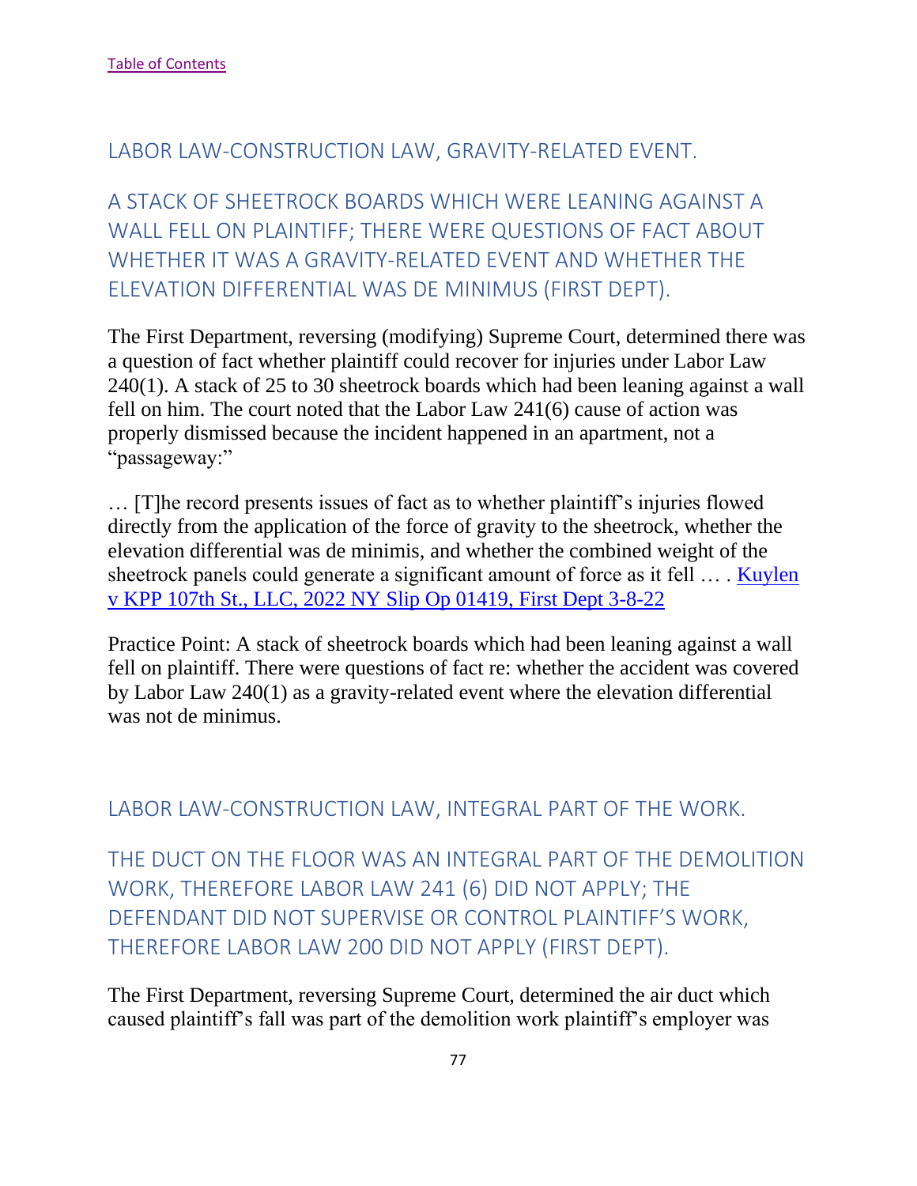[Table of Contents](#)

## LABOR LAW-CONSTRUCTION LAW, GRAVITY-RELATED EVENT.

## A STACK OF SHEETROCK BOARDS WHICH WERE LEANING AGAINST A WALL FELL ON PLAINTIFF; THERE WERE QUESTIONS OF FACT ABOUT WHETHER IT WAS A GRAVITY-RELATED EVENT AND WHETHER THE ELEVATION DIFFERENTIAL WAS DE MINIMUS (FIRST DEPT).

The First Department, reversing (modifying) Supreme Court, determined there was a question of fact whether plaintiff could recover for injuries under Labor Law 240(1). A stack of 25 to 30 sheetrock boards which had been leaning against a wall fell on him. The court noted that the Labor Law 241(6) cause of action was properly dismissed because the incident happened in an apartment, not a "passageway:"

… [T]he record presents issues of fact as to whether plaintiff's injuries flowed directly from the application of the force of gravity to the sheetrock, whether the elevation differential was de minimis, and whether the combined weight of the sheetrock panels could generate a significant amount of force as it fell … . [Kuylen v KPP 107th St., LLC, 2022 NY Slip Op 01419, First Dept 3-8-22](#)

Practice Point: A stack of sheetrock boards which had been leaning against a wall fell on plaintiff. There were questions of fact re: whether the accident was covered by Labor Law 240(1) as a gravity-related event where the elevation differential was not de minimus.

## LABOR LAW-CONSTRUCTION LAW, INTEGRAL PART OF THE WORK.

## THE DUCT ON THE FLOOR WAS AN INTEGRAL PART OF THE DEMOLITION WORK, THEREFORE LABOR LAW 241 (6) DID NOT APPLY; THE DEFENDANT DID NOT SUPERVISE OR CONTROL PLAINTIFF'S WORK, THEREFORE LABOR LAW 200 DID NOT APPLY (FIRST DEPT).

The First Department, reversing Supreme Court, determined the air duct which caused plaintiff's fall was part of the demolition work plaintiff's employer was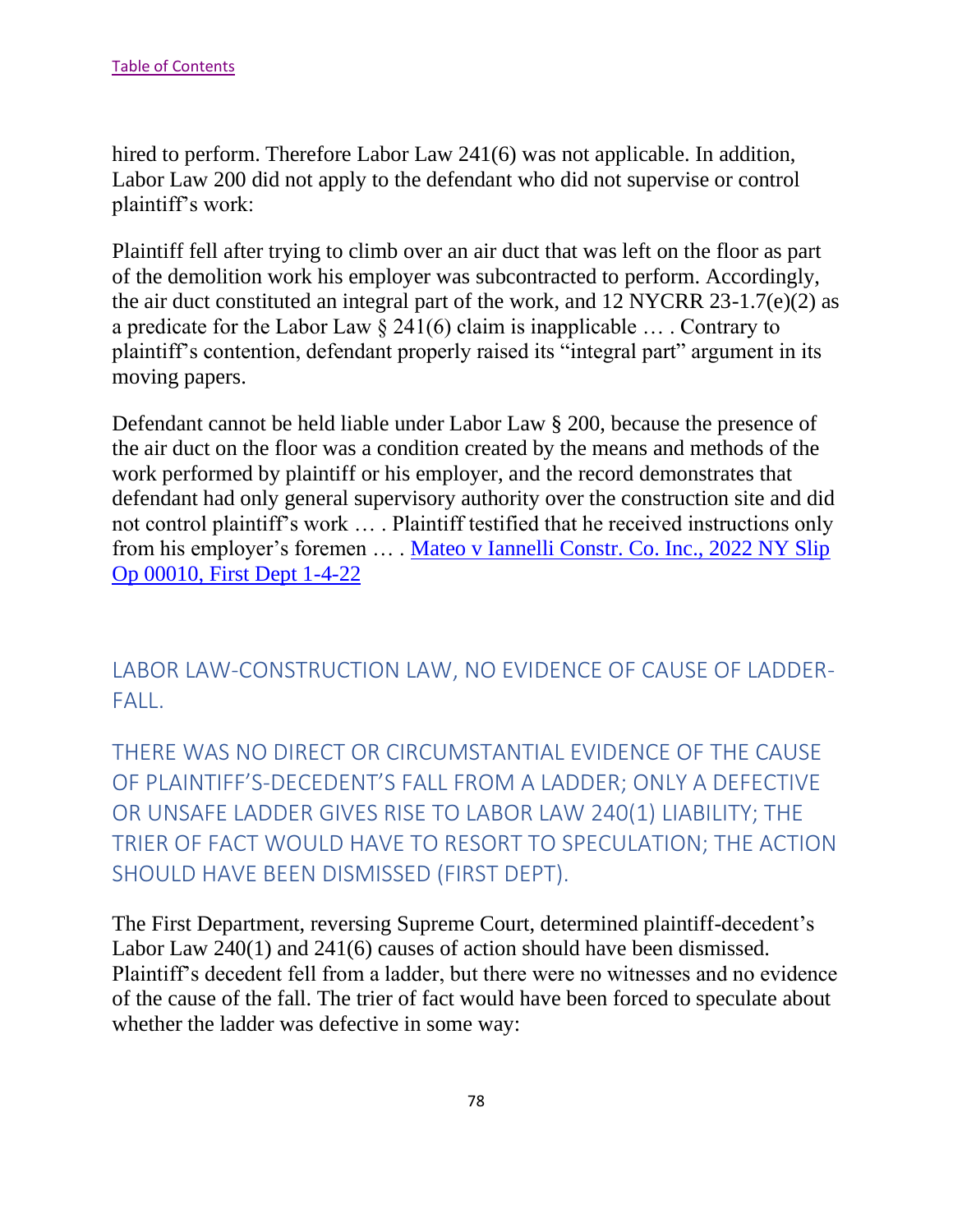hired to perform. Therefore Labor Law 241(6) was not applicable. In addition, Labor Law 200 did not apply to the defendant who did not supervise or control plaintiff's work:

Plaintiff fell after trying to climb over an air duct that was left on the floor as part of the demolition work his employer was subcontracted to perform. Accordingly, the air duct constituted an integral part of the work, and 12 NYCRR 23-1.7(e)(2) as a predicate for the Labor Law § 241(6) claim is inapplicable … . Contrary to plaintiff's contention, defendant properly raised its "integral part" argument in its moving papers.

Defendant cannot be held liable under Labor Law § 200, because the presence of the air duct on the floor was a condition created by the means and methods of the work performed by plaintiff or his employer, and the record demonstrates that defendant had only general supervisory authority over the construction site and did not control plaintiff's work … . Plaintiff testified that he received instructions only from his employer's foremen … . [Mateo v Iannelli Constr. Co. Inc., 2022 NY Slip Op 00010, First Dept 1-4-22]()

## LABOR LAW-CONSTRUCTION LAW, NO EVIDENCE OF CAUSE OF LADDER-FALL.

### THERE WAS NO DIRECT OR CIRCUMSTANTIAL EVIDENCE OF THE CAUSE OF PLAINTIFF'S-DECEDENT'S FALL FROM A LADDER; ONLY A DEFECTIVE OR UNSAFE LADDER GIVES RISE TO LABOR LAW 240(1) LIABILITY; THE TRIER OF FACT WOULD HAVE TO RESORT TO SPECULATION; THE ACTION SHOULD HAVE BEEN DISMISSED (FIRST DEPT).

The First Department, reversing Supreme Court, determined plaintiff-decedent's Labor Law 240(1) and 241(6) causes of action should have been dismissed. Plaintiff's decedent fell from a ladder, but there were no witnesses and no evidence of the cause of the fall. The trier of fact would have been forced to speculate about whether the ladder was defective in some way: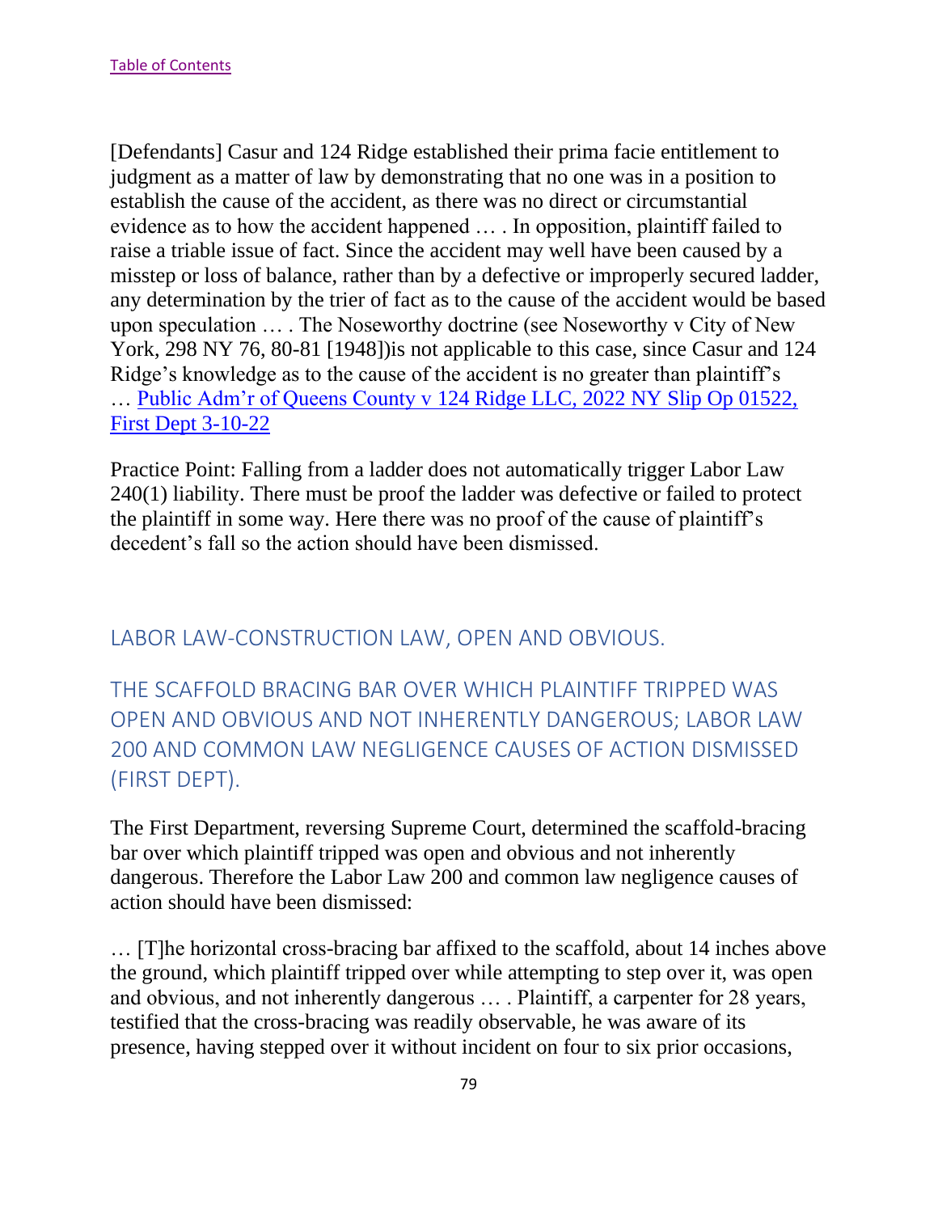[Defendants] Casur and 124 Ridge established their prima facie entitlement to judgment as a matter of law by demonstrating that no one was in a position to establish the cause of the accident, as there was no direct or circumstantial evidence as to how the accident happened … . In opposition, plaintiff failed to raise a triable issue of fact. Since the accident may well have been caused by a misstep or loss of balance, rather than by a defective or improperly secured ladder, any determination by the trier of fact as to the cause of the accident would be based upon speculation … . The Noseworthy doctrine (see Noseworthy v City of New York, 298 NY 76, 80-81 [1948])is not applicable to this case, since Casur and 124 Ridge's knowledge as to the cause of the accident is no greater than plaintiff's … Public Adm'r of Queens County v 124 Ridge LLC, 2022 NY Slip Op 01522, First Dept 3-10-22

Practice Point: Falling from a ladder does not automatically trigger Labor Law 240(1) liability. There must be proof the ladder was defective or failed to protect the plaintiff in some way. Here there was no proof of the cause of plaintiff's decedent's fall so the action should have been dismissed.

## LABOR LAW-CONSTRUCTION LAW, OPEN AND OBVIOUS.

## THE SCAFFOLD BRACING BAR OVER WHICH PLAINTIFF TRIPPED WAS OPEN AND OBVIOUS AND NOT INHERENTLY DANGEROUS; LABOR LAW 200 AND COMMON LAW NEGLIGENCE CAUSES OF ACTION DISMISSED (FIRST DEPT).

The First Department, reversing Supreme Court, determined the scaffold-bracing bar over which plaintiff tripped was open and obvious and not inherently dangerous. Therefore the Labor Law 200 and common law negligence causes of action should have been dismissed:

… [T]he horizontal cross-bracing bar affixed to the scaffold, about 14 inches above the ground, which plaintiff tripped over while attempting to step over it, was open and obvious, and not inherently dangerous … . Plaintiff, a carpenter for 28 years, testified that the cross-bracing was readily observable, he was aware of its presence, having stepped over it without incident on four to six prior occasions,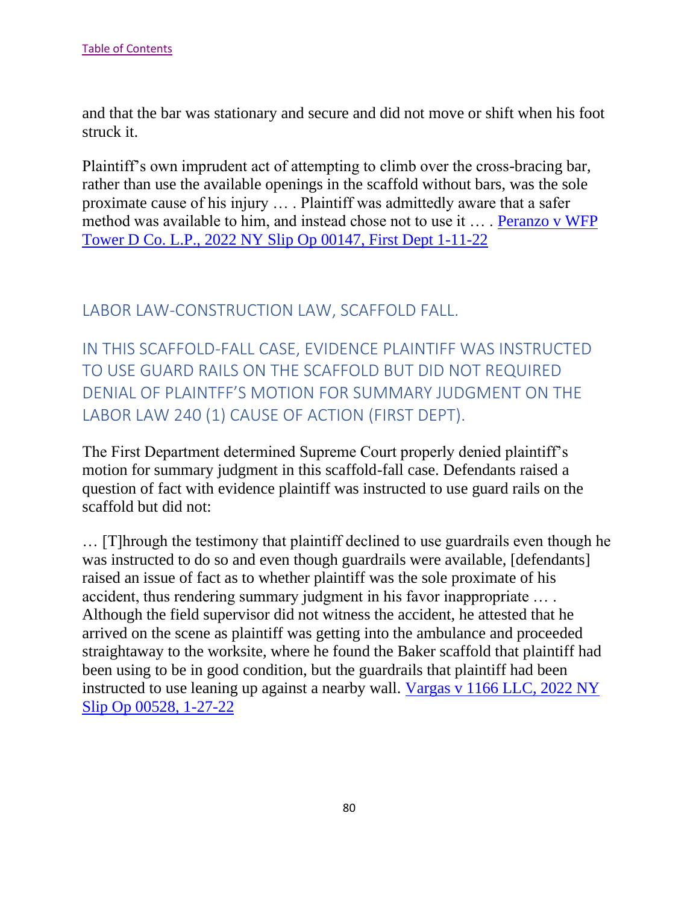and that the bar was stationary and secure and did not move or shift when his foot struck it.

Plaintiff's own imprudent act of attempting to climb over the cross-bracing bar, rather than use the available openings in the scaffold without bars, was the sole proximate cause of his injury … . Plaintiff was admittedly aware that a safer method was available to him, and instead chose not to use it … . [Peranzo v WFP Tower D Co. L.P., 2022 NY Slip Op 00147, First Dept 1-11-22]

## LABOR LAW-CONSTRUCTION LAW, SCAFFOLD FALL.

## IN THIS SCAFFOLD-FALL CASE, EVIDENCE PLAINTIFF WAS INSTRUCTED TO USE GUARD RAILS ON THE SCAFFOLD BUT DID NOT REQUIRED DENIAL OF PLAINTFF'S MOTION FOR SUMMARY JUDGMENT ON THE LABOR LAW 240 (1) CAUSE OF ACTION (FIRST DEPT).

The First Department determined Supreme Court properly denied plaintiff's motion for summary judgment in this scaffold-fall case. Defendants raised a question of fact with evidence plaintiff was instructed to use guard rails on the scaffold but did not:

… [T]hrough the testimony that plaintiff declined to use guardrails even though he was instructed to do so and even though guardrails were available, [defendants] raised an issue of fact as to whether plaintiff was the sole proximate of his accident, thus rendering summary judgment in his favor inappropriate … . Although the field supervisor did not witness the accident, he attested that he arrived on the scene as plaintiff was getting into the ambulance and proceeded straightaway to the worksite, where he found the Baker scaffold that plaintiff had been using to be in good condition, but the guardrails that plaintiff had been instructed to use leaning up against a nearby wall. [Vargas v 1166 LLC, 2022 NY Slip Op 00528, 1-27-22]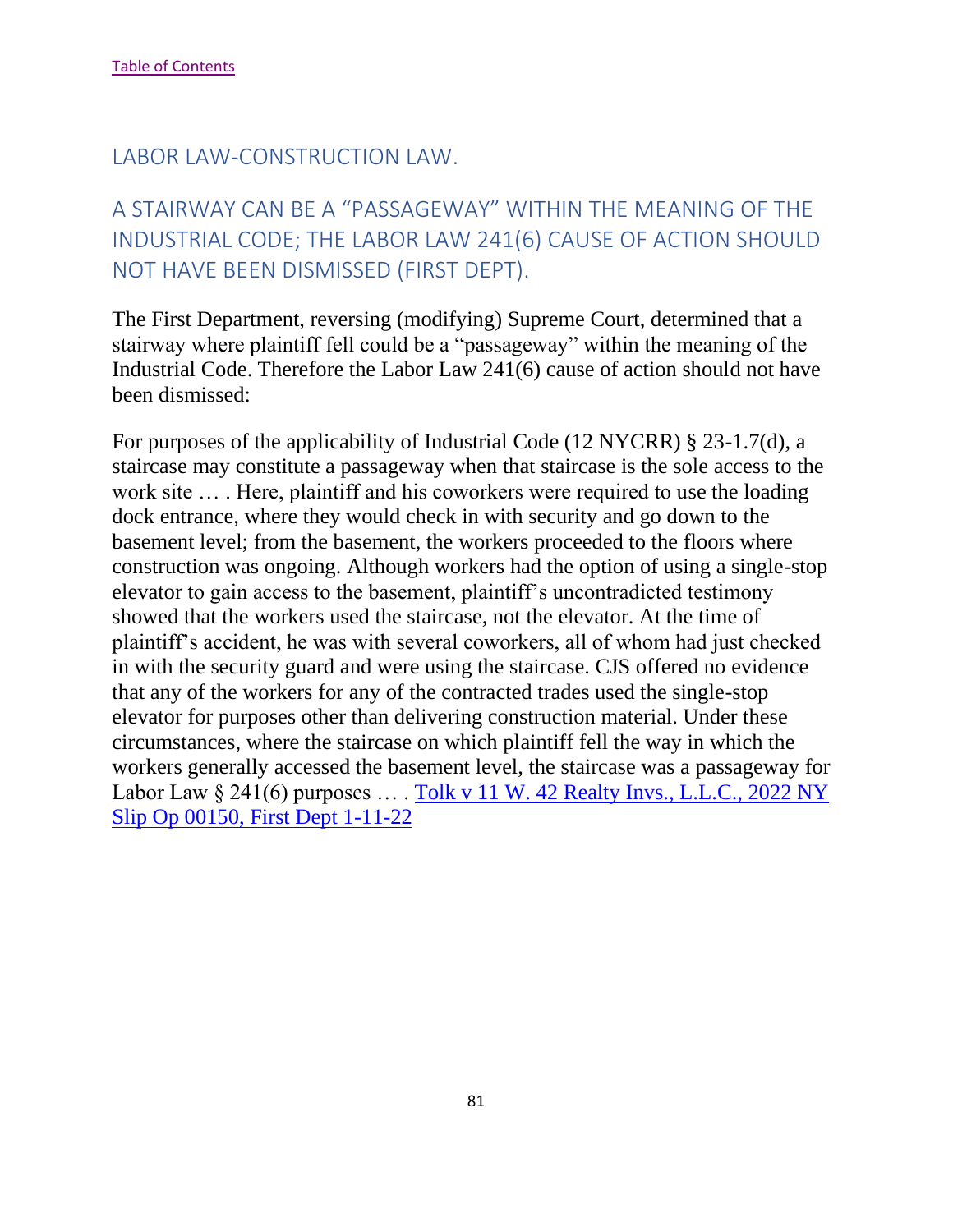[Table of Contents](#)

## LABOR LAW-CONSTRUCTION LAW.

### A STAIRWAY CAN BE A "PASSAGEWAY" WITHIN THE MEANING OF THE INDUSTRIAL CODE; THE LABOR LAW 241(6) CAUSE OF ACTION SHOULD NOT HAVE BEEN DISMISSED (FIRST DEPT).

The First Department, reversing (modifying) Supreme Court, determined that a stairway where plaintiff fell could be a "passageway" within the meaning of the Industrial Code. Therefore the Labor Law 241(6) cause of action should not have been dismissed:

For purposes of the applicability of Industrial Code (12 NYCRR) § 23-1.7(d), a staircase may constitute a passageway when that staircase is the sole access to the work site … . Here, plaintiff and his coworkers were required to use the loading dock entrance, where they would check in with security and go down to the basement level; from the basement, the workers proceeded to the floors where construction was ongoing. Although workers had the option of using a single-stop elevator to gain access to the basement, plaintiff's uncontradicted testimony showed that the workers used the staircase, not the elevator. At the time of plaintiff's accident, he was with several coworkers, all of whom had just checked in with the security guard and were using the staircase. CJS offered no evidence that any of the workers for any of the contracted trades used the single-stop elevator for purposes other than delivering construction material. Under these circumstances, where the staircase on which plaintiff fell the way in which the workers generally accessed the basement level, the staircase was a passageway for Labor Law § 241(6) purposes … . [Tolk v 11 W. 42 Realty Invs., L.L.C., 2022 NY Slip Op 00150, First Dept 1-11-22](#)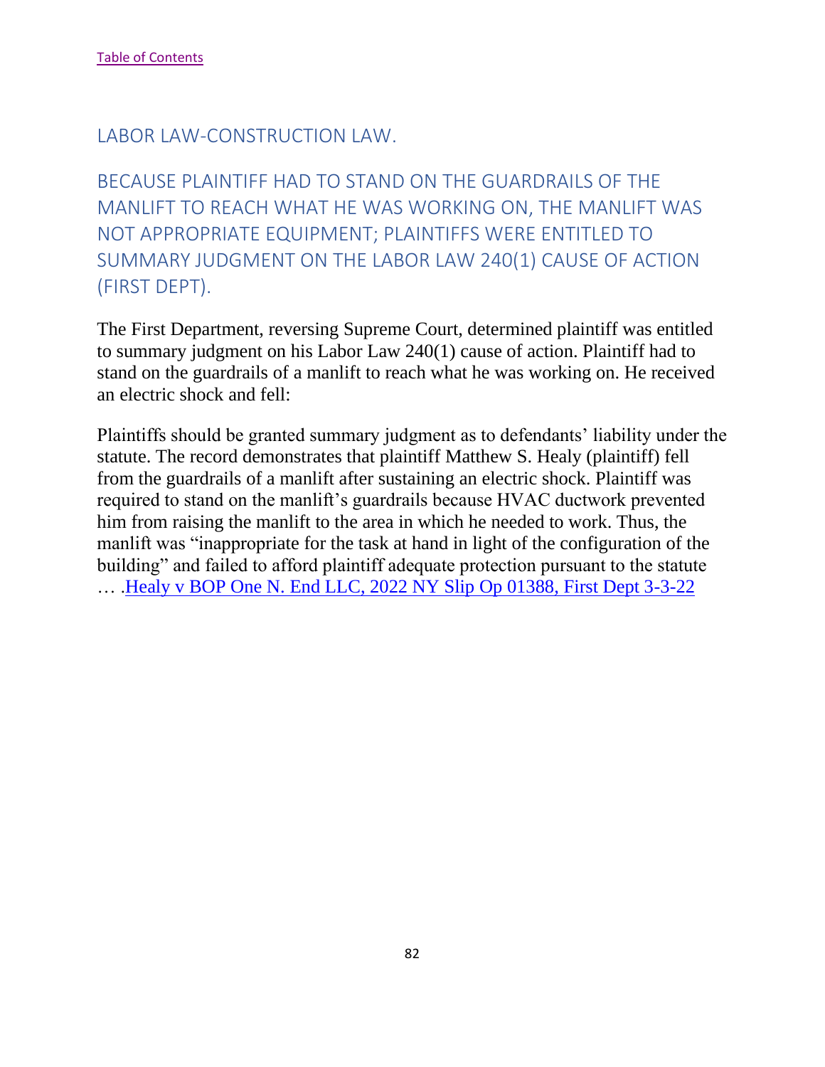[Table of Contents]

## LABOR LAW-CONSTRUCTION LAW.

### BECAUSE PLAINTIFF HAD TO STAND ON THE GUARDRAILS OF THE MANLIFT TO REACH WHAT HE WAS WORKING ON, THE MANLIFT WAS NOT APPROPRIATE EQUIPMENT; PLAINTIFFS WERE ENTITLED TO SUMMARY JUDGMENT ON THE LABOR LAW 240(1) CAUSE OF ACTION (FIRST DEPT).

The First Department, reversing Supreme Court, determined plaintiff was entitled to summary judgment on his Labor Law 240(1) cause of action. Plaintiff had to stand on the guardrails of a manlift to reach what he was working on. He received an electric shock and fell:

Plaintiffs should be granted summary judgment as to defendants' liability under the statute. The record demonstrates that plaintiff Matthew S. Healy (plaintiff) fell from the guardrails of a manlift after sustaining an electric shock. Plaintiff was required to stand on the manlift's guardrails because HVAC ductwork prevented him from raising the manlift to the area in which he needed to work. Thus, the manlift was "inappropriate for the task at hand in light of the configuration of the building" and failed to afford plaintiff adequate protection pursuant to the statute … .Healy v BOP One N. End LLC, 2022 NY Slip Op 01388, First Dept 3-3-22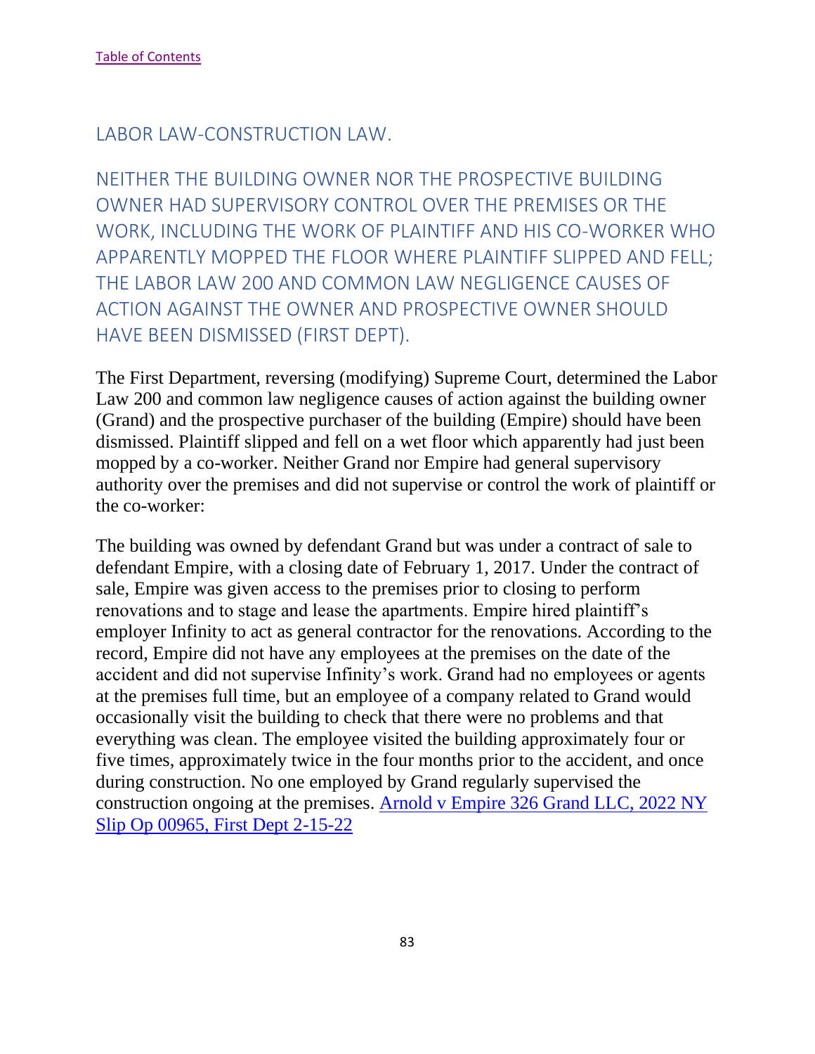[Table of Contents]

## LABOR LAW-CONSTRUCTION LAW.

### NEITHER THE BUILDING OWNER NOR THE PROSPECTIVE BUILDING OWNER HAD SUPERVISORY CONTROL OVER THE PREMISES OR THE WORK, INCLUDING THE WORK OF PLAINTIFF AND HIS CO-WORKER WHO APPARENTLY MOPPED THE FLOOR WHERE PLAINTIFF SLIPPED AND FELL; THE LABOR LAW 200 AND COMMON LAW NEGLIGENCE CAUSES OF ACTION AGAINST THE OWNER AND PROSPECTIVE OWNER SHOULD HAVE BEEN DISMISSED (FIRST DEPT).

The First Department, reversing (modifying) Supreme Court, determined the Labor Law 200 and common law negligence causes of action against the building owner (Grand) and the prospective purchaser of the building (Empire) should have been dismissed. Plaintiff slipped and fell on a wet floor which apparently had just been mopped by a co-worker. Neither Grand nor Empire had general supervisory authority over the premises and did not supervise or control the work of plaintiff or the co-worker:

The building was owned by defendant Grand but was under a contract of sale to defendant Empire, with a closing date of February 1, 2017. Under the contract of sale, Empire was given access to the premises prior to closing to perform renovations and to stage and lease the apartments. Empire hired plaintiff's employer Infinity to act as general contractor for the renovations. According to the record, Empire did not have any employees at the premises on the date of the accident and did not supervise Infinity's work. Grand had no employees or agents at the premises full time, but an employee of a company related to Grand would occasionally visit the building to check that there were no problems and that everything was clean. The employee visited the building approximately four or five times, approximately twice in the four months prior to the accident, and once during construction. No one employed by Grand regularly supervised the construction ongoing at the premises. [Arnold v Empire 326 Grand LLC, 2022 NY Slip Op 00965, First Dept 2-15-22]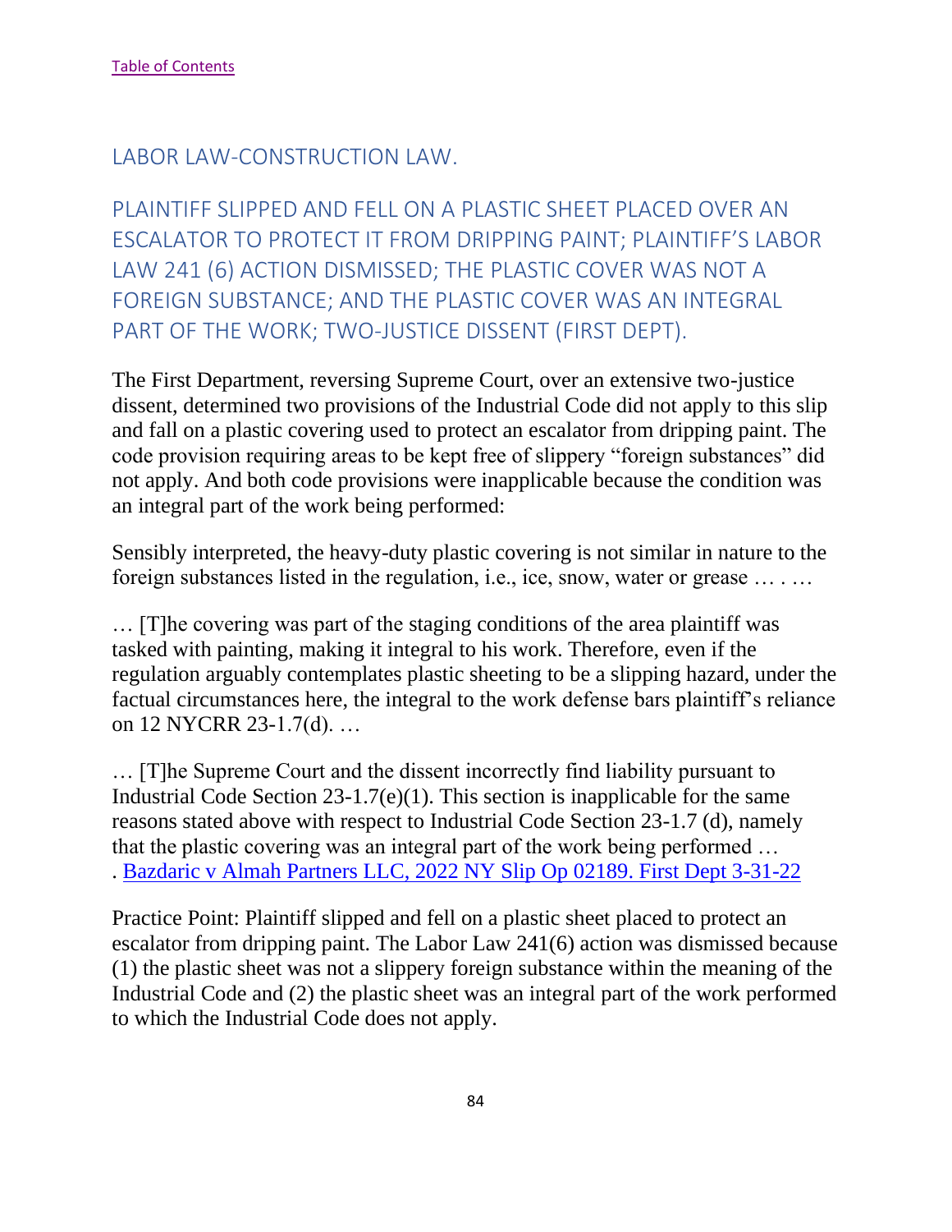[Table of Contents](#)

## LABOR LAW-CONSTRUCTION LAW.

### PLAINTIFF SLIPPED AND FELL ON A PLASTIC SHEET PLACED OVER AN ESCALATOR TO PROTECT IT FROM DRIPPING PAINT; PLAINTIFF'S LABOR LAW 241 (6) ACTION DISMISSED; THE PLASTIC COVER WAS NOT A FOREIGN SUBSTANCE; AND THE PLASTIC COVER WAS AN INTEGRAL PART OF THE WORK; TWO-JUSTICE DISSENT (FIRST DEPT).

The First Department, reversing Supreme Court, over an extensive two-justice dissent, determined two provisions of the Industrial Code did not apply to this slip and fall on a plastic covering used to protect an escalator from dripping paint. The code provision requiring areas to be kept free of slippery "foreign substances" did not apply. And both code provisions were inapplicable because the condition was an integral part of the work being performed:

Sensibly interpreted, the heavy-duty plastic covering is not similar in nature to the foreign substances listed in the regulation, i.e., ice, snow, water or grease … . …

… [T]he covering was part of the staging conditions of the area plaintiff was tasked with painting, making it integral to his work. Therefore, even if the regulation arguably contemplates plastic sheeting to be a slipping hazard, under the factual circumstances here, the integral to the work defense bars plaintiff's reliance on 12 NYCRR 23-1.7(d). …

… [T]he Supreme Court and the dissent incorrectly find liability pursuant to Industrial Code Section 23-1.7(e)(1). This section is inapplicable for the same reasons stated above with respect to Industrial Code Section 23-1.7 (d), namely that the plastic covering was an integral part of the work being performed … . [Bazdaric v Almah Partners LLC, 2022 NY Slip Op 02189. First Dept 3-31-22](#)

Practice Point: Plaintiff slipped and fell on a plastic sheet placed to protect an escalator from dripping paint. The Labor Law 241(6) action was dismissed because (1) the plastic sheet was not a slippery foreign substance within the meaning of the Industrial Code and (2) the plastic sheet was an integral part of the work performed to which the Industrial Code does not apply.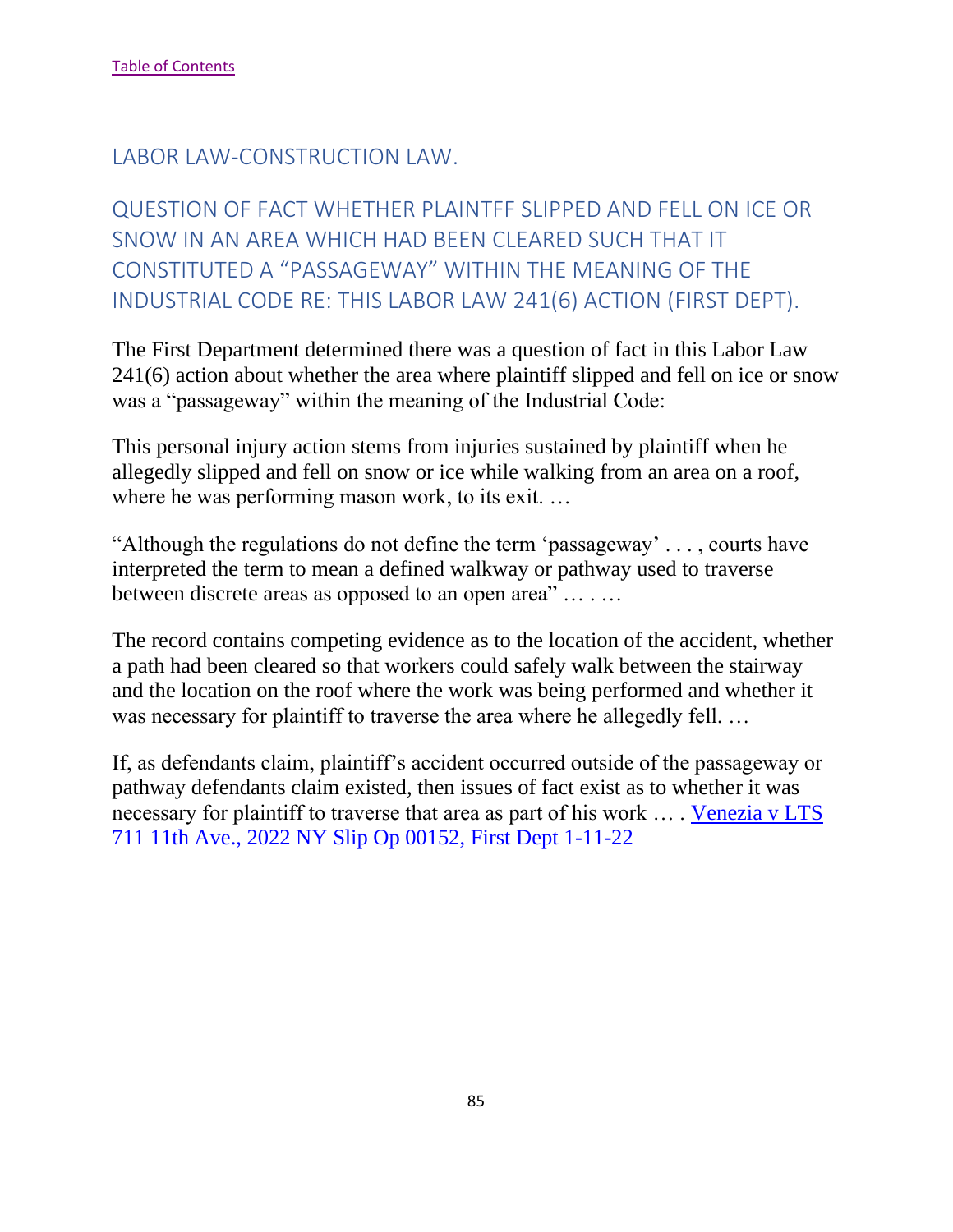[Table of Contents](#)

## LABOR LAW-CONSTRUCTION LAW.

## QUESTION OF FACT WHETHER PLAINTFF SLIPPED AND FELL ON ICE OR SNOW IN AN AREA WHICH HAD BEEN CLEARED SUCH THAT IT CONSTITUTED A "PASSAGEWAY" WITHIN THE MEANING OF THE INDUSTRIAL CODE RE: THIS LABOR LAW 241(6) ACTION (FIRST DEPT).

The First Department determined there was a question of fact in this Labor Law 241(6) action about whether the area where plaintiff slipped and fell on ice or snow was a "passageway" within the meaning of the Industrial Code:

This personal injury action stems from injuries sustained by plaintiff when he allegedly slipped and fell on snow or ice while walking from an area on a roof, where he was performing mason work, to its exit. …

"Although the regulations do not define the term 'passageway' . . . , courts have interpreted the term to mean a defined walkway or pathway used to traverse between discrete areas as opposed to an open area" … . …

The record contains competing evidence as to the location of the accident, whether a path had been cleared so that workers could safely walk between the stairway and the location on the roof where the work was being performed and whether it was necessary for plaintiff to traverse the area where he allegedly fell. …

If, as defendants claim, plaintiff's accident occurred outside of the passageway or pathway defendants claim existed, then issues of fact exist as to whether it was necessary for plaintiff to traverse that area as part of his work … . [Venezia v LTS 711 11th Ave., 2022 NY Slip Op 00152, First Dept 1-11-22](#)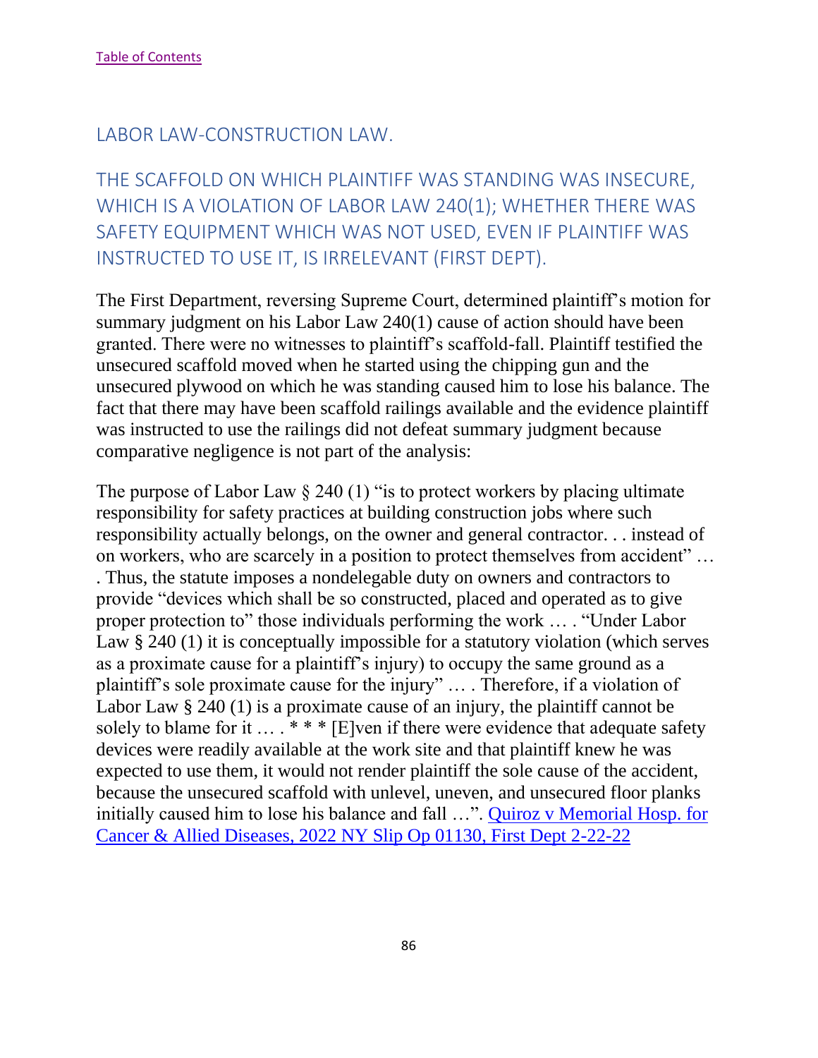[Table of Contents](#)

## LABOR LAW-CONSTRUCTION LAW.

### THE SCAFFOLD ON WHICH PLAINTIFF WAS STANDING WAS INSECURE, WHICH IS A VIOLATION OF LABOR LAW 240(1); WHETHER THERE WAS SAFETY EQUIPMENT WHICH WAS NOT USED, EVEN IF PLAINTIFF WAS INSTRUCTED TO USE IT, IS IRRELEVANT (FIRST DEPT).

The First Department, reversing Supreme Court, determined plaintiff's motion for summary judgment on his Labor Law 240(1) cause of action should have been granted. There were no witnesses to plaintiff's scaffold-fall. Plaintiff testified the unsecured scaffold moved when he started using the chipping gun and the unsecured plywood on which he was standing caused him to lose his balance. The fact that there may have been scaffold railings available and the evidence plaintiff was instructed to use the railings did not defeat summary judgment because comparative negligence is not part of the analysis:

The purpose of Labor Law § 240 (1) "is to protect workers by placing ultimate responsibility for safety practices at building construction jobs where such responsibility actually belongs, on the owner and general contractor. . . instead of on workers, who are scarcely in a position to protect themselves from accident" … . Thus, the statute imposes a nondelegable duty on owners and contractors to provide "devices which shall be so constructed, placed and operated as to give proper protection to" those individuals performing the work … . "Under Labor Law § 240 (1) it is conceptually impossible for a statutory violation (which serves as a proximate cause for a plaintiff's injury) to occupy the same ground as a plaintiff's sole proximate cause for the injury" … . Therefore, if a violation of Labor Law § 240 (1) is a proximate cause of an injury, the plaintiff cannot be solely to blame for it … . * * * [E]ven if there were evidence that adequate safety devices were readily available at the work site and that plaintiff knew he was expected to use them, it would not render plaintiff the sole cause of the accident, because the unsecured scaffold with unlevel, uneven, and unsecured floor planks initially caused him to lose his balance and fall …". [Quiroz v Memorial Hosp. for Cancer & Allied Diseases, 2022 NY Slip Op 01130, First Dept 2-22-22](#)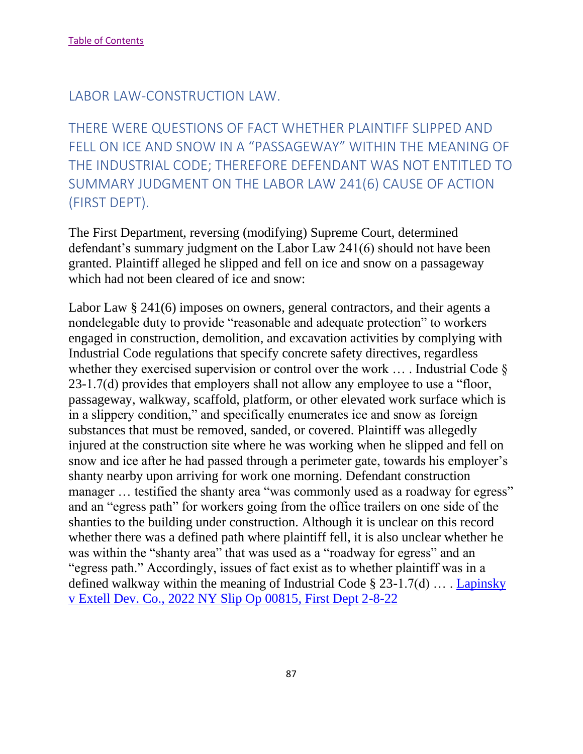[Table of Contents](#)

## LABOR LAW-CONSTRUCTION LAW.

### THERE WERE QUESTIONS OF FACT WHETHER PLAINTIFF SLIPPED AND FELL ON ICE AND SNOW IN A "PASSAGEWAY" WITHIN THE MEANING OF THE INDUSTRIAL CODE; THEREFORE DEFENDANT WAS NOT ENTITLED TO SUMMARY JUDGMENT ON THE LABOR LAW 241(6) CAUSE OF ACTION (FIRST DEPT).

The First Department, reversing (modifying) Supreme Court, determined defendant's summary judgment on the Labor Law 241(6) should not have been granted. Plaintiff alleged he slipped and fell on ice and snow on a passageway which had not been cleared of ice and snow:

Labor Law § 241(6) imposes on owners, general contractors, and their agents a nondelegable duty to provide "reasonable and adequate protection" to workers engaged in construction, demolition, and excavation activities by complying with Industrial Code regulations that specify concrete safety directives, regardless whether they exercised supervision or control over the work … . Industrial Code § 23-1.7(d) provides that employers shall not allow any employee to use a "floor, passageway, walkway, scaffold, platform, or other elevated work surface which is in a slippery condition," and specifically enumerates ice and snow as foreign substances that must be removed, sanded, or covered. Plaintiff was allegedly injured at the construction site where he was working when he slipped and fell on snow and ice after he had passed through a perimeter gate, towards his employer's shanty nearby upon arriving for work one morning. Defendant construction manager … testified the shanty area "was commonly used as a roadway for egress" and an "egress path" for workers going from the office trailers on one side of the shanties to the building under construction. Although it is unclear on this record whether there was a defined path where plaintiff fell, it is also unclear whether he was within the "shanty area" that was used as a "roadway for egress" and an "egress path." Accordingly, issues of fact exist as to whether plaintiff was in a defined walkway within the meaning of Industrial Code § 23-1.7(d) … . [Lapinsky v Extell Dev. Co., 2022 NY Slip Op 00815, First Dept 2-8-22](#)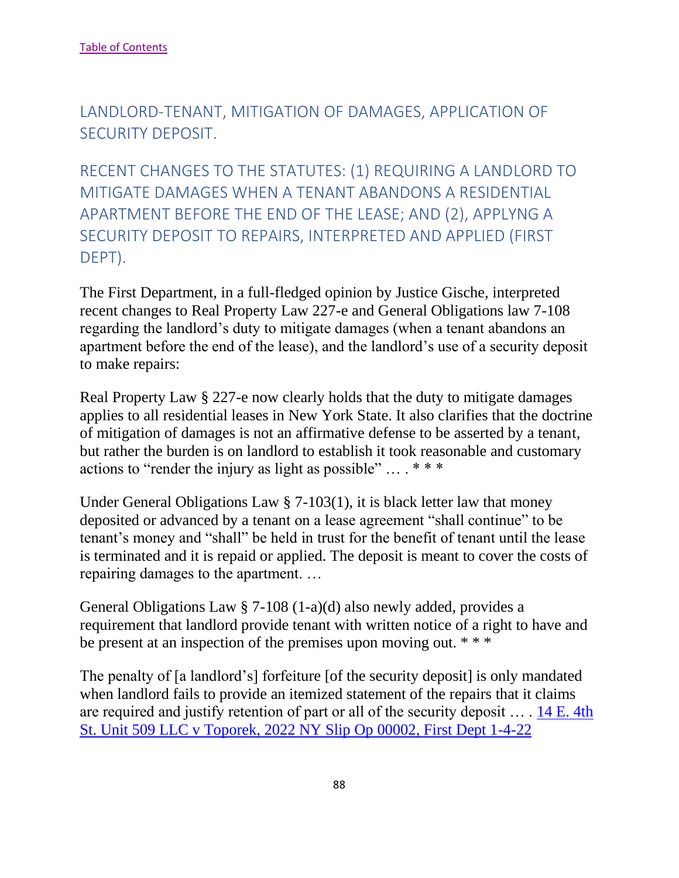[Table of Contents]

## LANDLORD-TENANT, MITIGATION OF DAMAGES, APPLICATION OF SECURITY DEPOSIT.

## RECENT CHANGES TO THE STATUTES: (1) REQUIRING A LANDLORD TO MITIGATE DAMAGES WHEN A TENANT ABANDONS A RESIDENTIAL APARTMENT BEFORE THE END OF THE LEASE; AND (2), APPLYNG A SECURITY DEPOSIT TO REPAIRS, INTERPRETED AND APPLIED (FIRST DEPT).

The First Department, in a full-fledged opinion by Justice Gische, interpreted recent changes to Real Property Law 227-e and General Obligations law 7-108 regarding the landlord's duty to mitigate damages (when a tenant abandons an apartment before the end of the lease), and the landlord's use of a security deposit to make repairs:

Real Property Law § 227-e now clearly holds that the duty to mitigate damages applies to all residential leases in New York State. It also clarifies that the doctrine of mitigation of damages is not an affirmative defense to be asserted by a tenant, but rather the burden is on landlord to establish it took reasonable and customary actions to "render the injury as light as possible" … . * * *

Under General Obligations Law § 7-103(1), it is black letter law that money deposited or advanced by a tenant on a lease agreement "shall continue" to be tenant's money and "shall" be held in trust for the benefit of tenant until the lease is terminated and it is repaid or applied. The deposit is meant to cover the costs of repairing damages to the apartment. …

General Obligations Law § 7-108 (1-a)(d) also newly added, provides a requirement that landlord provide tenant with written notice of a right to have and be present at an inspection of the premises upon moving out. * * *

The penalty of [a landlord's] forfeiture [of the security deposit] is only mandated when landlord fails to provide an itemized statement of the repairs that it claims are required and justify retention of part or all of the security deposit … . [14 E. 4th St. Unit 509 LLC v Toporek, 2022 NY Slip Op 00002, First Dept 1-4-22]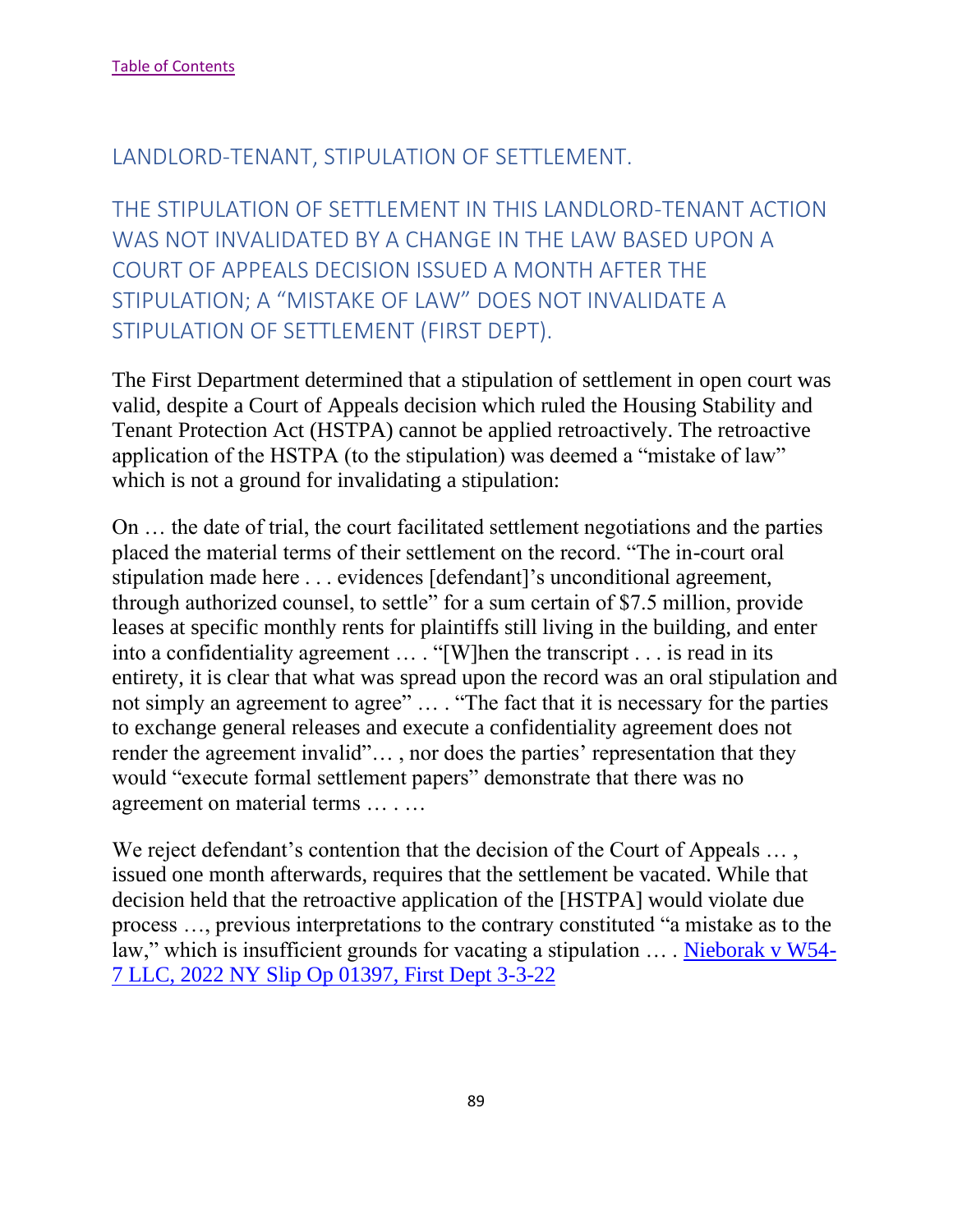[Table of Contents]

## LANDLORD-TENANT, STIPULATION OF SETTLEMENT.

## THE STIPULATION OF SETTLEMENT IN THIS LANDLORD-TENANT ACTION WAS NOT INVALIDATED BY A CHANGE IN THE LAW BASED UPON A COURT OF APPEALS DECISION ISSUED A MONTH AFTER THE STIPULATION; A "MISTAKE OF LAW" DOES NOT INVALIDATE A STIPULATION OF SETTLEMENT (FIRST DEPT).

The First Department determined that a stipulation of settlement in open court was valid, despite a Court of Appeals decision which ruled the Housing Stability and Tenant Protection Act (HSTPA) cannot be applied retroactively. The retroactive application of the HSTPA (to the stipulation) was deemed a "mistake of law" which is not a ground for invalidating a stipulation:

On … the date of trial, the court facilitated settlement negotiations and the parties placed the material terms of their settlement on the record. "The in-court oral stipulation made here . . . evidences [defendant]'s unconditional agreement, through authorized counsel, to settle" for a sum certain of $7.5 million, provide leases at specific monthly rents for plaintiffs still living in the building, and enter into a confidentiality agreement … . "[W]hen the transcript . . . is read in its entirety, it is clear that what was spread upon the record was an oral stipulation and not simply an agreement to agree" … . "The fact that it is necessary for the parties to exchange general releases and execute a confidentiality agreement does not render the agreement invalid"… , nor does the parties' representation that they would "execute formal settlement papers" demonstrate that there was no agreement on material terms … . …

We reject defendant's contention that the decision of the Court of Appeals … , issued one month afterwards, requires that the settlement be vacated. While that decision held that the retroactive application of the [HSTPA] would violate due process …, previous interpretations to the contrary constituted "a mistake as to the law," which is insufficient grounds for vacating a stipulation … . [Nieborak v W54-7 LLC, 2022 NY Slip Op 01397, First Dept 3-3-22]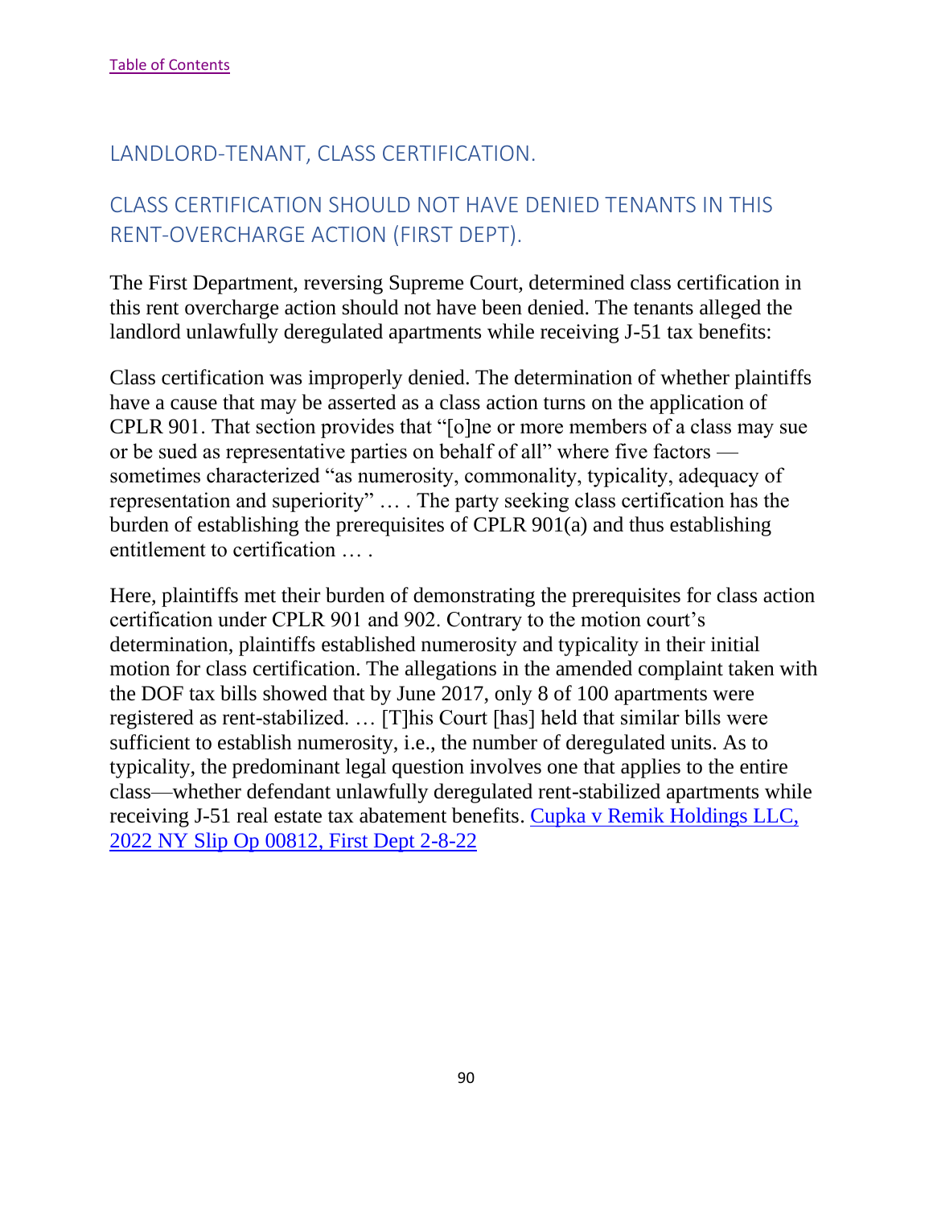[Table of Contents](#)

## LANDLORD-TENANT, CLASS CERTIFICATION.

## CLASS CERTIFICATION SHOULD NOT HAVE DENIED TENANTS IN THIS RENT-OVERCHARGE ACTION (FIRST DEPT).

The First Department, reversing Supreme Court, determined class certification in this rent overcharge action should not have been denied. The tenants alleged the landlord unlawfully deregulated apartments while receiving J-51 tax benefits:

Class certification was improperly denied. The determination of whether plaintiffs have a cause that may be asserted as a class action turns on the application of CPLR 901. That section provides that "[o]ne or more members of a class may sue or be sued as representative parties on behalf of all" where five factors — sometimes characterized "as numerosity, commonality, typicality, adequacy of representation and superiority" … . The party seeking class certification has the burden of establishing the prerequisites of CPLR 901(a) and thus establishing entitlement to certification … .

Here, plaintiffs met their burden of demonstrating the prerequisites for class action certification under CPLR 901 and 902. Contrary to the motion court's determination, plaintiffs established numerosity and typicality in their initial motion for class certification. The allegations in the amended complaint taken with the DOF tax bills showed that by June 2017, only 8 of 100 apartments were registered as rent-stabilized. … [T]his Court [has] held that similar bills were sufficient to establish numerosity, i.e., the number of deregulated units. As to typicality, the predominant legal question involves one that applies to the entire class—whether defendant unlawfully deregulated rent-stabilized apartments while receiving J-51 real estate tax abatement benefits. [Cupka v Remik Holdings LLC, 2022 NY Slip Op 00812, First Dept 2-8-22](#)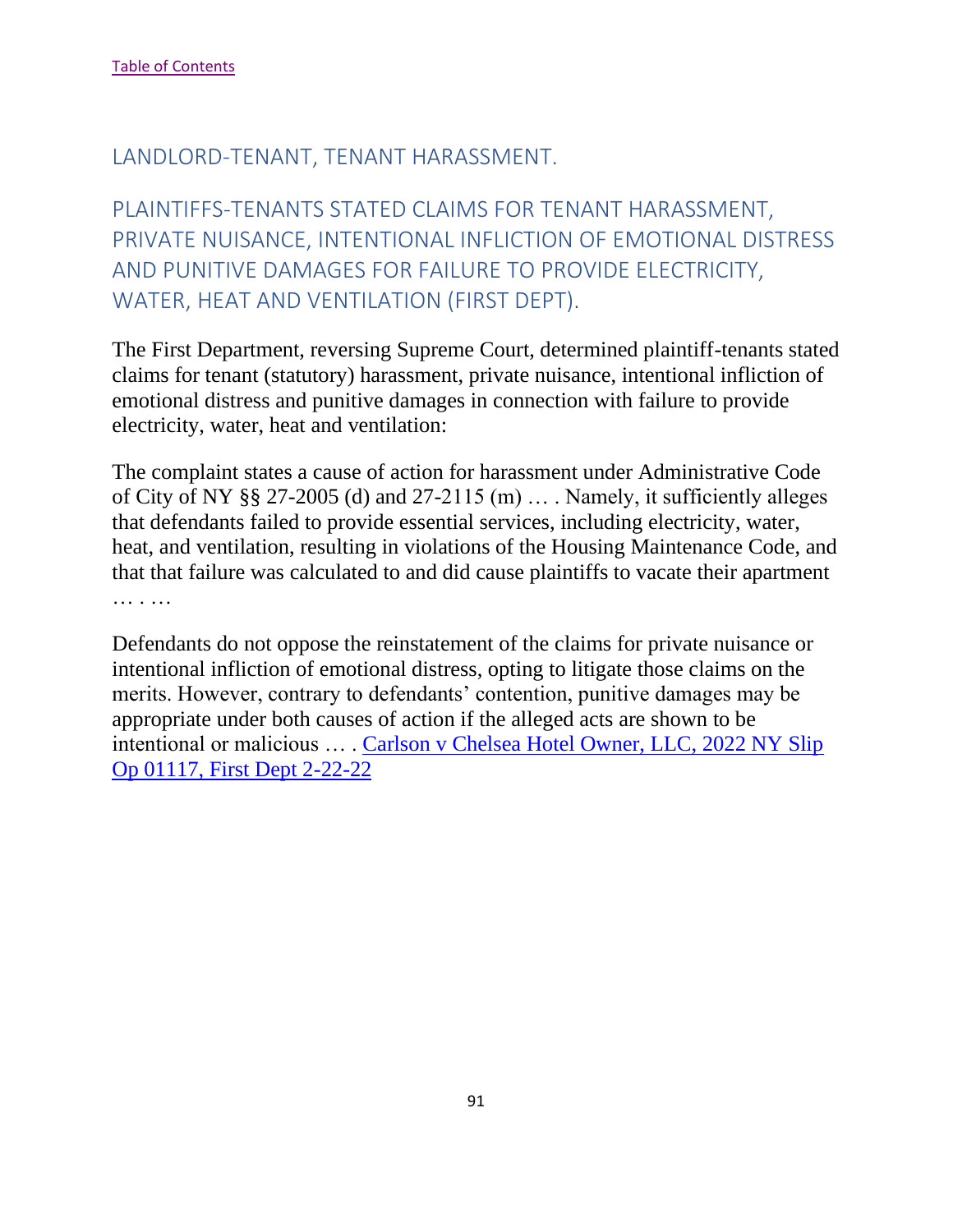[Table of Contents]

## LANDLORD-TENANT, TENANT HARASSMENT.

## PLAINTIFFS-TENANTS STATED CLAIMS FOR TENANT HARASSMENT, PRIVATE NUISANCE, INTENTIONAL INFLICTION OF EMOTIONAL DISTRESS AND PUNITIVE DAMAGES FOR FAILURE TO PROVIDE ELECTRICITY, WATER, HEAT AND VENTILATION (FIRST DEPT).

The First Department, reversing Supreme Court, determined plaintiff-tenants stated claims for tenant (statutory) harassment, private nuisance, intentional infliction of emotional distress and punitive damages in connection with failure to provide electricity, water, heat and ventilation:

The complaint states a cause of action for harassment under Administrative Code of City of NY §§ 27-2005 (d) and 27-2115 (m) … . Namely, it sufficiently alleges that defendants failed to provide essential services, including electricity, water, heat, and ventilation, resulting in violations of the Housing Maintenance Code, and that that failure was calculated to and did cause plaintiffs to vacate their apartment … . …

Defendants do not oppose the reinstatement of the claims for private nuisance or intentional infliction of emotional distress, opting to litigate those claims on the merits. However, contrary to defendants' contention, punitive damages may be appropriate under both causes of action if the alleged acts are shown to be intentional or malicious … . Carlson v Chelsea Hotel Owner, LLC, 2022 NY Slip Op 01117, First Dept 2-22-22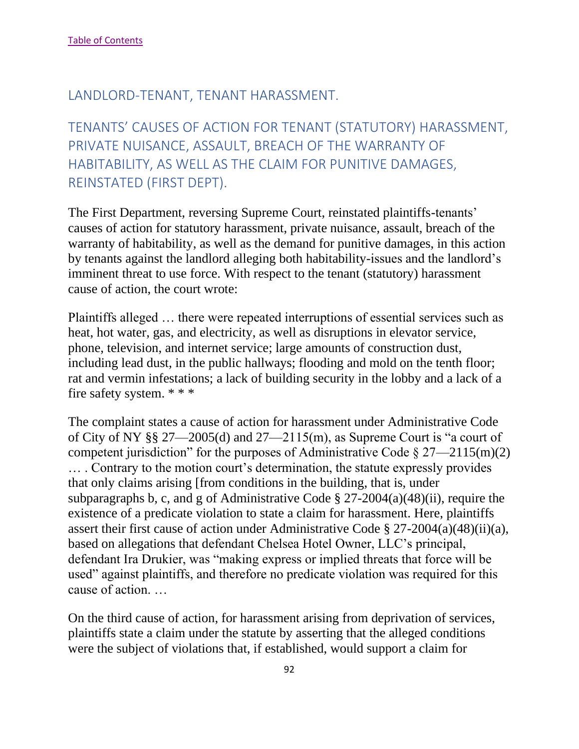[Table of Contents](#)

## LANDLORD-TENANT, TENANT HARASSMENT.

### TENANTS' CAUSES OF ACTION FOR TENANT (STATUTORY) HARASSMENT, PRIVATE NUISANCE, ASSAULT, BREACH OF THE WARRANTY OF HABITABILITY, AS WELL AS THE CLAIM FOR PUNITIVE DAMAGES, REINSTATED (FIRST DEPT).

The First Department, reversing Supreme Court, reinstated plaintiffs-tenants' causes of action for statutory harassment, private nuisance, assault, breach of the warranty of habitability, as well as the demand for punitive damages, in this action by tenants against the landlord alleging both habitability-issues and the landlord's imminent threat to use force. With respect to the tenant (statutory) harassment cause of action, the court wrote:

Plaintiffs alleged … there were repeated interruptions of essential services such as heat, hot water, gas, and electricity, as well as disruptions in elevator service, phone, television, and internet service; large amounts of construction dust, including lead dust, in the public hallways; flooding and mold on the tenth floor; rat and vermin infestations; a lack of building security in the lobby and a lack of a fire safety system. * * *

The complaint states a cause of action for harassment under Administrative Code of City of NY §§ 27—2005(d) and 27—2115(m), as Supreme Court is "a court of competent jurisdiction" for the purposes of Administrative Code § 27—2115(m)(2) … . Contrary to the motion court's determination, the statute expressly provides that only claims arising [from conditions in the building, that is, under subparagraphs b, c, and g of Administrative Code § 27-2004(a)(48)(ii), require the existence of a predicate violation to state a claim for harassment. Here, plaintiffs assert their first cause of action under Administrative Code § 27-2004(a)(48)(ii)(a), based on allegations that defendant Chelsea Hotel Owner, LLC's principal, defendant Ira Drukier, was "making express or implied threats that force will be used" against plaintiffs, and therefore no predicate violation was required for this cause of action. …

On the third cause of action, for harassment arising from deprivation of services, plaintiffs state a claim under the statute by asserting that the alleged conditions were the subject of violations that, if established, would support a claim for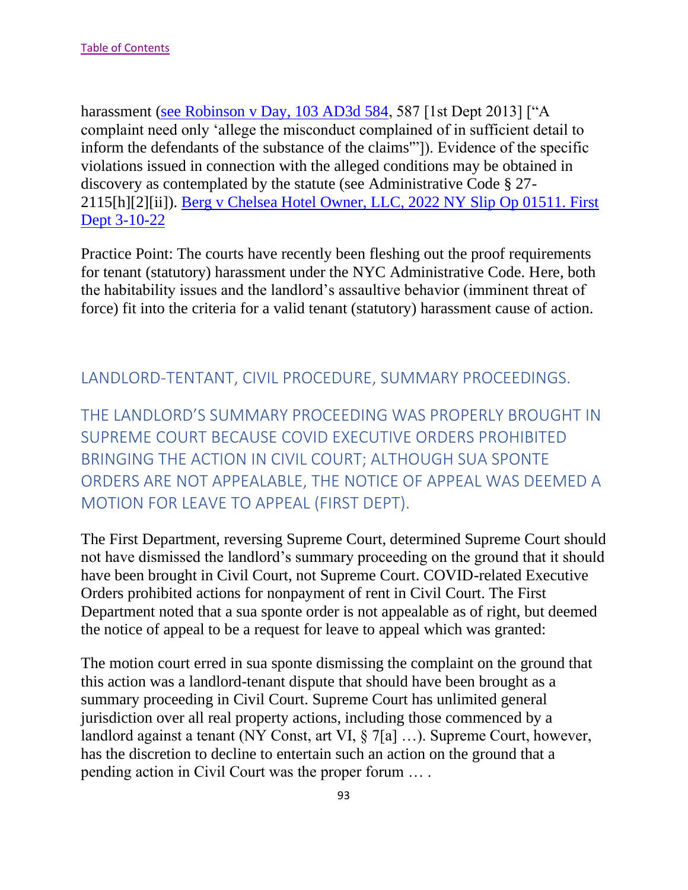harassment (see Robinson v Day, 103 AD3d 584, 587 [1st Dept 2013] ["A complaint need only 'allege the misconduct complained of in sufficient detail to inform the defendants of the substance of the claims'"]). Evidence of the specific violations issued in connection with the alleged conditions may be obtained in discovery as contemplated by the statute (see Administrative Code § 27-2115[h][2][ii]). Berg v Chelsea Hotel Owner, LLC, 2022 NY Slip Op 01511. First Dept 3-10-22

Practice Point: The courts have recently been fleshing out the proof requirements for tenant (statutory) harassment under the NYC Administrative Code. Here, both the habitability issues and the landlord's assaultive behavior (imminent threat of force) fit into the criteria for a valid tenant (statutory) harassment cause of action.

## LANDLORD-TENTANT, CIVIL PROCEDURE, SUMMARY PROCEEDINGS.

## THE LANDLORD'S SUMMARY PROCEEDING WAS PROPERLY BROUGHT IN SUPREME COURT BECAUSE COVID EXECUTIVE ORDERS PROHIBITED BRINGING THE ACTION IN CIVIL COURT; ALTHOUGH SUA SPONTE ORDERS ARE NOT APPEALABLE, THE NOTICE OF APPEAL WAS DEEMED A MOTION FOR LEAVE TO APPEAL (FIRST DEPT).

The First Department, reversing Supreme Court, determined Supreme Court should not have dismissed the landlord's summary proceeding on the ground that it should have been brought in Civil Court, not Supreme Court. COVID-related Executive Orders prohibited actions for nonpayment of rent in Civil Court. The First Department noted that a sua sponte order is not appealable as of right, but deemed the notice of appeal to be a request for leave to appeal which was granted:

The motion court erred in sua sponte dismissing the complaint on the ground that this action was a landlord-tenant dispute that should have been brought as a summary proceeding in Civil Court. Supreme Court has unlimited general jurisdiction over all real property actions, including those commenced by a landlord against a tenant (NY Const, art VI, § 7[a] …). Supreme Court, however, has the discretion to decline to entertain such an action on the ground that a pending action in Civil Court was the proper forum … .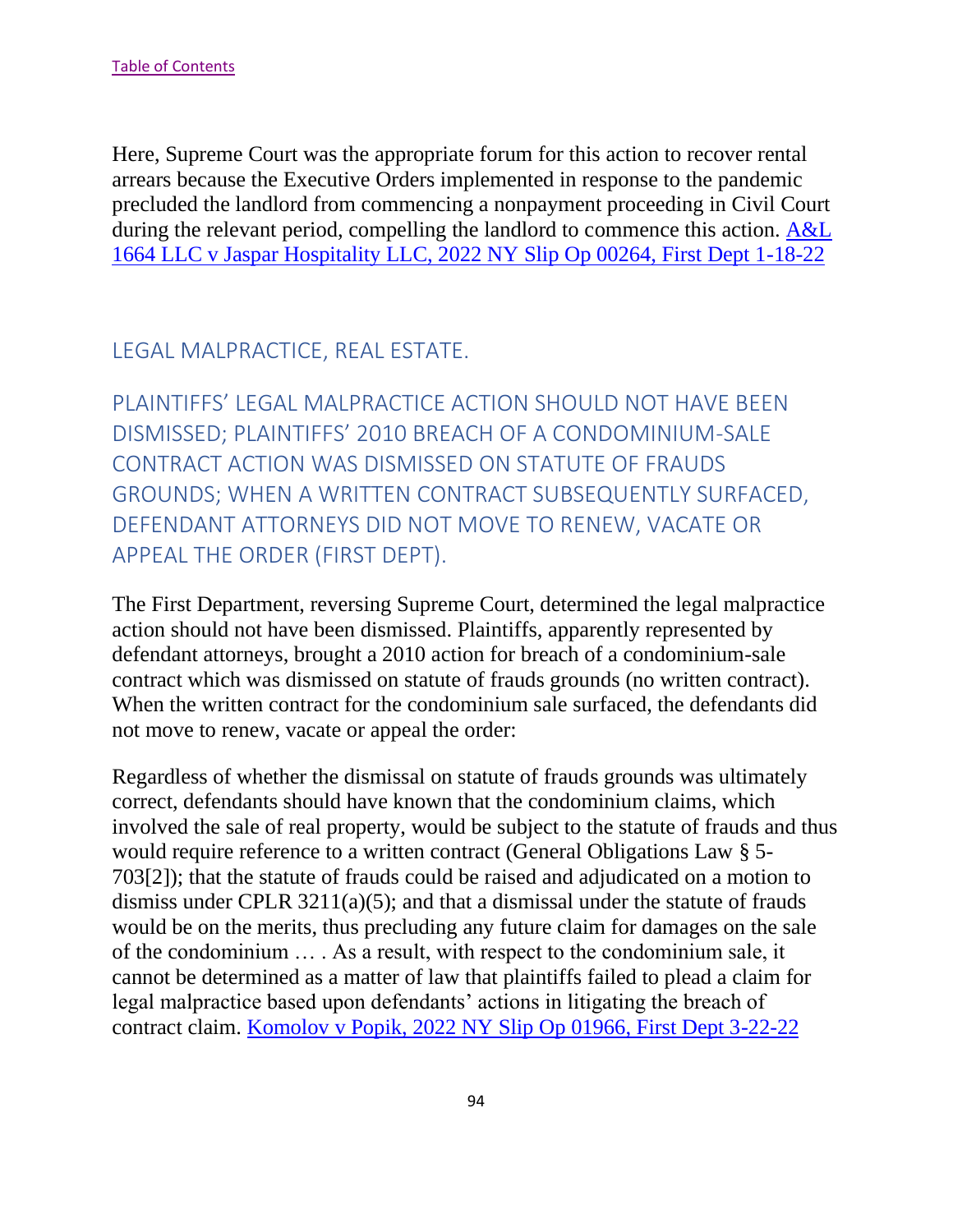Here, Supreme Court was the appropriate forum for this action to recover rental arrears because the Executive Orders implemented in response to the pandemic precluded the landlord from commencing a nonpayment proceeding in Civil Court during the relevant period, compelling the landlord to commence this action. A&L 1664 LLC v Jaspar Hospitality LLC, 2022 NY Slip Op 00264, First Dept 1-18-22

## LEGAL MALPRACTICE, REAL ESTATE.

## PLAINTIFFS' LEGAL MALPRACTICE ACTION SHOULD NOT HAVE BEEN DISMISSED; PLAINTIFFS' 2010 BREACH OF A CONDOMINIUM-SALE CONTRACT ACTION WAS DISMISSED ON STATUTE OF FRAUDS GROUNDS; WHEN A WRITTEN CONTRACT SUBSEQUENTLY SURFACED, DEFENDANT ATTORNEYS DID NOT MOVE TO RENEW, VACATE OR APPEAL THE ORDER (FIRST DEPT).

The First Department, reversing Supreme Court, determined the legal malpractice action should not have been dismissed. Plaintiffs, apparently represented by defendant attorneys, brought a 2010 action for breach of a condominium-sale contract which was dismissed on statute of frauds grounds (no written contract). When the written contract for the condominium sale surfaced, the defendants did not move to renew, vacate or appeal the order:

Regardless of whether the dismissal on statute of frauds grounds was ultimately correct, defendants should have known that the condominium claims, which involved the sale of real property, would be subject to the statute of frauds and thus would require reference to a written contract (General Obligations Law § 5-703[2]); that the statute of frauds could be raised and adjudicated on a motion to dismiss under CPLR 3211(a)(5); and that a dismissal under the statute of frauds would be on the merits, thus precluding any future claim for damages on the sale of the condominium … . As a result, with respect to the condominium sale, it cannot be determined as a matter of law that plaintiffs failed to plead a claim for legal malpractice based upon defendants' actions in litigating the breach of contract claim. Komolov v Popik, 2022 NY Slip Op 01966, First Dept 3-22-22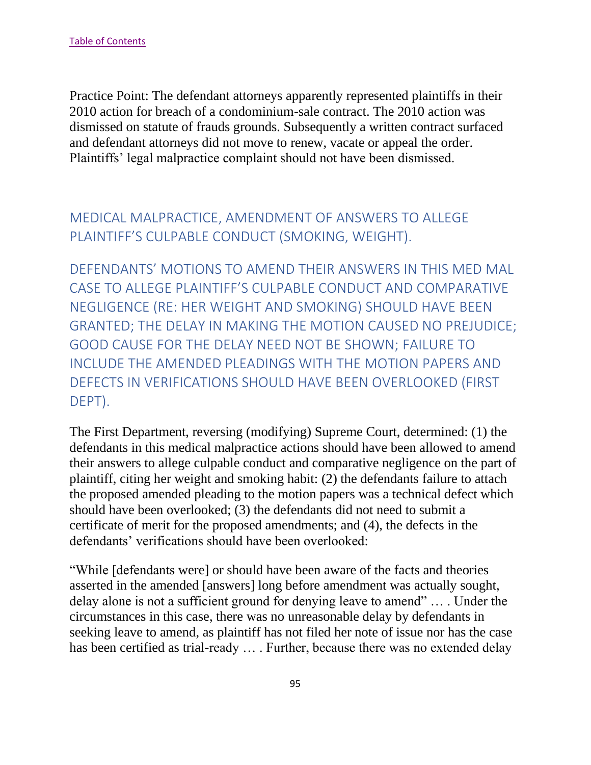Practice Point: The defendant attorneys apparently represented plaintiffs in their 2010 action for breach of a condominium-sale contract. The 2010 action was dismissed on statute of frauds grounds. Subsequently a written contract surfaced and defendant attorneys did not move to renew, vacate or appeal the order. Plaintiffs' legal malpractice complaint should not have been dismissed.

## MEDICAL MALPRACTICE, AMENDMENT OF ANSWERS TO ALLEGE PLAINTIFF'S CULPABLE CONDUCT (SMOKING, WEIGHT).

### DEFENDANTS' MOTIONS TO AMEND THEIR ANSWERS IN THIS MED MAL CASE TO ALLEGE PLAINTIFF'S CULPABLE CONDUCT AND COMPARATIVE NEGLIGENCE (RE: HER WEIGHT AND SMOKING) SHOULD HAVE BEEN GRANTED; THE DELAY IN MAKING THE MOTION CAUSED NO PREJUDICE; GOOD CAUSE FOR THE DELAY NEED NOT BE SHOWN; FAILURE TO INCLUDE THE AMENDED PLEADINGS WITH THE MOTION PAPERS AND DEFECTS IN VERIFICATIONS SHOULD HAVE BEEN OVERLOOKED (FIRST DEPT).

The First Department, reversing (modifying) Supreme Court, determined: (1) the defendants in this medical malpractice actions should have been allowed to amend their answers to allege culpable conduct and comparative negligence on the part of plaintiff, citing her weight and smoking habit: (2) the defendants failure to attach the proposed amended pleading to the motion papers was a technical defect which should have been overlooked; (3) the defendants did not need to submit a certificate of merit for the proposed amendments; and (4), the defects in the defendants' verifications should have been overlooked:

"While [defendants were] or should have been aware of the facts and theories asserted in the amended [answers] long before amendment was actually sought, delay alone is not a sufficient ground for denying leave to amend" … . Under the circumstances in this case, there was no unreasonable delay by defendants in seeking leave to amend, as plaintiff has not filed her note of issue nor has the case has been certified as trial-ready … . Further, because there was no extended delay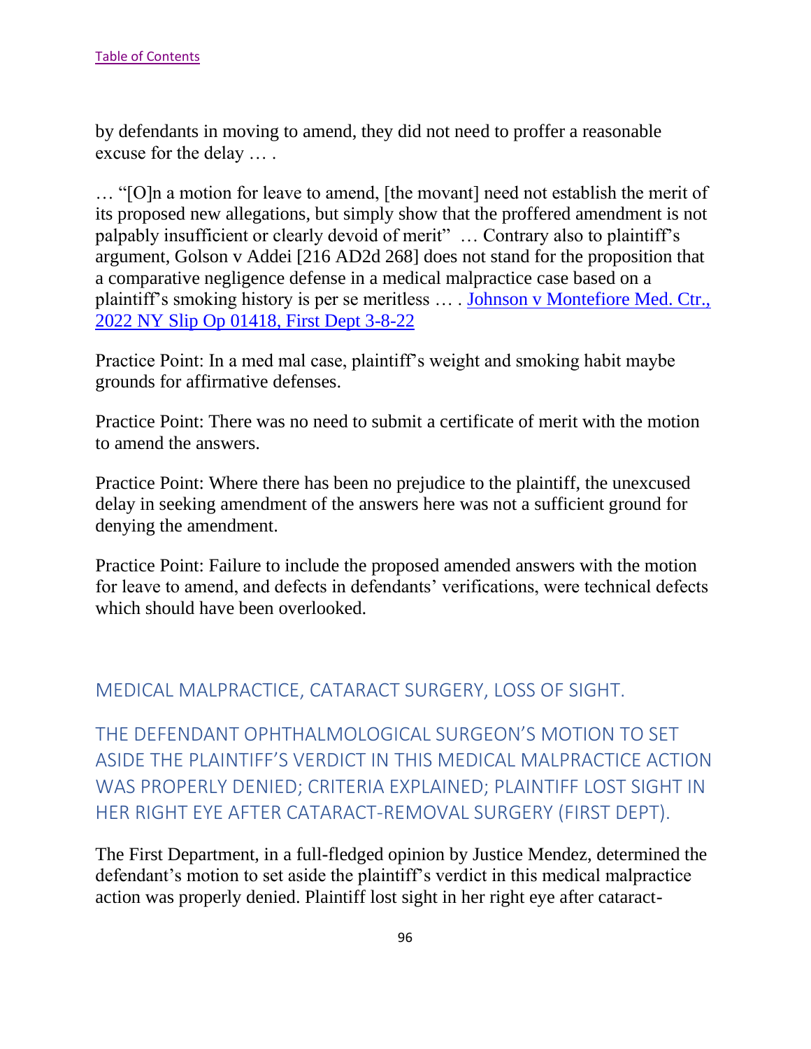by defendants in moving to amend, they did not need to proffer a reasonable excuse for the delay … .

… "[O]n a motion for leave to amend, [the movant] need not establish the merit of its proposed new allegations, but simply show that the proffered amendment is not palpably insufficient or clearly devoid of merit" … Contrary also to plaintiff's argument, Golson v Addei [216 AD2d 268] does not stand for the proposition that a comparative negligence defense in a medical malpractice case based on a plaintiff's smoking history is per se meritless … . Johnson v Montefiore Med. Ctr., 2022 NY Slip Op 01418, First Dept 3-8-22

Practice Point: In a med mal case, plaintiff's weight and smoking habit maybe grounds for affirmative defenses.

Practice Point: There was no need to submit a certificate of merit with the motion to amend the answers.

Practice Point: Where there has been no prejudice to the plaintiff, the unexcused delay in seeking amendment of the answers here was not a sufficient ground for denying the amendment.

Practice Point: Failure to include the proposed amended answers with the motion for leave to amend, and defects in defendants' verifications, were technical defects which should have been overlooked.

## MEDICAL MALPRACTICE, CATARACT SURGERY, LOSS OF SIGHT.

## THE DEFENDANT OPHTHALMOLOGICAL SURGEON'S MOTION TO SET ASIDE THE PLAINTIFF'S VERDICT IN THIS MEDICAL MALPRACTICE ACTION WAS PROPERLY DENIED; CRITERIA EXPLAINED; PLAINTIFF LOST SIGHT IN HER RIGHT EYE AFTER CATARACT-REMOVAL SURGERY (FIRST DEPT).

The First Department, in a full-fledged opinion by Justice Mendez, determined the defendant's motion to set aside the plaintiff's verdict in this medical malpractice action was properly denied. Plaintiff lost sight in her right eye after cataract-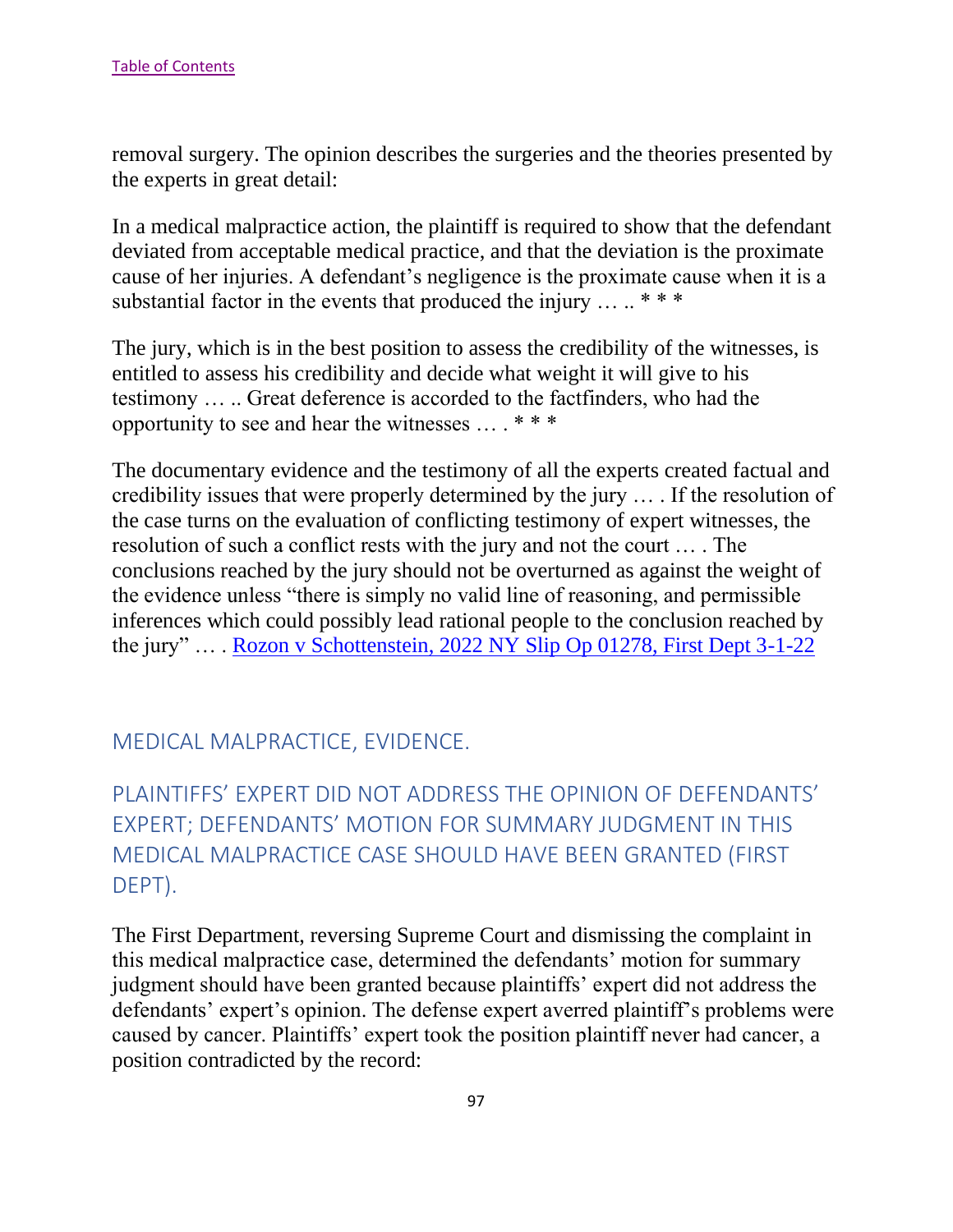removal surgery. The opinion describes the surgeries and the theories presented by the experts in great detail:

In a medical malpractice action, the plaintiff is required to show that the defendant deviated from acceptable medical practice, and that the deviation is the proximate cause of her injuries. A defendant's negligence is the proximate cause when it is a substantial factor in the events that produced the injury … .. * * *

The jury, which is in the best position to assess the credibility of the witnesses, is entitled to assess his credibility and decide what weight it will give to his testimony … .. Great deference is accorded to the factfinders, who had the opportunity to see and hear the witnesses … . * * *

The documentary evidence and the testimony of all the experts created factual and credibility issues that were properly determined by the jury … . If the resolution of the case turns on the evaluation of conflicting testimony of expert witnesses, the resolution of such a conflict rests with the jury and not the court … . The conclusions reached by the jury should not be overturned as against the weight of the evidence unless "there is simply no valid line of reasoning, and permissible inferences which could possibly lead rational people to the conclusion reached by the jury" … . Rozon v Schottenstein, 2022 NY Slip Op 01278, First Dept 3-1-22

## MEDICAL MALPRACTICE, EVIDENCE.

## PLAINTIFFS' EXPERT DID NOT ADDRESS THE OPINION OF DEFENDANTS' EXPERT; DEFENDANTS' MOTION FOR SUMMARY JUDGMENT IN THIS MEDICAL MALPRACTICE CASE SHOULD HAVE BEEN GRANTED (FIRST DEPT).

The First Department, reversing Supreme Court and dismissing the complaint in this medical malpractice case, determined the defendants' motion for summary judgment should have been granted because plaintiffs' expert did not address the defendants' expert's opinion. The defense expert averred plaintiff's problems were caused by cancer. Plaintiffs' expert took the position plaintiff never had cancer, a position contradicted by the record: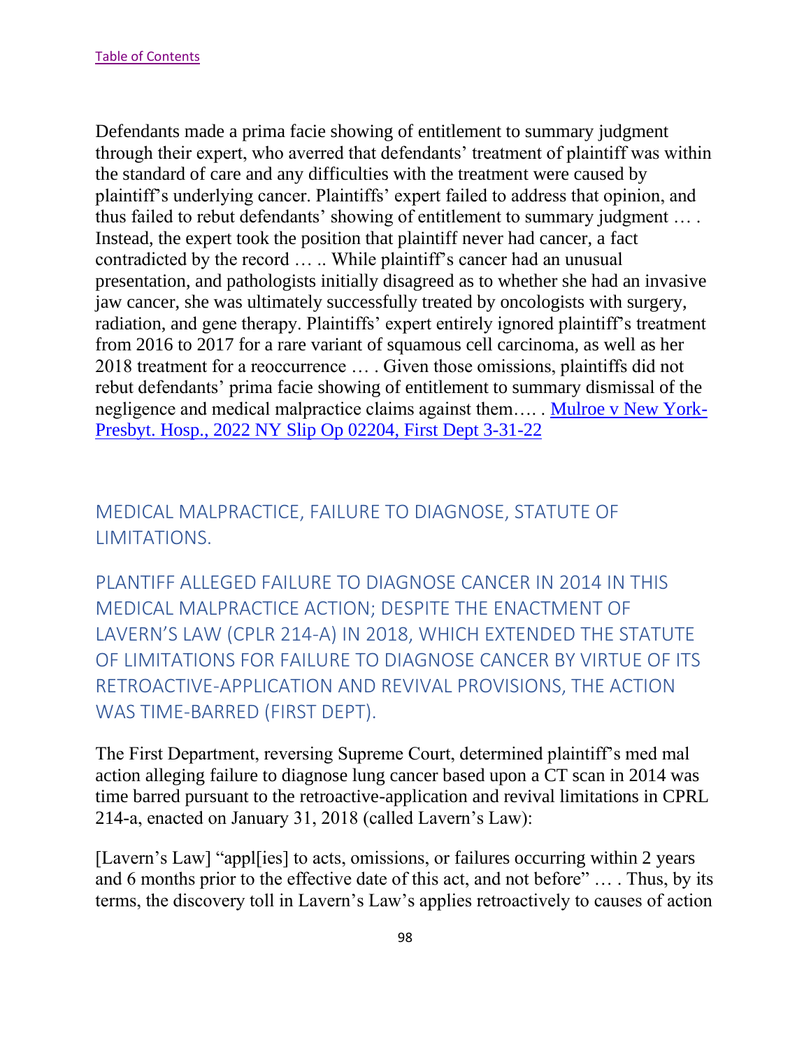Defendants made a prima facie showing of entitlement to summary judgment through their expert, who averred that defendants' treatment of plaintiff was within the standard of care and any difficulties with the treatment were caused by plaintiff's underlying cancer. Plaintiffs' expert failed to address that opinion, and thus failed to rebut defendants' showing of entitlement to summary judgment … . Instead, the expert took the position that plaintiff never had cancer, a fact contradicted by the record … .. While plaintiff's cancer had an unusual presentation, and pathologists initially disagreed as to whether she had an invasive jaw cancer, she was ultimately successfully treated by oncologists with surgery, radiation, and gene therapy. Plaintiffs' expert entirely ignored plaintiff's treatment from 2016 to 2017 for a rare variant of squamous cell carcinoma, as well as her 2018 treatment for a reoccurrence … . Given those omissions, plaintiffs did not rebut defendants' prima facie showing of entitlement to summary dismissal of the negligence and medical malpractice claims against them…. . [Mulroe v New York-Presbyt. Hosp., 2022 NY Slip Op 02204, First Dept 3-31-22]

## MEDICAL MALPRACTICE, FAILURE TO DIAGNOSE, STATUTE OF LIMITATIONS.

### PLANTIFF ALLEGED FAILURE TO DIAGNOSE CANCER IN 2014 IN THIS MEDICAL MALPRACTICE ACTION; DESPITE THE ENACTMENT OF LAVERN'S LAW (CPLR 214-A) IN 2018, WHICH EXTENDED THE STATUTE OF LIMITATIONS FOR FAILURE TO DIAGNOSE CANCER BY VIRTUE OF ITS RETROACTIVE-APPLICATION AND REVIVAL PROVISIONS, THE ACTION WAS TIME-BARRED (FIRST DEPT).

The First Department, reversing Supreme Court, determined plaintiff's med mal action alleging failure to diagnose lung cancer based upon a CT scan in 2014 was time barred pursuant to the retroactive-application and revival limitations in CPRL 214-a, enacted on January 31, 2018 (called Lavern's Law):

[Lavern's Law] "appl[ies] to acts, omissions, or failures occurring within 2 years and 6 months prior to the effective date of this act, and not before" … . Thus, by its terms, the discovery toll in Lavern's Law's applies retroactively to causes of action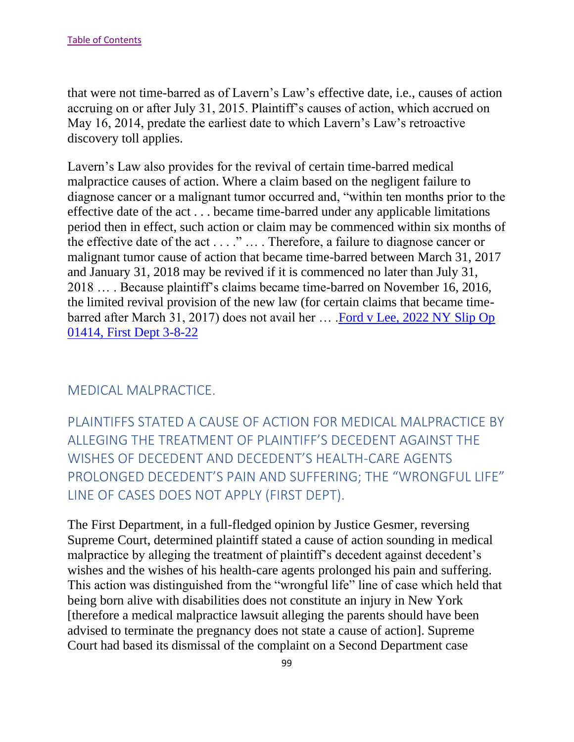that were not time-barred as of Lavern's Law's effective date, i.e., causes of action accruing on or after July 31, 2015. Plaintiff's causes of action, which accrued on May 16, 2014, predate the earliest date to which Lavern's Law's retroactive discovery toll applies.

Lavern's Law also provides for the revival of certain time-barred medical malpractice causes of action. Where a claim based on the negligent failure to diagnose cancer or a malignant tumor occurred and, "within ten months prior to the effective date of the act . . . became time-barred under any applicable limitations period then in effect, such action or claim may be commenced within six months of the effective date of the act . . . ." … . Therefore, a failure to diagnose cancer or malignant tumor cause of action that became time-barred between March 31, 2017 and January 31, 2018 may be revived if it is commenced no later than July 31, 2018 … . Because plaintiff's claims became time-barred on November 16, 2016, the limited revival provision of the new law (for certain claims that became time-barred after March 31, 2017) does not avail her … .[Ford v Lee, 2022 NY Slip Op 01414, First Dept 3-8-22]

## MEDICAL MALPRACTICE.

### PLAINTIFFS STATED A CAUSE OF ACTION FOR MEDICAL MALPRACTICE BY ALLEGING THE TREATMENT OF PLAINTIFF'S DECEDENT AGAINST THE WISHES OF DECEDENT AND DECEDENT'S HEALTH-CARE AGENTS PROLONGED DECEDENT'S PAIN AND SUFFERING; THE "WRONGFUL LIFE" LINE OF CASES DOES NOT APPLY (FIRST DEPT).

The First Department, in a full-fledged opinion by Justice Gesmer, reversing Supreme Court, determined plaintiff stated a cause of action sounding in medical malpractice by alleging the treatment of plaintiff's decedent against decedent's wishes and the wishes of his health-care agents prolonged his pain and suffering. This action was distinguished from the "wrongful life" line of case which held that being born alive with disabilities does not constitute an injury in New York [therefore a medical malpractice lawsuit alleging the parents should have been advised to terminate the pregnancy does not state a cause of action]. Supreme Court had based its dismissal of the complaint on a Second Department case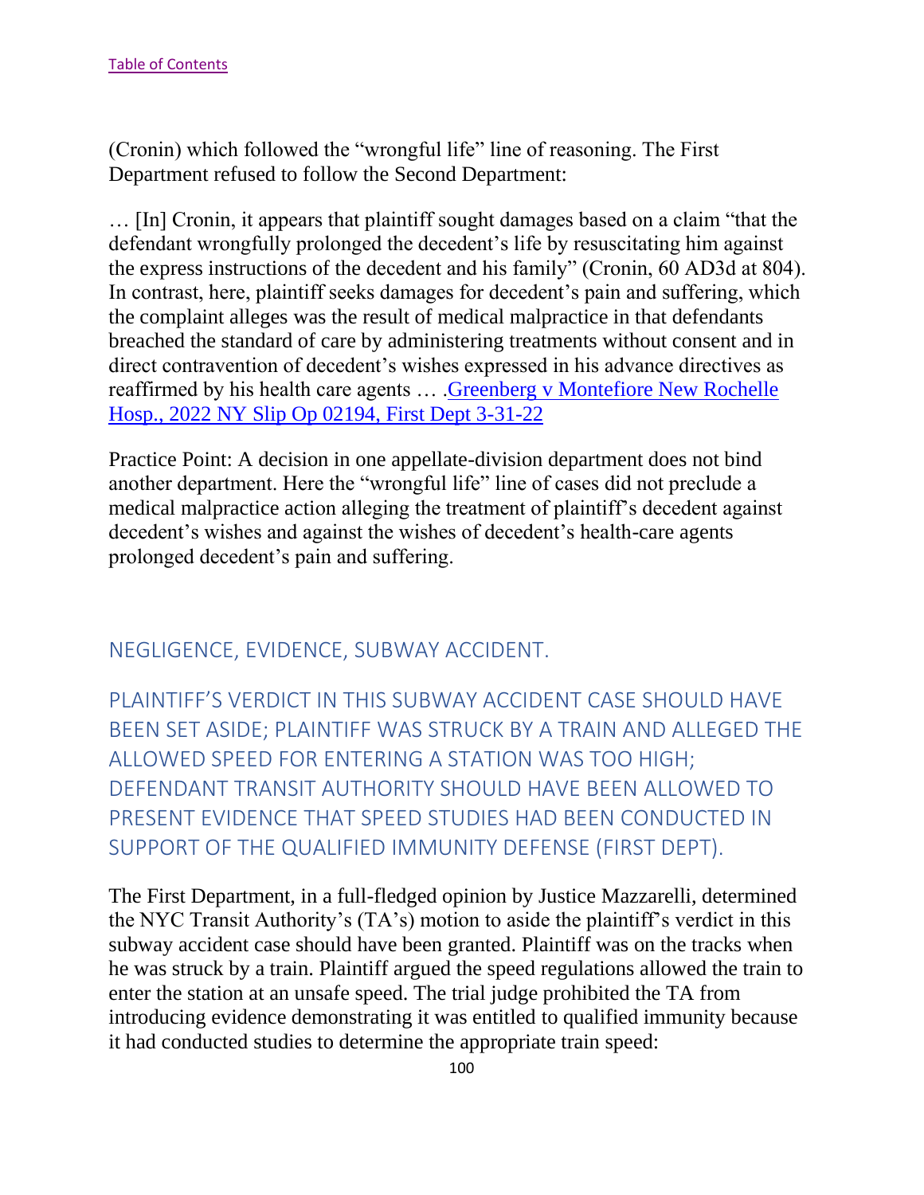(Cronin) which followed the "wrongful life" line of reasoning. The First Department refused to follow the Second Department:

… [In] Cronin, it appears that plaintiff sought damages based on a claim "that the defendant wrongfully prolonged the decedent's life by resuscitating him against the express instructions of the decedent and his family" (Cronin, 60 AD3d at 804). In contrast, here, plaintiff seeks damages for decedent's pain and suffering, which the complaint alleges was the result of medical malpractice in that defendants breached the standard of care by administering treatments without consent and in direct contravention of decedent's wishes expressed in his advance directives as reaffirmed by his health care agents … .[Greenberg v Montefiore New Rochelle Hosp., 2022 NY Slip Op 02194, First Dept 3-31-22]

Practice Point: A decision in one appellate-division department does not bind another department. Here the "wrongful life" line of cases did not preclude a medical malpractice action alleging the treatment of plaintiff's decedent against decedent's wishes and against the wishes of decedent's health-care agents prolonged decedent's pain and suffering.

## NEGLIGENCE, EVIDENCE, SUBWAY ACCIDENT.

## PLAINTIFF'S VERDICT IN THIS SUBWAY ACCIDENT CASE SHOULD HAVE BEEN SET ASIDE; PLAINTIFF WAS STRUCK BY A TRAIN AND ALLEGED THE ALLOWED SPEED FOR ENTERING A STATION WAS TOO HIGH; DEFENDANT TRANSIT AUTHORITY SHOULD HAVE BEEN ALLOWED TO PRESENT EVIDENCE THAT SPEED STUDIES HAD BEEN CONDUCTED IN SUPPORT OF THE QUALIFIED IMMUNITY DEFENSE (FIRST DEPT).

The First Department, in a full-fledged opinion by Justice Mazzarelli, determined the NYC Transit Authority's (TA's) motion to aside the plaintiff's verdict in this subway accident case should have been granted. Plaintiff was on the tracks when he was struck by a train. Plaintiff argued the speed regulations allowed the train to enter the station at an unsafe speed. The trial judge prohibited the TA from introducing evidence demonstrating it was entitled to qualified immunity because it had conducted studies to determine the appropriate train speed: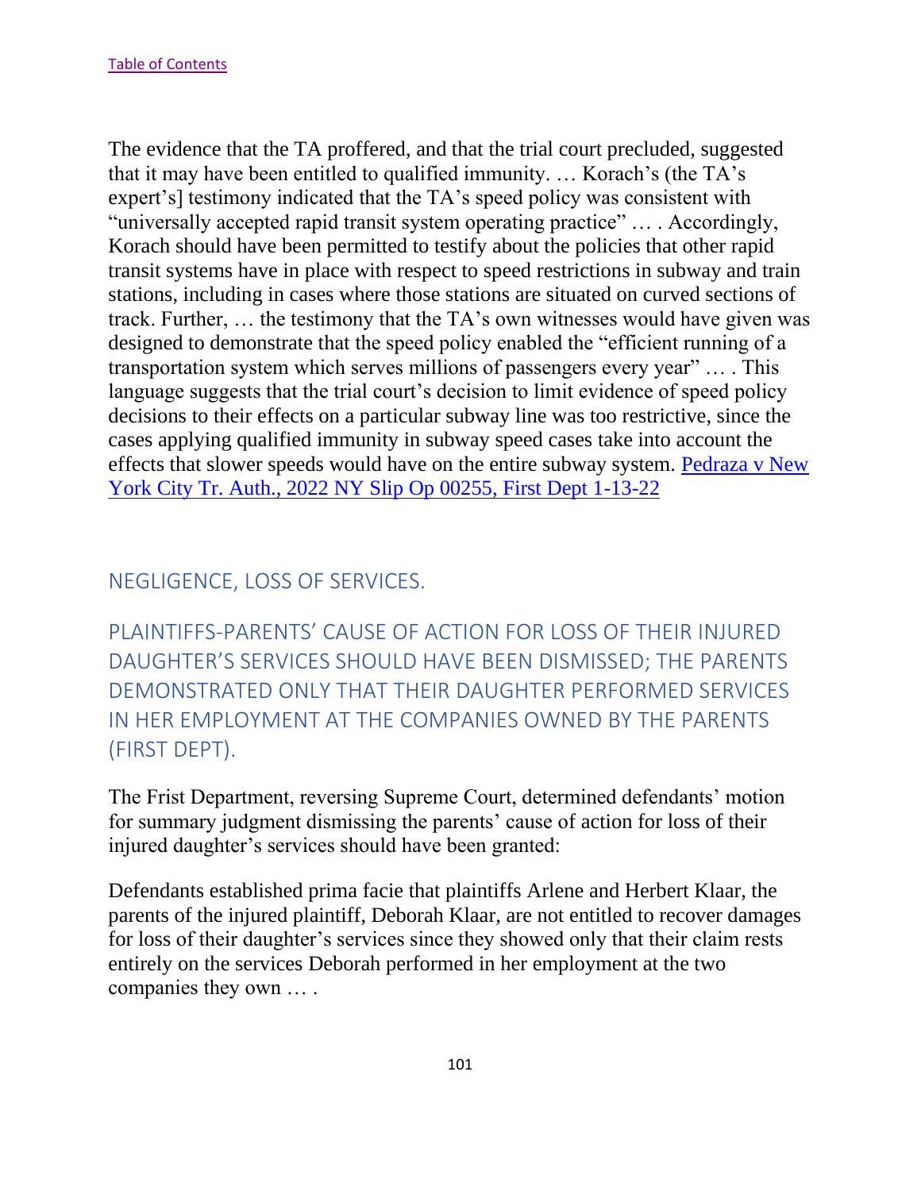The evidence that the TA proffered, and that the trial court precluded, suggested that it may have been entitled to qualified immunity. … Korach's (the TA's expert's] testimony indicated that the TA's speed policy was consistent with "universally accepted rapid transit system operating practice" … . Accordingly, Korach should have been permitted to testify about the policies that other rapid transit systems have in place with respect to speed restrictions in subway and train stations, including in cases where those stations are situated on curved sections of track. Further, … the testimony that the TA's own witnesses would have given was designed to demonstrate that the speed policy enabled the "efficient running of a transportation system which serves millions of passengers every year" … . This language suggests that the trial court's decision to limit evidence of speed policy decisions to their effects on a particular subway line was too restrictive, since the cases applying qualified immunity in subway speed cases take into account the effects that slower speeds would have on the entire subway system. [Pedraza v New York City Tr. Auth., 2022 NY Slip Op 00255, First Dept 1-13-22]()

## NEGLIGENCE, LOSS OF SERVICES.

### PLAINTIFFS-PARENTS' CAUSE OF ACTION FOR LOSS OF THEIR INJURED DAUGHTER'S SERVICES SHOULD HAVE BEEN DISMISSED; THE PARENTS DEMONSTRATED ONLY THAT THEIR DAUGHTER PERFORMED SERVICES IN HER EMPLOYMENT AT THE COMPANIES OWNED BY THE PARENTS (FIRST DEPT).

The Frist Department, reversing Supreme Court, determined defendants' motion for summary judgment dismissing the parents' cause of action for loss of their injured daughter's services should have been granted:

Defendants established prima facie that plaintiffs Arlene and Herbert Klaar, the parents of the injured plaintiff, Deborah Klaar, are not entitled to recover damages for loss of their daughter's services since they showed only that their claim rests entirely on the services Deborah performed in her employment at the two companies they own … .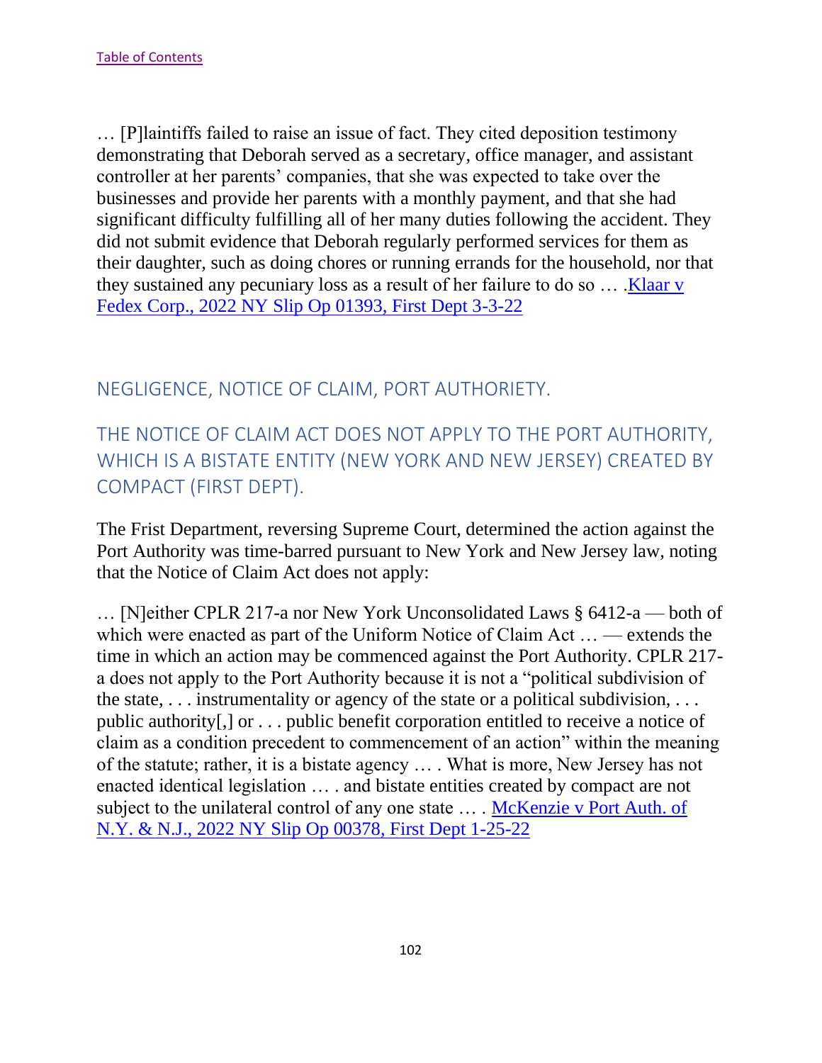… [P]laintiffs failed to raise an issue of fact. They cited deposition testimony demonstrating that Deborah served as a secretary, office manager, and assistant controller at her parents' companies, that she was expected to take over the businesses and provide her parents with a monthly payment, and that she had significant difficulty fulfilling all of her many duties following the accident. They did not submit evidence that Deborah regularly performed services for them as their daughter, such as doing chores or running errands for the household, nor that they sustained any pecuniary loss as a result of her failure to do so … .Klaar v Fedex Corp., 2022 NY Slip Op 01393, First Dept 3-3-22

## NEGLIGENCE, NOTICE OF CLAIM, PORT AUTHORIETY.

## THE NOTICE OF CLAIM ACT DOES NOT APPLY TO THE PORT AUTHORITY, WHICH IS A BISTATE ENTITY (NEW YORK AND NEW JERSEY) CREATED BY COMPACT (FIRST DEPT).

The Frist Department, reversing Supreme Court, determined the action against the Port Authority was time-barred pursuant to New York and New Jersey law, noting that the Notice of Claim Act does not apply:

… [N]either CPLR 217-a nor New York Unconsolidated Laws § 6412-a — both of which were enacted as part of the Uniform Notice of Claim Act … — extends the time in which an action may be commenced against the Port Authority. CPLR 217-a does not apply to the Port Authority because it is not a "political subdivision of the state, . . . instrumentality or agency of the state or a political subdivision, . . . public authority[,] or . . . public benefit corporation entitled to receive a notice of claim as a condition precedent to commencement of an action" within the meaning of the statute; rather, it is a bistate agency … . What is more, New Jersey has not enacted identical legislation … . and bistate entities created by compact are not subject to the unilateral control of any one state … . McKenzie v Port Auth. of N.Y. & N.J., 2022 NY Slip Op 00378, First Dept 1-25-22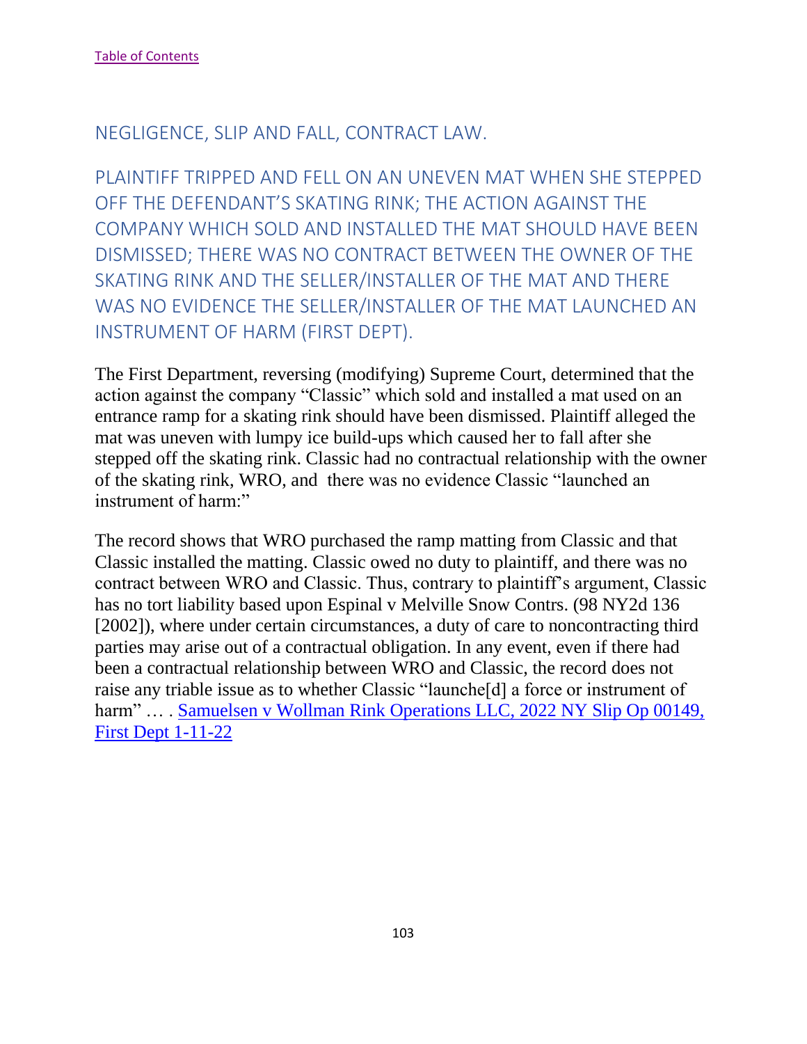[Table of Contents](#)

## NEGLIGENCE, SLIP AND FALL, CONTRACT LAW.

## PLAINTIFF TRIPPED AND FELL ON AN UNEVEN MAT WHEN SHE STEPPED OFF THE DEFENDANT'S SKATING RINK; THE ACTION AGAINST THE COMPANY WHICH SOLD AND INSTALLED THE MAT SHOULD HAVE BEEN DISMISSED; THERE WAS NO CONTRACT BETWEEN THE OWNER OF THE SKATING RINK AND THE SELLER/INSTALLER OF THE MAT AND THERE WAS NO EVIDENCE THE SELLER/INSTALLER OF THE MAT LAUNCHED AN INSTRUMENT OF HARM (FIRST DEPT).

The First Department, reversing (modifying) Supreme Court, determined that the action against the company "Classic" which sold and installed a mat used on an entrance ramp for a skating rink should have been dismissed. Plaintiff alleged the mat was uneven with lumpy ice build-ups which caused her to fall after she stepped off the skating rink. Classic had no contractual relationship with the owner of the skating rink, WRO, and there was no evidence Classic "launched an instrument of harm:"

The record shows that WRO purchased the ramp matting from Classic and that Classic installed the matting. Classic owed no duty to plaintiff, and there was no contract between WRO and Classic. Thus, contrary to plaintiff's argument, Classic has no tort liability based upon Espinal v Melville Snow Contrs. (98 NY2d 136 [2002]), where under certain circumstances, a duty of care to noncontracting third parties may arise out of a contractual obligation. In any event, even if there had been a contractual relationship between WRO and Classic, the record does not raise any triable issue as to whether Classic "launche[d] a force or instrument of harm" … . [Samuelsen v Wollman Rink Operations LLC, 2022 NY Slip Op 00149, First Dept 1-11-22](#)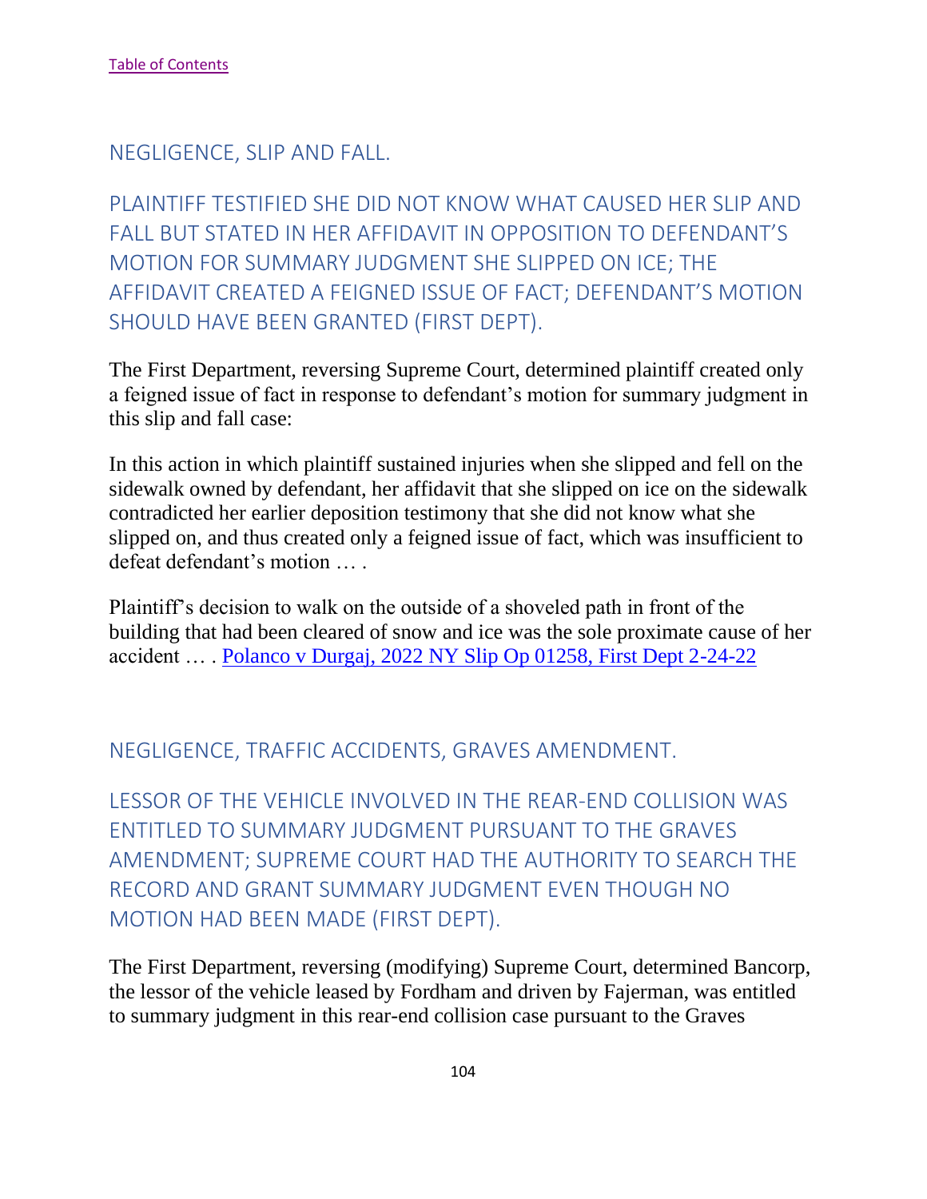[Table of Contents](#)

## NEGLIGENCE, SLIP AND FALL.

### PLAINTIFF TESTIFIED SHE DID NOT KNOW WHAT CAUSED HER SLIP AND FALL BUT STATED IN HER AFFIDAVIT IN OPPOSITION TO DEFENDANT'S MOTION FOR SUMMARY JUDGMENT SHE SLIPPED ON ICE; THE AFFIDAVIT CREATED A FEIGNED ISSUE OF FACT; DEFENDANT'S MOTION SHOULD HAVE BEEN GRANTED (FIRST DEPT).

The First Department, reversing Supreme Court, determined plaintiff created only a feigned issue of fact in response to defendant's motion for summary judgment in this slip and fall case:

In this action in which plaintiff sustained injuries when she slipped and fell on the sidewalk owned by defendant, her affidavit that she slipped on ice on the sidewalk contradicted her earlier deposition testimony that she did not know what she slipped on, and thus created only a feigned issue of fact, which was insufficient to defeat defendant's motion … .

Plaintiff's decision to walk on the outside of a shoveled path in front of the building that had been cleared of snow and ice was the sole proximate cause of her accident … . [Polanco v Durgaj, 2022 NY Slip Op 01258, First Dept 2-24-22](#)

## NEGLIGENCE, TRAFFIC ACCIDENTS, GRAVES AMENDMENT.

### LESSOR OF THE VEHICLE INVOLVED IN THE REAR-END COLLISION WAS ENTITLED TO SUMMARY JUDGMENT PURSUANT TO THE GRAVES AMENDMENT; SUPREME COURT HAD THE AUTHORITY TO SEARCH THE RECORD AND GRANT SUMMARY JUDGMENT EVEN THOUGH NO MOTION HAD BEEN MADE (FIRST DEPT).

The First Department, reversing (modifying) Supreme Court, determined Bancorp, the lessor of the vehicle leased by Fordham and driven by Fajerman, was entitled to summary judgment in this rear-end collision case pursuant to the Graves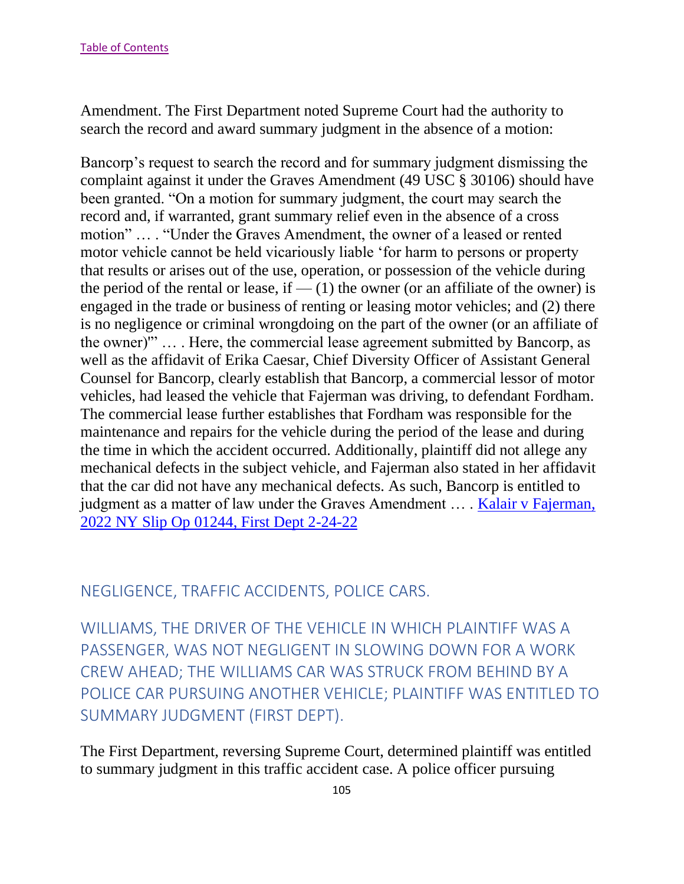Amendment. The First Department noted Supreme Court had the authority to search the record and award summary judgment in the absence of a motion:

Bancorp's request to search the record and for summary judgment dismissing the complaint against it under the Graves Amendment (49 USC § 30106) should have been granted. "On a motion for summary judgment, the court may search the record and, if warranted, grant summary relief even in the absence of a cross motion" … . "Under the Graves Amendment, the owner of a leased or rented motor vehicle cannot be held vicariously liable 'for harm to persons or property that results or arises out of the use, operation, or possession of the vehicle during the period of the rental or lease, if — (1) the owner (or an affiliate of the owner) is engaged in the trade or business of renting or leasing motor vehicles; and (2) there is no negligence or criminal wrongdoing on the part of the owner (or an affiliate of the owner)'" … . Here, the commercial lease agreement submitted by Bancorp, as well as the affidavit of Erika Caesar, Chief Diversity Officer of Assistant General Counsel for Bancorp, clearly establish that Bancorp, a commercial lessor of motor vehicles, had leased the vehicle that Fajerman was driving, to defendant Fordham. The commercial lease further establishes that Fordham was responsible for the maintenance and repairs for the vehicle during the period of the lease and during the time in which the accident occurred. Additionally, plaintiff did not allege any mechanical defects in the subject vehicle, and Fajerman also stated in her affidavit that the car did not have any mechanical defects. As such, Bancorp is entitled to judgment as a matter of law under the Graves Amendment … . [Kalair v Fajerman, 2022 NY Slip Op 01244, First Dept 2-24-22]

## NEGLIGENCE, TRAFFIC ACCIDENTS, POLICE CARS.

## WILLIAMS, THE DRIVER OF THE VEHICLE IN WHICH PLAINTIFF WAS A PASSENGER, WAS NOT NEGLIGENT IN SLOWING DOWN FOR A WORK CREW AHEAD; THE WILLIAMS CAR WAS STRUCK FROM BEHIND BY A POLICE CAR PURSUING ANOTHER VEHICLE; PLAINTIFF WAS ENTITLED TO SUMMARY JUDGMENT (FIRST DEPT).

The First Department, reversing Supreme Court, determined plaintiff was entitled to summary judgment in this traffic accident case. A police officer pursuing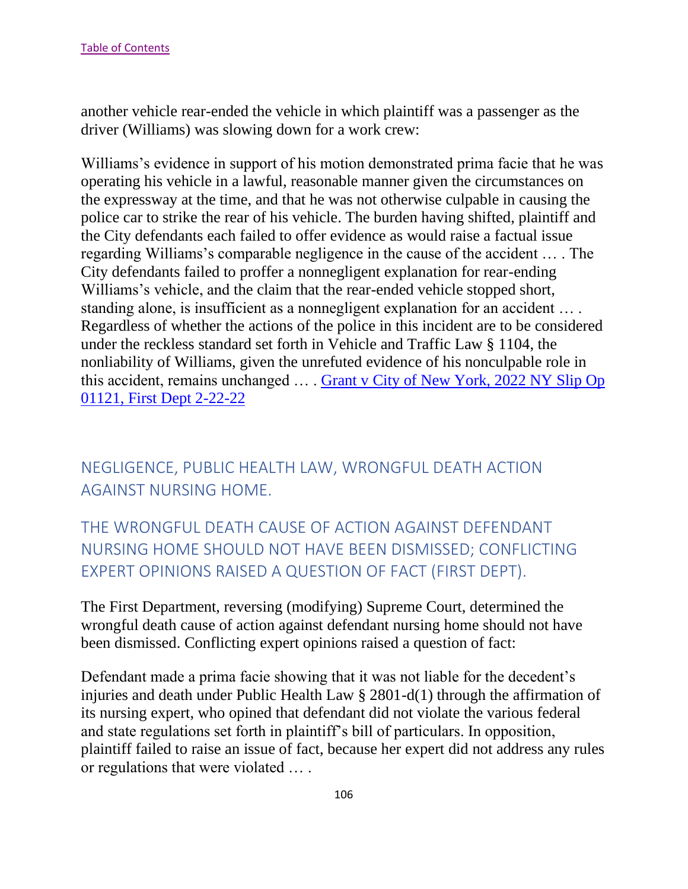another vehicle rear-ended the vehicle in which plaintiff was a passenger as the driver (Williams) was slowing down for a work crew:

Williams's evidence in support of his motion demonstrated prima facie that he was operating his vehicle in a lawful, reasonable manner given the circumstances on the expressway at the time, and that he was not otherwise culpable in causing the police car to strike the rear of his vehicle. The burden having shifted, plaintiff and the City defendants each failed to offer evidence as would raise a factual issue regarding Williams's comparable negligence in the cause of the accident … . The City defendants failed to proffer a nonnegligent explanation for rear-ending Williams's vehicle, and the claim that the rear-ended vehicle stopped short, standing alone, is insufficient as a nonnegligent explanation for an accident … . Regardless of whether the actions of the police in this incident are to be considered under the reckless standard set forth in Vehicle and Traffic Law § 1104, the nonliability of Williams, given the unrefuted evidence of his nonculpable role in this accident, remains unchanged … . [Grant v City of New York, 2022 NY Slip Op 01121, First Dept 2-22-22]

## NEGLIGENCE, PUBLIC HEALTH LAW, WRONGFUL DEATH ACTION AGAINST NURSING HOME.

## THE WRONGFUL DEATH CAUSE OF ACTION AGAINST DEFENDANT NURSING HOME SHOULD NOT HAVE BEEN DISMISSED; CONFLICTING EXPERT OPINIONS RAISED A QUESTION OF FACT (FIRST DEPT).

The First Department, reversing (modifying) Supreme Court, determined the wrongful death cause of action against defendant nursing home should not have been dismissed. Conflicting expert opinions raised a question of fact:

Defendant made a prima facie showing that it was not liable for the decedent's injuries and death under Public Health Law § 2801-d(1) through the affirmation of its nursing expert, who opined that defendant did not violate the various federal and state regulations set forth in plaintiff's bill of particulars. In opposition, plaintiff failed to raise an issue of fact, because her expert did not address any rules or regulations that were violated … .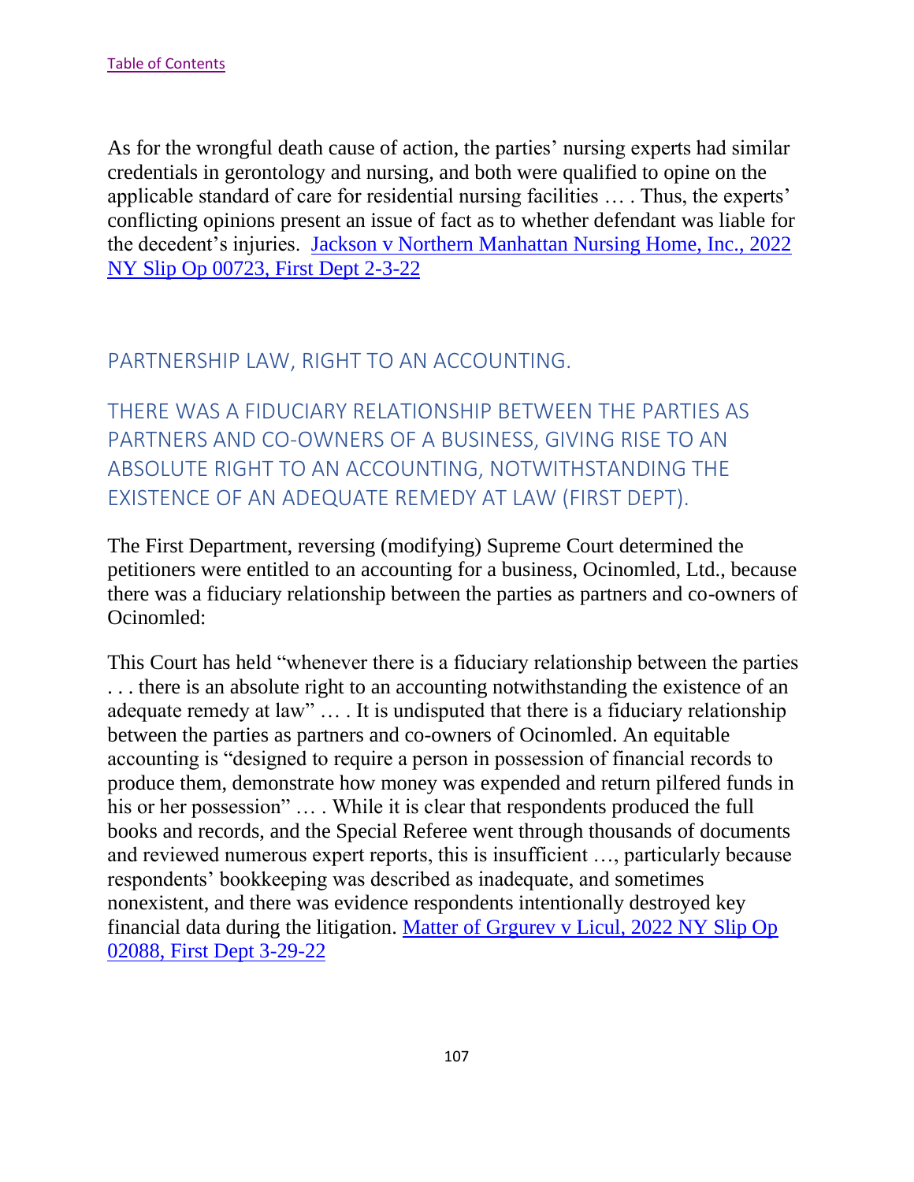[Table of Contents](#)

As for the wrongful death cause of action, the parties' nursing experts had similar credentials in gerontology and nursing, and both were qualified to opine on the applicable standard of care for residential nursing facilities … . Thus, the experts' conflicting opinions present an issue of fact as to whether defendant was liable for the decedent's injuries. [Jackson v Northern Manhattan Nursing Home, Inc., 2022 NY Slip Op 00723, First Dept 2-3-22](#)

## PARTNERSHIP LAW, RIGHT TO AN ACCOUNTING.

## THERE WAS A FIDUCIARY RELATIONSHIP BETWEEN THE PARTIES AS PARTNERS AND CO-OWNERS OF A BUSINESS, GIVING RISE TO AN ABSOLUTE RIGHT TO AN ACCOUNTING, NOTWITHSTANDING THE EXISTENCE OF AN ADEQUATE REMEDY AT LAW (FIRST DEPT).

The First Department, reversing (modifying) Supreme Court determined the petitioners were entitled to an accounting for a business, Ocinomled, Ltd., because there was a fiduciary relationship between the parties as partners and co-owners of Ocinomled:

This Court has held "whenever there is a fiduciary relationship between the parties . . . there is an absolute right to an accounting notwithstanding the existence of an adequate remedy at law" … . It is undisputed that there is a fiduciary relationship between the parties as partners and co-owners of Ocinomled. An equitable accounting is "designed to require a person in possession of financial records to produce them, demonstrate how money was expended and return pilfered funds in his or her possession" … . While it is clear that respondents produced the full books and records, and the Special Referee went through thousands of documents and reviewed numerous expert reports, this is insufficient …, particularly because respondents' bookkeeping was described as inadequate, and sometimes nonexistent, and there was evidence respondents intentionally destroyed key financial data during the litigation. [Matter of Grgurev v Licul, 2022 NY Slip Op 02088, First Dept 3-29-22](#)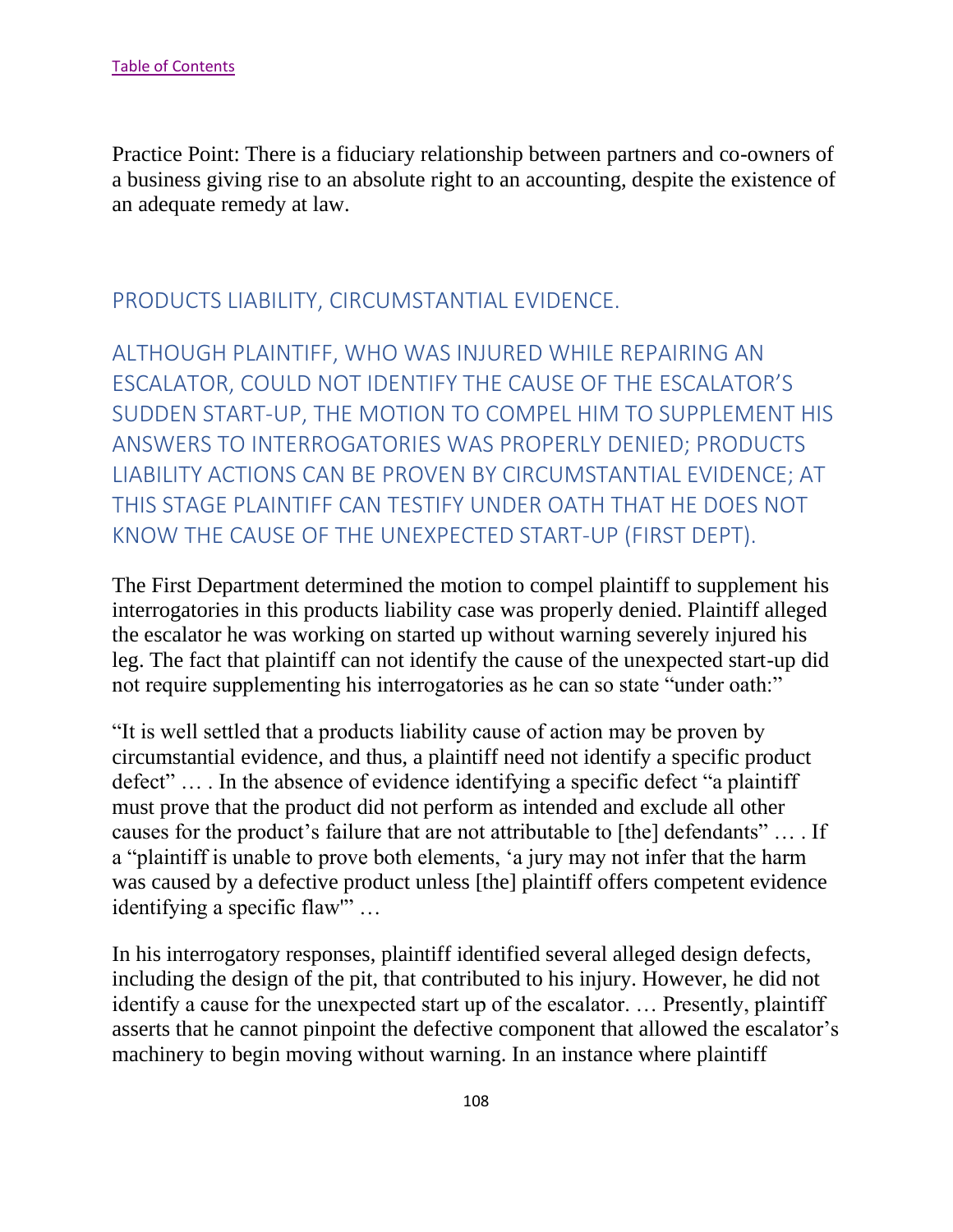Practice Point: There is a fiduciary relationship between partners and co-owners of a business giving rise to an absolute right to an accounting, despite the existence of an adequate remedy at law.

## PRODUCTS LIABILITY, CIRCUMSTANTIAL EVIDENCE.

### ALTHOUGH PLAINTIFF, WHO WAS INJURED WHILE REPAIRING AN ESCALATOR, COULD NOT IDENTIFY THE CAUSE OF THE ESCALATOR'S SUDDEN START-UP, THE MOTION TO COMPEL HIM TO SUPPLEMENT HIS ANSWERS TO INTERROGATORIES WAS PROPERLY DENIED; PRODUCTS LIABILITY ACTIONS CAN BE PROVEN BY CIRCUMSTANTIAL EVIDENCE; AT THIS STAGE PLAINTIFF CAN TESTIFY UNDER OATH THAT HE DOES NOT KNOW THE CAUSE OF THE UNEXPECTED START-UP (FIRST DEPT).

The First Department determined the motion to compel plaintiff to supplement his interrogatories in this products liability case was properly denied. Plaintiff alleged the escalator he was working on started up without warning severely injured his leg. The fact that plaintiff can not identify the cause of the unexpected start-up did not require supplementing his interrogatories as he can so state "under oath:"

"It is well settled that a products liability cause of action may be proven by circumstantial evidence, and thus, a plaintiff need not identify a specific product defect" … . In the absence of evidence identifying a specific defect "a plaintiff must prove that the product did not perform as intended and exclude all other causes for the product's failure that are not attributable to [the] defendants" … . If a "plaintiff is unable to prove both elements, 'a jury may not infer that the harm was caused by a defective product unless [the] plaintiff offers competent evidence identifying a specific flaw'" …

In his interrogatory responses, plaintiff identified several alleged design defects, including the design of the pit, that contributed to his injury. However, he did not identify a cause for the unexpected start up of the escalator. … Presently, plaintiff asserts that he cannot pinpoint the defective component that allowed the escalator's machinery to begin moving without warning. In an instance where plaintiff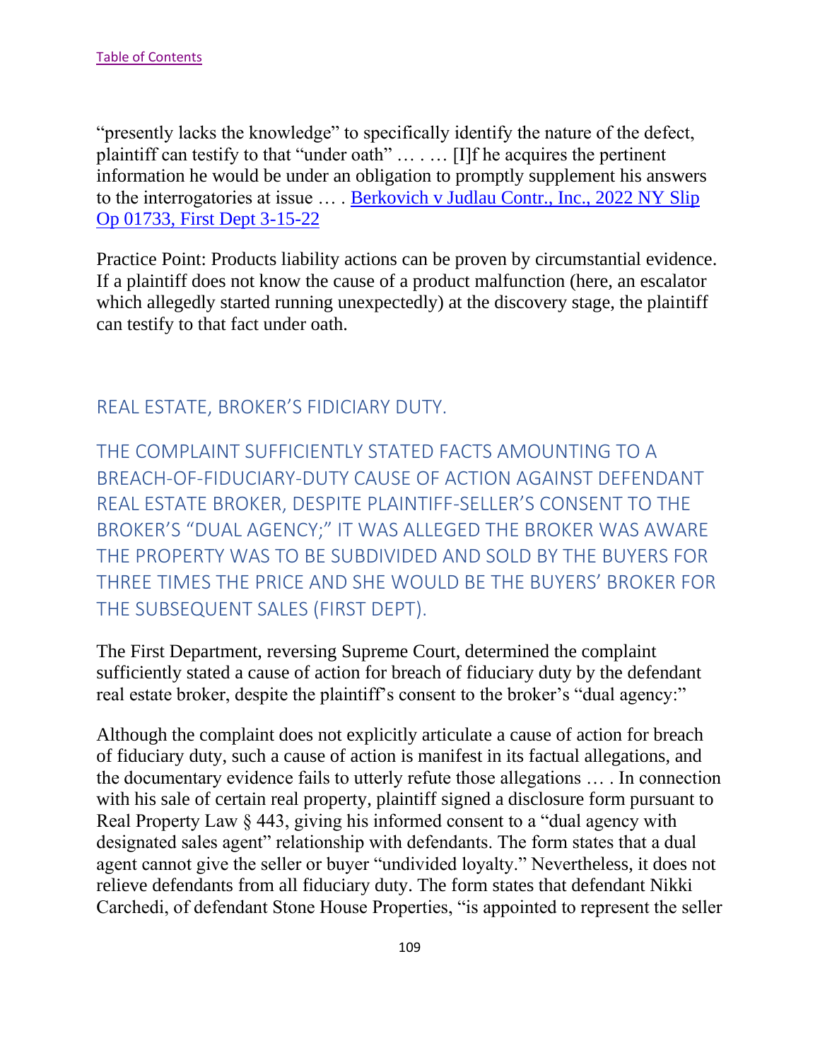[Table of Contents](#)

"presently lacks the knowledge" to specifically identify the nature of the defect, plaintiff can testify to that "under oath" … . … [I]f he acquires the pertinent information he would be under an obligation to promptly supplement his answers to the interrogatories at issue … . [Berkovich v Judlau Contr., Inc., 2022 NY Slip Op 01733, First Dept 3-15-22](#)

Practice Point: Products liability actions can be proven by circumstantial evidence. If a plaintiff does not know the cause of a product malfunction (here, an escalator which allegedly started running unexpectedly) at the discovery stage, the plaintiff can testify to that fact under oath.

## REAL ESTATE, BROKER'S FIDUCIARY DUTY.

## THE COMPLAINT SUFFICIENTLY STATED FACTS AMOUNTING TO A BREACH-OF-FIDUCIARY-DUTY CAUSE OF ACTION AGAINST DEFENDANT REAL ESTATE BROKER, DESPITE PLAINTIFF-SELLER'S CONSENT TO THE BROKER'S "DUAL AGENCY;" IT WAS ALLEGED THE BROKER WAS AWARE THE PROPERTY WAS TO BE SUBDIVIDED AND SOLD BY THE BUYERS FOR THREE TIMES THE PRICE AND SHE WOULD BE THE BUYERS' BROKER FOR THE SUBSEQUENT SALES (FIRST DEPT).

The First Department, reversing Supreme Court, determined the complaint sufficiently stated a cause of action for breach of fiduciary duty by the defendant real estate broker, despite the plaintiff's consent to the broker's "dual agency:"

Although the complaint does not explicitly articulate a cause of action for breach of fiduciary duty, such a cause of action is manifest in its factual allegations, and the documentary evidence fails to utterly refute those allegations … . In connection with his sale of certain real property, plaintiff signed a disclosure form pursuant to Real Property Law § 443, giving his informed consent to a "dual agency with designated sales agent" relationship with defendants. The form states that a dual agent cannot give the seller or buyer "undivided loyalty." Nevertheless, it does not relieve defendants from all fiduciary duty. The form states that defendant Nikki Carchedi, of defendant Stone House Properties, "is appointed to represent the seller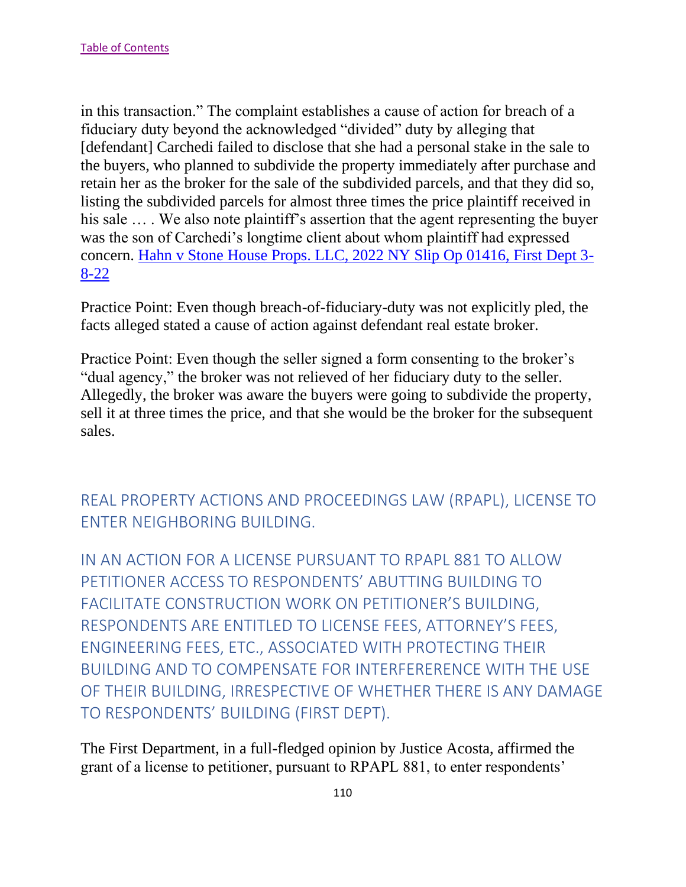in this transaction." The complaint establishes a cause of action for breach of a fiduciary duty beyond the acknowledged "divided" duty by alleging that [defendant] Carchedi failed to disclose that she had a personal stake in the sale to the buyers, who planned to subdivide the property immediately after purchase and retain her as the broker for the sale of the subdivided parcels, and that they did so, listing the subdivided parcels for almost three times the price plaintiff received in his sale … . We also note plaintiff's assertion that the agent representing the buyer was the son of Carchedi's longtime client about whom plaintiff had expressed concern. [Hahn v Stone House Props. LLC, 2022 NY Slip Op 01416, First Dept 3-8-22]

Practice Point: Even though breach-of-fiduciary-duty was not explicitly pled, the facts alleged stated a cause of action against defendant real estate broker.

Practice Point: Even though the seller signed a form consenting to the broker's "dual agency," the broker was not relieved of her fiduciary duty to the seller. Allegedly, the broker was aware the buyers were going to subdivide the property, sell it at three times the price, and that she would be the broker for the subsequent sales.

## REAL PROPERTY ACTIONS AND PROCEEDINGS LAW (RPAPL), LICENSE TO ENTER NEIGHBORING BUILDING.

## IN AN ACTION FOR A LICENSE PURSUANT TO RPAPL 881 TO ALLOW PETITIONER ACCESS TO RESPONDENTS' ABUTTING BUILDING TO FACILITATE CONSTRUCTION WORK ON PETITIONER'S BUILDING, RESPONDENTS ARE ENTITLED TO LICENSE FEES, ATTORNEY'S FEES, ENGINEERING FEES, ETC., ASSOCIATED WITH PROTECTING THEIR BUILDING AND TO COMPENSATE FOR INTERFERERENCE WITH THE USE OF THEIR BUILDING, IRRESPECTIVE OF WHETHER THERE IS ANY DAMAGE TO RESPONDENTS' BUILDING (FIRST DEPT).

The First Department, in a full-fledged opinion by Justice Acosta, affirmed the grant of a license to petitioner, pursuant to RPAPL 881, to enter respondents'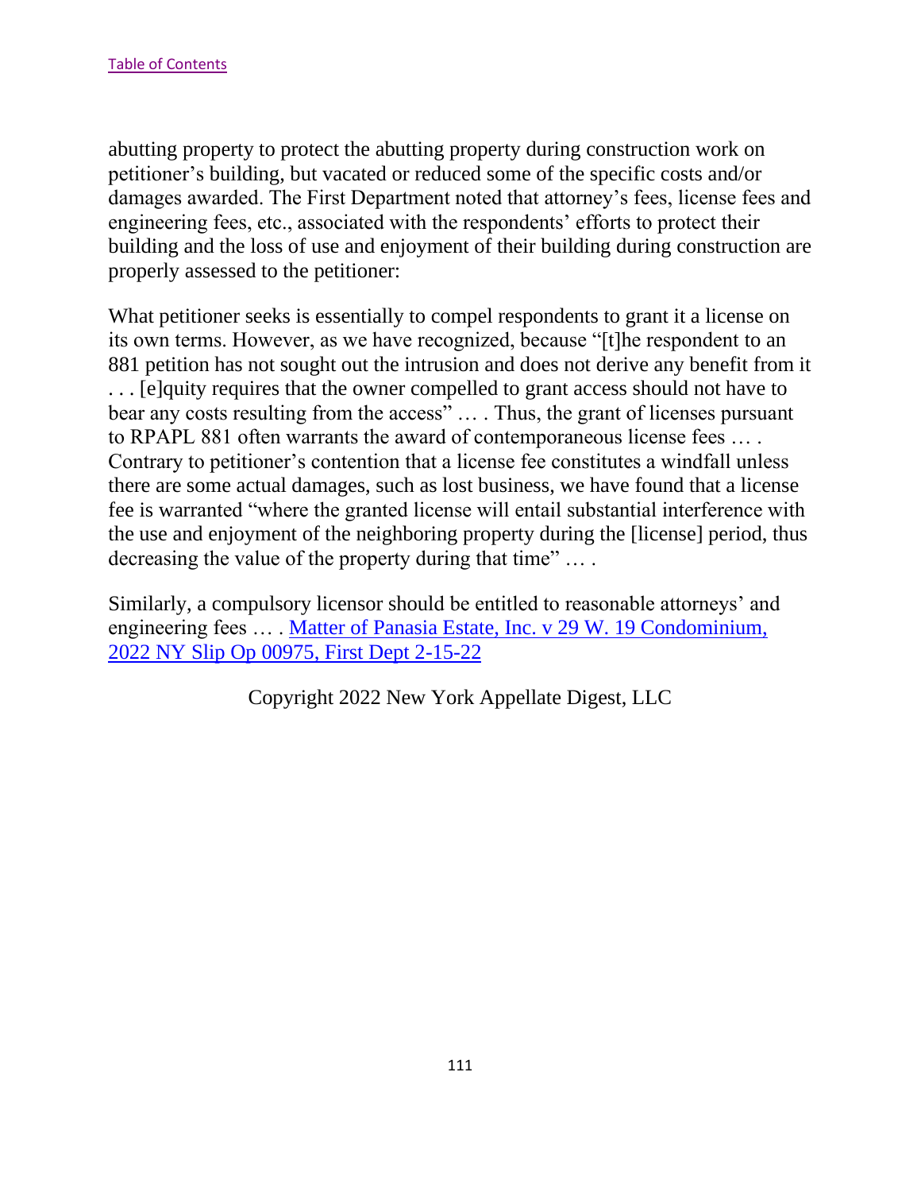abutting property to protect the abutting property during construction work on petitioner's building, but vacated or reduced some of the specific costs and/or damages awarded. The First Department noted that attorney's fees, license fees and engineering fees, etc., associated with the respondents' efforts to protect their building and the loss of use and enjoyment of their building during construction are properly assessed to the petitioner:

What petitioner seeks is essentially to compel respondents to grant it a license on its own terms. However, as we have recognized, because "[t]he respondent to an 881 petition has not sought out the intrusion and does not derive any benefit from it . . . [e]quity requires that the owner compelled to grant access should not have to bear any costs resulting from the access" … . Thus, the grant of licenses pursuant to RPAPL 881 often warrants the award of contemporaneous license fees … . Contrary to petitioner's contention that a license fee constitutes a windfall unless there are some actual damages, such as lost business, we have found that a license fee is warranted "where the granted license will entail substantial interference with the use and enjoyment of the neighboring property during the [license] period, thus decreasing the value of the property during that time" … .

Similarly, a compulsory licensor should be entitled to reasonable attorneys' and engineering fees … . [Matter of Panasia Estate, Inc. v 29 W. 19 Condominium, 2022 NY Slip Op 00975, First Dept 2-15-22]

Copyright 2022 New York Appellate Digest, LLC